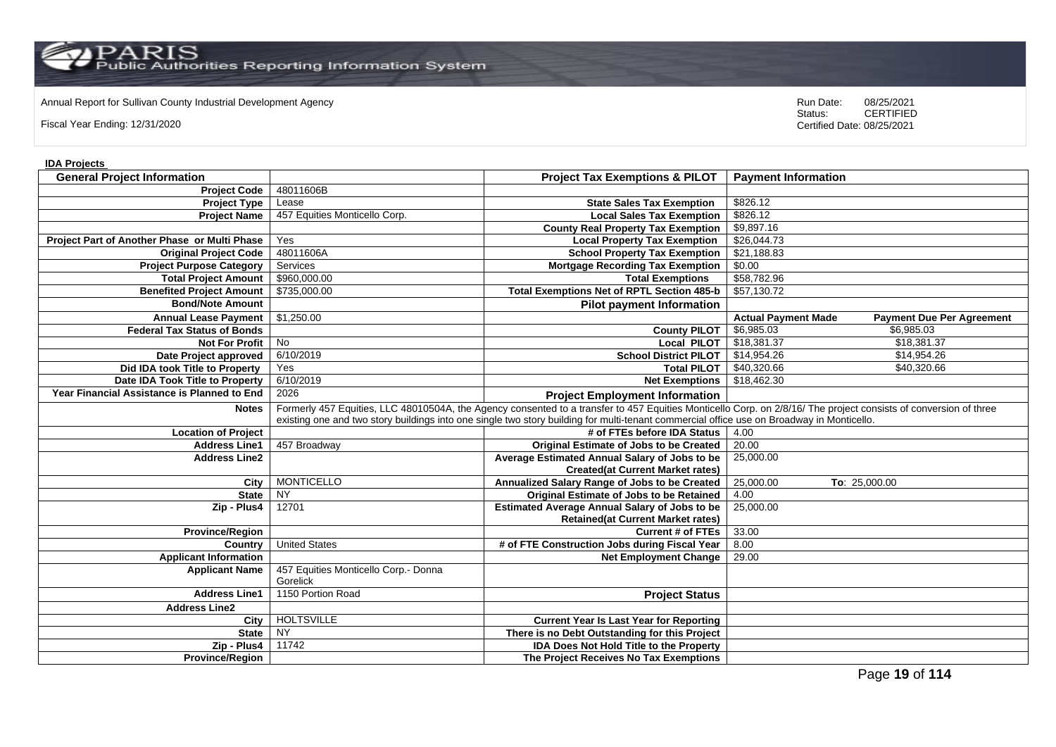Annual Report for Sullivan County Industrial Development Agency

Fiscal Year Ending: 12/31/2020

Run Date: 08/25/2021
Status: CERTIFIED
Certified Date: 08/25/2021

**IDA Projects**

| General Project Information | | Project Tax Exemptions & PILOT | Payment Information | |
|---|---|---|---|---|
| Project Code | 48011606B | | | |
| Project Type | Lease | State Sales Tax Exemption | $826.12 | |
| Project Name | 457 Equities Monticello Corp. | Local Sales Tax Exemption | $826.12 | |
| | | County Real Property Tax Exemption | $9,897.16 | |
| Project Part of Another Phase or Multi Phase | Yes | Local Property Tax Exemption | $26,044.73 | |
| Original Project Code | 48011606A | School Property Tax Exemption | $21,188.83 | |
| Project Purpose Category | Services | Mortgage Recording Tax Exemption | $0.00 | |
| Total Project Amount | $960,000.00 | Total Exemptions | $58,782.96 | |
| Benefited Project Amount | $735,000.00 | Total Exemptions Net of RPTL Section 485-b | $57,130.72 | |
| Bond/Note Amount | | Pilot payment Information | | |
| Annual Lease Payment | $1,250.00 | | Actual Payment Made | Payment Due Per Agreement |
| Federal Tax Status of Bonds | | County PILOT | $6,985.03 | $6,985.03 |
| Not For Profit | No | Local PILOT | $18,381.37 | $18,381.37 |
| Date Project approved | 6/10/2019 | School District PILOT | $14,954.26 | $14,954.26 |
| Did IDA took Title to Property | Yes | Total PILOT | $40,320.66 | $40,320.66 |
| Date IDA Took Title to Property | 6/10/2019 | Net Exemptions | $18,462.30 | |
| Year Financial Assistance is Planned to End | 2026 | Project Employment Information | | |
| Notes | Formerly 457 Equities, LLC 48010504A, the Agency consented to a transfer to 457 Equities Monticello Corp. on 2/8/16/ The project consists of conversion of three existing one and two story buildings into one single two story building for multi-tenant commercial office use on Broadway in Monticello. | | | |
| Location of Project | | # of FTEs before IDA Status | 4.00 | |
| Address Line1 | 457 Broadway | Original Estimate of Jobs to be Created | 20.00 | |
| Address Line2 | | Average Estimated Annual Salary of Jobs to be Created(at Current Market rates) | 25,000.00 | |
| City | MONTICELLO | Annualized Salary Range of Jobs to be Created | 25,000.00 | To: 25,000.00 |
| State | NY | Original Estimate of Jobs to be Retained | 4.00 | |
| Zip - Plus4 | 12701 | Estimated Average Annual Salary of Jobs to be Retained(at Current Market rates) | 25,000.00 | |
| Province/Region | | Current # of FTEs | 33.00 | |
| Country | United States | # of FTE Construction Jobs during Fiscal Year | 8.00 | |
| Applicant Information | | Net Employment Change | 29.00 | |
| Applicant Name | 457 Equities Monticello Corp.- Donna Gorelick | | | |
| Address Line1 | 1150 Portion Road | Project Status | | |
| Address Line2 | | | | |
| City | HOLTSVILLE | Current Year Is Last Year for Reporting | | |
| State | NY | There is no Debt Outstanding for this Project | | |
| Zip - Plus4 | 11742 | IDA Does Not Hold Title to the Property | | |
| Province/Region | | The Project Receives No Tax Exemptions | | |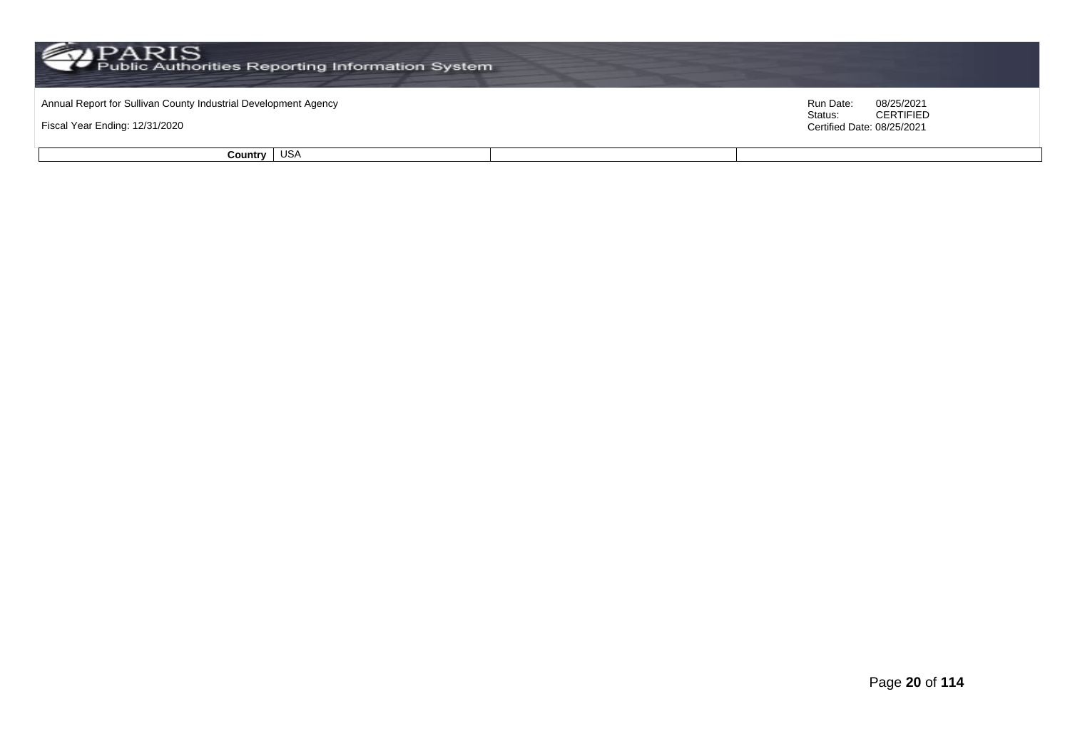| Country | USA | | |
|---|---|---|---|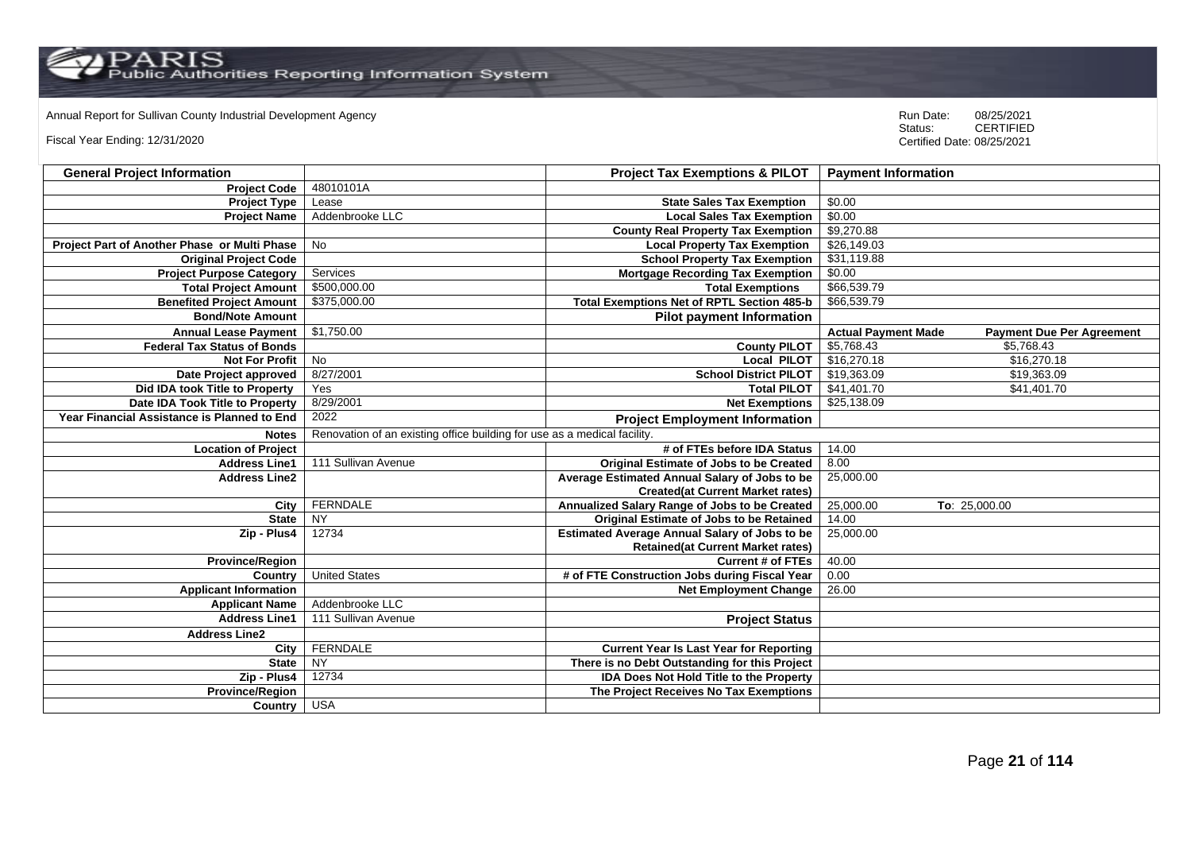Annual Report for Sullivan County Industrial Development Agency

Fiscal Year Ending: 12/31/2020

Run Date: 08/25/2021
Status: CERTIFIED
Certified Date: 08/25/2021

| General Project Information | | Project Tax Exemptions & PILOT | Payment Information | |
|---|---|---|---|---|
| Project Code | 48010101A | | | |
| Project Type | Lease | State Sales Tax Exemption | $0.00 | |
| Project Name | Addenbrooke LLC | Local Sales Tax Exemption | $0.00 | |
| | | County Real Property Tax Exemption | $9,270.88 | |
| Project Part of Another Phase or Multi Phase | No | Local Property Tax Exemption | $26,149.03 | |
| Original Project Code | | School Property Tax Exemption | $31,119.88 | |
| Project Purpose Category | Services | Mortgage Recording Tax Exemption | $0.00 | |
| Total Project Amount | $500,000.00 | Total Exemptions | $66,539.79 | |
| Benefited Project Amount | $375,000.00 | Total Exemptions Net of RPTL Section 485-b | $66,539.79 | |
| Bond/Note Amount | | Pilot payment Information | | |
| Annual Lease Payment | $1,750.00 | | Actual Payment Made | Payment Due Per Agreement |
| Federal Tax Status of Bonds | | County PILOT | $5,768.43 | $5,768.43 |
| Not For Profit | No | Local PILOT | $16,270.18 | $16,270.18 |
| Date Project approved | 8/27/2001 | School District PILOT | $19,363.09 | $19,363.09 |
| Did IDA took Title to Property | Yes | Total PILOT | $41,401.70 | $41,401.70 |
| Date IDA Took Title to Property | 8/29/2001 | Net Exemptions | $25,138.09 | |
| Year Financial Assistance is Planned to End | 2022 | Project Employment Information | | |
| Notes | Renovation of an existing office building for use as a medical facility. | | | |
| Location of Project | | # of FTEs before IDA Status | 14.00 | |
| Address Line1 | 111 Sullivan Avenue | Original Estimate of Jobs to be Created | 8.00 | |
| Address Line2 | | Average Estimated Annual Salary of Jobs to be Created(at Current Market rates) | 25,000.00 | |
| City | FERNDALE | Annualized Salary Range of Jobs to be Created | 25,000.00 | To: 25,000.00 |
| State | NY | Original Estimate of Jobs to be Retained | 14.00 | |
| Zip - Plus4 | 12734 | Estimated Average Annual Salary of Jobs to be Retained(at Current Market rates) | 25,000.00 | |
| Province/Region | | Current # of FTEs | 40.00 | |
| Country | United States | # of FTE Construction Jobs during Fiscal Year | 0.00 | |
| Applicant Information | | Net Employment Change | 26.00 | |
| Applicant Name | Addenbrooke LLC | | | |
| Address Line1 | 111 Sullivan Avenue | Project Status | | |
| Address Line2 | | | | |
| City | FERNDALE | Current Year Is Last Year for Reporting | | |
| State | NY | There is no Debt Outstanding for this Project | | |
| Zip - Plus4 | 12734 | IDA Does Not Hold Title to the Property | | |
| Province/Region | | The Project Receives No Tax Exemptions | | |
| Country | USA | | | |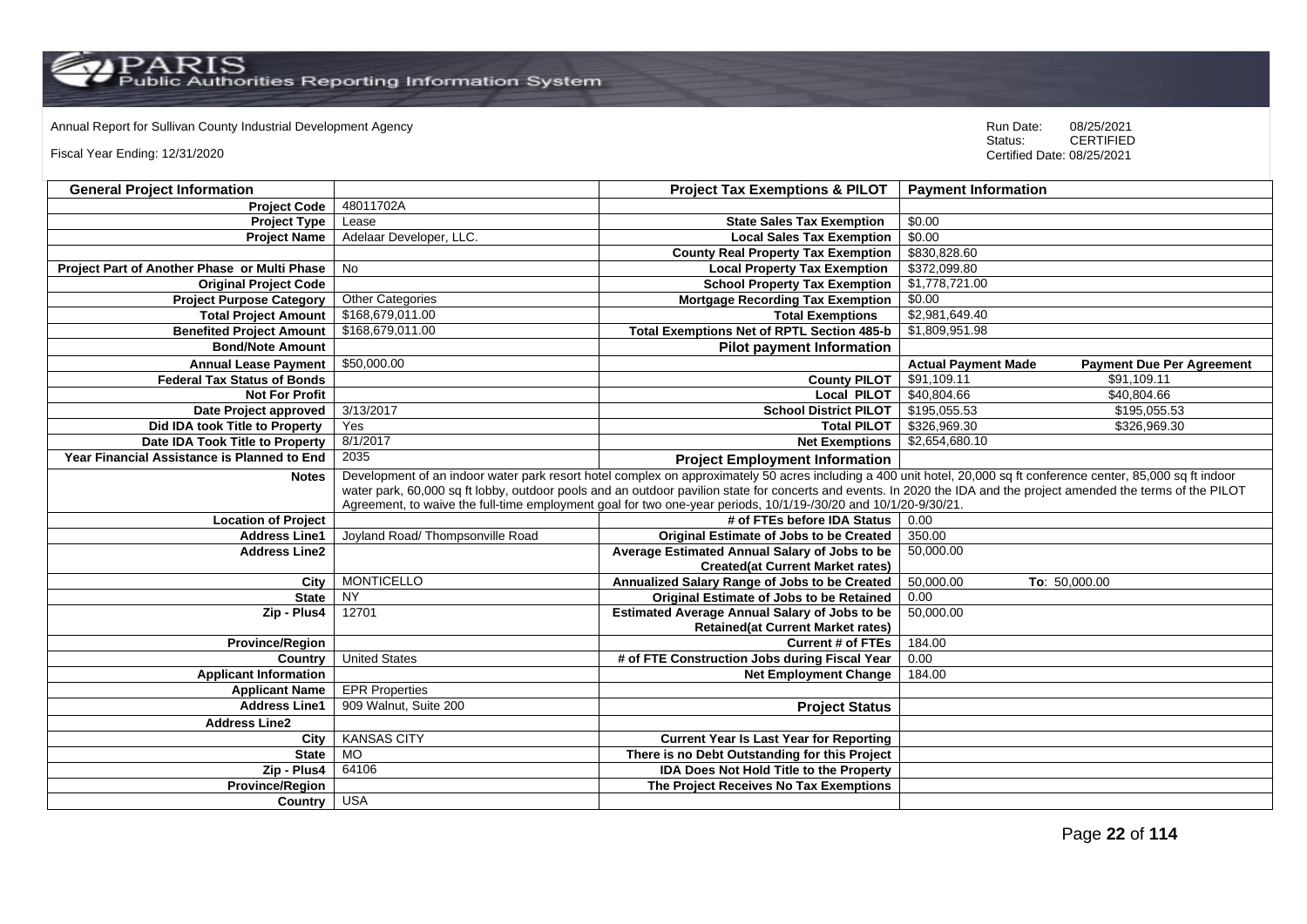Annual Report for Sullivan County Industrial Development Agency

Fiscal Year Ending: 12/31/2020

Run Date: 08/25/2021
Status: CERTIFIED
Certified Date: 08/25/2021

| General Project Information | | Project Tax Exemptions & PILOT | Payment Information | |
|---|---|---|---|---|
| Project Code | 48011702A | | | |
| Project Type | Lease | State Sales Tax Exemption | $0.00 | |
| Project Name | Adelaar Developer, LLC. | Local Sales Tax Exemption | $0.00 | |
| | | County Real Property Tax Exemption | $830,828.60 | |
| Project Part of Another Phase or Multi Phase | No | Local Property Tax Exemption | $372,099.80 | |
| Original Project Code | | School Property Tax Exemption | $1,778,721.00 | |
| Project Purpose Category | Other Categories | Mortgage Recording Tax Exemption | $0.00 | |
| Total Project Amount | $168,679,011.00 | Total Exemptions | $2,981,649.40 | |
| Benefited Project Amount | $168,679,011.00 | Total Exemptions Net of RPTL Section 485-b | $1,809,951.98 | |
| Bond/Note Amount | | Pilot payment Information | | |
| Annual Lease Payment | $50,000.00 | | Actual Payment Made | Payment Due Per Agreement |
| Federal Tax Status of Bonds | | County PILOT | $91,109.11 | $91,109.11 |
| Not For Profit | | Local PILOT | $40,804.66 | $40,804.66 |
| Date Project approved | 3/13/2017 | School District PILOT | $195,055.53 | $195,055.53 |
| Did IDA took Title to Property | Yes | Total PILOT | $326,969.30 | $326,969.30 |
| Date IDA Took Title to Property | 8/1/2017 | Net Exemptions | $2,654,680.10 | |
| Year Financial Assistance is Planned to End | 2035 | Project Employment Information | | |
| Notes | Development of an indoor water park resort hotel complex on approximately 50 acres including a 400 unit hotel, 20,000 sq ft conference center, 85,000 sq ft indoor water park, 60,000 sq ft lobby, outdoor pools and an outdoor pavilion state for concerts and events. In 2020 the IDA and the project amended the terms of the PILOT Agreement, to waive the full-time employment goal for two one-year periods, 10/1/19-/30/20 and 10/1/20-9/30/21. | | | |
| Location of Project | | # of FTEs before IDA Status | 0.00 | |
| Address Line1 | Joyland Road/ Thompsonville Road | Original Estimate of Jobs to be Created | 350.00 | |
| Address Line2 | | Average Estimated Annual Salary of Jobs to be Created(at Current Market rates) | 50,000.00 | |
| City | MONTICELLO | Annualized Salary Range of Jobs to be Created | 50,000.00 | To: 50,000.00 |
| State | NY | Original Estimate of Jobs to be Retained | 0.00 | |
| Zip - Plus4 | 12701 | Estimated Average Annual Salary of Jobs to be Retained(at Current Market rates) | 50,000.00 | |
| Province/Region | | Current # of FTEs | 184.00 | |
| Country | United States | # of FTE Construction Jobs during Fiscal Year | 0.00 | |
| Applicant Information | | Net Employment Change | 184.00 | |
| Applicant Name | EPR Properties | | | |
| Address Line1 | 909 Walnut, Suite 200 | Project Status | | |
| Address Line2 | | | | |
| City | KANSAS CITY | Current Year Is Last Year for Reporting | | |
| State | MO | There is no Debt Outstanding for this Project | | |
| Zip - Plus4 | 64106 | IDA Does Not Hold Title to the Property | | |
| Province/Region | | The Project Receives No Tax Exemptions | | |
| Country | USA | | | |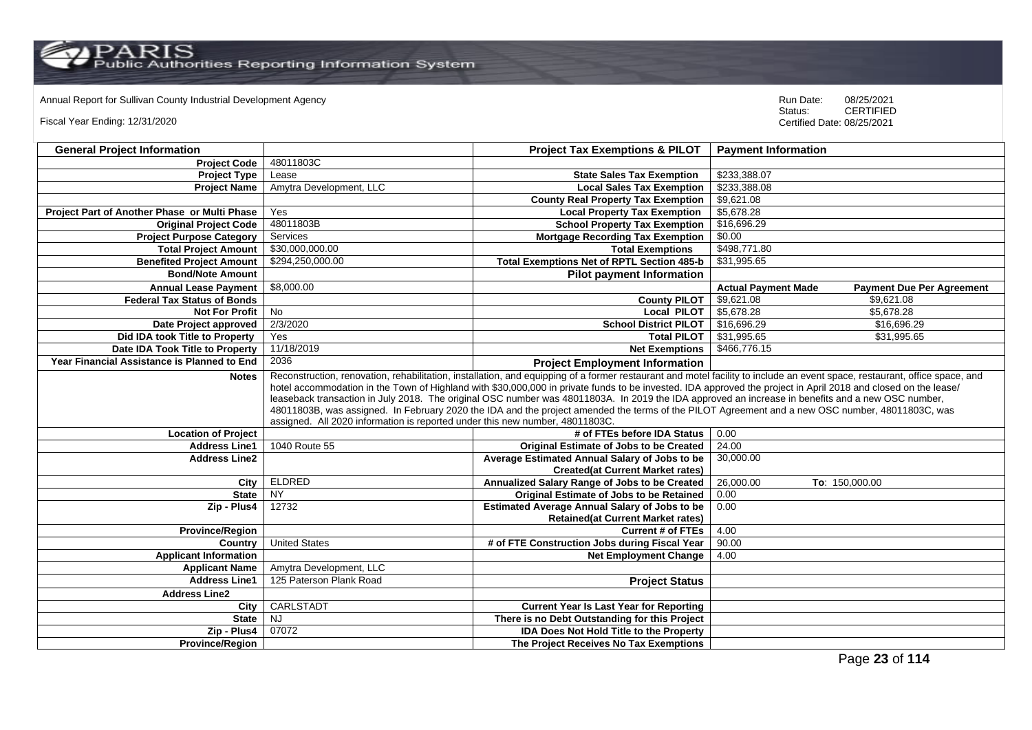Annual Report for Sullivan County Industrial Development Agency

Fiscal Year Ending: 12/31/2020

Run Date: 08/25/2021
Status: CERTIFIED
Certified Date: 08/25/2021

| General Project Information | | Project Tax Exemptions & PILOT | Payment Information | |
|---|---|---|---|---|
| Project Code | 48011803C | | | |
| Project Type | Lease | State Sales Tax Exemption | $233,388.07 | |
| Project Name | Amytra Development, LLC | Local Sales Tax Exemption | $233,388.08 | |
| | | County Real Property Tax Exemption | $9,621.08 | |
| Project Part of Another Phase or Multi Phase | Yes | Local Property Tax Exemption | $5,678.28 | |
| Original Project Code | 48011803B | School Property Tax Exemption | $16,696.29 | |
| Project Purpose Category | Services | Mortgage Recording Tax Exemption | $0.00 | |
| Total Project Amount | $30,000,000.00 | Total Exemptions | $498,771.80 | |
| Benefited Project Amount | $294,250,000.00 | Total Exemptions Net of RPTL Section 485-b | $31,995.65 | |
| Bond/Note Amount | | Pilot payment Information | | |
| Annual Lease Payment | $8,000.00 | | Actual Payment Made | Payment Due Per Agreement |
| Federal Tax Status of Bonds | | County PILOT | $9,621.08 | $9,621.08 |
| Not For Profit | No | Local PILOT | $5,678.28 | $5,678.28 |
| Date Project approved | 2/3/2020 | School District PILOT | $16,696.29 | $16,696.29 |
| Did IDA took Title to Property | Yes | Total PILOT | $31,995.65 | $31,995.65 |
| Date IDA Took Title to Property | 11/18/2019 | Net Exemptions | $466,776.15 | |
| Year Financial Assistance is Planned to End | 2036 | Project Employment Information | | |
| Notes | Reconstruction, renovation, rehabilitation, installation, and equipping of a former restaurant and motel facility to include an event space, restaurant, office space, and hotel accommodation in the Town of Highland with $30,000,000 in private funds to be invested. IDA approved the project in April 2018 and closed on the lease/ leaseback transaction in July 2018. The original OSC number was 48011803A. In 2019 the IDA approved an increase in benefits and a new OSC number, 48011803B, was assigned. In February 2020 the IDA and the project amended the terms of the PILOT Agreement and a new OSC number, 48011803C, was assigned. All 2020 information is reported under this new number, 48011803C. | | | |
| Location of Project | | # of FTEs before IDA Status | 0.00 | |
| Address Line1 | 1040 Route 55 | Original Estimate of Jobs to be Created | 24.00 | |
| Address Line2 | | Average Estimated Annual Salary of Jobs to be Created(at Current Market rates) | 30,000.00 | |
| City | ELDRED | Annualized Salary Range of Jobs to be Created | 26,000.00 | To: 150,000.00 |
| State | NY | Original Estimate of Jobs to be Retained | 0.00 | |
| Zip - Plus4 | 12732 | Estimated Average Annual Salary of Jobs to be Retained(at Current Market rates) | 0.00 | |
| Province/Region | | Current # of FTEs | 4.00 | |
| Country | United States | # of FTE Construction Jobs during Fiscal Year | 90.00 | |
| Applicant Information | | Net Employment Change | 4.00 | |
| Applicant Name | Amytra Development, LLC | | | |
| Address Line1 | 125 Paterson Plank Road | Project Status | | |
| Address Line2 | | | | |
| City | CARLSTADT | Current Year Is Last Year for Reporting | | |
| State | NJ | There is no Debt Outstanding for this Project | | |
| Zip - Plus4 | 07072 | IDA Does Not Hold Title to the Property | | |
| Province/Region | | The Project Receives No Tax Exemptions | | |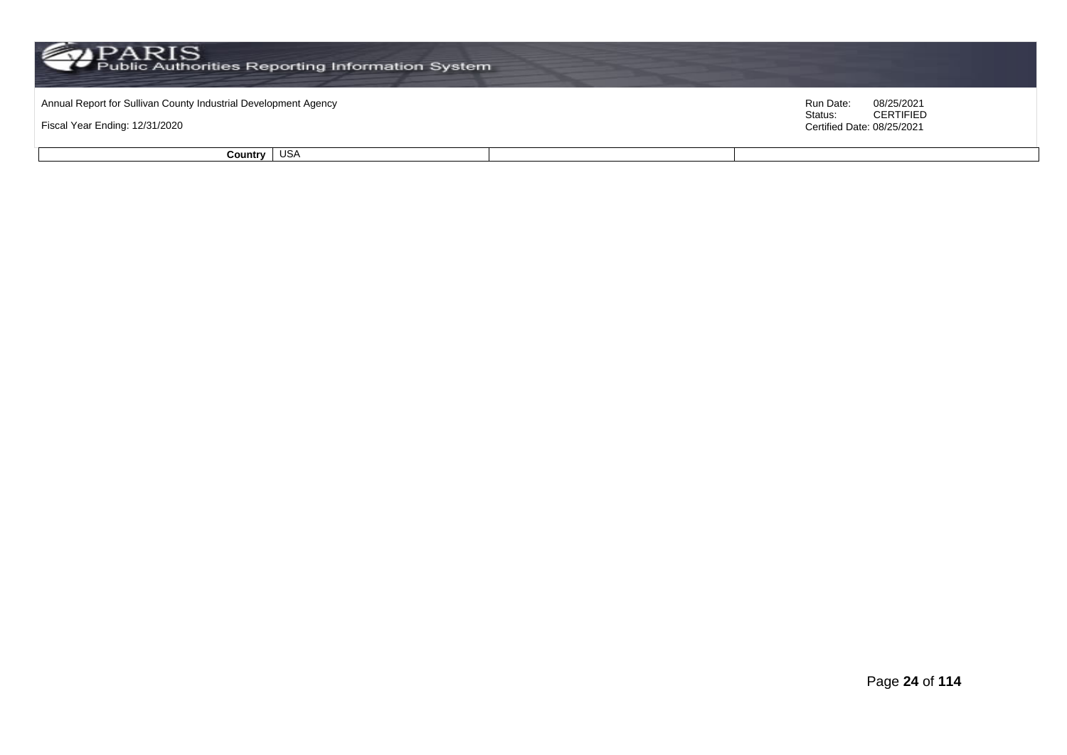| Country | USA | | |
|---|---|---|---|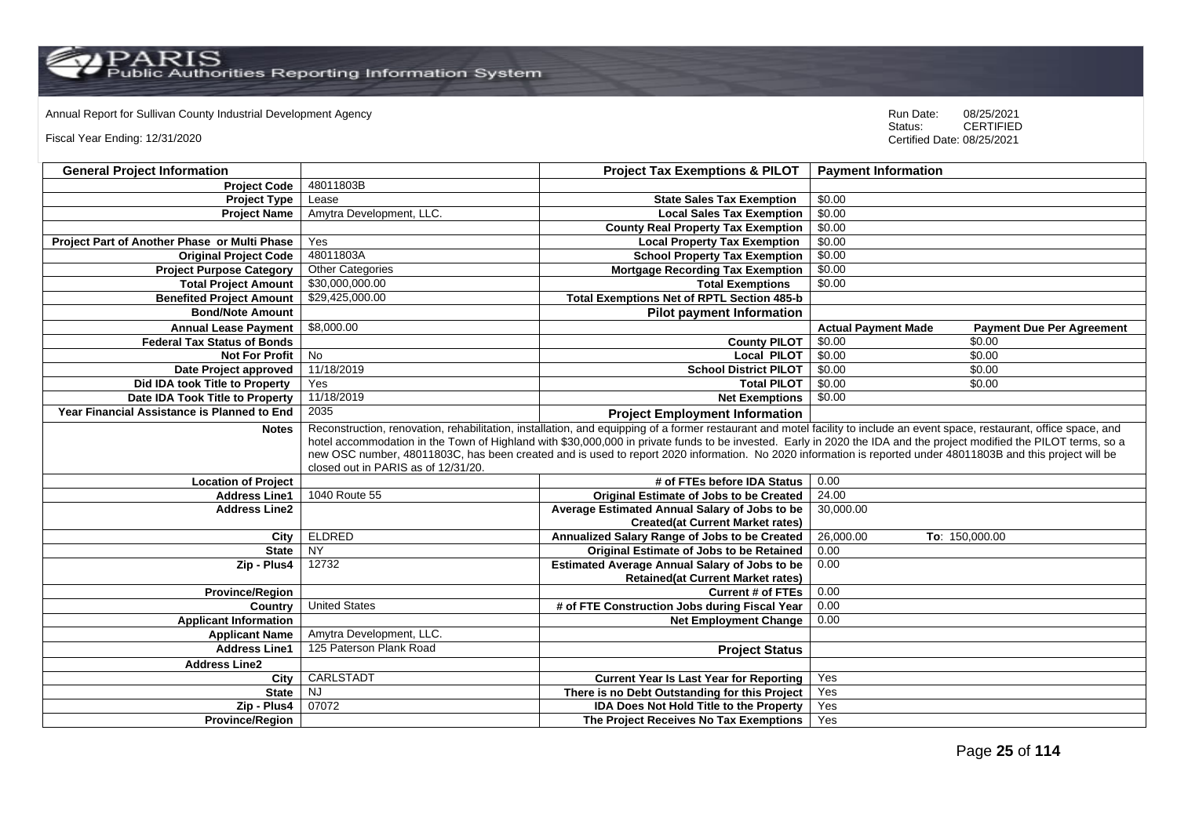Annual Report for Sullivan County Industrial Development Agency

Fiscal Year Ending: 12/31/2020

Run Date: 08/25/2021
Status: CERTIFIED
Certified Date: 08/25/2021

| General Project Information | | Project Tax Exemptions & PILOT | Payment Information | |
|---|---|---|---|---|
| Project Code | 48011803B | | | |
| Project Type | Lease | State Sales Tax Exemption | $0.00 | |
| Project Name | Amytra Development, LLC. | Local Sales Tax Exemption | $0.00 | |
| | | County Real Property Tax Exemption | $0.00 | |
| Project Part of Another Phase or Multi Phase | Yes | Local Property Tax Exemption | $0.00 | |
| Original Project Code | 48011803A | School Property Tax Exemption | $0.00 | |
| Project Purpose Category | Other Categories | Mortgage Recording Tax Exemption | $0.00 | |
| Total Project Amount | $30,000,000.00 | Total Exemptions | $0.00 | |
| Benefited Project Amount | $29,425,000.00 | Total Exemptions Net of RPTL Section 485-b | | |
| Bond/Note Amount | | Pilot payment Information | | |
| Annual Lease Payment | $8,000.00 | | Actual Payment Made | Payment Due Per Agreement |
| Federal Tax Status of Bonds | | County PILOT | $0.00 | $0.00 |
| Not For Profit | No | Local PILOT | $0.00 | $0.00 |
| Date Project approved | 11/18/2019 | School District PILOT | $0.00 | $0.00 |
| Did IDA took Title to Property | Yes | Total PILOT | $0.00 | $0.00 |
| Date IDA Took Title to Property | 11/18/2019 | Net Exemptions | $0.00 | |
| Year Financial Assistance is Planned to End | 2035 | Project Employment Information | | |
| Notes | Reconstruction, renovation, rehabilitation, installation, and equipping of a former restaurant and motel facility to include an event space, restaurant, office space, and hotel accommodation in the Town of Highland with $30,000,000 in private funds to be invested. Early in 2020 the IDA and the project modified the PILOT terms, so a new OSC number, 48011803C, has been created and is used to report 2020 information. No 2020 information is reported under 48011803B and this project will be closed out in PARIS as of 12/31/20. | | | |
| Location of Project | | # of FTEs before IDA Status | 0.00 | |
| Address Line1 | 1040 Route 55 | Original Estimate of Jobs to be Created | 24.00 | |
| Address Line2 | | Average Estimated Annual Salary of Jobs to be Created(at Current Market rates) | 30,000.00 | |
| City | ELDRED | Annualized Salary Range of Jobs to be Created | 26,000.00 | To: 150,000.00 |
| State | NY | Original Estimate of Jobs to be Retained | 0.00 | |
| Zip - Plus4 | 12732 | Estimated Average Annual Salary of Jobs to be Retained(at Current Market rates) | 0.00 | |
| Province/Region | | Current # of FTEs | 0.00 | |
| Country | United States | # of FTE Construction Jobs during Fiscal Year | 0.00 | |
| Applicant Information | | Net Employment Change | 0.00 | |
| Applicant Name | Amytra Development, LLC. | | | |
| Address Line1 | 125 Paterson Plank Road | Project Status | | |
| Address Line2 | | | | |
| City | CARLSTADT | Current Year Is Last Year for Reporting | Yes | |
| State | NJ | There is no Debt Outstanding for this Project | Yes | |
| Zip - Plus4 | 07072 | IDA Does Not Hold Title to the Property | Yes | |
| Province/Region | | The Project Receives No Tax Exemptions | Yes | |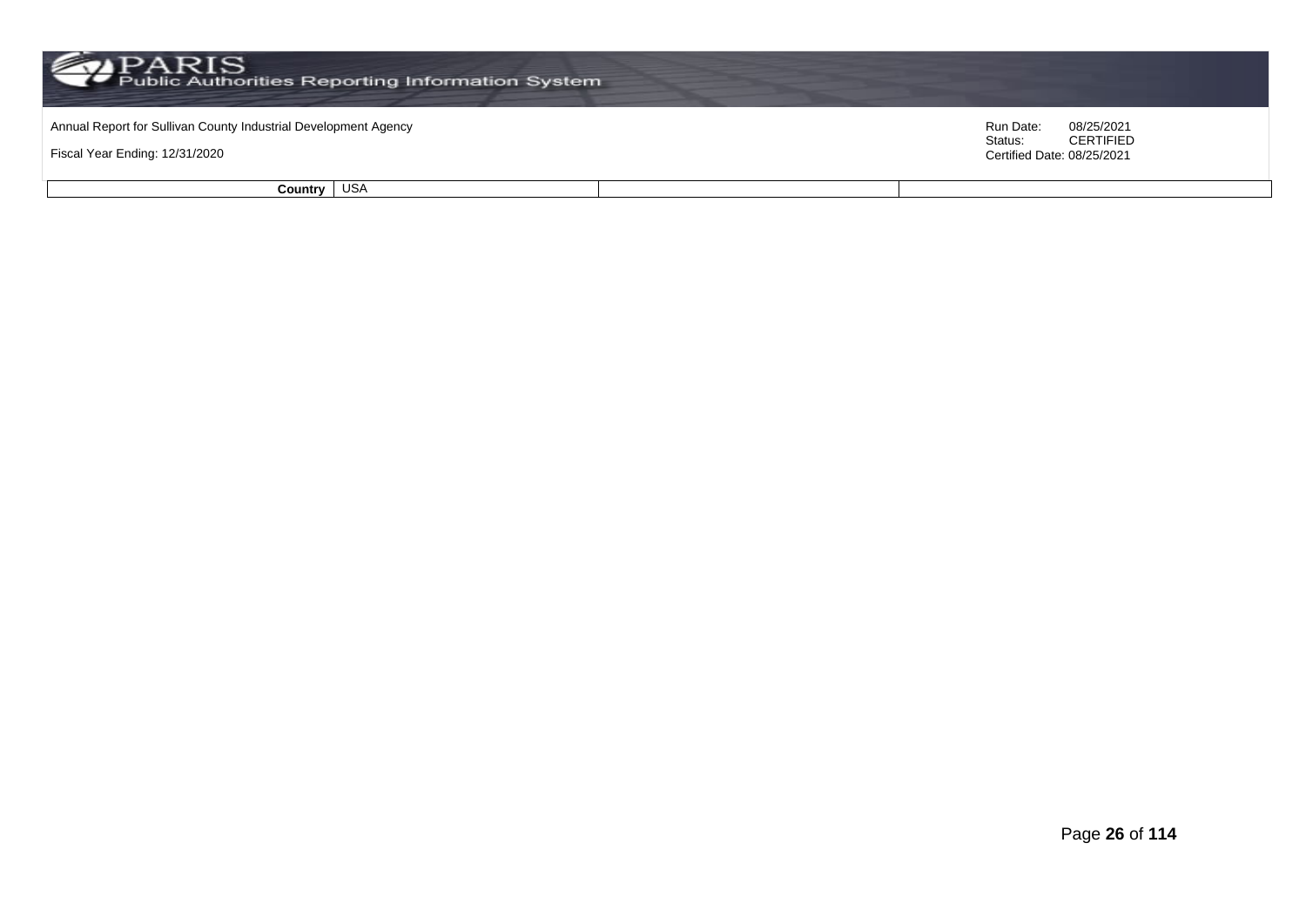| Country | USA | | |
|---|---|---|---|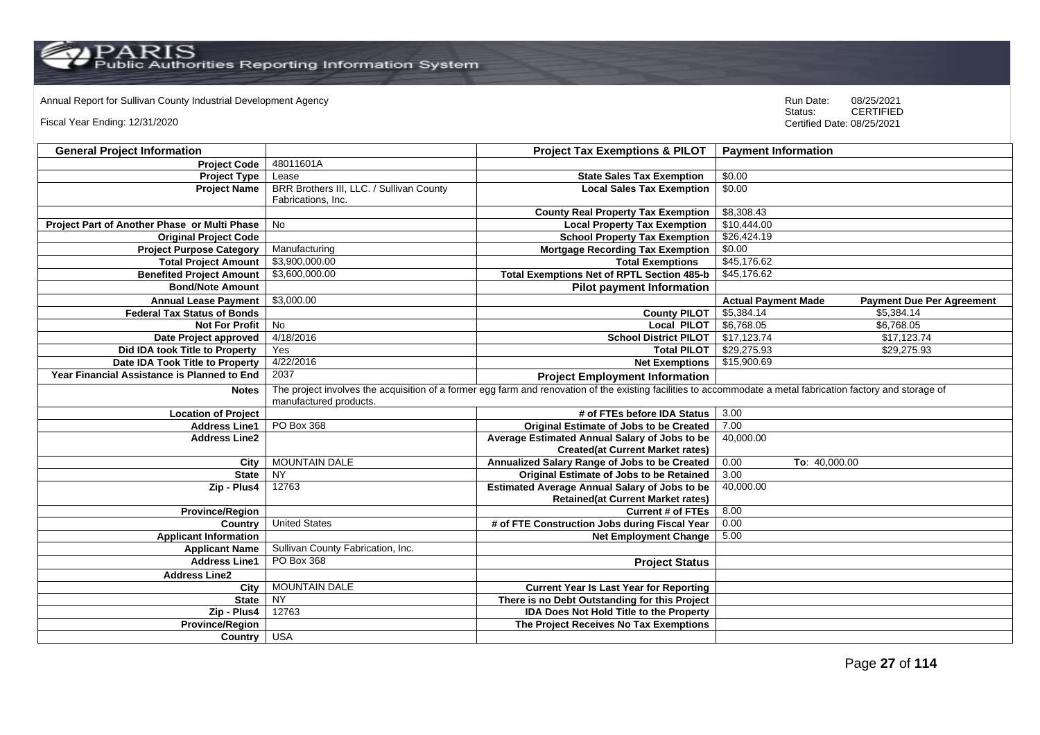Annual Report for Sullivan County Industrial Development Agency

Fiscal Year Ending: 12/31/2020

Run Date: 08/25/2021
Status: CERTIFIED
Certified Date: 08/25/2021

| General Project Information | | Project Tax Exemptions & PILOT | Payment Information | |
|---|---|---|---|---|
| Project Code | 48011601A | | | |
| Project Type | Lease | State Sales Tax Exemption | $0.00 | |
| Project Name | BRR Brothers III, LLC. / Sullivan County Fabrications, Inc. | Local Sales Tax Exemption | $0.00 | |
| | | County Real Property Tax Exemption | $8,308.43 | |
| Project Part of Another Phase or Multi Phase | No | Local Property Tax Exemption | $10,444.00 | |
| Original Project Code | | School Property Tax Exemption | $26,424.19 | |
| Project Purpose Category | Manufacturing | Mortgage Recording Tax Exemption | $0.00 | |
| Total Project Amount | $3,900,000.00 | Total Exemptions | $45,176.62 | |
| Benefited Project Amount | $3,600,000.00 | Total Exemptions Net of RPTL Section 485-b | $45,176.62 | |
| Bond/Note Amount | | Pilot payment Information | | |
| Annual Lease Payment | $3,000.00 | | Actual Payment Made | Payment Due Per Agreement |
| Federal Tax Status of Bonds | | County PILOT | $5,384.14 | $5,384.14 |
| Not For Profit | No | Local PILOT | $6,768.05 | $6,768.05 |
| Date Project approved | 4/18/2016 | School District PILOT | $17,123.74 | $17,123.74 |
| Did IDA took Title to Property | Yes | Total PILOT | $29,275.93 | $29,275.93 |
| Date IDA Took Title to Property | 4/22/2016 | Net Exemptions | $15,900.69 | |
| Year Financial Assistance is Planned to End | 2037 | Project Employment Information | | |
| Notes | The project involves the acquisition of a former egg farm and renovation of the existing facilities to accommodate a metal fabrication factory and storage of manufactured products. | | | |
| Location of Project | | # of FTEs before IDA Status | 3.00 | |
| Address Line1 | PO Box 368 | Original Estimate of Jobs to be Created | 7.00 | |
| Address Line2 | | Average Estimated Annual Salary of Jobs to be Created(at Current Market rates) | 40,000.00 | |
| City | MOUNTAIN DALE | Annualized Salary Range of Jobs to be Created | 0.00 | To: 40,000.00 |
| State | NY | Original Estimate of Jobs to be Retained | 3.00 | |
| Zip - Plus4 | 12763 | Estimated Average Annual Salary of Jobs to be Retained(at Current Market rates) | 40,000.00 | |
| Province/Region | | Current # of FTEs | 8.00 | |
| Country | United States | # of FTE Construction Jobs during Fiscal Year | 0.00 | |
| Applicant Information | | Net Employment Change | 5.00 | |
| Applicant Name | Sullivan County Fabrication, Inc. | | | |
| Address Line1 | PO Box 368 | Project Status | | |
| Address Line2 | | | | |
| City | MOUNTAIN DALE | Current Year Is Last Year for Reporting | | |
| State | NY | There is no Debt Outstanding for this Project | | |
| Zip - Plus4 | 12763 | IDA Does Not Hold Title to the Property | | |
| Province/Region | | The Project Receives No Tax Exemptions | | |
| Country | USA | | | |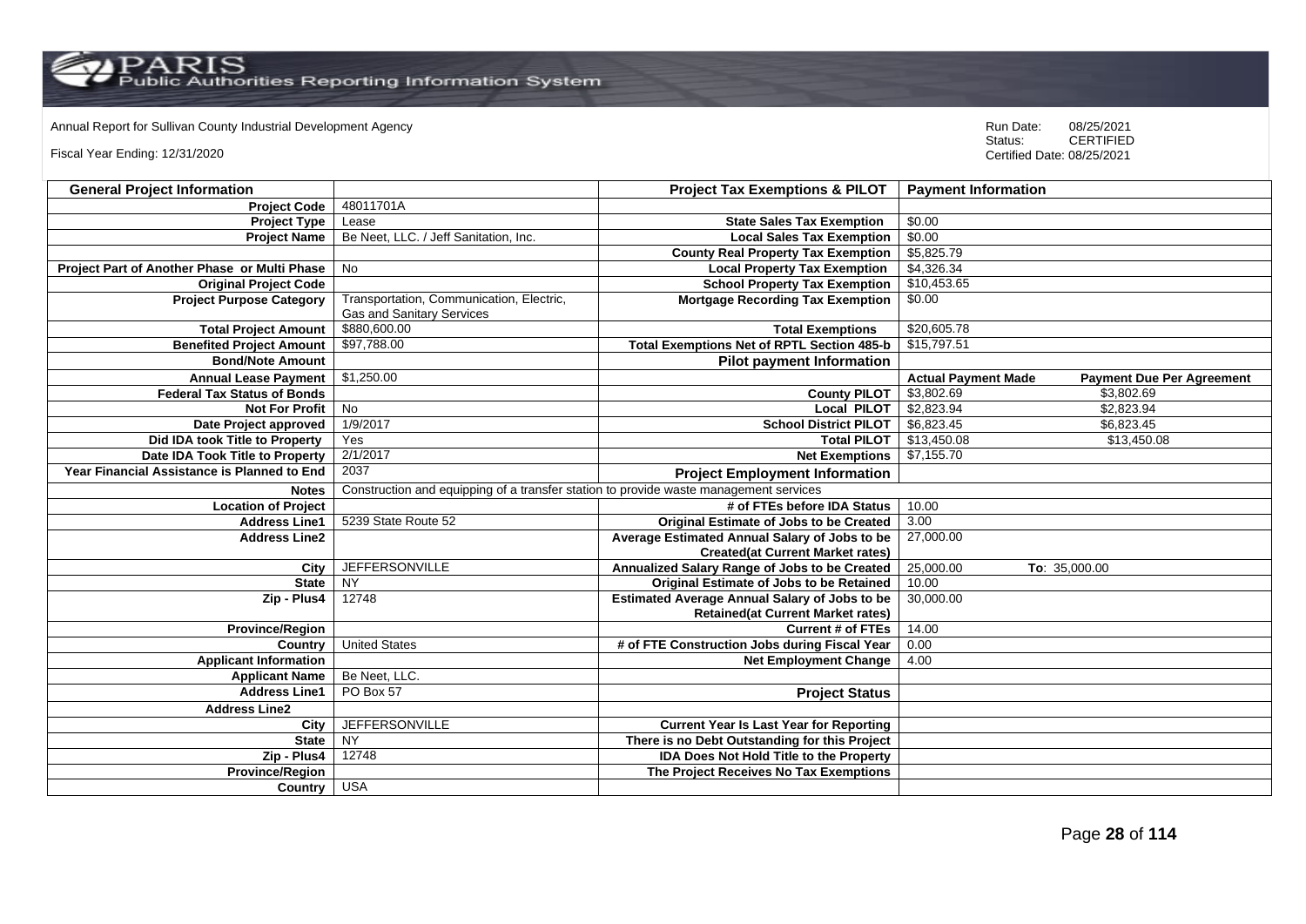Annual Report for Sullivan County Industrial Development Agency

Fiscal Year Ending: 12/31/2020

Run Date: 08/25/2021
Status: CERTIFIED
Certified Date: 08/25/2021

| General Project Information | | Project Tax Exemptions & PILOT | Payment Information | |
|---|---|---|---|---|
| Project Code | 48011701A | | | |
| Project Type | Lease | State Sales Tax Exemption | $0.00 | |
| Project Name | Be Neet, LLC. / Jeff Sanitation, Inc. | Local Sales Tax Exemption | $0.00 | |
| | | County Real Property Tax Exemption | $5,825.79 | |
| Project Part of Another Phase or Multi Phase | No | Local Property Tax Exemption | $4,326.34 | |
| Original Project Code | | School Property Tax Exemption | $10,453.65 | |
| Project Purpose Category | Transportation, Communication, Electric, Gas and Sanitary Services | Mortgage Recording Tax Exemption | $0.00 | |
| Total Project Amount | $880,600.00 | Total Exemptions | $20,605.78 | |
| Benefited Project Amount | $97,788.00 | Total Exemptions Net of RPTL Section 485-b | $15,797.51 | |
| Bond/Note Amount | | Pilot payment Information | | |
| Annual Lease Payment | $1,250.00 | | Actual Payment Made | Payment Due Per Agreement |
| Federal Tax Status of Bonds | | County PILOT | $3,802.69 | $3,802.69 |
| Not For Profit | No | Local PILOT | $2,823.94 | $2,823.94 |
| Date Project approved | 1/9/2017 | School District PILOT | $6,823.45 | $6,823.45 |
| Did IDA took Title to Property | Yes | Total PILOT | $13,450.08 | $13,450.08 |
| Date IDA Took Title to Property | 2/1/2017 | Net Exemptions | $7,155.70 | |
| Year Financial Assistance is Planned to End | 2037 | Project Employment Information | | |
| Notes | Construction and equipping of a transfer station to provide waste management services | | | |
| Location of Project | | # of FTEs before IDA Status | 10.00 | |
| Address Line1 | 5239 State Route 52 | Original Estimate of Jobs to be Created | 3.00 | |
| Address Line2 | | Average Estimated Annual Salary of Jobs to be Created(at Current Market rates) | 27,000.00 | |
| City | JEFFERSONVILLE | Annualized Salary Range of Jobs to be Created | 25,000.00 | To: 35,000.00 |
| State | NY | Original Estimate of Jobs to be Retained | 10.00 | |
| Zip - Plus4 | 12748 | Estimated Average Annual Salary of Jobs to be Retained(at Current Market rates) | 30,000.00 | |
| Province/Region | | Current # of FTEs | 14.00 | |
| Country | United States | # of FTE Construction Jobs during Fiscal Year | 0.00 | |
| Applicant Information | | Net Employment Change | 4.00 | |
| Applicant Name | Be Neet, LLC. | | | |
| Address Line1 | PO Box 57 | Project Status | | |
| Address Line2 | | | | |
| City | JEFFERSONVILLE | Current Year Is Last Year for Reporting | | |
| State | NY | There is no Debt Outstanding for this Project | | |
| Zip - Plus4 | 12748 | IDA Does Not Hold Title to the Property | | |
| Province/Region | | The Project Receives No Tax Exemptions | | |
| Country | USA | | | |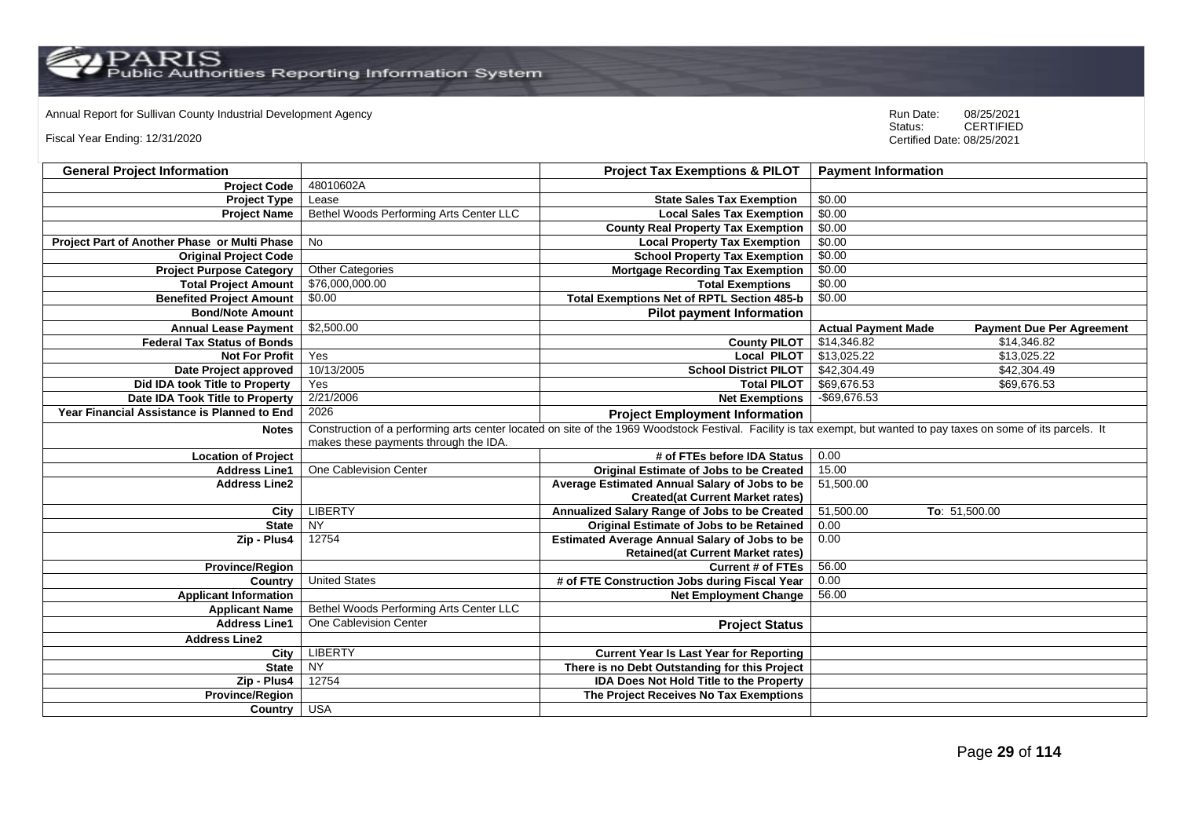Annual Report for Sullivan County Industrial Development Agency

Fiscal Year Ending: 12/31/2020

Run Date: 08/25/2021
Status: CERTIFIED
Certified Date: 08/25/2021

| General Project Information | | Project Tax Exemptions & PILOT | Payment Information | |
|---|---|---|---|---|
| Project Code | 48010602A | | | |
| Project Type | Lease | State Sales Tax Exemption | $0.00 | |
| Project Name | Bethel Woods Performing Arts Center LLC | Local Sales Tax Exemption | $0.00 | |
| | | County Real Property Tax Exemption | $0.00 | |
| Project Part of Another Phase or Multi Phase | No | Local Property Tax Exemption | $0.00 | |
| Original Project Code | | School Property Tax Exemption | $0.00 | |
| Project Purpose Category | Other Categories | Mortgage Recording Tax Exemption | $0.00 | |
| Total Project Amount | $76,000,000.00 | Total Exemptions | $0.00 | |
| Benefited Project Amount | $0.00 | Total Exemptions Net of RPTL Section 485-b | $0.00 | |
| Bond/Note Amount | | Pilot payment Information | | |
| Annual Lease Payment | $2,500.00 | | Actual Payment Made | Payment Due Per Agreement |
| Federal Tax Status of Bonds | | County PILOT | $14,346.82 | $14,346.82 |
| Not For Profit | Yes | Local PILOT | $13,025.22 | $13,025.22 |
| Date Project approved | 10/13/2005 | School District PILOT | $42,304.49 | $42,304.49 |
| Did IDA took Title to Property | Yes | Total PILOT | $69,676.53 | $69,676.53 |
| Date IDA Took Title to Property | 2/21/2006 | Net Exemptions | -$69,676.53 | |
| Year Financial Assistance is Planned to End | 2026 | Project Employment Information | | |
| Notes | Construction of a performing arts center located on site of the 1969 Woodstock Festival. Facility is tax exempt, but wanted to pay taxes on some of its parcels. It makes these payments through the IDA. | | | |
| Location of Project | | # of FTEs before IDA Status | 0.00 | |
| Address Line1 | One Cablevision Center | Original Estimate of Jobs to be Created | 15.00 | |
| Address Line2 | | Average Estimated Annual Salary of Jobs to be Created(at Current Market rates) | 51,500.00 | |
| City | LIBERTY | Annualized Salary Range of Jobs to be Created | 51,500.00 | To: 51,500.00 |
| State | NY | Original Estimate of Jobs to be Retained | 0.00 | |
| Zip - Plus4 | 12754 | Estimated Average Annual Salary of Jobs to be Retained(at Current Market rates) | 0.00 | |
| Province/Region | | Current # of FTEs | 56.00 | |
| Country | United States | # of FTE Construction Jobs during Fiscal Year | 0.00 | |
| Applicant Information | | Net Employment Change | 56.00 | |
| Applicant Name | Bethel Woods Performing Arts Center LLC | | | |
| Address Line1 | One Cablevision Center | Project Status | | |
| Address Line2 | | | | |
| City | LIBERTY | Current Year Is Last Year for Reporting | | |
| State | NY | There is no Debt Outstanding for this Project | | |
| Zip - Plus4 | 12754 | IDA Does Not Hold Title to the Property | | |
| Province/Region | | The Project Receives No Tax Exemptions | | |
| Country | USA | | | |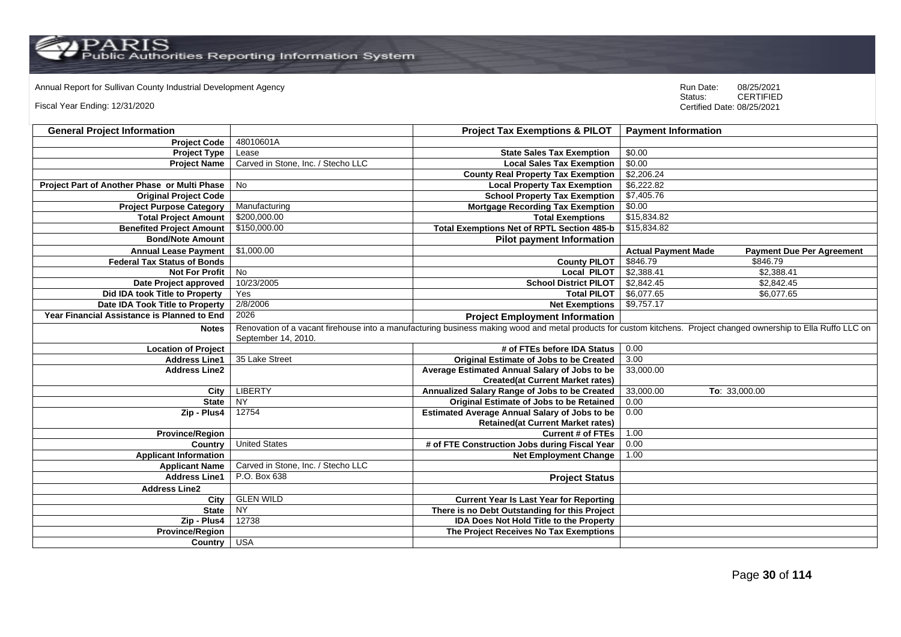Annual Report for Sullivan County Industrial Development Agency

Fiscal Year Ending: 12/31/2020

Run Date: 08/25/2021
Status: CERTIFIED
Certified Date: 08/25/2021

| General Project Information | | Project Tax Exemptions & PILOT | Payment Information | |
|---|---|---|---|---|
| Project Code | 48010601A | | | |
| Project Type | Lease | State Sales Tax Exemption | $0.00 | |
| Project Name | Carved in Stone, Inc. / Stecho LLC | Local Sales Tax Exemption | $0.00 | |
| | | County Real Property Tax Exemption | $2,206.24 | |
| Project Part of Another Phase or Multi Phase | No | Local Property Tax Exemption | $6,222.82 | |
| Original Project Code | | School Property Tax Exemption | $7,405.76 | |
| Project Purpose Category | Manufacturing | Mortgage Recording Tax Exemption | $0.00 | |
| Total Project Amount | $200,000.00 | Total Exemptions | $15,834.82 | |
| Benefited Project Amount | $150,000.00 | Total Exemptions Net of RPTL Section 485-b | $15,834.82 | |
| Bond/Note Amount | | Pilot payment Information | | |
| Annual Lease Payment | $1,000.00 | | Actual Payment Made | Payment Due Per Agreement |
| Federal Tax Status of Bonds | | County PILOT | $846.79 | $846.79 |
| Not For Profit | No | Local PILOT | $2,388.41 | $2,388.41 |
| Date Project approved | 10/23/2005 | School District PILOT | $2,842.45 | $2,842.45 |
| Did IDA took Title to Property | Yes | Total PILOT | $6,077.65 | $6,077.65 |
| Date IDA Took Title to Property | 2/8/2006 | Net Exemptions | $9,757.17 | |
| Year Financial Assistance is Planned to End | 2026 | Project Employment Information | | |
| Notes | Renovation of a vacant firehouse into a manufacturing business making wood and metal products for custom kitchens. Project changed ownership to Ella Ruffo LLC on September 14, 2010. | | | |
| Location of Project | | # of FTEs before IDA Status | 0.00 | |
| Address Line1 | 35 Lake Street | Original Estimate of Jobs to be Created | 3.00 | |
| Address Line2 | | Average Estimated Annual Salary of Jobs to be Created(at Current Market rates) | 33,000.00 | |
| City | LIBERTY | Annualized Salary Range of Jobs to be Created | 33,000.00 | To: 33,000.00 |
| State | NY | Original Estimate of Jobs to be Retained | 0.00 | |
| Zip - Plus4 | 12754 | Estimated Average Annual Salary of Jobs to be Retained(at Current Market rates) | 0.00 | |
| Province/Region | | Current # of FTEs | 1.00 | |
| Country | United States | # of FTE Construction Jobs during Fiscal Year | 0.00 | |
| Applicant Information | | Net Employment Change | 1.00 | |
| Applicant Name | Carved in Stone, Inc. / Stecho LLC | | | |
| Address Line1 | P.O. Box 638 | Project Status | | |
| Address Line2 | | | | |
| City | GLEN WILD | Current Year Is Last Year for Reporting | | |
| State | NY | There is no Debt Outstanding for this Project | | |
| Zip - Plus4 | 12738 | IDA Does Not Hold Title to the Property | | |
| Province/Region | | The Project Receives No Tax Exemptions | | |
| Country | USA | | | |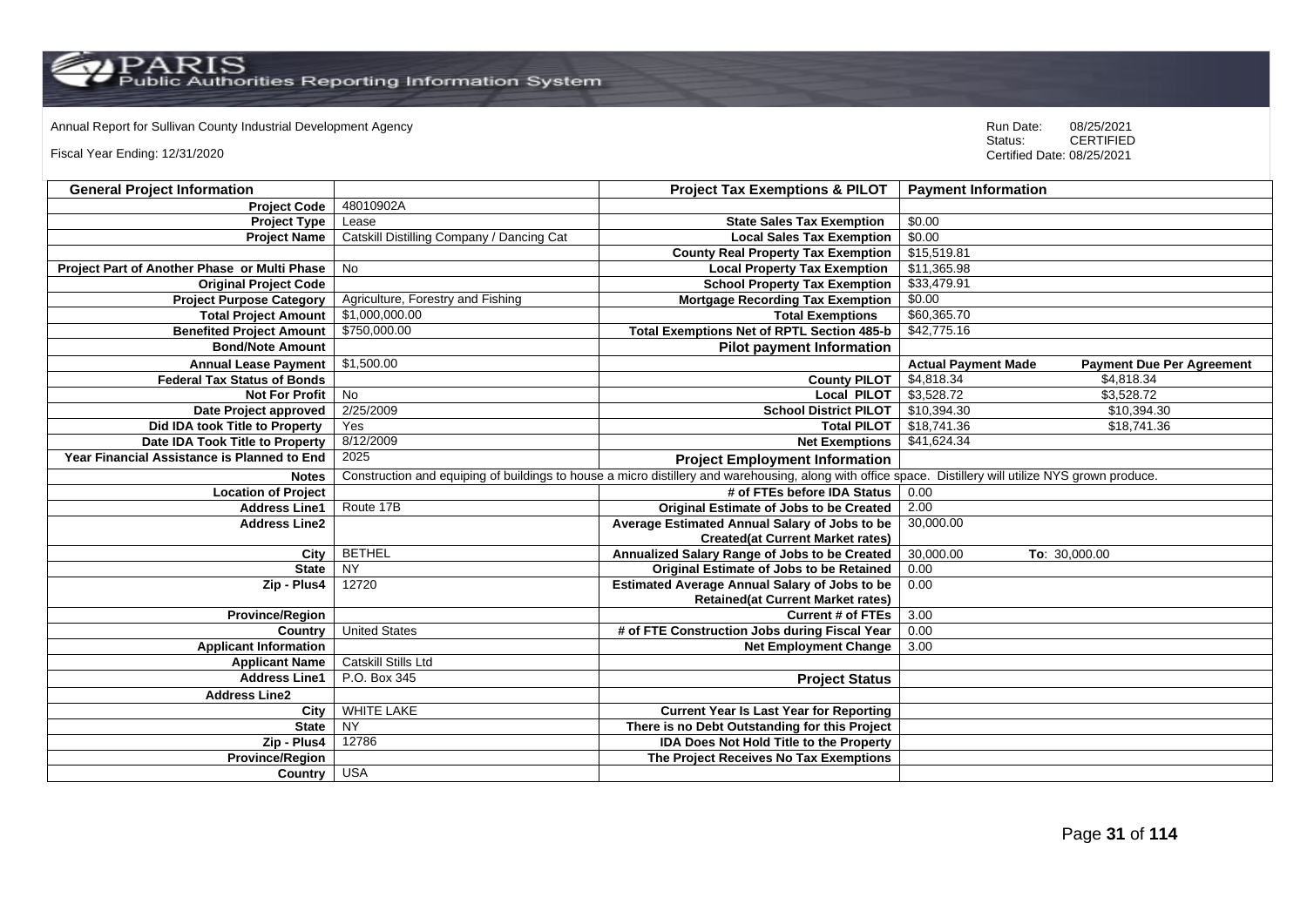Annual Report for Sullivan County Industrial Development Agency

Fiscal Year Ending: 12/31/2020

Run Date: 08/25/2021
Status: CERTIFIED
Certified Date: 08/25/2021

| General Project Information | | Project Tax Exemptions & PILOT | Payment Information | |
|---|---|---|---|---|
| Project Code | 48010902A | | | |
| Project Type | Lease | State Sales Tax Exemption | $0.00 | |
| Project Name | Catskill Distilling Company / Dancing Cat | Local Sales Tax Exemption | $0.00 | |
| | | County Real Property Tax Exemption | $15,519.81 | |
| Project Part of Another Phase or Multi Phase | No | Local Property Tax Exemption | $11,365.98 | |
| Original Project Code | | School Property Tax Exemption | $33,479.91 | |
| Project Purpose Category | Agriculture, Forestry and Fishing | Mortgage Recording Tax Exemption | $0.00 | |
| Total Project Amount | $1,000,000.00 | Total Exemptions | $60,365.70 | |
| Benefited Project Amount | $750,000.00 | Total Exemptions Net of RPTL Section 485-b | $42,775.16 | |
| Bond/Note Amount | | **Pilot payment Information** | | |
| Annual Lease Payment | $1,500.00 | | **Actual Payment Made** | **Payment Due Per Agreement** |
| Federal Tax Status of Bonds | | County PILOT | $4,818.34 | $4,818.34 |
| Not For Profit | No | Local PILOT | $3,528.72 | $3,528.72 |
| Date Project approved | 2/25/2009 | School District PILOT | $10,394.30 | $10,394.30 |
| Did IDA took Title to Property | Yes | Total PILOT | $18,741.36 | $18,741.36 |
| Date IDA Took Title to Property | 8/12/2009 | Net Exemptions | $41,624.34 | |
| Year Financial Assistance is Planned to End | 2025 | **Project Employment Information** | | |
| Notes | Construction and equiping of buildings to house a micro distillery and warehousing, along with office space. Distillery will utilize NYS grown produce. | | | |
| Location of Project | | # of FTEs before IDA Status | 0.00 | |
| Address Line1 | Route 17B | Original Estimate of Jobs to be Created | 2.00 | |
| Address Line2 | | Average Estimated Annual Salary of Jobs to be Created(at Current Market rates) | 30,000.00 | |
| City | BETHEL | Annualized Salary Range of Jobs to be Created | 30,000.00 | To: 30,000.00 |
| State | NY | Original Estimate of Jobs to be Retained | 0.00 | |
| Zip - Plus4 | 12720 | Estimated Average Annual Salary of Jobs to be Retained(at Current Market rates) | 0.00 | |
| Province/Region | | Current # of FTEs | 3.00 | |
| Country | United States | # of FTE Construction Jobs during Fiscal Year | 0.00 | |
| Applicant Information | | Net Employment Change | 3.00 | |
| Applicant Name | Catskill Stills Ltd | | | |
| Address Line1 | P.O. Box 345 | **Project Status** | | |
| Address Line2 | | | | |
| City | WHITE LAKE | Current Year Is Last Year for Reporting | | |
| State | NY | There is no Debt Outstanding for this Project | | |
| Zip - Plus4 | 12786 | IDA Does Not Hold Title to the Property | | |
| Province/Region | | The Project Receives No Tax Exemptions | | |
| Country | USA | | | |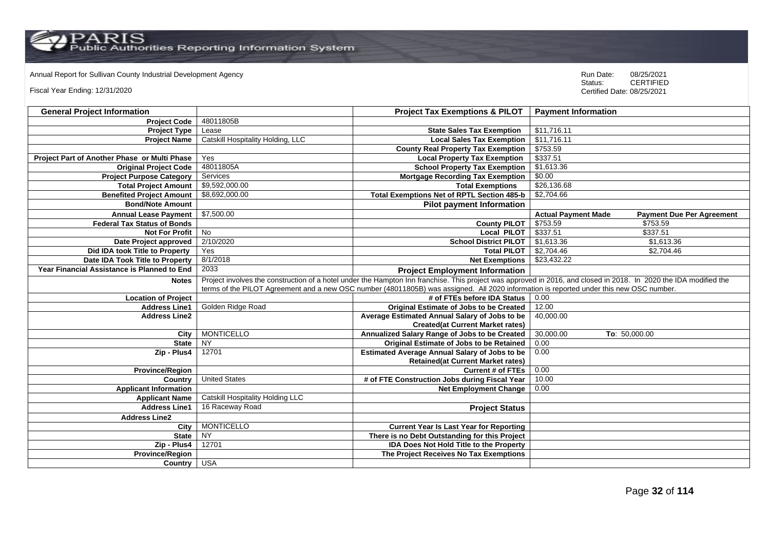Annual Report for Sullivan County Industrial Development Agency

Fiscal Year Ending: 12/31/2020

Run Date: 08/25/2021
Status: CERTIFIED
Certified Date: 08/25/2021

| General Project Information | | Project Tax Exemptions & PILOT | Payment Information | |
|---|---|---|---|---|
| Project Code | 48011805B | | | |
| Project Type | Lease | State Sales Tax Exemption | $11,716.11 | |
| Project Name | Catskill Hospitality Holding, LLC | Local Sales Tax Exemption | $11,716.11 | |
| | | County Real Property Tax Exemption | $753.59 | |
| Project Part of Another Phase or Multi Phase | Yes | Local Property Tax Exemption | $337.51 | |
| Original Project Code | 48011805A | School Property Tax Exemption | $1,613.36 | |
| Project Purpose Category | Services | Mortgage Recording Tax Exemption | $0.00 | |
| Total Project Amount | $9,592,000.00 | Total Exemptions | $26,136.68 | |
| Benefited Project Amount | $8,692,000.00 | Total Exemptions Net of RPTL Section 485-b | $2,704.66 | |
| Bond/Note Amount | | Pilot payment Information | | |
| Annual Lease Payment | $7,500.00 | | Actual Payment Made | Payment Due Per Agreement |
| Federal Tax Status of Bonds | | County PILOT | $753.59 | $753.59 |
| Not For Profit | No | Local PILOT | $337.51 | $337.51 |
| Date Project approved | 2/10/2020 | School District PILOT | $1,613.36 | $1,613.36 |
| Did IDA took Title to Property | Yes | Total PILOT | $2,704.46 | $2,704.46 |
| Date IDA Took Title to Property | 8/1/2018 | Net Exemptions | $23,432.22 | |
| Year Financial Assistance is Planned to End | 2033 | Project Employment Information | | |
| Notes | Project involves the construction of a hotel under the Hampton Inn franchise. This project was approved in 2016, and closed in 2018. In 2020 the IDA modified the terms of the PILOT Agreement and a new OSC number (48011805B) was assigned. All 2020 information is reported under this new OSC number. | | | |
| Location of Project | | # of FTEs before IDA Status | 0.00 | |
| Address Line1 | Golden Ridge Road | Original Estimate of Jobs to be Created | 12.00 | |
| Address Line2 | | Average Estimated Annual Salary of Jobs to be Created(at Current Market rates) | 40,000.00 | |
| City | MONTICELLO | Annualized Salary Range of Jobs to be Created | 30,000.00 | To: 50,000.00 |
| State | NY | Original Estimate of Jobs to be Retained | 0.00 | |
| Zip - Plus4 | 12701 | Estimated Average Annual Salary of Jobs to be Retained(at Current Market rates) | 0.00 | |
| Province/Region | | Current # of FTEs | 0.00 | |
| Country | United States | # of FTE Construction Jobs during Fiscal Year | 10.00 | |
| Applicant Information | | Net Employment Change | 0.00 | |
| Applicant Name | Catskill Hospitality Holding LLC | | | |
| Address Line1 | 16 Raceway Road | Project Status | | |
| Address Line2 | | | | |
| City | MONTICELLO | Current Year Is Last Year for Reporting | | |
| State | NY | There is no Debt Outstanding for this Project | | |
| Zip - Plus4 | 12701 | IDA Does Not Hold Title to the Property | | |
| Province/Region | | The Project Receives No Tax Exemptions | | |
| Country | USA | | | |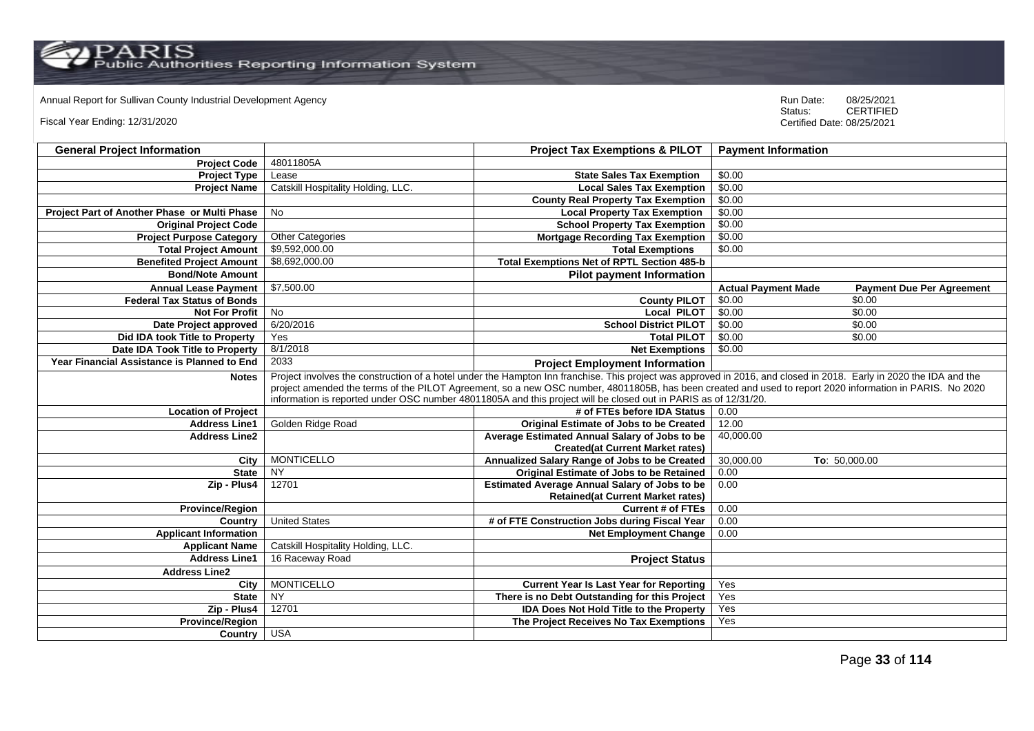Annual Report for Sullivan County Industrial Development Agency

Fiscal Year Ending: 12/31/2020

Run Date: 08/25/2021
Status: CERTIFIED
Certified Date: 08/25/2021

| General Project Information | | Project Tax Exemptions & PILOT | Payment Information | |
|---|---|---|---|---|
| Project Code | 48011805A | | | |
| Project Type | Lease | State Sales Tax Exemption | $0.00 | |
| Project Name | Catskill Hospitality Holding, LLC. | Local Sales Tax Exemption | $0.00 | |
| | | County Real Property Tax Exemption | $0.00 | |
| Project Part of Another Phase or Multi Phase | No | Local Property Tax Exemption | $0.00 | |
| Original Project Code | | School Property Tax Exemption | $0.00 | |
| Project Purpose Category | Other Categories | Mortgage Recording Tax Exemption | $0.00 | |
| Total Project Amount | $9,592,000.00 | Total Exemptions | $0.00 | |
| Benefited Project Amount | $8,692,000.00 | Total Exemptions Net of RPTL Section 485-b | | |
| Bond/Note Amount | | Pilot payment Information | | |
| Annual Lease Payment | $7,500.00 | | Actual Payment Made | Payment Due Per Agreement |
| Federal Tax Status of Bonds | | County PILOT | $0.00 | $0.00 |
| Not For Profit | No | Local PILOT | $0.00 | $0.00 |
| Date Project approved | 6/20/2016 | School District PILOT | $0.00 | $0.00 |
| Did IDA took Title to Property | Yes | Total PILOT | $0.00 | $0.00 |
| Date IDA Took Title to Property | 8/1/2018 | Net Exemptions | $0.00 | |
| Year Financial Assistance is Planned to End | 2033 | Project Employment Information | | |
| Notes | Project involves the construction of a hotel under the Hampton Inn franchise. This project was approved in 2016, and closed in 2018. Early in 2020 the IDA and the project amended the terms of the PILOT Agreement, so a new OSC number, 48011805B, has been created and used to report 2020 information in PARIS. No 2020 information is reported under OSC number 48011805A and this project will be closed out in PARIS as of 12/31/20. | | | |
| Location of Project | | # of FTEs before IDA Status | 0.00 | |
| Address Line1 | Golden Ridge Road | Original Estimate of Jobs to be Created | 12.00 | |
| Address Line2 | | Average Estimated Annual Salary of Jobs to be Created(at Current Market rates) | 40,000.00 | |
| City | MONTICELLO | Annualized Salary Range of Jobs to be Created | 30,000.00 | To: 50,000.00 |
| State | NY | Original Estimate of Jobs to be Retained | 0.00 | |
| Zip - Plus4 | 12701 | Estimated Average Annual Salary of Jobs to be Retained(at Current Market rates) | 0.00 | |
| Province/Region | | Current # of FTEs | 0.00 | |
| Country | United States | # of FTE Construction Jobs during Fiscal Year | 0.00 | |
| Applicant Information | | Net Employment Change | 0.00 | |
| Applicant Name | Catskill Hospitality Holding, LLC. | | | |
| Address Line1 | 16 Raceway Road | Project Status | | |
| Address Line2 | | | | |
| City | MONTICELLO | Current Year Is Last Year for Reporting | Yes | |
| State | NY | There is no Debt Outstanding for this Project | Yes | |
| Zip - Plus4 | 12701 | IDA Does Not Hold Title to the Property | Yes | |
| Province/Region | | The Project Receives No Tax Exemptions | Yes | |
| Country | USA | | | |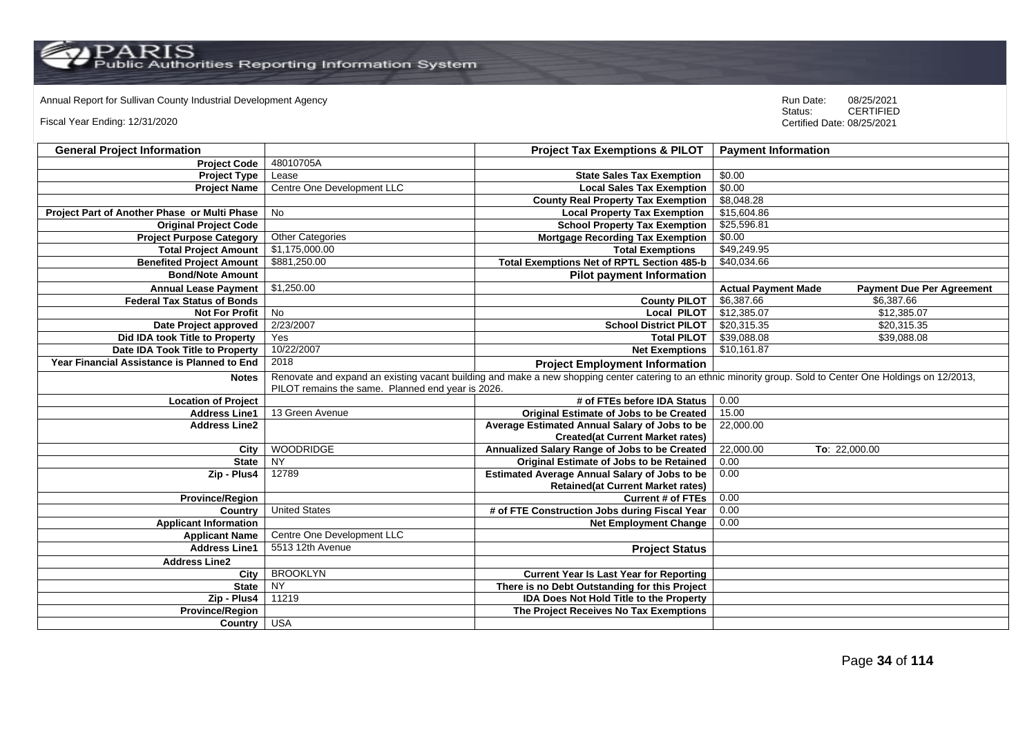Annual Report for Sullivan County Industrial Development Agency

Fiscal Year Ending: 12/31/2020

Run Date: 08/25/2021
Status: CERTIFIED
Certified Date: 08/25/2021

| General Project Information | | Project Tax Exemptions & PILOT | Payment Information | |
|---|---|---|---|---|
| Project Code | 48010705A | | | |
| Project Type | Lease | State Sales Tax Exemption | $0.00 | |
| Project Name | Centre One Development LLC | Local Sales Tax Exemption | $0.00 | |
| | | County Real Property Tax Exemption | $8,048.28 | |
| Project Part of Another Phase or Multi Phase | No | Local Property Tax Exemption | $15,604.86 | |
| Original Project Code | | School Property Tax Exemption | $25,596.81 | |
| Project Purpose Category | Other Categories | Mortgage Recording Tax Exemption | $0.00 | |
| Total Project Amount | $1,175,000.00 | Total Exemptions | $49,249.95 | |
| Benefited Project Amount | $881,250.00 | Total Exemptions Net of RPTL Section 485-b | $40,034.66 | |
| Bond/Note Amount | | Pilot payment Information | | |
| Annual Lease Payment | $1,250.00 | | Actual Payment Made | Payment Due Per Agreement |
| Federal Tax Status of Bonds | | County PILOT | $6,387.66 | $6,387.66 |
| Not For Profit | No | Local PILOT | $12,385.07 | $12,385.07 |
| Date Project approved | 2/23/2007 | School District PILOT | $20,315.35 | $20,315.35 |
| Did IDA took Title to Property | Yes | Total PILOT | $39,088.08 | $39,088.08 |
| Date IDA Took Title to Property | 10/22/2007 | Net Exemptions | $10,161.87 | |
| Year Financial Assistance is Planned to End | 2018 | Project Employment Information | | |
| Notes | Renovate and expand an existing vacant building and make a new shopping center catering to an ethnic minority group. Sold to Center One Holdings on 12/2013, PILOT remains the same. Planned end year is 2026. | | | |
| Location of Project | | # of FTEs before IDA Status | 0.00 | |
| Address Line1 | 13 Green Avenue | Original Estimate of Jobs to be Created | 15.00 | |
| Address Line2 | | Average Estimated Annual Salary of Jobs to be Created(at Current Market rates) | 22,000.00 | |
| City | WOODRIDGE | Annualized Salary Range of Jobs to be Created | 22,000.00 | To: 22,000.00 |
| State | NY | Original Estimate of Jobs to be Retained | 0.00 | |
| Zip - Plus4 | 12789 | Estimated Average Annual Salary of Jobs to be Retained(at Current Market rates) | 0.00 | |
| Province/Region | | Current # of FTEs | 0.00 | |
| Country | United States | # of FTE Construction Jobs during Fiscal Year | 0.00 | |
| Applicant Information | | Net Employment Change | 0.00 | |
| Applicant Name | Centre One Development LLC | | | |
| Address Line1 | 5513 12th Avenue | Project Status | | |
| Address Line2 | | | | |
| City | BROOKLYN | Current Year Is Last Year for Reporting | | |
| State | NY | There is no Debt Outstanding for this Project | | |
| Zip - Plus4 | 11219 | IDA Does Not Hold Title to the Property | | |
| Province/Region | | The Project Receives No Tax Exemptions | | |
| Country | USA | | | |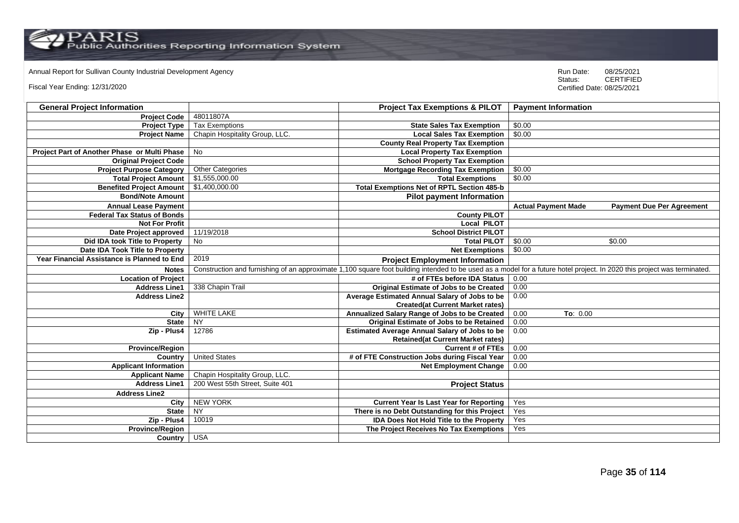Annual Report for Sullivan County Industrial Development Agency

Fiscal Year Ending: 12/31/2020

Run Date: 08/25/2021
Status: CERTIFIED
Certified Date: 08/25/2021

| General Project Information | | Project Tax Exemptions & PILOT | Payment Information | |
|---|---|---|---|---|
| Project Code | 48011807A | | | |
| Project Type | Tax Exemptions | State Sales Tax Exemption | $0.00 | |
| Project Name | Chapin Hospitality Group, LLC. | Local Sales Tax Exemption | $0.00 | |
| | | County Real Property Tax Exemption | | |
| Project Part of Another Phase or Multi Phase | No | Local Property Tax Exemption | | |
| Original Project Code | | School Property Tax Exemption | | |
| Project Purpose Category | Other Categories | Mortgage Recording Tax Exemption | $0.00 | |
| Total Project Amount | $1,555,000.00 | Total Exemptions | $0.00 | |
| Benefited Project Amount | $1,400,000.00 | Total Exemptions Net of RPTL Section 485-b | | |
| Bond/Note Amount | | Pilot payment Information | | |
| Annual Lease Payment | | | Actual Payment Made | Payment Due Per Agreement |
| Federal Tax Status of Bonds | | County PILOT | | |
| Not For Profit | | Local PILOT | | |
| Date Project approved | 11/19/2018 | School District PILOT | | |
| Did IDA took Title to Property | No | Total PILOT | $0.00 | $0.00 |
| Date IDA Took Title to Property | | Net Exemptions | $0.00 | |
| Year Financial Assistance is Planned to End | 2019 | Project Employment Information | | |
| Notes | Construction and furnishing of an approximate 1,100 square foot building intended to be used as a model for a future hotel project. In 2020 this project was terminated. | | | |
| Location of Project | | # of FTEs before IDA Status | 0.00 | |
| Address Line1 | 338 Chapin Trail | Original Estimate of Jobs to be Created | 0.00 | |
| Address Line2 | | Average Estimated Annual Salary of Jobs to be Created(at Current Market rates) | 0.00 | |
| City | WHITE LAKE | Annualized Salary Range of Jobs to be Created | 0.00 | To: 0.00 |
| State | NY | Original Estimate of Jobs to be Retained | 0.00 | |
| Zip - Plus4 | 12786 | Estimated Average Annual Salary of Jobs to be Retained(at Current Market rates) | 0.00 | |
| Province/Region | | Current # of FTEs | 0.00 | |
| Country | United States | # of FTE Construction Jobs during Fiscal Year | 0.00 | |
| Applicant Information | | Net Employment Change | 0.00 | |
| Applicant Name | Chapin Hospitality Group, LLC. | | | |
| Address Line1 | 200 West 55th Street, Suite 401 | Project Status | | |
| Address Line2 | | | | |
| City | NEW YORK | Current Year Is Last Year for Reporting | Yes | |
| State | NY | There is no Debt Outstanding for this Project | Yes | |
| Zip - Plus4 | 10019 | IDA Does Not Hold Title to the Property | Yes | |
| Province/Region | | The Project Receives No Tax Exemptions | Yes | |
| Country | USA | | | |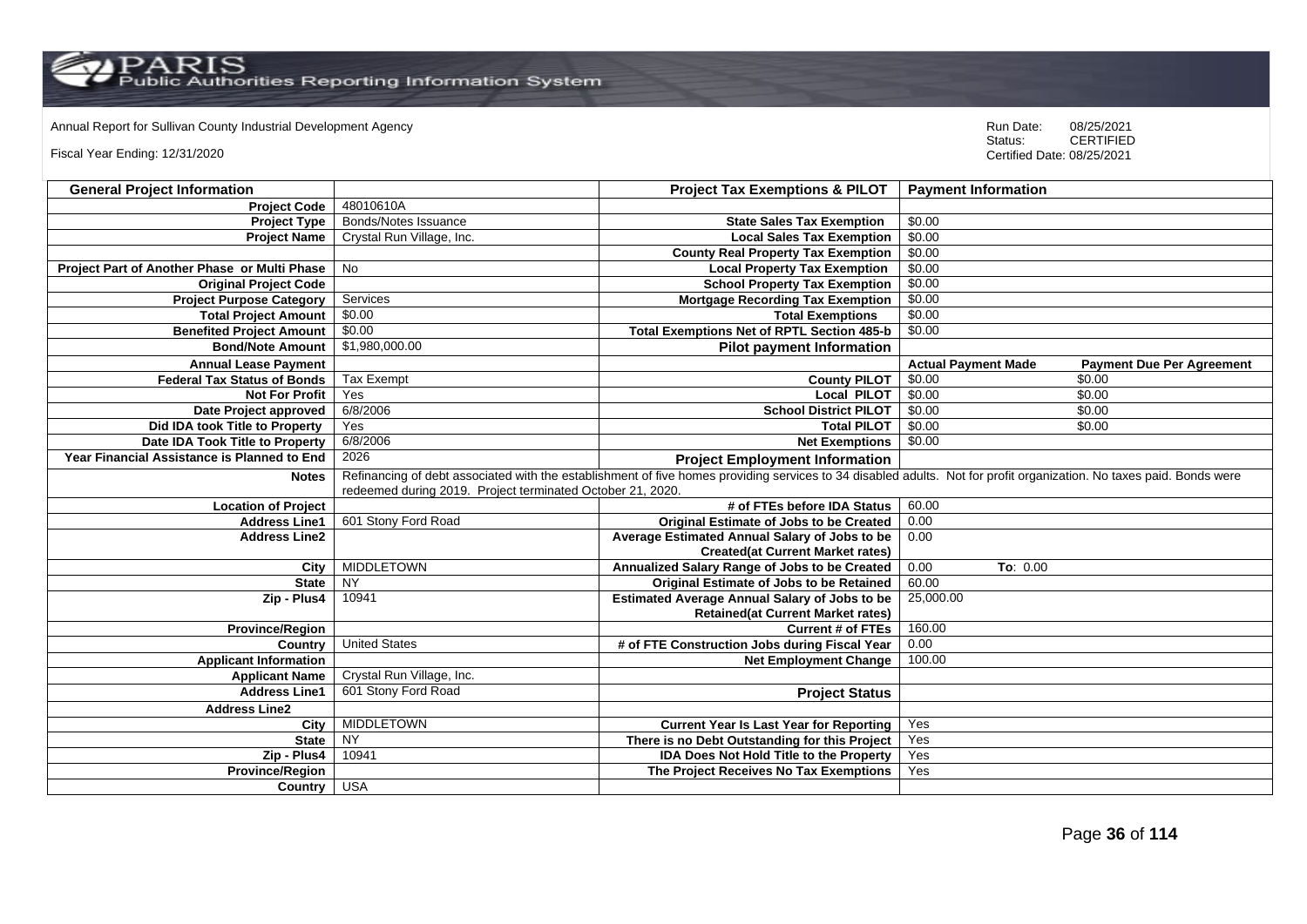Annual Report for Sullivan County Industrial Development Agency

Fiscal Year Ending: 12/31/2020

Run Date: 08/25/2021
Status: CERTIFIED
Certified Date: 08/25/2021

| General Project Information | | Project Tax Exemptions & PILOT | Payment Information | |
|---|---|---|---|---|
| Project Code | 48010610A | | | |
| Project Type | Bonds/Notes Issuance | State Sales Tax Exemption | $0.00 | |
| Project Name | Crystal Run Village, Inc. | Local Sales Tax Exemption | $0.00 | |
| | | County Real Property Tax Exemption | $0.00 | |
| Project Part of Another Phase or Multi Phase | No | Local Property Tax Exemption | $0.00 | |
| Original Project Code | | School Property Tax Exemption | $0.00 | |
| Project Purpose Category | Services | Mortgage Recording Tax Exemption | $0.00 | |
| Total Project Amount | $0.00 | Total Exemptions | $0.00 | |
| Benefited Project Amount | $0.00 | Total Exemptions Net of RPTL Section 485-b | $0.00 | |
| Bond/Note Amount | $1,980,000.00 | Pilot payment Information | | |
| Annual Lease Payment | | | Actual Payment Made | Payment Due Per Agreement |
| Federal Tax Status of Bonds | Tax Exempt | County PILOT | $0.00 | $0.00 |
| Not For Profit | Yes | Local PILOT | $0.00 | $0.00 |
| Date Project approved | 6/8/2006 | School District PILOT | $0.00 | $0.00 |
| Did IDA took Title to Property | Yes | Total PILOT | $0.00 | $0.00 |
| Date IDA Took Title to Property | 6/8/2006 | Net Exemptions | $0.00 | |
| Year Financial Assistance is Planned to End | 2026 | Project Employment Information | | |
| Notes | Refinancing of debt associated with the establishment of five homes providing services to 34 disabled adults. Not for profit organization. No taxes paid. Bonds were redeemed during 2019. Project terminated October 21, 2020. | | | |
| Location of Project | | # of FTEs before IDA Status | 60.00 | |
| Address Line1 | 601 Stony Ford Road | Original Estimate of Jobs to be Created | 0.00 | |
| Address Line2 | | Average Estimated Annual Salary of Jobs to be Created(at Current Market rates) | 0.00 | |
| City | MIDDLETOWN | Annualized Salary Range of Jobs to be Created | 0.00 | To: 0.00 |
| State | NY | Original Estimate of Jobs to be Retained | 60.00 | |
| Zip - Plus4 | 10941 | Estimated Average Annual Salary of Jobs to be Retained(at Current Market rates) | 25,000.00 | |
| Province/Region | | Current # of FTEs | 160.00 | |
| Country | United States | # of FTE Construction Jobs during Fiscal Year | 0.00 | |
| Applicant Information | | Net Employment Change | 100.00 | |
| Applicant Name | Crystal Run Village, Inc. | | | |
| Address Line1 | 601 Stony Ford Road | Project Status | | |
| Address Line2 | | | | |
| City | MIDDLETOWN | Current Year Is Last Year for Reporting | Yes | |
| State | NY | There is no Debt Outstanding for this Project | Yes | |
| Zip - Plus4 | 10941 | IDA Does Not Hold Title to the Property | Yes | |
| Province/Region | | The Project Receives No Tax Exemptions | Yes | |
| Country | USA | | | |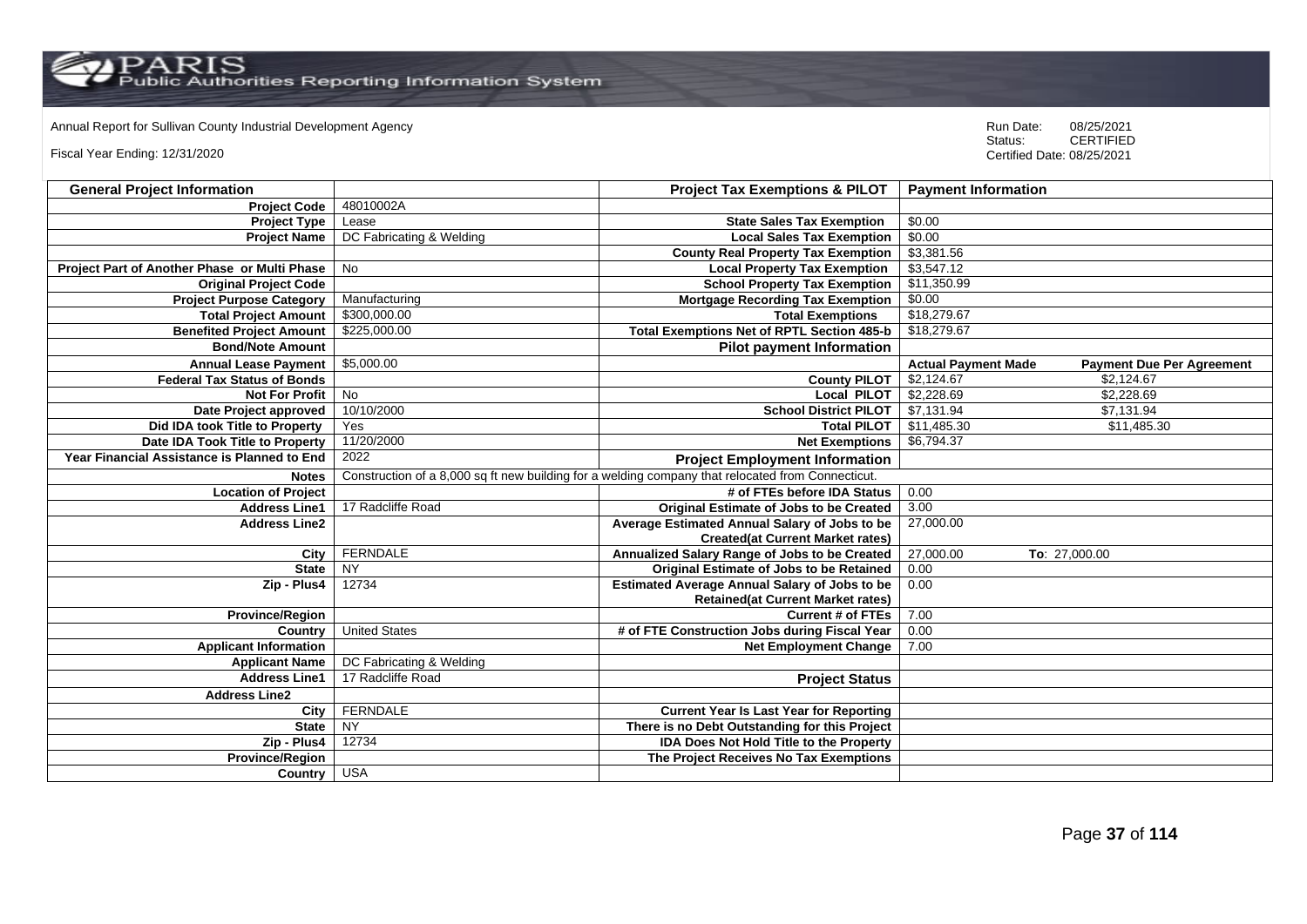Annual Report for Sullivan County Industrial Development Agency

Fiscal Year Ending: 12/31/2020

Run Date: 08/25/2021
Status: CERTIFIED
Certified Date: 08/25/2021

| General Project Information | | Project Tax Exemptions & PILOT | Payment Information | |
|---|---|---|---|---|
| Project Code | 48010002A | | | |
| Project Type | Lease | State Sales Tax Exemption | $0.00 | |
| Project Name | DC Fabricating & Welding | Local Sales Tax Exemption | $0.00 | |
| | | County Real Property Tax Exemption | $3,381.56 | |
| Project Part of Another Phase or Multi Phase | No | Local Property Tax Exemption | $3,547.12 | |
| Original Project Code | | School Property Tax Exemption | $11,350.99 | |
| Project Purpose Category | Manufacturing | Mortgage Recording Tax Exemption | $0.00 | |
| Total Project Amount | $300,000.00 | Total Exemptions | $18,279.67 | |
| Benefited Project Amount | $225,000.00 | Total Exemptions Net of RPTL Section 485-b | $18,279.67 | |
| Bond/Note Amount | | Pilot payment Information | | |
| Annual Lease Payment | $5,000.00 | | Actual Payment Made | Payment Due Per Agreement |
| Federal Tax Status of Bonds | | County PILOT | $2,124.67 | $2,124.67 |
| Not For Profit | No | Local PILOT | $2,228.69 | $2,228.69 |
| Date Project approved | 10/10/2000 | School District PILOT | $7,131.94 | $7,131.94 |
| Did IDA took Title to Property | Yes | Total PILOT | $11,485.30 | $11,485.30 |
| Date IDA Took Title to Property | 11/20/2000 | Net Exemptions | $6,794.37 | |
| Year Financial Assistance is Planned to End | 2022 | Project Employment Information | | |
| Notes | Construction of a 8,000 sq ft new building for a welding company that relocated from Connecticut. | | | |
| Location of Project | | # of FTEs before IDA Status | 0.00 | |
| Address Line1 | 17 Radcliffe Road | Original Estimate of Jobs to be Created | 3.00 | |
| Address Line2 | | Average Estimated Annual Salary of Jobs to be Created(at Current Market rates) | 27,000.00 | |
| City | FERNDALE | Annualized Salary Range of Jobs to be Created | 27,000.00 | To: 27,000.00 |
| State | NY | Original Estimate of Jobs to be Retained | 0.00 | |
| Zip - Plus4 | 12734 | Estimated Average Annual Salary of Jobs to be Retained(at Current Market rates) | 0.00 | |
| Province/Region | | Current # of FTEs | 7.00 | |
| Country | United States | # of FTE Construction Jobs during Fiscal Year | 0.00 | |
| Applicant Information | | Net Employment Change | 7.00 | |
| Applicant Name | DC Fabricating & Welding | | | |
| Address Line1 | 17 Radcliffe Road | Project Status | | |
| Address Line2 | | | | |
| City | FERNDALE | Current Year Is Last Year for Reporting | | |
| State | NY | There is no Debt Outstanding for this Project | | |
| Zip - Plus4 | 12734 | IDA Does Not Hold Title to the Property | | |
| Province/Region | | The Project Receives No Tax Exemptions | | |
| Country | USA | | | |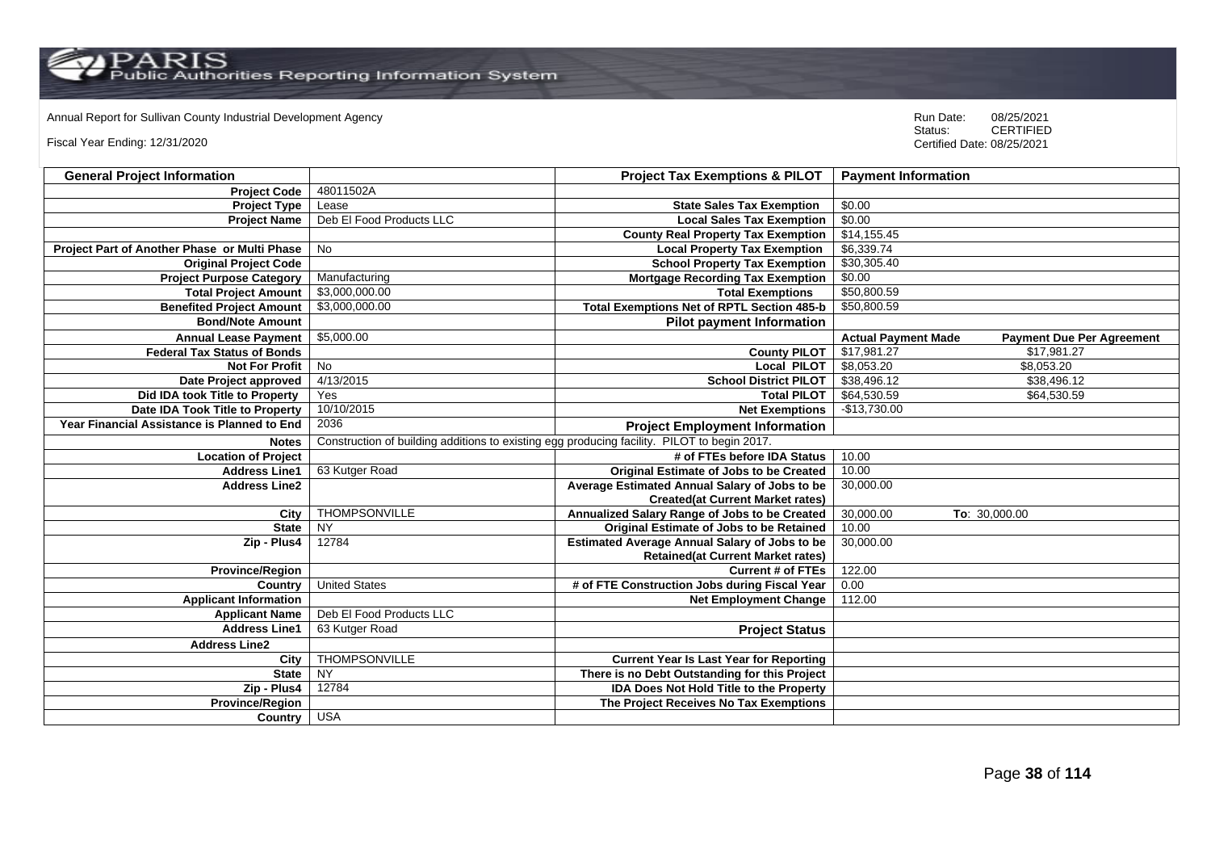Annual Report for Sullivan County Industrial Development Agency

Fiscal Year Ending: 12/31/2020

Run Date: 08/25/2021
Status: CERTIFIED
Certified Date: 08/25/2021

| General Project Information | | Project Tax Exemptions & PILOT | Payment Information | |
|---|---|---|---|---|
| Project Code | 48011502A | | | |
| Project Type | Lease | State Sales Tax Exemption | $0.00 | |
| Project Name | Deb El Food Products LLC | Local Sales Tax Exemption | $0.00 | |
| | | County Real Property Tax Exemption | $14,155.45 | |
| Project Part of Another Phase or Multi Phase | No | Local Property Tax Exemption | $6,339.74 | |
| Original Project Code | | School Property Tax Exemption | $30,305.40 | |
| Project Purpose Category | Manufacturing | Mortgage Recording Tax Exemption | $0.00 | |
| Total Project Amount | $3,000,000.00 | Total Exemptions | $50,800.59 | |
| Benefited Project Amount | $3,000,000.00 | Total Exemptions Net of RPTL Section 485-b | $50,800.59 | |
| Bond/Note Amount | | Pilot payment Information | | |
| Annual Lease Payment | $5,000.00 | | Actual Payment Made | Payment Due Per Agreement |
| Federal Tax Status of Bonds | | County PILOT | $17,981.27 | $17,981.27 |
| Not For Profit | No | Local PILOT | $8,053.20 | $8,053.20 |
| Date Project approved | 4/13/2015 | School District PILOT | $38,496.12 | $38,496.12 |
| Did IDA took Title to Property | Yes | Total PILOT | $64,530.59 | $64,530.59 |
| Date IDA Took Title to Property | 10/10/2015 | Net Exemptions | -$13,730.00 | |
| Year Financial Assistance is Planned to End | 2036 | Project Employment Information | | |
| Notes | Construction of building additions to existing egg producing facility. PILOT to begin 2017. | | | |
| Location of Project | | # of FTEs before IDA Status | 10.00 | |
| Address Line1 | 63 Kutger Road | Original Estimate of Jobs to be Created | 10.00 | |
| Address Line2 | | Average Estimated Annual Salary of Jobs to be Created(at Current Market rates) | 30,000.00 | |
| City | THOMPSONVILLE | Annualized Salary Range of Jobs to be Created | 30,000.00 | To: 30,000.00 |
| State | NY | Original Estimate of Jobs to be Retained | 10.00 | |
| Zip - Plus4 | 12784 | Estimated Average Annual Salary of Jobs to be Retained(at Current Market rates) | 30,000.00 | |
| Province/Region | | Current # of FTEs | 122.00 | |
| Country | United States | # of FTE Construction Jobs during Fiscal Year | 0.00 | |
| Applicant Information | | Net Employment Change | 112.00 | |
| Applicant Name | Deb El Food Products LLC | | | |
| Address Line1 | 63 Kutger Road | Project Status | | |
| Address Line2 | | | | |
| City | THOMPSONVILLE | Current Year Is Last Year for Reporting | | |
| State | NY | There is no Debt Outstanding for this Project | | |
| Zip - Plus4 | 12784 | IDA Does Not Hold Title to the Property | | |
| Province/Region | | The Project Receives No Tax Exemptions | | |
| Country | USA | | | |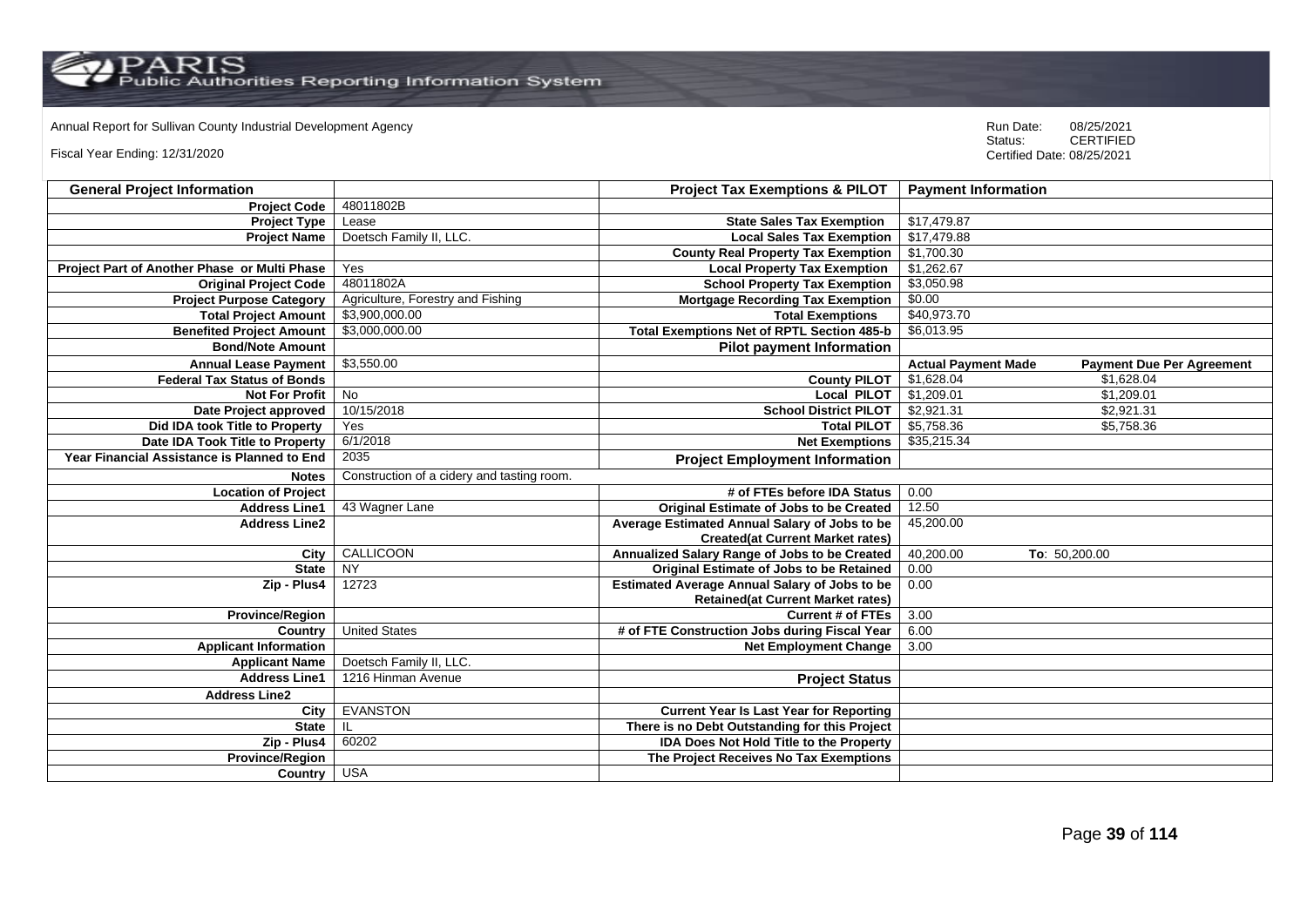Annual Report for Sullivan County Industrial Development Agency

Fiscal Year Ending: 12/31/2020

Run Date: 08/25/2021
Status: CERTIFIED
Certified Date: 08/25/2021

| General Project Information | | Project Tax Exemptions & PILOT | Payment Information | |
|---|---|---|---|---|
| Project Code | 48011802B | | | |
| Project Type | Lease | State Sales Tax Exemption | $17,479.87 | |
| Project Name | Doetsch Family II, LLC. | Local Sales Tax Exemption | $17,479.88 | |
| | | County Real Property Tax Exemption | $1,700.30 | |
| Project Part of Another Phase or Multi Phase | Yes | Local Property Tax Exemption | $1,262.67 | |
| Original Project Code | 48011802A | School Property Tax Exemption | $3,050.98 | |
| Project Purpose Category | Agriculture, Forestry and Fishing | Mortgage Recording Tax Exemption | $0.00 | |
| Total Project Amount | $3,900,000.00 | Total Exemptions | $40,973.70 | |
| Benefited Project Amount | $3,000,000.00 | Total Exemptions Net of RPTL Section 485-b | $6,013.95 | |
| Bond/Note Amount | | **Pilot payment Information** | | |
| Annual Lease Payment | $3,550.00 | | **Actual Payment Made** | **Payment Due Per Agreement** |
| Federal Tax Status of Bonds | | County PILOT | $1,628.04 | $1,628.04 |
| Not For Profit | No | Local PILOT | $1,209.01 | $1,209.01 |
| Date Project approved | 10/15/2018 | School District PILOT | $2,921.31 | $2,921.31 |
| Did IDA took Title to Property | Yes | Total PILOT | $5,758.36 | $5,758.36 |
| Date IDA Took Title to Property | 6/1/2018 | Net Exemptions | $35,215.34 | |
| Year Financial Assistance is Planned to End | 2035 | **Project Employment Information** | | |
| Notes | Construction of a cidery and tasting room. | | | |
| Location of Project | | # of FTEs before IDA Status | 0.00 | |
| Address Line1 | 43 Wagner Lane | Original Estimate of Jobs to be Created | 12.50 | |
| Address Line2 | | Average Estimated Annual Salary of Jobs to be Created(at Current Market rates) | 45,200.00 | |
| City | CALLICOON | Annualized Salary Range of Jobs to be Created | 40,200.00 | To: 50,200.00 |
| State | NY | Original Estimate of Jobs to be Retained | 0.00 | |
| Zip - Plus4 | 12723 | Estimated Average Annual Salary of Jobs to be Retained(at Current Market rates) | 0.00 | |
| Province/Region | | Current # of FTEs | 3.00 | |
| Country | United States | # of FTE Construction Jobs during Fiscal Year | 6.00 | |
| Applicant Information | | Net Employment Change | 3.00 | |
| Applicant Name | Doetsch Family II, LLC. | | | |
| Address Line1 | 1216 Hinman Avenue | **Project Status** | | |
| Address Line2 | | | | |
| City | EVANSTON | Current Year Is Last Year for Reporting | | |
| State | IL | There is no Debt Outstanding for this Project | | |
| Zip - Plus4 | 60202 | IDA Does Not Hold Title to the Property | | |
| Province/Region | | The Project Receives No Tax Exemptions | | |
| Country | USA | | | |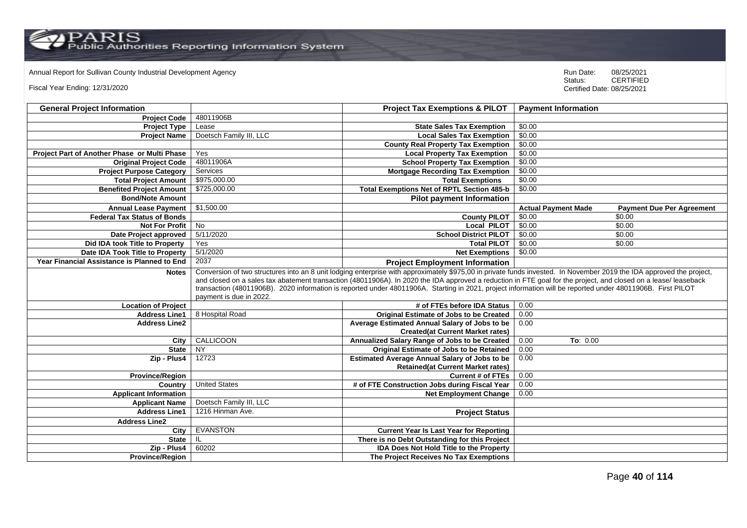Annual Report for Sullivan County Industrial Development Agency

Fiscal Year Ending: 12/31/2020

Run Date: 08/25/2021
Status: CERTIFIED
Certified Date: 08/25/2021

| General Project Information | | Project Tax Exemptions & PILOT | Payment Information | |
|---|---|---|---|---|
| Project Code | 48011906B | | | |
| Project Type | Lease | State Sales Tax Exemption | $0.00 | |
| Project Name | Doetsch Family III, LLC | Local Sales Tax Exemption | $0.00 | |
| | | County Real Property Tax Exemption | $0.00 | |
| Project Part of Another Phase or Multi Phase | Yes | Local Property Tax Exemption | $0.00 | |
| Original Project Code | 48011906A | School Property Tax Exemption | $0.00 | |
| Project Purpose Category | Services | Mortgage Recording Tax Exemption | $0.00 | |
| Total Project Amount | $975,000.00 | Total Exemptions | $0.00 | |
| Benefited Project Amount | $725,000.00 | Total Exemptions Net of RPTL Section 485-b | $0.00 | |
| Bond/Note Amount | | Pilot payment Information | | |
| Annual Lease Payment | $1,500.00 | | Actual Payment Made | Payment Due Per Agreement |
| Federal Tax Status of Bonds | | County PILOT | $0.00 | $0.00 |
| Not For Profit | No | Local PILOT | $0.00 | $0.00 |
| Date Project approved | 5/11/2020 | School District PILOT | $0.00 | $0.00 |
| Did IDA took Title to Property | Yes | Total PILOT | $0.00 | $0.00 |
| Date IDA Took Title to Property | 5/1/2020 | Net Exemptions | $0.00 | |
| Year Financial Assistance is Planned to End | 2037 | Project Employment Information | | |
| Notes | Conversion of two structures into an 8 unit lodging enterprise with approximately $975,00 in private funds invested. In November 2019 the IDA approved the project, and closed on a sales tax abatement transaction (48011906A). In 2020 the IDA approved a reduction in FTE goal for the project, and closed on a lease/ leaseback transaction (48011906B). 2020 information is reported under 48011906A. Starting in 2021, project information will be reported under 48011906B. First PILOT payment is due in 2022. | | | |
| Location of Project | | # of FTEs before IDA Status | 0.00 | |
| Address Line1 | 8 Hospital Road | Original Estimate of Jobs to be Created | 0.00 | |
| Address Line2 | | Average Estimated Annual Salary of Jobs to be Created(at Current Market rates) | 0.00 | |
| City | CALLICOON | Annualized Salary Range of Jobs to be Created | 0.00 | To: 0.00 |
| State | NY | Original Estimate of Jobs to be Retained | 0.00 | |
| Zip - Plus4 | 12723 | Estimated Average Annual Salary of Jobs to be Retained(at Current Market rates) | 0.00 | |
| Province/Region | | Current # of FTEs | 0.00 | |
| Country | United States | # of FTE Construction Jobs during Fiscal Year | 0.00 | |
| Applicant Information | | Net Employment Change | 0.00 | |
| Applicant Name | Doetsch Family III, LLC | | | |
| Address Line1 | 1216 Hinman Ave. | Project Status | | |
| Address Line2 | | | | |
| City | EVANSTON | Current Year Is Last Year for Reporting | | |
| State | IL | There is no Debt Outstanding for this Project | | |
| Zip - Plus4 | 60202 | IDA Does Not Hold Title to the Property | | |
| Province/Region | | The Project Receives No Tax Exemptions | | |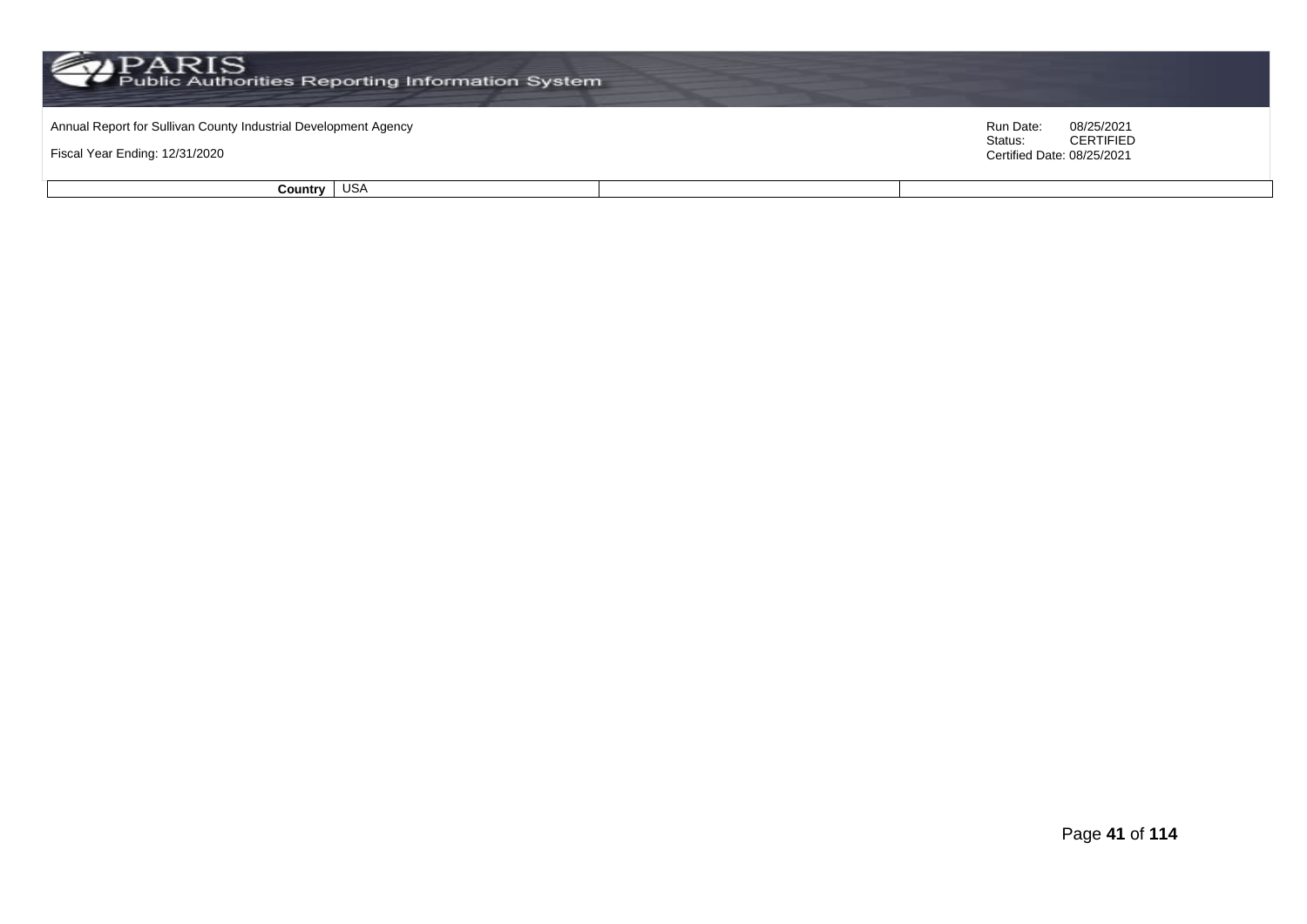| Country | USA | | |
|---|---|---|---|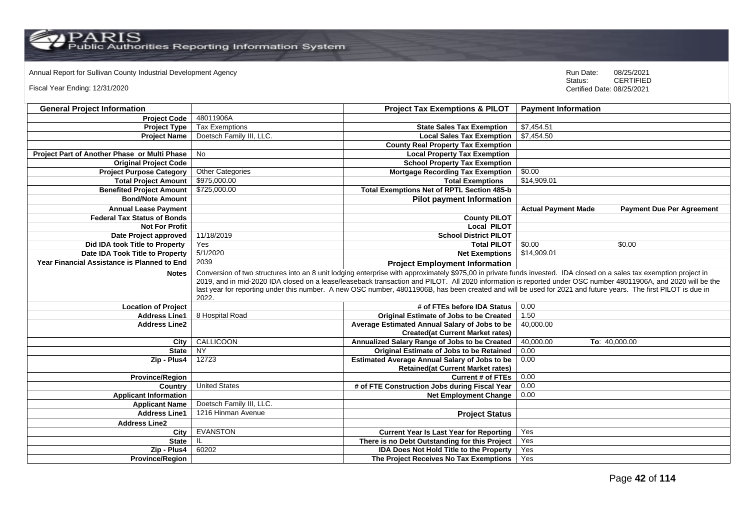Annual Report for Sullivan County Industrial Development Agency

Fiscal Year Ending: 12/31/2020

Run Date: 08/25/2021
Status: CERTIFIED
Certified Date: 08/25/2021

| General Project Information | | Project Tax Exemptions & PILOT | Payment Information | |
|---|---|---|---|---|
| Project Code | 48011906A | | | |
| Project Type | Tax Exemptions | State Sales Tax Exemption | $7,454.51 | |
| Project Name | Doetsch Family III, LLC. | Local Sales Tax Exemption | $7,454.50 | |
| | | County Real Property Tax Exemption | | |
| Project Part of Another Phase or Multi Phase | No | Local Property Tax Exemption | | |
| Original Project Code | | School Property Tax Exemption | | |
| Project Purpose Category | Other Categories | Mortgage Recording Tax Exemption | $0.00 | |
| Total Project Amount | $975,000.00 | Total Exemptions | $14,909.01 | |
| Benefited Project Amount | $725,000.00 | Total Exemptions Net of RPTL Section 485-b | | |
| Bond/Note Amount | | Pilot payment Information | | |
| Annual Lease Payment | | | Actual Payment Made | Payment Due Per Agreement |
| Federal Tax Status of Bonds | | County PILOT | | |
| Not For Profit | | Local PILOT | | |
| Date Project approved | 11/18/2019 | School District PILOT | | |
| Did IDA took Title to Property | Yes | Total PILOT | $0.00 | $0.00 |
| Date IDA Took Title to Property | 5/1/2020 | Net Exemptions | $14,909.01 | |
| Year Financial Assistance is Planned to End | 2039 | Project Employment Information | | |
| Notes | Conversion of two structures into an 8 unit lodging enterprise with approximately $975,00 in private funds invested. IDA closed on a sales tax exemption project in 2019, and in mid-2020 IDA closed on a lease/leaseback transaction and PILOT. All 2020 information is reported under OSC number 48011906A, and 2020 will be the last year for reporting under this number. A new OSC number, 48011906B, has been created and will be used for 2021 and future years. The first PILOT is due in 2022. | | | |
| Location of Project | | # of FTEs before IDA Status | 0.00 | |
| Address Line1 | 8 Hospital Road | Original Estimate of Jobs to be Created | 1.50 | |
| Address Line2 | | Average Estimated Annual Salary of Jobs to be Created(at Current Market rates) | 40,000.00 | |
| City | CALLICOON | Annualized Salary Range of Jobs to be Created | 40,000.00 | To: 40,000.00 |
| State | NY | Original Estimate of Jobs to be Retained | 0.00 | |
| Zip - Plus4 | 12723 | Estimated Average Annual Salary of Jobs to be Retained(at Current Market rates) | 0.00 | |
| Province/Region | | Current # of FTEs | 0.00 | |
| Country | United States | # of FTE Construction Jobs during Fiscal Year | 0.00 | |
| Applicant Information | | Net Employment Change | 0.00 | |
| Applicant Name | Doetsch Family III, LLC. | | | |
| Address Line1 | 1216 Hinman Avenue | Project Status | | |
| Address Line2 | | | | |
| City | EVANSTON | Current Year Is Last Year for Reporting | Yes | |
| State | IL | There is no Debt Outstanding for this Project | Yes | |
| Zip - Plus4 | 60202 | IDA Does Not Hold Title to the Property | Yes | |
| Province/Region | | The Project Receives No Tax Exemptions | Yes | |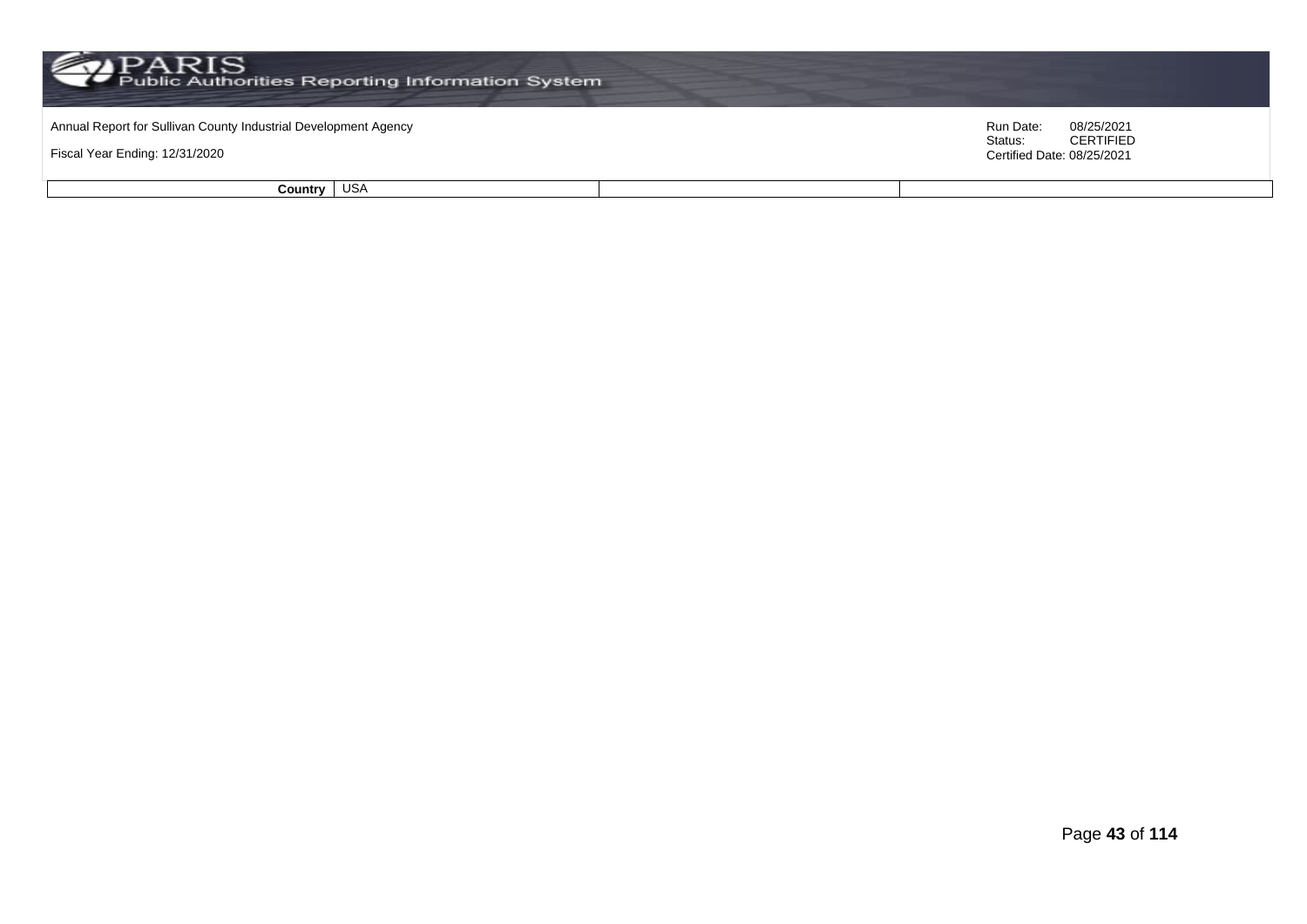| Country | USA | | |
|---|---|---|---|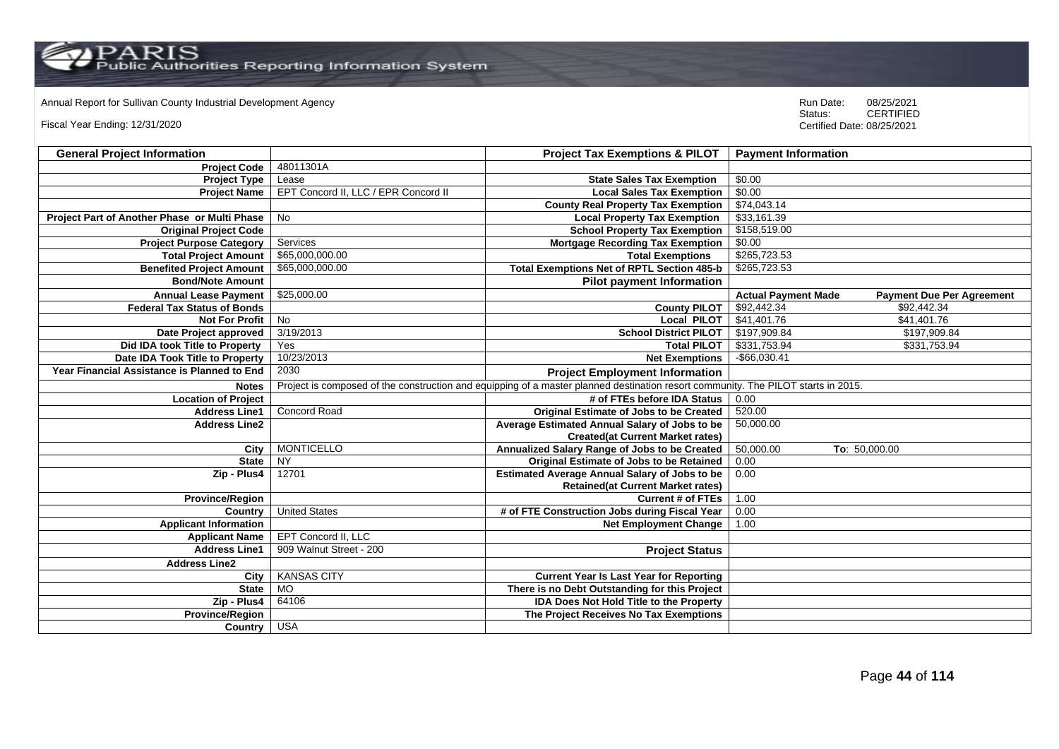Annual Report for Sullivan County Industrial Development Agency

Fiscal Year Ending: 12/31/2020

Run Date: 08/25/2021
Status: CERTIFIED
Certified Date: 08/25/2021

| General Project Information | | Project Tax Exemptions & PILOT | Payment Information | |
|---|---|---|---|---|
| Project Code | 48011301A | | | |
| Project Type | Lease | State Sales Tax Exemption | $0.00 | |
| Project Name | EPT Concord II, LLC / EPR Concord II | Local Sales Tax Exemption | $0.00 | |
| | | County Real Property Tax Exemption | $74,043.14 | |
| Project Part of Another Phase or Multi Phase | No | Local Property Tax Exemption | $33,161.39 | |
| Original Project Code | | School Property Tax Exemption | $158,519.00 | |
| Project Purpose Category | Services | Mortgage Recording Tax Exemption | $0.00 | |
| Total Project Amount | $65,000,000.00 | Total Exemptions | $265,723.53 | |
| Benefited Project Amount | $65,000,000.00 | Total Exemptions Net of RPTL Section 485-b | $265,723.53 | |
| Bond/Note Amount | | Pilot payment Information | | |
| Annual Lease Payment | $25,000.00 | | Actual Payment Made | Payment Due Per Agreement |
| Federal Tax Status of Bonds | | County PILOT | $92,442.34 | $92,442.34 |
| Not For Profit | No | Local PILOT | $41,401.76 | $41,401.76 |
| Date Project approved | 3/19/2013 | School District PILOT | $197,909.84 | $197,909.84 |
| Did IDA took Title to Property | Yes | Total PILOT | $331,753.94 | $331,753.94 |
| Date IDA Took Title to Property | 10/23/2013 | Net Exemptions | -$66,030.41 | |
| Year Financial Assistance is Planned to End | 2030 | Project Employment Information | | |
| Notes | Project is composed of the construction and equipping of a master planned destination resort community. The PILOT starts in 2015. | | | |
| Location of Project | | # of FTEs before IDA Status | 0.00 | |
| Address Line1 | Concord Road | Original Estimate of Jobs to be Created | 520.00 | |
| Address Line2 | | Average Estimated Annual Salary of Jobs to be Created(at Current Market rates) | 50,000.00 | |
| City | MONTICELLO | Annualized Salary Range of Jobs to be Created | 50,000.00 | To: 50,000.00 |
| State | NY | Original Estimate of Jobs to be Retained | 0.00 | |
| Zip - Plus4 | 12701 | Estimated Average Annual Salary of Jobs to be Retained(at Current Market rates) | 0.00 | |
| Province/Region | | Current # of FTEs | 1.00 | |
| Country | United States | # of FTE Construction Jobs during Fiscal Year | 0.00 | |
| Applicant Information | | Net Employment Change | 1.00 | |
| Applicant Name | EPT Concord II, LLC | | | |
| Address Line1 | 909 Walnut Street - 200 | Project Status | | |
| Address Line2 | | | | |
| City | KANSAS CITY | Current Year Is Last Year for Reporting | | |
| State | MO | There is no Debt Outstanding for this Project | | |
| Zip - Plus4 | 64106 | IDA Does Not Hold Title to the Property | | |
| Province/Region | | The Project Receives No Tax Exemptions | | |
| Country | USA | | | |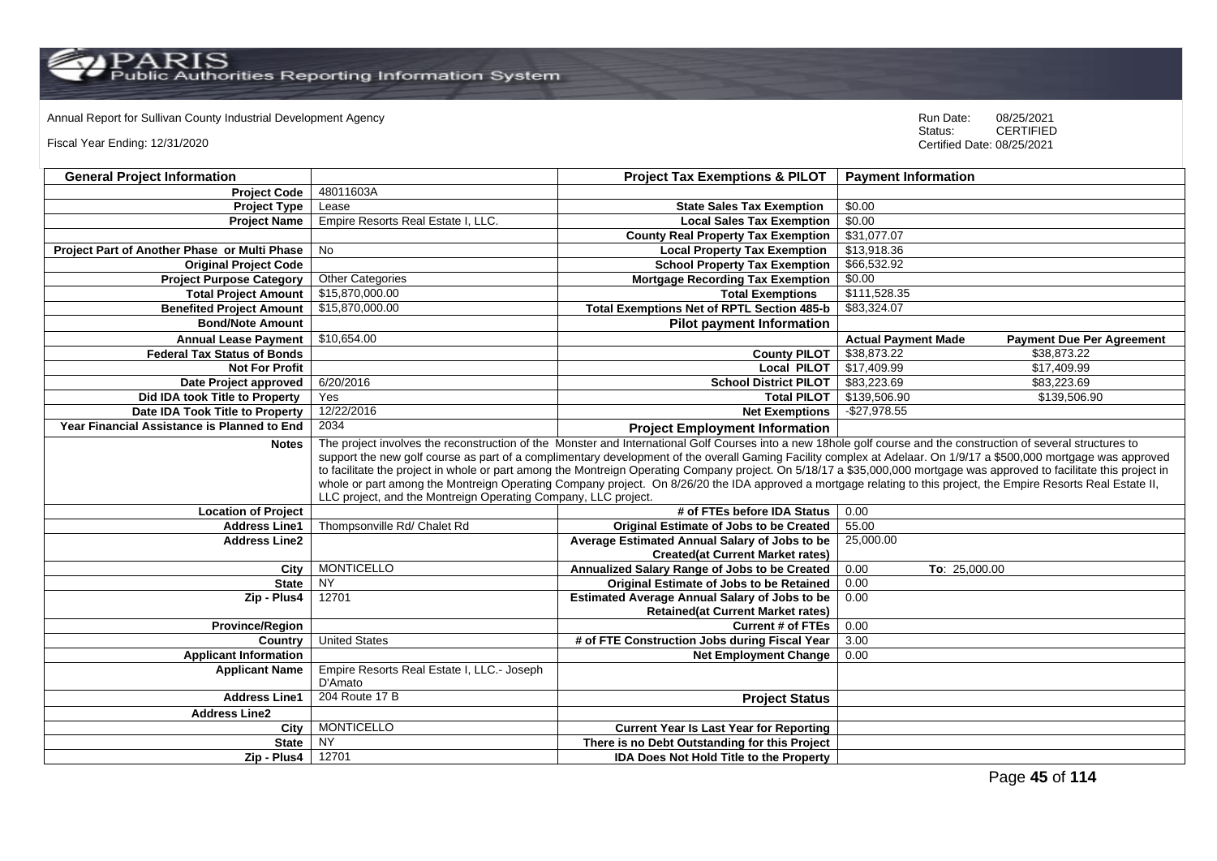Annual Report for Sullivan County Industrial Development Agency

Fiscal Year Ending: 12/31/2020

Run Date: 08/25/2021
Status: CERTIFIED
Certified Date: 08/25/2021

| General Project Information | | Project Tax Exemptions & PILOT | Payment Information | |
|---|---|---|---|---|
| Project Code | 48011603A | | | |
| Project Type | Lease | State Sales Tax Exemption | $0.00 | |
| Project Name | Empire Resorts Real Estate I, LLC. | Local Sales Tax Exemption | $0.00 | |
| | | County Real Property Tax Exemption | $31,077.07 | |
| Project Part of Another Phase or Multi Phase | No | Local Property Tax Exemption | $13,918.36 | |
| Original Project Code | | School Property Tax Exemption | $66,532.92 | |
| Project Purpose Category | Other Categories | Mortgage Recording Tax Exemption | $0.00 | |
| Total Project Amount | $15,870,000.00 | Total Exemptions | $111,528.35 | |
| Benefited Project Amount | $15,870,000.00 | Total Exemptions Net of RPTL Section 485-b | $83,324.07 | |
| Bond/Note Amount | | Pilot payment Information | | |
| Annual Lease Payment | $10,654.00 | | Actual Payment Made | Payment Due Per Agreement |
| Federal Tax Status of Bonds | | County PILOT | $38,873.22 | $38,873.22 |
| Not For Profit | | Local PILOT | $17,409.99 | $17,409.99 |
| Date Project approved | 6/20/2016 | School District PILOT | $83,223.69 | $83,223.69 |
| Did IDA took Title to Property | Yes | Total PILOT | $139,506.90 | $139,506.90 |
| Date IDA Took Title to Property | 12/22/2016 | Net Exemptions | -$27,978.55 | |
| Year Financial Assistance is Planned to End | 2034 | Project Employment Information | | |
| Notes | The project involves the reconstruction of the Monster and International Golf Courses into a new 18hole golf course and the construction of several structures to support the new golf course as part of a complimentary development of the overall Gaming Facility complex at Adelaar. On 1/9/17 a $500,000 mortgage was approved to facilitate the project in whole or part among the Montreign Operating Company project. On 5/18/17 a $35,000,000 mortgage was approved to facilitate this project in whole or part among the Montreign Operating Company project. On 8/26/20 the IDA approved a mortgage relating to this project, the Empire Resorts Real Estate II, LLC project, and the Montreign Operating Company, LLC project. | | | |
| Location of Project | | # of FTEs before IDA Status | 0.00 | |
| Address Line1 | Thompsonville Rd/ Chalet Rd | Original Estimate of Jobs to be Created | 55.00 | |
| Address Line2 | | Average Estimated Annual Salary of Jobs to be Created(at Current Market rates) | 25,000.00 | |
| City | MONTICELLO | Annualized Salary Range of Jobs to be Created | 0.00 | To: 25,000.00 |
| State | NY | Original Estimate of Jobs to be Retained | 0.00 | |
| Zip - Plus4 | 12701 | Estimated Average Annual Salary of Jobs to be Retained(at Current Market rates) | 0.00 | |
| Province/Region | | Current # of FTEs | 0.00 | |
| Country | United States | # of FTE Construction Jobs during Fiscal Year | 3.00 | |
| Applicant Information | | Net Employment Change | 0.00 | |
| Applicant Name | Empire Resorts Real Estate I, LLC.- Joseph D'Amato | | | |
| Address Line1 | 204 Route 17 B | Project Status | | |
| Address Line2 | | | | |
| City | MONTICELLO | Current Year Is Last Year for Reporting | | |
| State | NY | There is no Debt Outstanding for this Project | | |
| Zip - Plus4 | 12701 | IDA Does Not Hold Title to the Property | | |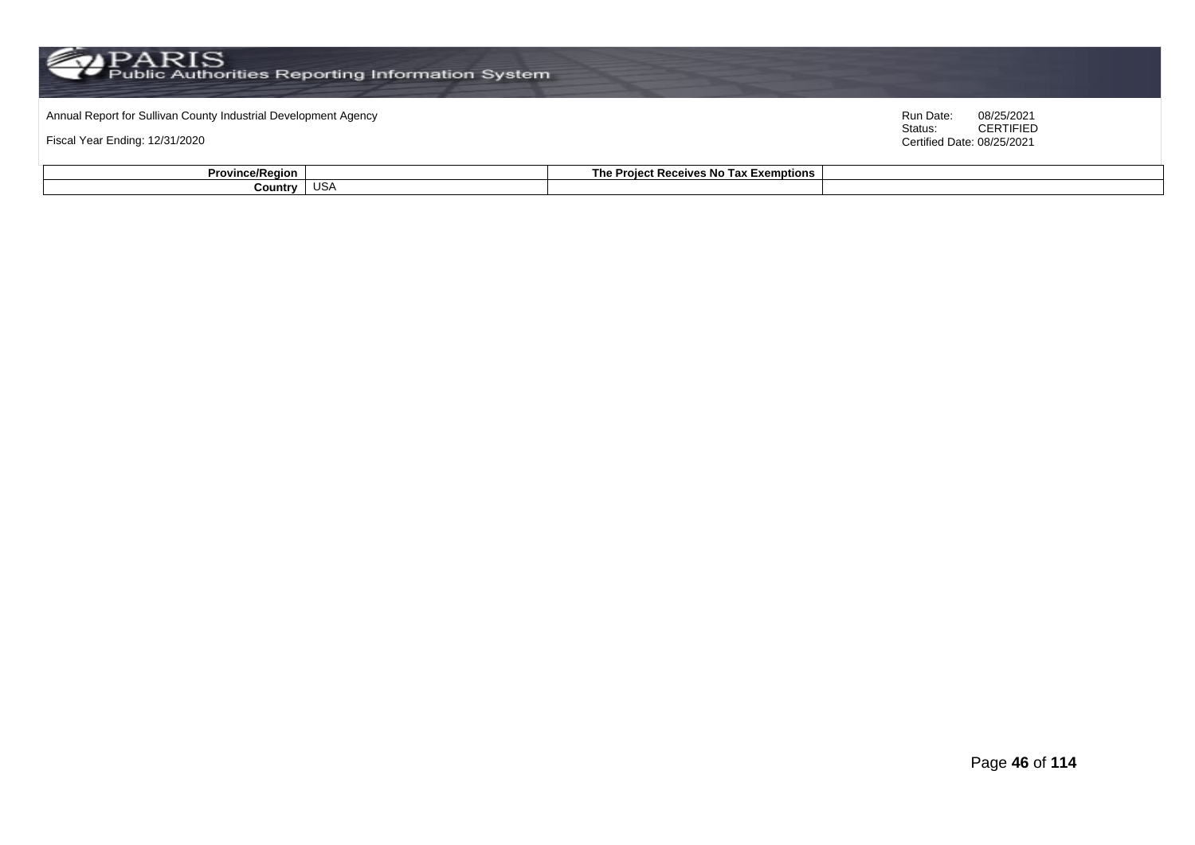| Province/Region | | The Project Receives No Tax Exemptions | |
|---|---|---|---|
| Country | USA | | |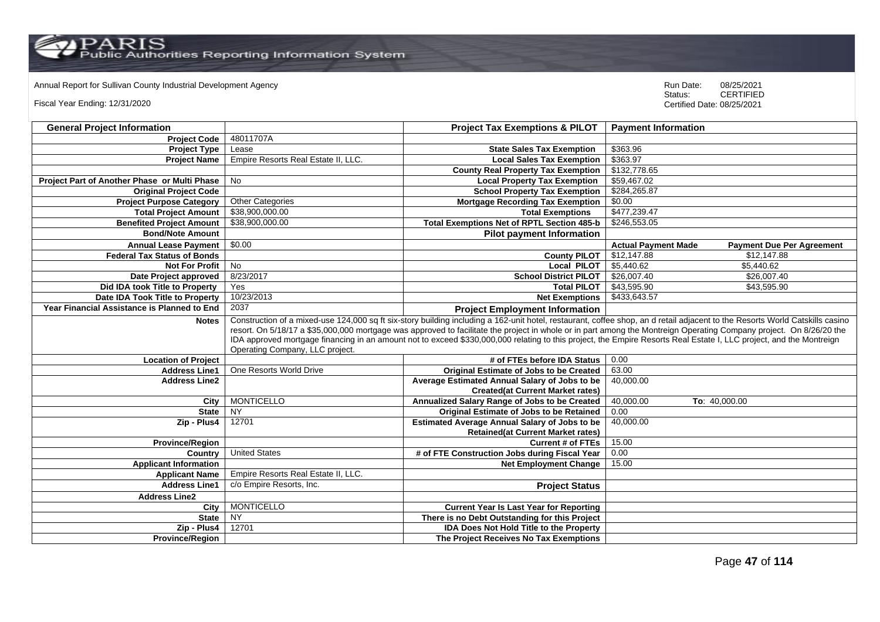Annual Report for Sullivan County Industrial Development Agency

Fiscal Year Ending: 12/31/2020

Run Date: 08/25/2021
Status: CERTIFIED
Certified Date: 08/25/2021

| General Project Information | | Project Tax Exemptions & PILOT | Payment Information | |
|---|---|---|---|---|
| Project Code | 48011707A | | | |
| Project Type | Lease | State Sales Tax Exemption | $363.96 | |
| Project Name | Empire Resorts Real Estate II, LLC. | Local Sales Tax Exemption | $363.97 | |
| | | County Real Property Tax Exemption | $132,778.65 | |
| Project Part of Another Phase or Multi Phase | No | Local Property Tax Exemption | $59,467.02 | |
| Original Project Code | | School Property Tax Exemption | $284,265.87 | |
| Project Purpose Category | Other Categories | Mortgage Recording Tax Exemption | $0.00 | |
| Total Project Amount | $38,900,000.00 | Total Exemptions | $477,239.47 | |
| Benefited Project Amount | $38,900,000.00 | Total Exemptions Net of RPTL Section 485-b | $246,553.05 | |
| Bond/Note Amount | | Pilot payment Information | | |
| Annual Lease Payment | $0.00 | | Actual Payment Made | Payment Due Per Agreement |
| Federal Tax Status of Bonds | | County PILOT | $12,147.88 | $12,147.88 |
| Not For Profit | No | Local PILOT | $5,440.62 | $5,440.62 |
| Date Project approved | 8/23/2017 | School District PILOT | $26,007.40 | $26,007.40 |
| Did IDA took Title to Property | Yes | Total PILOT | $43,595.90 | $43,595.90 |
| Date IDA Took Title to Property | 10/23/2013 | Net Exemptions | $433,643.57 | |
| Year Financial Assistance is Planned to End | 2037 | Project Employment Information | | |
| Notes | Construction of a mixed-use 124,000 sq ft six-story building including a 162-unit hotel, restaurant, coffee shop, an d retail adjacent to the Resorts World Catskills casino resort. On 5/18/17 a $35,000,000 mortgage was approved to facilitate the project in whole or in part among the Montreign Operating Company project. On 8/26/20 the IDA approved mortgage financing in an amount not to exceed $330,000,000 relating to this project, the Empire Resorts Real Estate I, LLC project, and the Montreign Operating Company, LLC project. | | | |
| Location of Project | | # of FTEs before IDA Status | 0.00 | |
| Address Line1 | One Resorts World Drive | Original Estimate of Jobs to be Created | 63.00 | |
| Address Line2 | | Average Estimated Annual Salary of Jobs to be Created(at Current Market rates) | 40,000.00 | |
| City | MONTICELLO | Annualized Salary Range of Jobs to be Created | 40,000.00 | To: 40,000.00 |
| State | NY | Original Estimate of Jobs to be Retained | 0.00 | |
| Zip - Plus4 | 12701 | Estimated Average Annual Salary of Jobs to be Retained(at Current Market rates) | 40,000.00 | |
| Province/Region | | Current # of FTEs | 15.00 | |
| Country | United States | # of FTE Construction Jobs during Fiscal Year | 0.00 | |
| Applicant Information | | Net Employment Change | 15.00 | |
| Applicant Name | Empire Resorts Real Estate II, LLC. | | | |
| Address Line1 | c/o Empire Resorts, Inc. | Project Status | | |
| Address Line2 | | | | |
| City | MONTICELLO | Current Year Is Last Year for Reporting | | |
| State | NY | There is no Debt Outstanding for this Project | | |
| Zip - Plus4 | 12701 | IDA Does Not Hold Title to the Property | | |
| Province/Region | | The Project Receives No Tax Exemptions | | |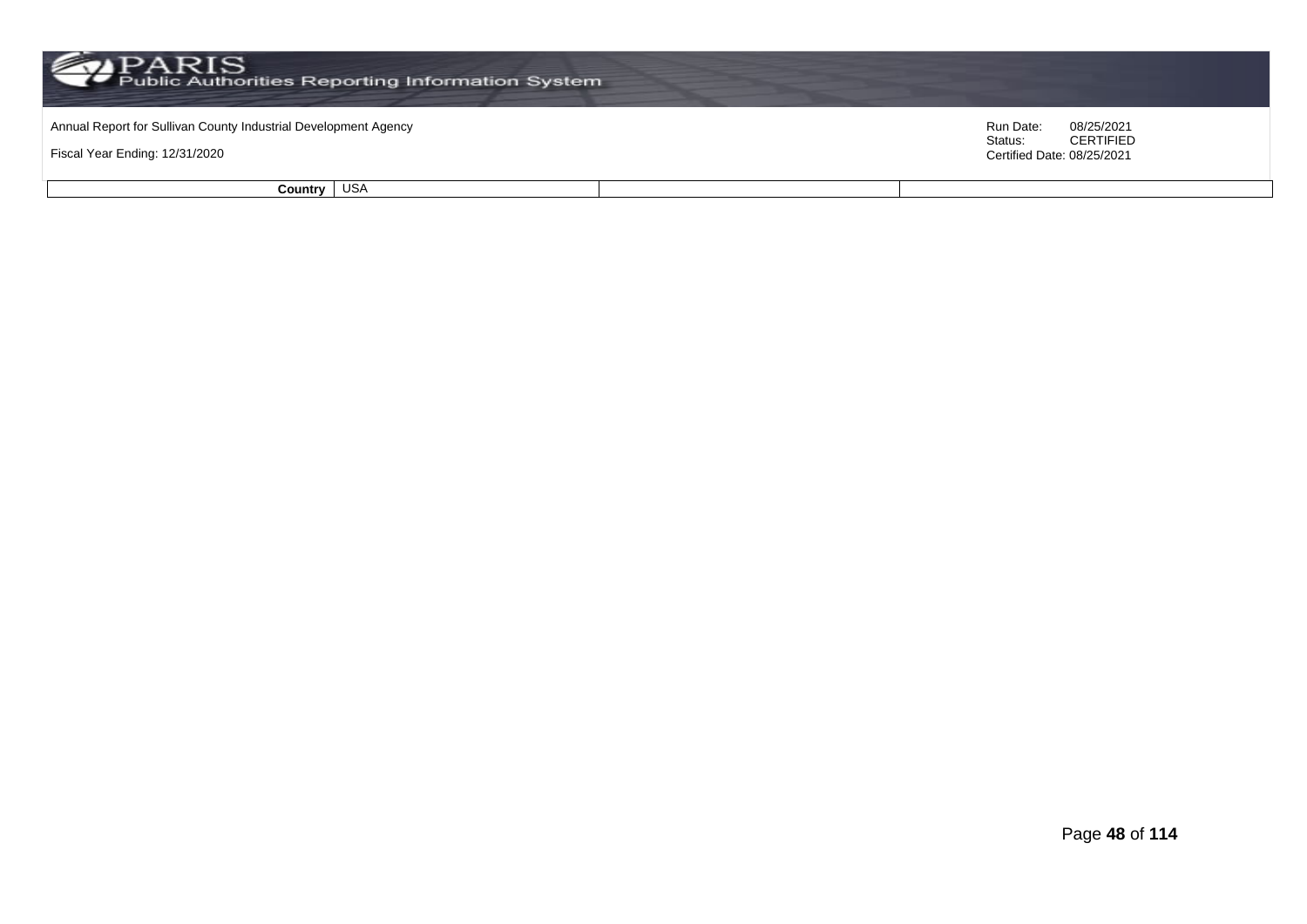| Country | USA | | |
| --- | --- | --- | --- |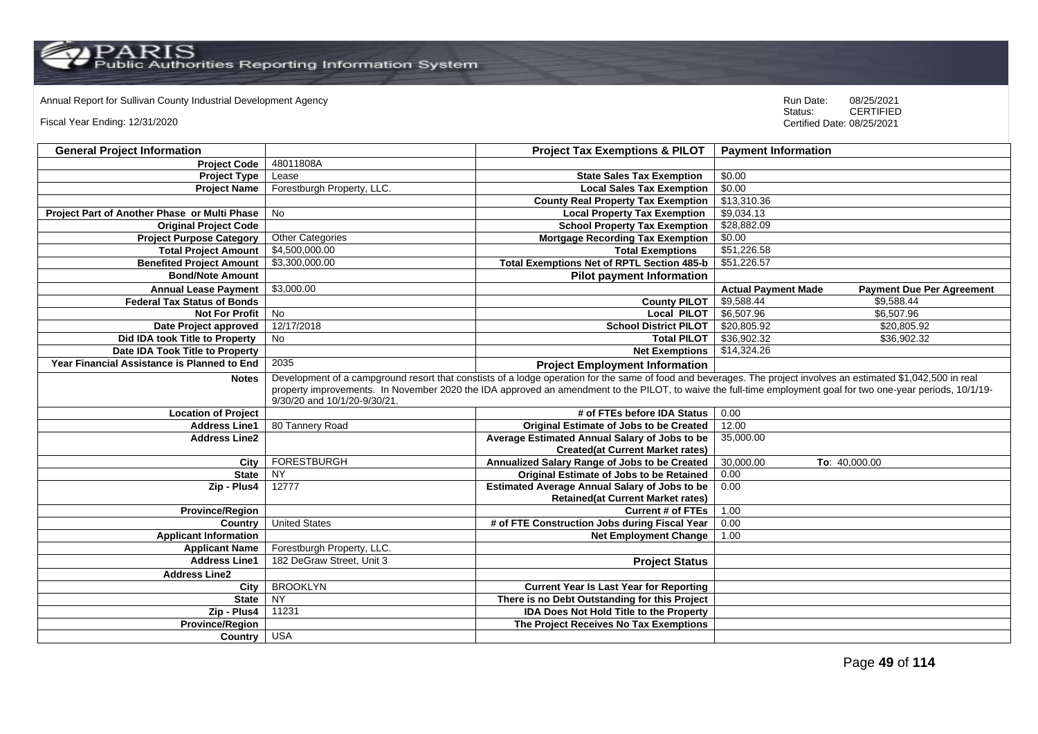Annual Report for Sullivan County Industrial Development Agency

Fiscal Year Ending: 12/31/2020

Run Date: 08/25/2021
Status: CERTIFIED
Certified Date: 08/25/2021

| General Project Information | | Project Tax Exemptions & PILOT | Payment Information | |
|---|---|---|---|---|
| Project Code | 48011808A | | | |
| Project Type | Lease | State Sales Tax Exemption | $0.00 | |
| Project Name | Forestburgh Property, LLC. | Local Sales Tax Exemption | $0.00 | |
| | | County Real Property Tax Exemption | $13,310.36 | |
| Project Part of Another Phase or Multi Phase | No | Local Property Tax Exemption | $9,034.13 | |
| Original Project Code | | School Property Tax Exemption | $28,882.09 | |
| Project Purpose Category | Other Categories | Mortgage Recording Tax Exemption | $0.00 | |
| Total Project Amount | $4,500,000.00 | Total Exemptions | $51,226.58 | |
| Benefited Project Amount | $3,300,000.00 | Total Exemptions Net of RPTL Section 485-b | $51,226.57 | |
| Bond/Note Amount | | Pilot payment Information | | |
| Annual Lease Payment | $3,000.00 | | Actual Payment Made | Payment Due Per Agreement |
| Federal Tax Status of Bonds | | County PILOT | $9,588.44 | $9,588.44 |
| Not For Profit | No | Local PILOT | $6,507.96 | $6,507.96 |
| Date Project approved | 12/17/2018 | School District PILOT | $20,805.92 | $20,805.92 |
| Did IDA took Title to Property | No | Total PILOT | $36,902.32 | $36,902.32 |
| Date IDA Took Title to Property | | Net Exemptions | $14,324.26 | |
| Year Financial Assistance is Planned to End | 2035 | Project Employment Information | | |
| Notes | Development of a campground resort that constists of a lodge operation for the same of food and beverages. The project involves an estimated $1,042,500 in real property improvements. In November 2020 the IDA approved an amendment to the PILOT, to waive the full-time employment goal for two one-year periods, 10/1/19-9/30/20 and 10/1/20-9/30/21. | | | |
| Location of Project | | # of FTEs before IDA Status | 0.00 | |
| Address Line1 | 80 Tannery Road | Original Estimate of Jobs to be Created | 12.00 | |
| Address Line2 | | Average Estimated Annual Salary of Jobs to be Created(at Current Market rates) | 35,000.00 | |
| City | FORESTBURGH | Annualized Salary Range of Jobs to be Created | 30,000.00 | To: 40,000.00 |
| State | NY | Original Estimate of Jobs to be Retained | 0.00 | |
| Zip - Plus4 | 12777 | Estimated Average Annual Salary of Jobs to be Retained(at Current Market rates) | 0.00 | |
| Province/Region | | Current # of FTEs | 1.00 | |
| Country | United States | # of FTE Construction Jobs during Fiscal Year | 0.00 | |
| Applicant Information | | Net Employment Change | 1.00 | |
| Applicant Name | Forestburgh Property, LLC. | | | |
| Address Line1 | 182 DeGraw Street, Unit 3 | Project Status | | |
| Address Line2 | | | | |
| City | BROOKLYN | Current Year Is Last Year for Reporting | | |
| State | NY | There is no Debt Outstanding for this Project | | |
| Zip - Plus4 | 11231 | IDA Does Not Hold Title to the Property | | |
| Province/Region | | The Project Receives No Tax Exemptions | | |
| Country | USA | | | |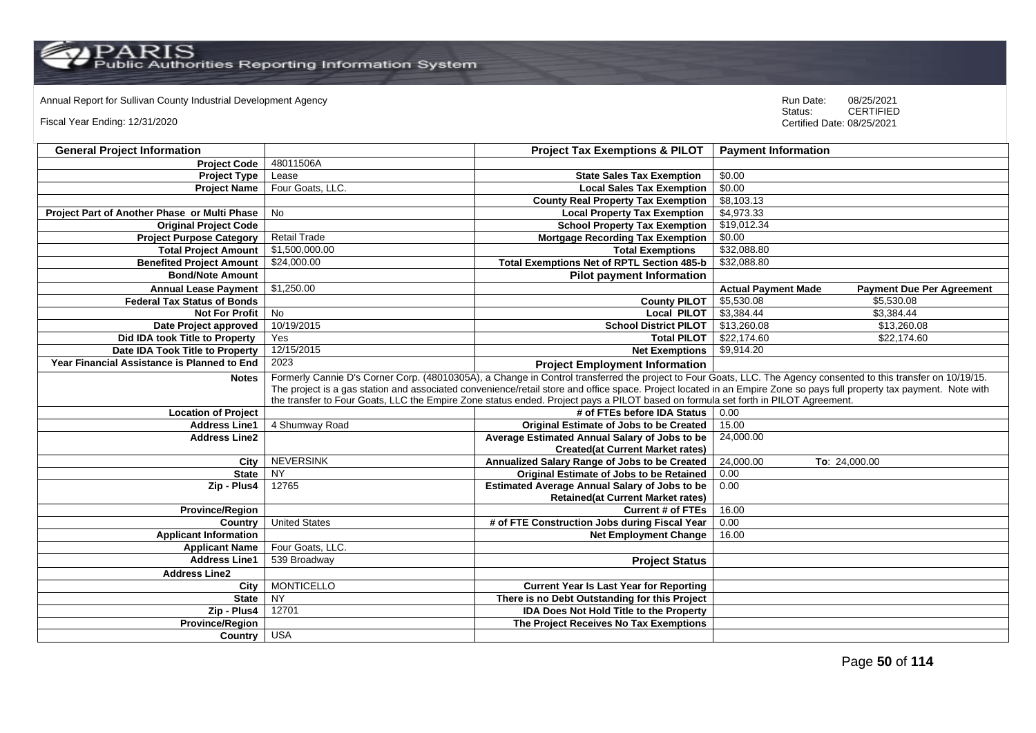Annual Report for Sullivan County Industrial Development Agency

Fiscal Year Ending: 12/31/2020

Run Date: 08/25/2021
Status: CERTIFIED
Certified Date: 08/25/2021

| General Project Information | | Project Tax Exemptions & PILOT | Payment Information | |
|---|---|---|---|---|
| Project Code | 48011506A | | | |
| Project Type | Lease | State Sales Tax Exemption | $0.00 | |
| Project Name | Four Goats, LLC. | Local Sales Tax Exemption | $0.00 | |
| | | County Real Property Tax Exemption | $8,103.13 | |
| Project Part of Another Phase or Multi Phase | No | Local Property Tax Exemption | $4,973.33 | |
| Original Project Code | | School Property Tax Exemption | $19,012.34 | |
| Project Purpose Category | Retail Trade | Mortgage Recording Tax Exemption | $0.00 | |
| Total Project Amount | $1,500,000.00 | Total Exemptions | $32,088.80 | |
| Benefited Project Amount | $24,000.00 | Total Exemptions Net of RPTL Section 485-b | $32,088.80 | |
| Bond/Note Amount | | Pilot payment Information | | |
| Annual Lease Payment | $1,250.00 | | Actual Payment Made | Payment Due Per Agreement |
| Federal Tax Status of Bonds | | County PILOT | $5,530.08 | $5,530.08 |
| Not For Profit | No | Local PILOT | $3,384.44 | $3,384.44 |
| Date Project approved | 10/19/2015 | School District PILOT | $13,260.08 | $13,260.08 |
| Did IDA took Title to Property | Yes | Total PILOT | $22,174.60 | $22,174.60 |
| Date IDA Took Title to Property | 12/15/2015 | Net Exemptions | $9,914.20 | |
| Year Financial Assistance is Planned to End | 2023 | Project Employment Information | | |
| Notes | Formerly Cannie D's Corner Corp. (48010305A), a Change in Control transferred the project to Four Goats, LLC. The Agency consented to this transfer on 10/19/15. The project is a gas station and associated convenience/retail store and office space. Project located in an Empire Zone so pays full property tax payment. Note with the transfer to Four Goats, LLC the Empire Zone status ended. Project pays a PILOT based on formula set forth in PILOT Agreement. | | | |
| Location of Project | | # of FTEs before IDA Status | 0.00 | |
| Address Line1 | 4 Shumway Road | Original Estimate of Jobs to be Created | 15.00 | |
| Address Line2 | | Average Estimated Annual Salary of Jobs to be Created(at Current Market rates) | 24,000.00 | |
| City | NEVERSINK | Annualized Salary Range of Jobs to be Created | 24,000.00 | To: 24,000.00 |
| State | NY | Original Estimate of Jobs to be Retained | 0.00 | |
| Zip - Plus4 | 12765 | Estimated Average Annual Salary of Jobs to be Retained(at Current Market rates) | 0.00 | |
| Province/Region | | Current # of FTEs | 16.00 | |
| Country | United States | # of FTE Construction Jobs during Fiscal Year | 0.00 | |
| Applicant Information | | Net Employment Change | 16.00 | |
| Applicant Name | Four Goats, LLC. | | | |
| Address Line1 | 539 Broadway | Project Status | | |
| Address Line2 | | | | |
| City | MONTICELLO | Current Year Is Last Year for Reporting | | |
| State | NY | There is no Debt Outstanding for this Project | | |
| Zip - Plus4 | 12701 | IDA Does Not Hold Title to the Property | | |
| Province/Region | | The Project Receives No Tax Exemptions | | |
| Country | USA | | | |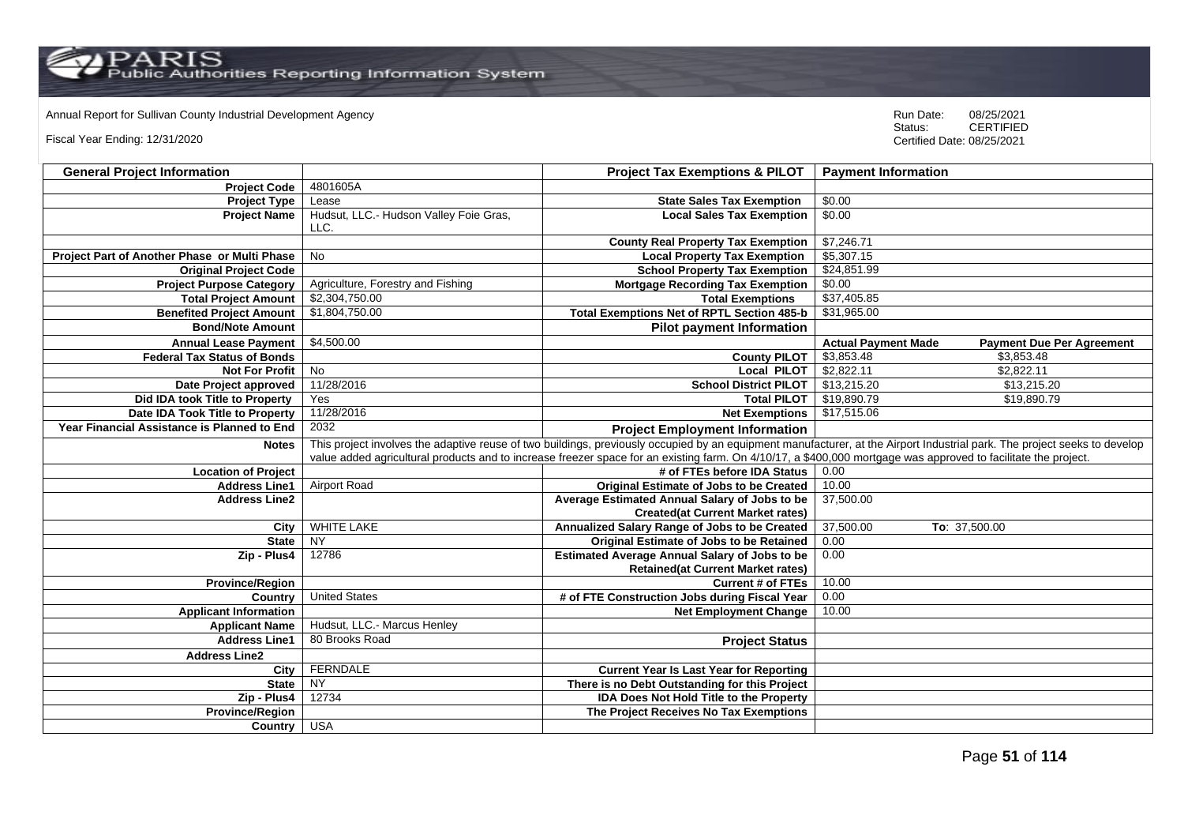Annual Report for Sullivan County Industrial Development Agency

Fiscal Year Ending: 12/31/2020

Run Date: 08/25/2021
Status: CERTIFIED
Certified Date: 08/25/2021

| General Project Information | | Project Tax Exemptions & PILOT | Payment Information | |
|---|---|---|---|---|
| Project Code | 4801605A | | | |
| Project Type | Lease | State Sales Tax Exemption | $0.00 | |
| Project Name | Hudsut, LLC.- Hudson Valley Foie Gras, LLC. | Local Sales Tax Exemption | $0.00 | |
| | | County Real Property Tax Exemption | $7,246.71 | |
| Project Part of Another Phase or Multi Phase | No | Local Property Tax Exemption | $5,307.15 | |
| Original Project Code | | School Property Tax Exemption | $24,851.99 | |
| Project Purpose Category | Agriculture, Forestry and Fishing | Mortgage Recording Tax Exemption | $0.00 | |
| Total Project Amount | $2,304,750.00 | Total Exemptions | $37,405.85 | |
| Benefited Project Amount | $1,804,750.00 | Total Exemptions Net of RPTL Section 485-b | $31,965.00 | |
| Bond/Note Amount | | Pilot payment Information | | |
| Annual Lease Payment | $4,500.00 | | Actual Payment Made | Payment Due Per Agreement |
| Federal Tax Status of Bonds | | County PILOT | $3,853.48 | $3,853.48 |
| Not For Profit | No | Local PILOT | $2,822.11 | $2,822.11 |
| Date Project approved | 11/28/2016 | School District PILOT | $13,215.20 | $13,215.20 |
| Did IDA took Title to Property | Yes | Total PILOT | $19,890.79 | $19,890.79 |
| Date IDA Took Title to Property | 11/28/2016 | Net Exemptions | $17,515.06 | |
| Year Financial Assistance is Planned to End | 2032 | Project Employment Information | | |
| Notes | This project involves the adaptive reuse of two buildings, previously occupied by an equipment manufacturer, at the Airport Industrial park. The project seeks to develop value added agricultural products and to increase freezer space for an existing farm. On 4/10/17, a $400,000 mortgage was approved to facilitate the project. | | | |
| Location of Project | | # of FTEs before IDA Status | 0.00 | |
| Address Line1 | Airport Road | Original Estimate of Jobs to be Created | 10.00 | |
| Address Line2 | | Average Estimated Annual Salary of Jobs to be Created(at Current Market rates) | 37,500.00 | |
| City | WHITE LAKE | Annualized Salary Range of Jobs to be Created | 37,500.00 | To: 37,500.00 |
| State | NY | Original Estimate of Jobs to be Retained | 0.00 | |
| Zip - Plus4 | 12786 | Estimated Average Annual Salary of Jobs to be Retained(at Current Market rates) | 0.00 | |
| Province/Region | | Current # of FTEs | 10.00 | |
| Country | United States | # of FTE Construction Jobs during Fiscal Year | 0.00 | |
| Applicant Information | | Net Employment Change | 10.00 | |
| Applicant Name | Hudsut, LLC.- Marcus Henley | | | |
| Address Line1 | 80 Brooks Road | Project Status | | |
| Address Line2 | | | | |
| City | FERNDALE | Current Year Is Last Year for Reporting | | |
| State | NY | There is no Debt Outstanding for this Project | | |
| Zip - Plus4 | 12734 | IDA Does Not Hold Title to the Property | | |
| Province/Region | | The Project Receives No Tax Exemptions | | |
| Country | USA | | | |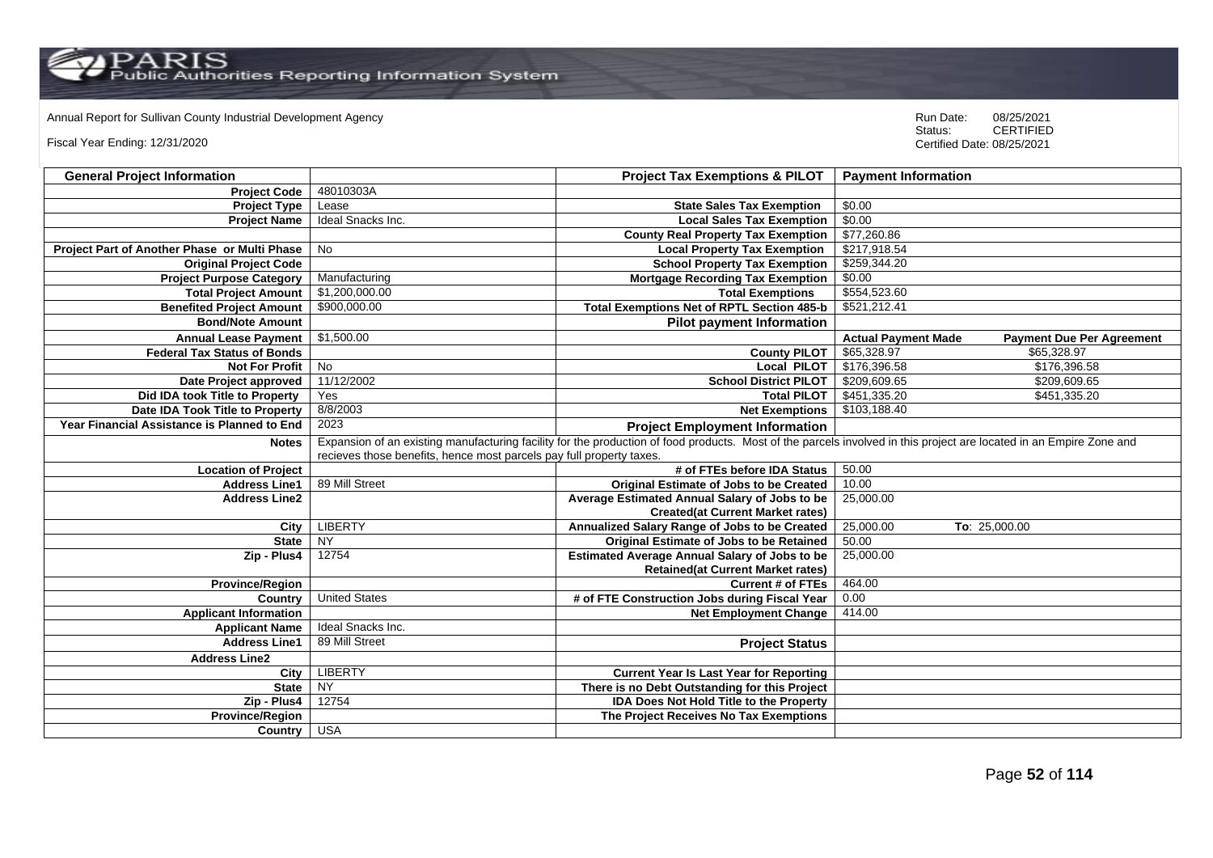Annual Report for Sullivan County Industrial Development Agency

Fiscal Year Ending: 12/31/2020

Run Date: 08/25/2021
Status: CERTIFIED
Certified Date: 08/25/2021

| General Project Information | | Project Tax Exemptions & PILOT | Payment Information | |
|---|---|---|---|---|
| Project Code | 48010303A | | | |
| Project Type | Lease | State Sales Tax Exemption | $0.00 | |
| Project Name | Ideal Snacks Inc. | Local Sales Tax Exemption | $0.00 | |
| | | County Real Property Tax Exemption | $77,260.86 | |
| Project Part of Another Phase or Multi Phase | No | Local Property Tax Exemption | $217,918.54 | |
| Original Project Code | | School Property Tax Exemption | $259,344.20 | |
| Project Purpose Category | Manufacturing | Mortgage Recording Tax Exemption | $0.00 | |
| Total Project Amount | $1,200,000.00 | Total Exemptions | $554,523.60 | |
| Benefited Project Amount | $900,000.00 | Total Exemptions Net of RPTL Section 485-b | $521,212.41 | |
| Bond/Note Amount | | Pilot payment Information | | |
| Annual Lease Payment | $1,500.00 | | Actual Payment Made | Payment Due Per Agreement |
| Federal Tax Status of Bonds | | County PILOT | $65,328.97 | $65,328.97 |
| Not For Profit | No | Local PILOT | $176,396.58 | $176,396.58 |
| Date Project approved | 11/12/2002 | School District PILOT | $209,609.65 | $209,609.65 |
| Did IDA took Title to Property | Yes | Total PILOT | $451,335.20 | $451,335.20 |
| Date IDA Took Title to Property | 8/8/2003 | Net Exemptions | $103,188.40 | |
| Year Financial Assistance is Planned to End | 2023 | Project Employment Information | | |
| Notes | Expansion of an existing manufacturing facility for the production of food products. Most of the parcels involved in this project are located in an Empire Zone and recieves those benefits, hence most parcels pay full property taxes. | | | |
| Location of Project | | # of FTEs before IDA Status | 50.00 | |
| Address Line1 | 89 Mill Street | Original Estimate of Jobs to be Created | 10.00 | |
| Address Line2 | | Average Estimated Annual Salary of Jobs to be Created(at Current Market rates) | 25,000.00 | |
| City | LIBERTY | Annualized Salary Range of Jobs to be Created | 25,000.00 | To: 25,000.00 |
| State | NY | Original Estimate of Jobs to be Retained | 50.00 | |
| Zip - Plus4 | 12754 | Estimated Average Annual Salary of Jobs to be Retained(at Current Market rates) | 25,000.00 | |
| Province/Region | | Current # of FTEs | 464.00 | |
| Country | United States | # of FTE Construction Jobs during Fiscal Year | 0.00 | |
| Applicant Information | | Net Employment Change | 414.00 | |
| Applicant Name | Ideal Snacks Inc. | | | |
| Address Line1 | 89 Mill Street | Project Status | | |
| Address Line2 | | | | |
| City | LIBERTY | Current Year Is Last Year for Reporting | | |
| State | NY | There is no Debt Outstanding for this Project | | |
| Zip - Plus4 | 12754 | IDA Does Not Hold Title to the Property | | |
| Province/Region | | The Project Receives No Tax Exemptions | | |
| Country | USA | | | |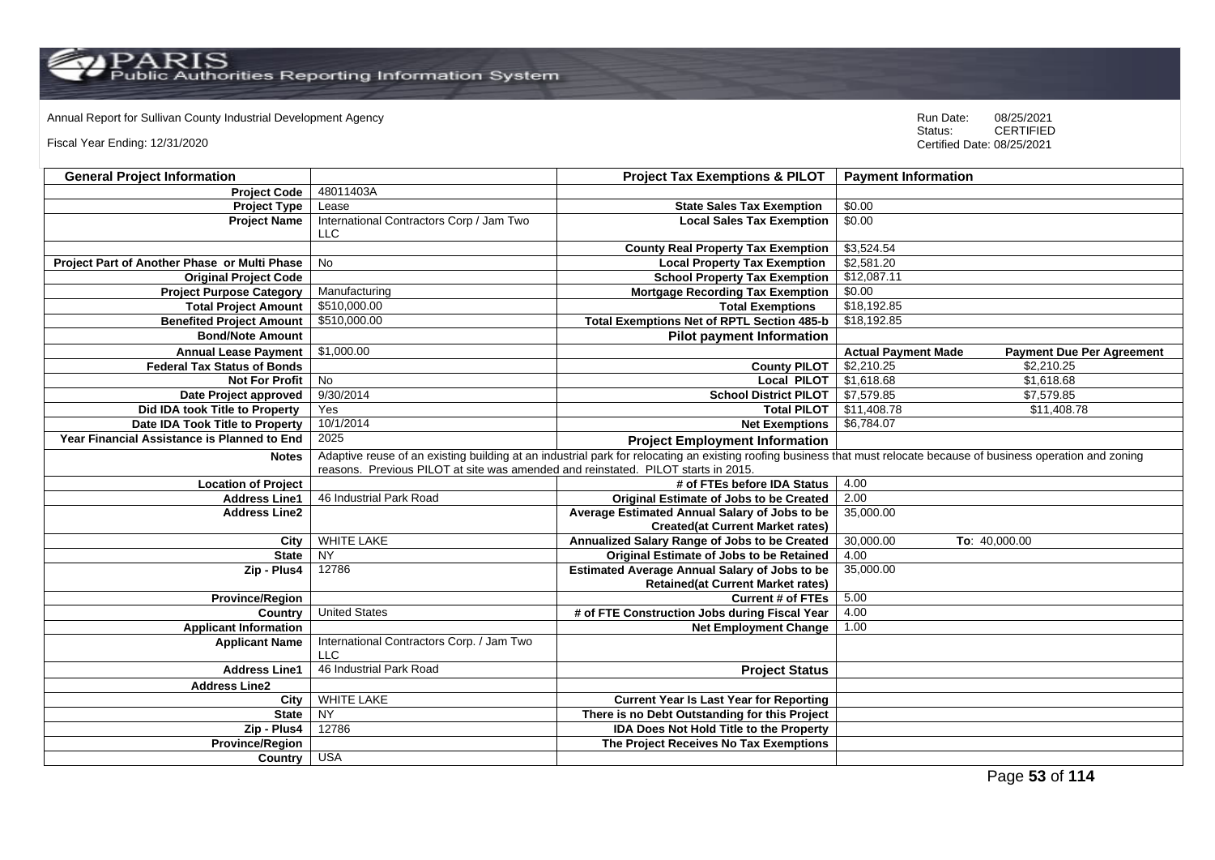Annual Report for Sullivan County Industrial Development Agency

Fiscal Year Ending: 12/31/2020

Run Date: 08/25/2021
Status: CERTIFIED
Certified Date: 08/25/2021

| General Project Information | | Project Tax Exemptions & PILOT | Payment Information | |
|---|---|---|---|---|
| Project Code | 48011403A | | | |
| Project Type | Lease | State Sales Tax Exemption | $0.00 | |
| Project Name | International Contractors Corp / Jam Two LLC | Local Sales Tax Exemption | $0.00 | |
| | | County Real Property Tax Exemption | $3,524.54 | |
| Project Part of Another Phase or Multi Phase | No | Local Property Tax Exemption | $2,581.20 | |
| Original Project Code | | School Property Tax Exemption | $12,087.11 | |
| Project Purpose Category | Manufacturing | Mortgage Recording Tax Exemption | $0.00 | |
| Total Project Amount | $510,000.00 | Total Exemptions | $18,192.85 | |
| Benefited Project Amount | $510,000.00 | Total Exemptions Net of RPTL Section 485-b | $18,192.85 | |
| Bond/Note Amount | | Pilot payment Information | | |
| Annual Lease Payment | $1,000.00 | | Actual Payment Made | Payment Due Per Agreement |
| Federal Tax Status of Bonds | | County PILOT | $2,210.25 | $2,210.25 |
| Not For Profit | No | Local PILOT | $1,618.68 | $1,618.68 |
| Date Project approved | 9/30/2014 | School District PILOT | $7,579.85 | $7,579.85 |
| Did IDA took Title to Property | Yes | Total PILOT | $11,408.78 | $11,408.78 |
| Date IDA Took Title to Property | 10/1/2014 | Net Exemptions | $6,784.07 | |
| Year Financial Assistance is Planned to End | 2025 | Project Employment Information | | |
| Notes | Adaptive reuse of an existing building at an industrial park for relocating an existing roofing business that must relocate because of business operation and zoning reasons. Previous PILOT at site was amended and reinstated. PILOT starts in 2015. | | | |
| Location of Project | | # of FTEs before IDA Status | 4.00 | |
| Address Line1 | 46 Industrial Park Road | Original Estimate of Jobs to be Created | 2.00 | |
| Address Line2 | | Average Estimated Annual Salary of Jobs to be Created(at Current Market rates) | 35,000.00 | |
| City | WHITE LAKE | Annualized Salary Range of Jobs to be Created | 30,000.00 | To: 40,000.00 |
| State | NY | Original Estimate of Jobs to be Retained | 4.00 | |
| Zip - Plus4 | 12786 | Estimated Average Annual Salary of Jobs to be Retained(at Current Market rates) | 35,000.00 | |
| Province/Region | | Current # of FTEs | 5.00 | |
| Country | United States | # of FTE Construction Jobs during Fiscal Year | 4.00 | |
| Applicant Information | | Net Employment Change | 1.00 | |
| Applicant Name | International Contractors Corp. / Jam Two LLC | | | |
| Address Line1 | 46 Industrial Park Road | Project Status | | |
| Address Line2 | | | | |
| City | WHITE LAKE | Current Year Is Last Year for Reporting | | |
| State | NY | There is no Debt Outstanding for this Project | | |
| Zip - Plus4 | 12786 | IDA Does Not Hold Title to the Property | | |
| Province/Region | | The Project Receives No Tax Exemptions | | |
| Country | USA | | | |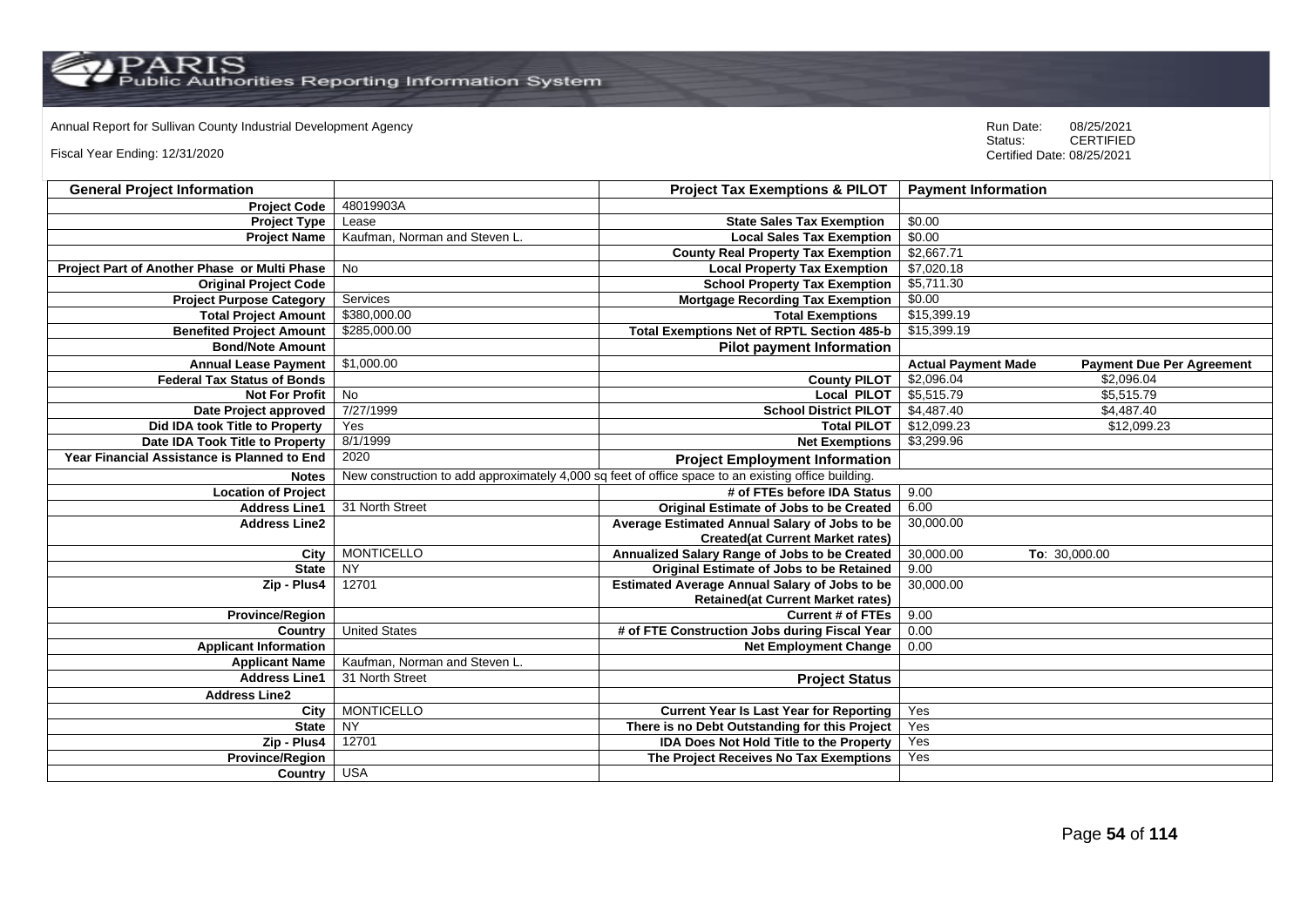Annual Report for Sullivan County Industrial Development Agency

Fiscal Year Ending: 12/31/2020

Run Date: 08/25/2021
Status: CERTIFIED
Certified Date: 08/25/2021

| General Project Information | | Project Tax Exemptions & PILOT | Payment Information | |
|---|---|---|---|---|
| Project Code | 48019903A | | | |
| Project Type | Lease | State Sales Tax Exemption | $0.00 | |
| Project Name | Kaufman, Norman and Steven L. | Local Sales Tax Exemption | $0.00 | |
| | | County Real Property Tax Exemption | $2,667.71 | |
| Project Part of Another Phase or Multi Phase | No | Local Property Tax Exemption | $7,020.18 | |
| Original Project Code | | School Property Tax Exemption | $5,711.30 | |
| Project Purpose Category | Services | Mortgage Recording Tax Exemption | $0.00 | |
| Total Project Amount | $380,000.00 | Total Exemptions | $15,399.19 | |
| Benefited Project Amount | $285,000.00 | Total Exemptions Net of RPTL Section 485-b | $15,399.19 | |
| Bond/Note Amount | | Pilot payment Information | | |
| Annual Lease Payment | $1,000.00 | | Actual Payment Made | Payment Due Per Agreement |
| Federal Tax Status of Bonds | | County PILOT | $2,096.04 | $2,096.04 |
| Not For Profit | No | Local PILOT | $5,515.79 | $5,515.79 |
| Date Project approved | 7/27/1999 | School District PILOT | $4,487.40 | $4,487.40 |
| Did IDA took Title to Property | Yes | Total PILOT | $12,099.23 | $12,099.23 |
| Date IDA Took Title to Property | 8/1/1999 | Net Exemptions | $3,299.96 | |
| Year Financial Assistance is Planned to End | 2020 | Project Employment Information | | |
| Notes | New construction to add approximately 4,000 sq feet of office space to an existing office building. | | | |
| Location of Project | | # of FTEs before IDA Status | 9.00 | |
| Address Line1 | 31 North Street | Original Estimate of Jobs to be Created | 6.00 | |
| Address Line2 | | Average Estimated Annual Salary of Jobs to be Created(at Current Market rates) | 30,000.00 | |
| City | MONTICELLO | Annualized Salary Range of Jobs to be Created | 30,000.00 | To: 30,000.00 |
| State | NY | Original Estimate of Jobs to be Retained | 9.00 | |
| Zip - Plus4 | 12701 | Estimated Average Annual Salary of Jobs to be Retained(at Current Market rates) | 30,000.00 | |
| Province/Region | | Current # of FTEs | 9.00 | |
| Country | United States | # of FTE Construction Jobs during Fiscal Year | 0.00 | |
| Applicant Information | | Net Employment Change | 0.00 | |
| Applicant Name | Kaufman, Norman and Steven L. | | | |
| Address Line1 | 31 North Street | Project Status | | |
| Address Line2 | | | | |
| City | MONTICELLO | Current Year Is Last Year for Reporting | Yes | |
| State | NY | There is no Debt Outstanding for this Project | Yes | |
| Zip - Plus4 | 12701 | IDA Does Not Hold Title to the Property | Yes | |
| Province/Region | | The Project Receives No Tax Exemptions | Yes | |
| Country | USA | | | |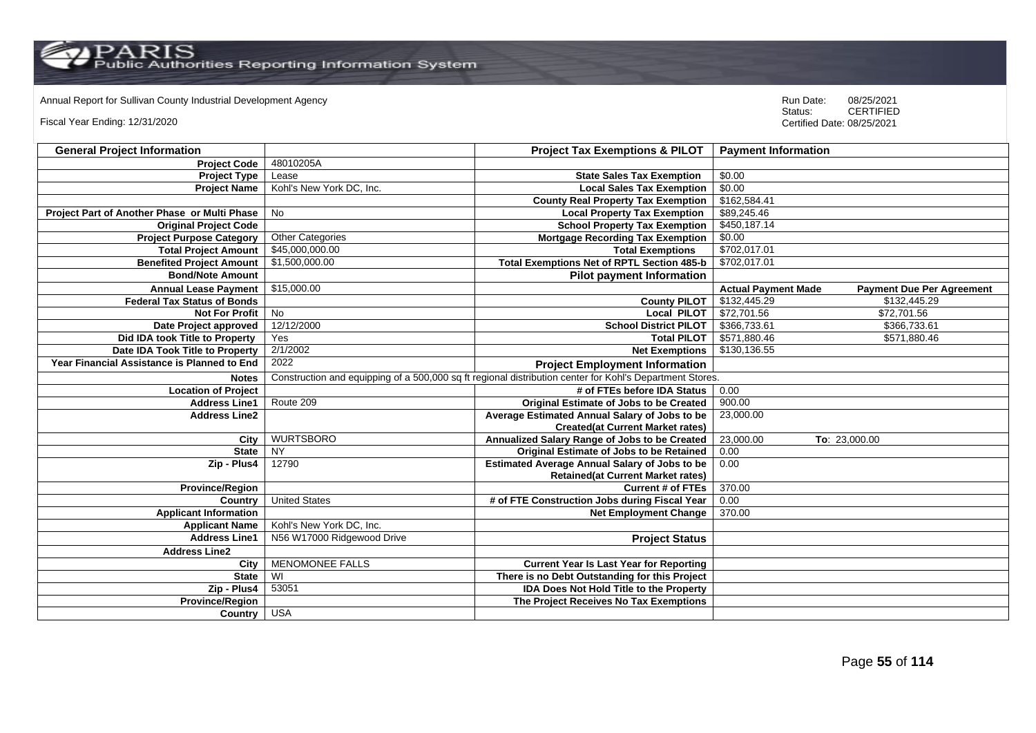Annual Report for Sullivan County Industrial Development Agency

Fiscal Year Ending: 12/31/2020

Run Date: 08/25/2021
Status: CERTIFIED
Certified Date: 08/25/2021

| General Project Information | | Project Tax Exemptions & PILOT | Payment Information | |
|---|---|---|---|---|
| Project Code | 48010205A | | | |
| Project Type | Lease | State Sales Tax Exemption | $0.00 | |
| Project Name | Kohl's New York DC, Inc. | Local Sales Tax Exemption | $0.00 | |
| | | County Real Property Tax Exemption | $162,584.41 | |
| Project Part of Another Phase or Multi Phase | No | Local Property Tax Exemption | $89,245.46 | |
| Original Project Code | | School Property Tax Exemption | $450,187.14 | |
| Project Purpose Category | Other Categories | Mortgage Recording Tax Exemption | $0.00 | |
| Total Project Amount | $45,000,000.00 | Total Exemptions | $702,017.01 | |
| Benefited Project Amount | $1,500,000.00 | Total Exemptions Net of RPTL Section 485-b | $702,017.01 | |
| Bond/Note Amount | | Pilot payment Information | | |
| Annual Lease Payment | $15,000.00 | | Actual Payment Made | Payment Due Per Agreement |
| Federal Tax Status of Bonds | | County PILOT | $132,445.29 | $132,445.29 |
| Not For Profit | No | Local PILOT | $72,701.56 | $72,701.56 |
| Date Project approved | 12/12/2000 | School District PILOT | $366,733.61 | $366,733.61 |
| Did IDA took Title to Property | Yes | Total PILOT | $571,880.46 | $571,880.46 |
| Date IDA Took Title to Property | 2/1/2002 | Net Exemptions | $130,136.55 | |
| Year Financial Assistance is Planned to End | 2022 | Project Employment Information | | |
| Notes | Construction and equipping of a 500,000 sq ft regional distribution center for Kohl's Department Stores. | | | |
| Location of Project | | # of FTEs before IDA Status | 0.00 | |
| Address Line1 | Route 209 | Original Estimate of Jobs to be Created | 900.00 | |
| Address Line2 | | Average Estimated Annual Salary of Jobs to be Created(at Current Market rates) | 23,000.00 | |
| City | WURTSBORO | Annualized Salary Range of Jobs to be Created | 23,000.00 | To: 23,000.00 |
| State | NY | Original Estimate of Jobs to be Retained | 0.00 | |
| Zip - Plus4 | 12790 | Estimated Average Annual Salary of Jobs to be Retained(at Current Market rates) | 0.00 | |
| Province/Region | | Current # of FTEs | 370.00 | |
| Country | United States | # of FTE Construction Jobs during Fiscal Year | 0.00 | |
| Applicant Information | | Net Employment Change | 370.00 | |
| Applicant Name | Kohl's New York DC, Inc. | | | |
| Address Line1 | N56 W17000 Ridgewood Drive | Project Status | | |
| Address Line2 | | | | |
| City | MENOMONEE FALLS | Current Year Is Last Year for Reporting | | |
| State | WI | There is no Debt Outstanding for this Project | | |
| Zip - Plus4 | 53051 | IDA Does Not Hold Title to the Property | | |
| Province/Region | | The Project Receives No Tax Exemptions | | |
| Country | USA | | | |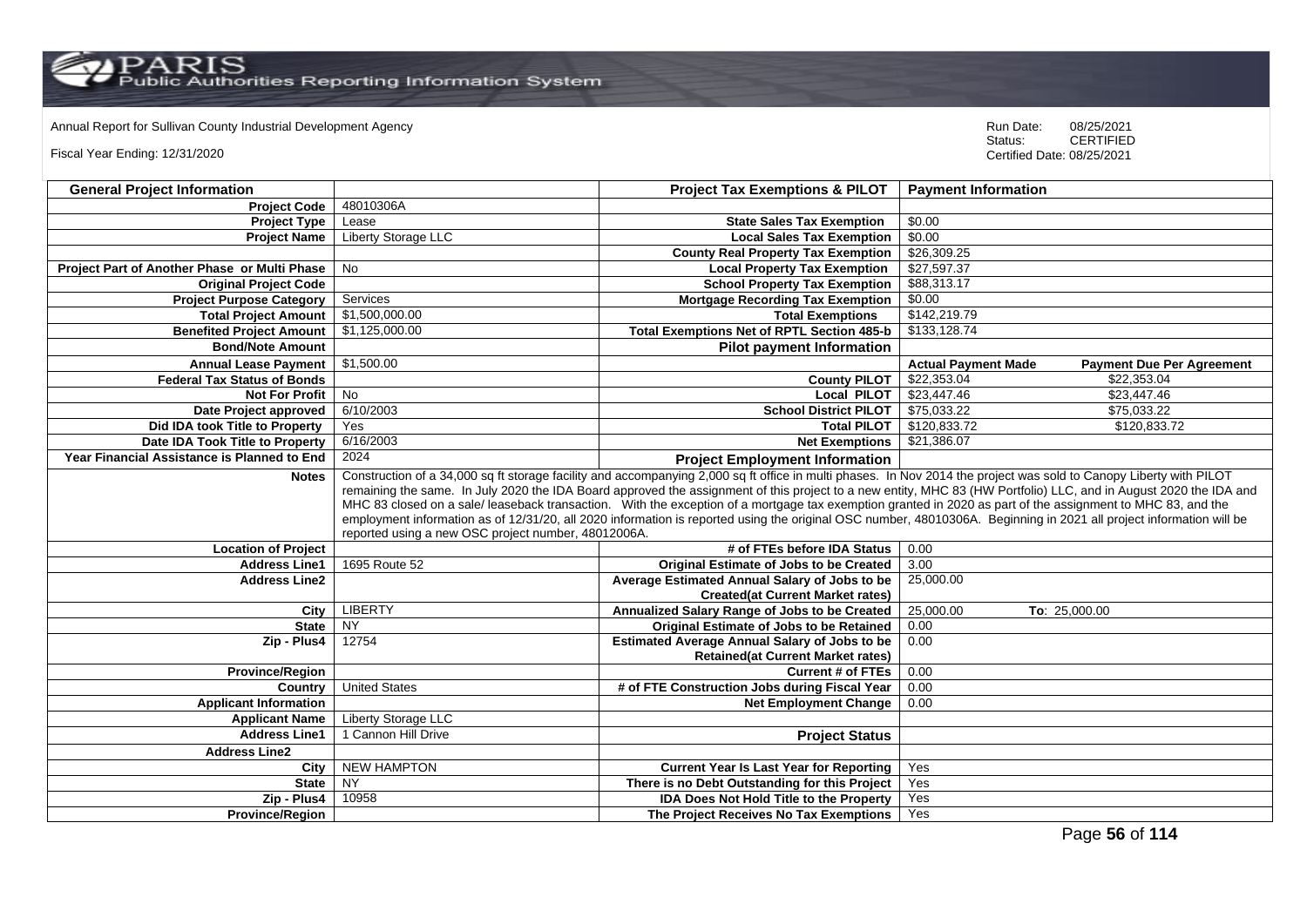Annual Report for Sullivan County Industrial Development Agency

Fiscal Year Ending: 12/31/2020

Run Date: 08/25/2021
Status: CERTIFIED
Certified Date: 08/25/2021

| General Project Information | | Project Tax Exemptions & PILOT | Payment Information | |
|---|---|---|---|---|
| Project Code | 48010306A | | | |
| Project Type | Lease | State Sales Tax Exemption | $0.00 | |
| Project Name | Liberty Storage LLC | Local Sales Tax Exemption | $0.00 | |
| | | County Real Property Tax Exemption | $26,309.25 | |
| Project Part of Another Phase or Multi Phase | No | Local Property Tax Exemption | $27,597.37 | |
| Original Project Code | | School Property Tax Exemption | $88,313.17 | |
| Project Purpose Category | Services | Mortgage Recording Tax Exemption | $0.00 | |
| Total Project Amount | $1,500,000.00 | Total Exemptions | $142,219.79 | |
| Benefited Project Amount | $1,125,000.00 | Total Exemptions Net of RPTL Section 485-b | $133,128.74 | |
| Bond/Note Amount | | Pilot payment Information | | |
| Annual Lease Payment | $1,500.00 | | Actual Payment Made | Payment Due Per Agreement |
| Federal Tax Status of Bonds | | County PILOT | $22,353.04 | $22,353.04 |
| Not For Profit | No | Local PILOT | $23,447.46 | $23,447.46 |
| Date Project approved | 6/10/2003 | School District PILOT | $75,033.22 | $75,033.22 |
| Did IDA took Title to Property | Yes | Total PILOT | $120,833.72 | $120,833.72 |
| Date IDA Took Title to Property | 6/16/2003 | Net Exemptions | $21,386.07 | |
| Year Financial Assistance is Planned to End | 2024 | Project Employment Information | | |
| Notes | Construction of a 34,000 sq ft storage facility and accompanying 2,000 sq ft office in multi phases. In Nov 2014 the project was sold to Canopy Liberty with PILOT remaining the same. In July 2020 the IDA Board approved the assignment of this project to a new entity, MHC 83 (HW Portfolio) LLC, and in August 2020 the IDA and MHC 83 closed on a sale/ leaseback transaction. With the exception of a mortgage tax exemption granted in 2020 as part of the assignment to MHC 83, and the employment information as of 12/31/20, all 2020 information is reported using the original OSC number, 48010306A. Beginning in 2021 all project information will be reported using a new OSC project number, 48012006A. | | | |
| Location of Project | | # of FTEs before IDA Status | 0.00 | |
| Address Line1 | 1695 Route 52 | Original Estimate of Jobs to be Created | 3.00 | |
| Address Line2 | | Average Estimated Annual Salary of Jobs to be Created(at Current Market rates) | 25,000.00 | |
| City | LIBERTY | Annualized Salary Range of Jobs to be Created | 25,000.00 | To: 25,000.00 |
| State | NY | Original Estimate of Jobs to be Retained | 0.00 | |
| Zip - Plus4 | 12754 | Estimated Average Annual Salary of Jobs to be Retained(at Current Market rates) | 0.00 | |
| Province/Region | | Current # of FTEs | 0.00 | |
| Country | United States | # of FTE Construction Jobs during Fiscal Year | 0.00 | |
| Applicant Information | | Net Employment Change | 0.00 | |
| Applicant Name | Liberty Storage LLC | | | |
| Address Line1 | 1 Cannon Hill Drive | Project Status | | |
| Address Line2 | | | | |
| City | NEW HAMPTON | Current Year Is Last Year for Reporting | Yes | |
| State | NY | There is no Debt Outstanding for this Project | Yes | |
| Zip - Plus4 | 10958 | IDA Does Not Hold Title to the Property | Yes | |
| Province/Region | | The Project Receives No Tax Exemptions | Yes | |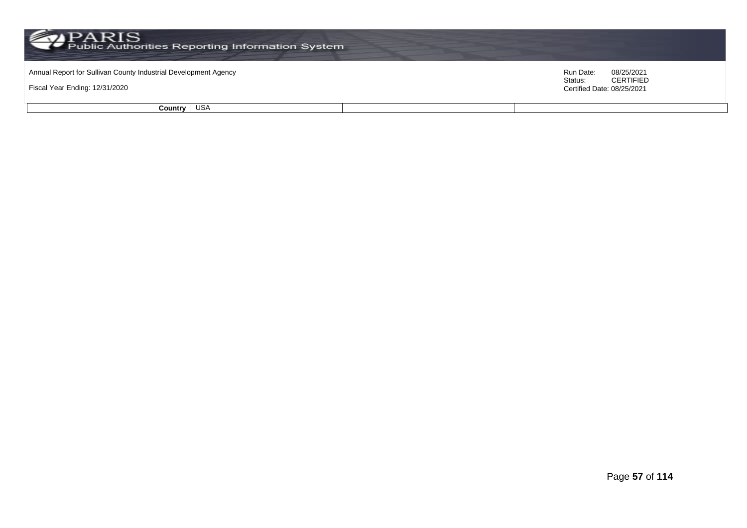| Country | USA | | |
|---|---|---|---|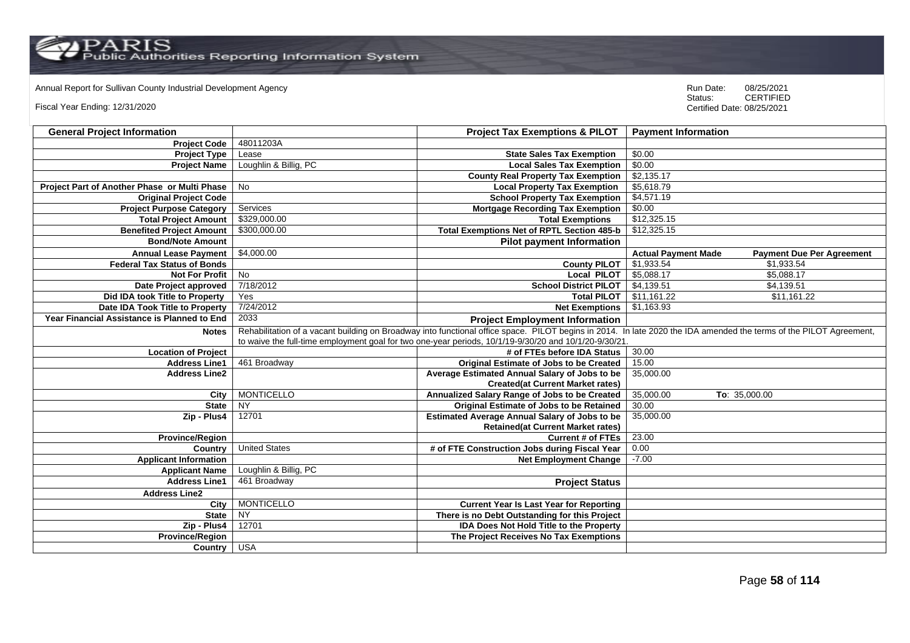Annual Report for Sullivan County Industrial Development Agency

Fiscal Year Ending: 12/31/2020

Run Date: 08/25/2021
Status: CERTIFIED
Certified Date: 08/25/2021

| General Project Information | | Project Tax Exemptions & PILOT | Payment Information | |
|---|---|---|---|---|
| Project Code | 48011203A | | | |
| Project Type | Lease | State Sales Tax Exemption | $0.00 | |
| Project Name | Loughlin & Billig, PC | Local Sales Tax Exemption | $0.00 | |
| | | County Real Property Tax Exemption | $2,135.17 | |
| Project Part of Another Phase or Multi Phase | No | Local Property Tax Exemption | $5,618.79 | |
| Original Project Code | | School Property Tax Exemption | $4,571.19 | |
| Project Purpose Category | Services | Mortgage Recording Tax Exemption | $0.00 | |
| Total Project Amount | $329,000.00 | Total Exemptions | $12,325.15 | |
| Benefited Project Amount | $300,000.00 | Total Exemptions Net of RPTL Section 485-b | $12,325.15 | |
| Bond/Note Amount | | Pilot payment Information | | |
| Annual Lease Payment | $4,000.00 | | Actual Payment Made | Payment Due Per Agreement |
| Federal Tax Status of Bonds | | County PILOT | $1,933.54 | $1,933.54 |
| Not For Profit | No | Local PILOT | $5,088.17 | $5,088.17 |
| Date Project approved | 7/18/2012 | School District PILOT | $4,139.51 | $4,139.51 |
| Did IDA took Title to Property | Yes | Total PILOT | $11,161.22 | $11,161.22 |
| Date IDA Took Title to Property | 7/24/2012 | Net Exemptions | $1,163.93 | |
| Year Financial Assistance is Planned to End | 2033 | Project Employment Information | | |
| Notes | Rehabilitation of a vacant building on Broadway into functional office space. PILOT begins in 2014. In late 2020 the IDA amended the terms of the PILOT Agreement, to waive the full-time employment goal for two one-year periods, 10/1/19-9/30/20 and 10/1/20-9/30/21. | | | |
| Location of Project | | # of FTEs before IDA Status | 30.00 | |
| Address Line1 | 461 Broadway | Original Estimate of Jobs to be Created | 15.00 | |
| Address Line2 | | Average Estimated Annual Salary of Jobs to be Created(at Current Market rates) | 35,000.00 | |
| City | MONTICELLO | Annualized Salary Range of Jobs to be Created | 35,000.00 | To: 35,000.00 |
| State | NY | Original Estimate of Jobs to be Retained | 30.00 | |
| Zip - Plus4 | 12701 | Estimated Average Annual Salary of Jobs to be Retained(at Current Market rates) | 35,000.00 | |
| Province/Region | | Current # of FTEs | 23.00 | |
| Country | United States | # of FTE Construction Jobs during Fiscal Year | 0.00 | |
| Applicant Information | | Net Employment Change | -7.00 | |
| Applicant Name | Loughlin & Billig, PC | | | |
| Address Line1 | 461 Broadway | Project Status | | |
| Address Line2 | | | | |
| City | MONTICELLO | Current Year Is Last Year for Reporting | | |
| State | NY | There is no Debt Outstanding for this Project | | |
| Zip - Plus4 | 12701 | IDA Does Not Hold Title to the Property | | |
| Province/Region | | The Project Receives No Tax Exemptions | | |
| Country | USA | | | |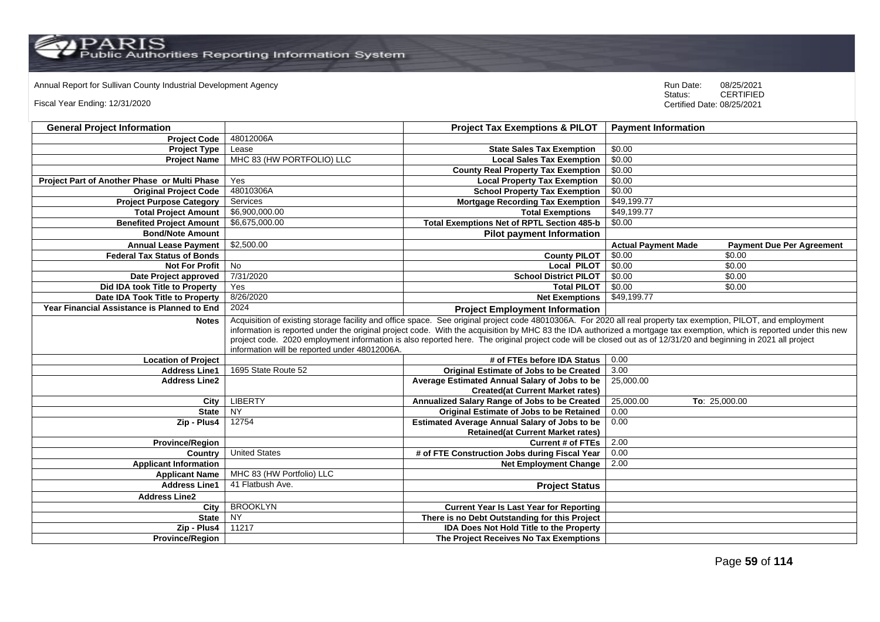Annual Report for Sullivan County Industrial Development Agency

Fiscal Year Ending: 12/31/2020

Run Date: 08/25/2021
Status: CERTIFIED
Certified Date: 08/25/2021

| General Project Information | | Project Tax Exemptions & PILOT | Payment Information | |
|---|---|---|---|---|
| Project Code | 48012006A | | | |
| Project Type | Lease | State Sales Tax Exemption | $0.00 | |
| Project Name | MHC 83 (HW PORTFOLIO) LLC | Local Sales Tax Exemption | $0.00 | |
| | | County Real Property Tax Exemption | $0.00 | |
| Project Part of Another Phase or Multi Phase | Yes | Local Property Tax Exemption | $0.00 | |
| Original Project Code | 48010306A | School Property Tax Exemption | $0.00 | |
| Project Purpose Category | Services | Mortgage Recording Tax Exemption | $49,199.77 | |
| Total Project Amount | $6,900,000.00 | Total Exemptions | $49,199.77 | |
| Benefited Project Amount | $6,675,000.00 | Total Exemptions Net of RPTL Section 485-b | $0.00 | |
| Bond/Note Amount | | Pilot payment Information | | |
| Annual Lease Payment | $2,500.00 | | Actual Payment Made | Payment Due Per Agreement |
| Federal Tax Status of Bonds | | County PILOT | $0.00 | $0.00 |
| Not For Profit | No | Local PILOT | $0.00 | $0.00 |
| Date Project approved | 7/31/2020 | School District PILOT | $0.00 | $0.00 |
| Did IDA took Title to Property | Yes | Total PILOT | $0.00 | $0.00 |
| Date IDA Took Title to Property | 8/26/2020 | Net Exemptions | $49,199.77 | |
| Year Financial Assistance is Planned to End | 2024 | Project Employment Information | | |
| Notes | Acquisition of existing storage facility and office space. See original project code 48010306A. For 2020 all real property tax exemption, PILOT, and employment information is reported under the original project code. With the acquisition by MHC 83 the IDA authorized a mortgage tax exemption, which is reported under this new project code. 2020 employment information is also reported here. The original project code will be closed out as of 12/31/20 and beginning in 2021 all project information will be reported under 48012006A. | | | |
| Location of Project | | # of FTEs before IDA Status | 0.00 | |
| Address Line1 | 1695 State Route 52 | Original Estimate of Jobs to be Created | 3.00 | |
| Address Line2 | | Average Estimated Annual Salary of Jobs to be Created(at Current Market rates) | 25,000.00 | |
| City | LIBERTY | Annualized Salary Range of Jobs to be Created | 25,000.00 | To: 25,000.00 |
| State | NY | Original Estimate of Jobs to be Retained | 0.00 | |
| Zip - Plus4 | 12754 | Estimated Average Annual Salary of Jobs to be Retained(at Current Market rates) | 0.00 | |
| Province/Region | | Current # of FTEs | 2.00 | |
| Country | United States | # of FTE Construction Jobs during Fiscal Year | 0.00 | |
| Applicant Information | | Net Employment Change | 2.00 | |
| Applicant Name | MHC 83 (HW Portfolio) LLC | | | |
| Address Line1 | 41 Flatbush Ave. | Project Status | | |
| Address Line2 | | | | |
| City | BROOKLYN | Current Year Is Last Year for Reporting | | |
| State | NY | There is no Debt Outstanding for this Project | | |
| Zip - Plus4 | 11217 | IDA Does Not Hold Title to the Property | | |
| Province/Region | | The Project Receives No Tax Exemptions | | |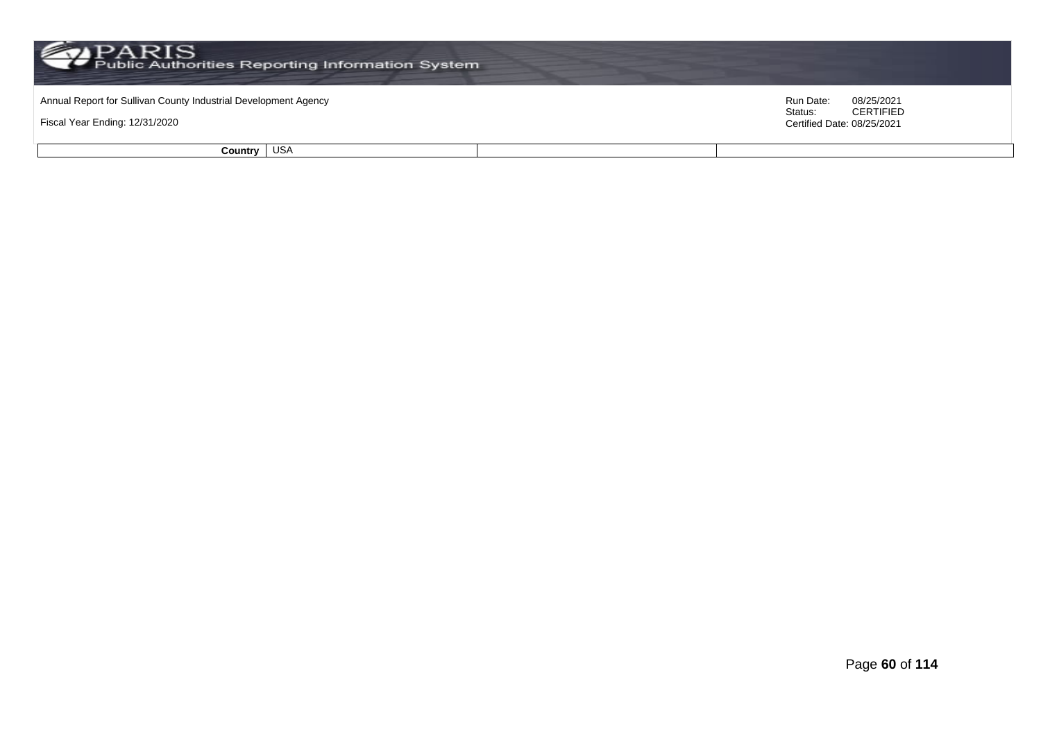| Country | USA | | |
|---|---|---|---|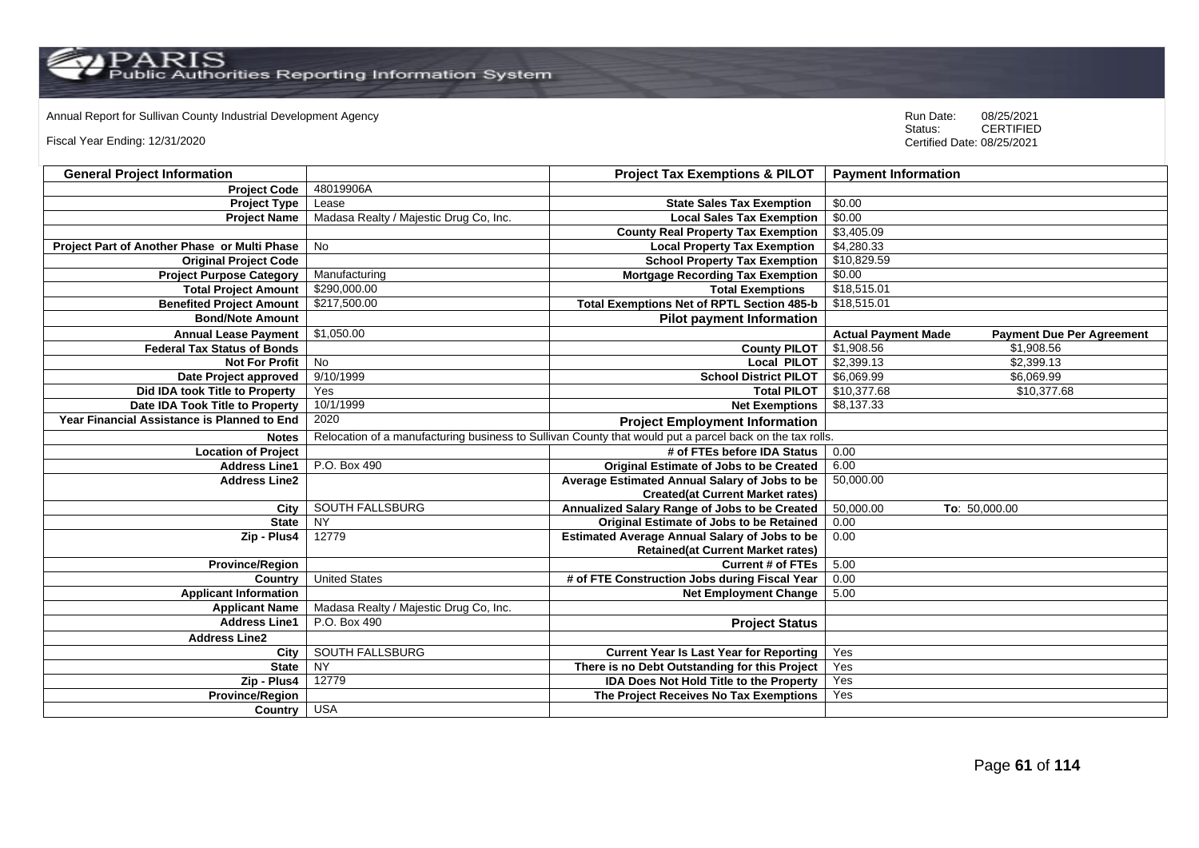Annual Report for Sullivan County Industrial Development Agency

Fiscal Year Ending: 12/31/2020

Run Date: 08/25/2021
Status: CERTIFIED
Certified Date: 08/25/2021

| General Project Information | | Project Tax Exemptions & PILOT | Payment Information | |
|---|---|---|---|---|
| Project Code | 48019906A | | | |
| Project Type | Lease | State Sales Tax Exemption | $0.00 | |
| Project Name | Madasa Realty / Majestic Drug Co, Inc. | Local Sales Tax Exemption | $0.00 | |
| | | County Real Property Tax Exemption | $3,405.09 | |
| Project Part of Another Phase or Multi Phase | No | Local Property Tax Exemption | $4,280.33 | |
| Original Project Code | | School Property Tax Exemption | $10,829.59 | |
| Project Purpose Category | Manufacturing | Mortgage Recording Tax Exemption | $0.00 | |
| Total Project Amount | $290,000.00 | Total Exemptions | $18,515.01 | |
| Benefited Project Amount | $217,500.00 | Total Exemptions Net of RPTL Section 485-b | $18,515.01 | |
| Bond/Note Amount | | Pilot payment Information | | |
| Annual Lease Payment | $1,050.00 | | Actual Payment Made | Payment Due Per Agreement |
| Federal Tax Status of Bonds | | County PILOT | $1,908.56 | $1,908.56 |
| Not For Profit | No | Local PILOT | $2,399.13 | $2,399.13 |
| Date Project approved | 9/10/1999 | School District PILOT | $6,069.99 | $6,069.99 |
| Did IDA took Title to Property | Yes | Total PILOT | $10,377.68 | $10,377.68 |
| Date IDA Took Title to Property | 10/1/1999 | Net Exemptions | $8,137.33 | |
| Year Financial Assistance is Planned to End | 2020 | Project Employment Information | | |
| Notes | Relocation of a manufacturing business to Sullivan County that would put a parcel back on the tax rolls. | | | |
| Location of Project | | # of FTEs before IDA Status | 0.00 | |
| Address Line1 | P.O. Box 490 | Original Estimate of Jobs to be Created | 6.00 | |
| Address Line2 | | Average Estimated Annual Salary of Jobs to be Created(at Current Market rates) | 50,000.00 | |
| City | SOUTH FALLSBURG | Annualized Salary Range of Jobs to be Created | 50,000.00 | To: 50,000.00 |
| State | NY | Original Estimate of Jobs to be Retained | 0.00 | |
| Zip - Plus4 | 12779 | Estimated Average Annual Salary of Jobs to be Retained(at Current Market rates) | 0.00 | |
| Province/Region | | Current # of FTEs | 5.00 | |
| Country | United States | # of FTE Construction Jobs during Fiscal Year | 0.00 | |
| Applicant Information | | Net Employment Change | 5.00 | |
| Applicant Name | Madasa Realty / Majestic Drug Co, Inc. | | | |
| Address Line1 | P.O. Box 490 | Project Status | | |
| Address Line2 | | | | |
| City | SOUTH FALLSBURG | Current Year Is Last Year for Reporting | Yes | |
| State | NY | There is no Debt Outstanding for this Project | Yes | |
| Zip - Plus4 | 12779 | IDA Does Not Hold Title to the Property | Yes | |
| Province/Region | | The Project Receives No Tax Exemptions | Yes | |
| Country | USA | | | |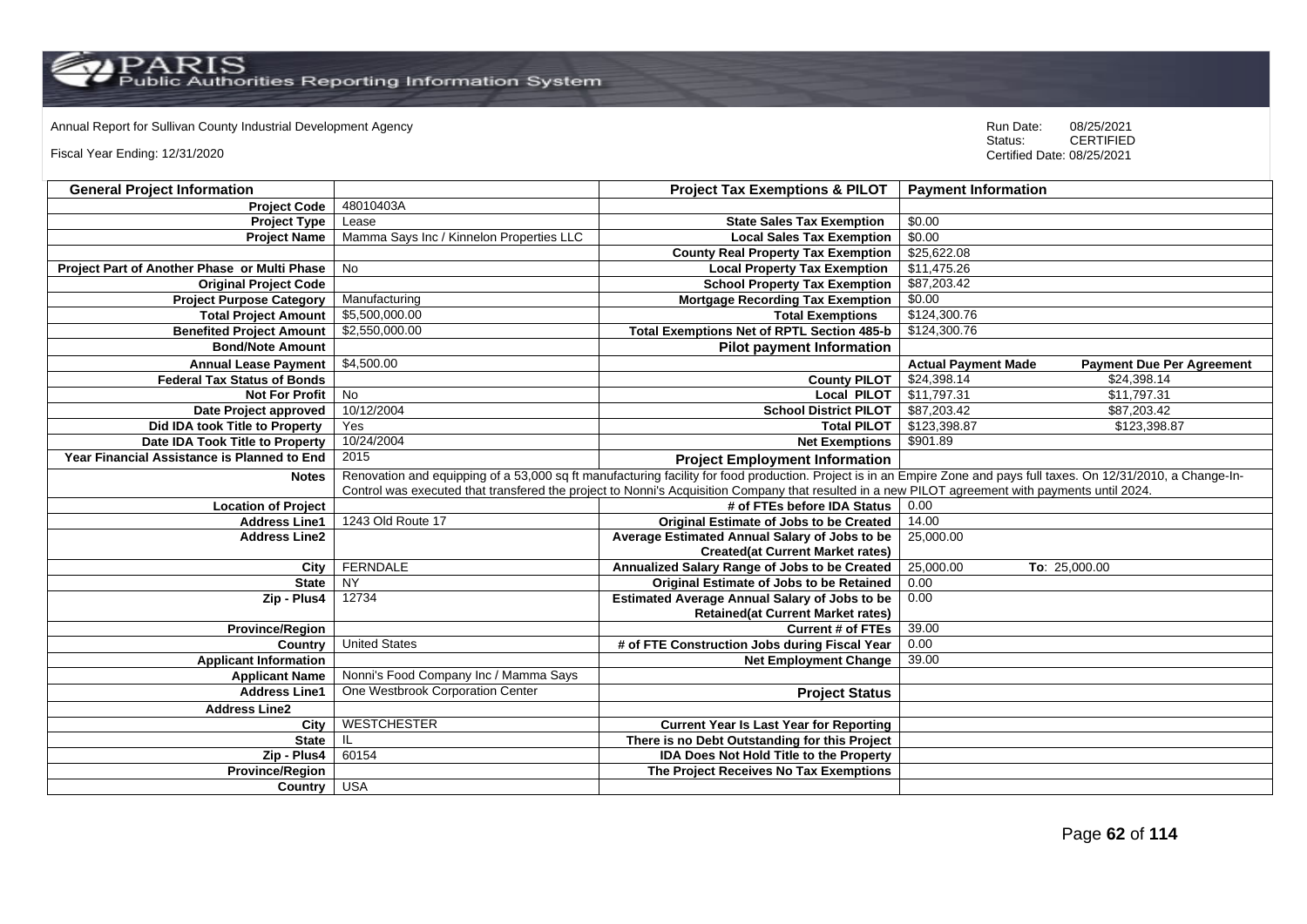Annual Report for Sullivan County Industrial Development Agency

Fiscal Year Ending: 12/31/2020

Run Date: 08/25/2021
Status: CERTIFIED
Certified Date: 08/25/2021

| General Project Information | | Project Tax Exemptions & PILOT | Payment Information | |
|---|---|---|---|---|
| Project Code | 48010403A | | | |
| Project Type | Lease | State Sales Tax Exemption | $0.00 | |
| Project Name | Mamma Says Inc / Kinnelon Properties LLC | Local Sales Tax Exemption | $0.00 | |
| | | County Real Property Tax Exemption | $25,622.08 | |
| Project Part of Another Phase or Multi Phase | No | Local Property Tax Exemption | $11,475.26 | |
| Original Project Code | | School Property Tax Exemption | $87,203.42 | |
| Project Purpose Category | Manufacturing | Mortgage Recording Tax Exemption | $0.00 | |
| Total Project Amount | $5,500,000.00 | Total Exemptions | $124,300.76 | |
| Benefited Project Amount | $2,550,000.00 | Total Exemptions Net of RPTL Section 485-b | $124,300.76 | |
| Bond/Note Amount | | Pilot payment Information | | |
| Annual Lease Payment | $4,500.00 | | Actual Payment Made | Payment Due Per Agreement |
| Federal Tax Status of Bonds | | County PILOT | $24,398.14 | $24,398.14 |
| Not For Profit | No | Local PILOT | $11,797.31 | $11,797.31 |
| Date Project approved | 10/12/2004 | School District PILOT | $87,203.42 | $87,203.42 |
| Did IDA took Title to Property | Yes | Total PILOT | $123,398.87 | $123,398.87 |
| Date IDA Took Title to Property | 10/24/2004 | Net Exemptions | $901.89 | |
| Year Financial Assistance is Planned to End | 2015 | Project Employment Information | | |
| Notes | Renovation and equipping of a 53,000 sq ft manufacturing facility for food production. Project is in an Empire Zone and pays full taxes. On 12/31/2010, a Change-In-Control was executed that transfered the project to Nonni's Acquisition Company that resulted in a new PILOT agreement with payments until 2024. | | | |
| Location of Project | | # of FTEs before IDA Status | 0.00 | |
| Address Line1 | 1243 Old Route 17 | Original Estimate of Jobs to be Created | 14.00 | |
| Address Line2 | | Average Estimated Annual Salary of Jobs to be Created(at Current Market rates) | 25,000.00 | |
| City | FERNDALE | Annualized Salary Range of Jobs to be Created | 25,000.00 | To: 25,000.00 |
| State | NY | Original Estimate of Jobs to be Retained | 0.00 | |
| Zip - Plus4 | 12734 | Estimated Average Annual Salary of Jobs to be Retained(at Current Market rates) | 0.00 | |
| Province/Region | | Current # of FTEs | 39.00 | |
| Country | United States | # of FTE Construction Jobs during Fiscal Year | 0.00 | |
| Applicant Information | | Net Employment Change | 39.00 | |
| Applicant Name | Nonni's Food Company Inc / Mamma Says | | | |
| Address Line1 | One Westbrook Corporation Center | Project Status | | |
| Address Line2 | | | | |
| City | WESTCHESTER | Current Year Is Last Year for Reporting | | |
| State | IL | There is no Debt Outstanding for this Project | | |
| Zip - Plus4 | 60154 | IDA Does Not Hold Title to the Property | | |
| Province/Region | | The Project Receives No Tax Exemptions | | |
| Country | USA | | | |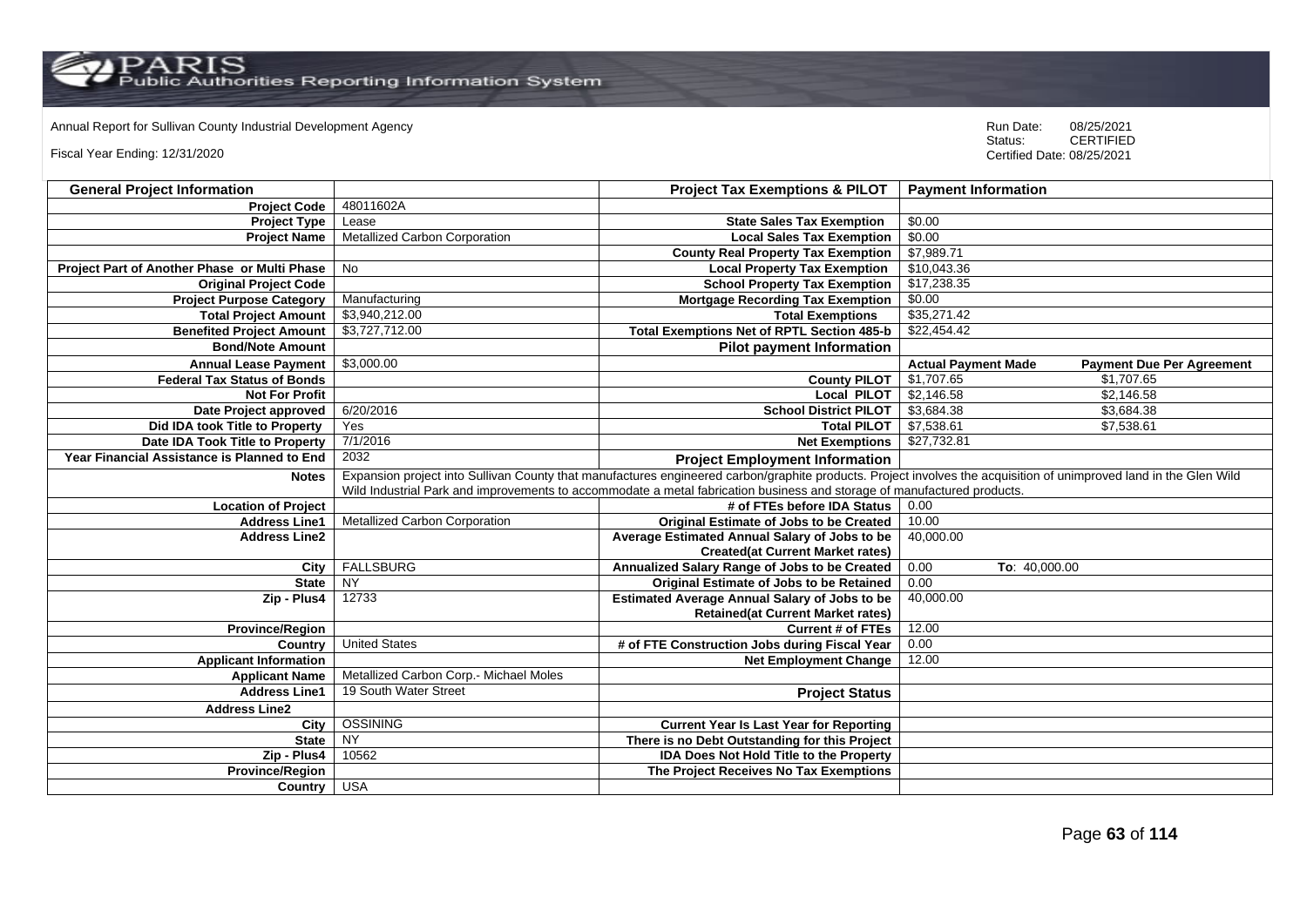Annual Report for Sullivan County Industrial Development Agency

Fiscal Year Ending: 12/31/2020

Run Date: 08/25/2021
Status: CERTIFIED
Certified Date: 08/25/2021

| General Project Information | | Project Tax Exemptions & PILOT | Payment Information | |
|---|---|---|---|---|
| Project Code | 48011602A | | | |
| Project Type | Lease | State Sales Tax Exemption | $0.00 | |
| Project Name | Metallized Carbon Corporation | Local Sales Tax Exemption | $0.00 | |
| | | County Real Property Tax Exemption | $7,989.71 | |
| Project Part of Another Phase or Multi Phase | No | Local Property Tax Exemption | $10,043.36 | |
| Original Project Code | | School Property Tax Exemption | $17,238.35 | |
| Project Purpose Category | Manufacturing | Mortgage Recording Tax Exemption | $0.00 | |
| Total Project Amount | $3,940,212.00 | Total Exemptions | $35,271.42 | |
| Benefited Project Amount | $3,727,712.00 | Total Exemptions Net of RPTL Section 485-b | $22,454.42 | |
| Bond/Note Amount | | Pilot payment Information | | |
| Annual Lease Payment | $3,000.00 | | Actual Payment Made | Payment Due Per Agreement |
| Federal Tax Status of Bonds | | County PILOT | $1,707.65 | $1,707.65 |
| Not For Profit | | Local PILOT | $2,146.58 | $2,146.58 |
| Date Project approved | 6/20/2016 | School District PILOT | $3,684.38 | $3,684.38 |
| Did IDA took Title to Property | Yes | Total PILOT | $7,538.61 | $7,538.61 |
| Date IDA Took Title to Property | 7/1/2016 | Net Exemptions | $27,732.81 | |
| Year Financial Assistance is Planned to End | 2032 | Project Employment Information | | |
| Notes | Expansion project into Sullivan County that manufactures engineered carbon/graphite products. Project involves the acquisition of unimproved land in the Glen Wild Wild Industrial Park and improvements to accommodate a metal fabrication business and storage of manufactured products. | | | |
| Location of Project | | # of FTEs before IDA Status | 0.00 | |
| Address Line1 | Metallized Carbon Corporation | Original Estimate of Jobs to be Created | 10.00 | |
| Address Line2 | | Average Estimated Annual Salary of Jobs to be Created(at Current Market rates) | 40,000.00 | |
| City | FALLSBURG | Annualized Salary Range of Jobs to be Created | 0.00 | To: 40,000.00 |
| State | NY | Original Estimate of Jobs to be Retained | 0.00 | |
| Zip - Plus4 | 12733 | Estimated Average Annual Salary of Jobs to be Retained(at Current Market rates) | 40,000.00 | |
| Province/Region | | Current # of FTEs | 12.00 | |
| Country | United States | # of FTE Construction Jobs during Fiscal Year | 0.00 | |
| Applicant Information | | Net Employment Change | 12.00 | |
| Applicant Name | Metallized Carbon Corp.- Michael Moles | | | |
| Address Line1 | 19 South Water Street | Project Status | | |
| Address Line2 | | | | |
| City | OSSINING | Current Year Is Last Year for Reporting | | |
| State | NY | There is no Debt Outstanding for this Project | | |
| Zip - Plus4 | 10562 | IDA Does Not Hold Title to the Property | | |
| Province/Region | | The Project Receives No Tax Exemptions | | |
| Country | USA | | | |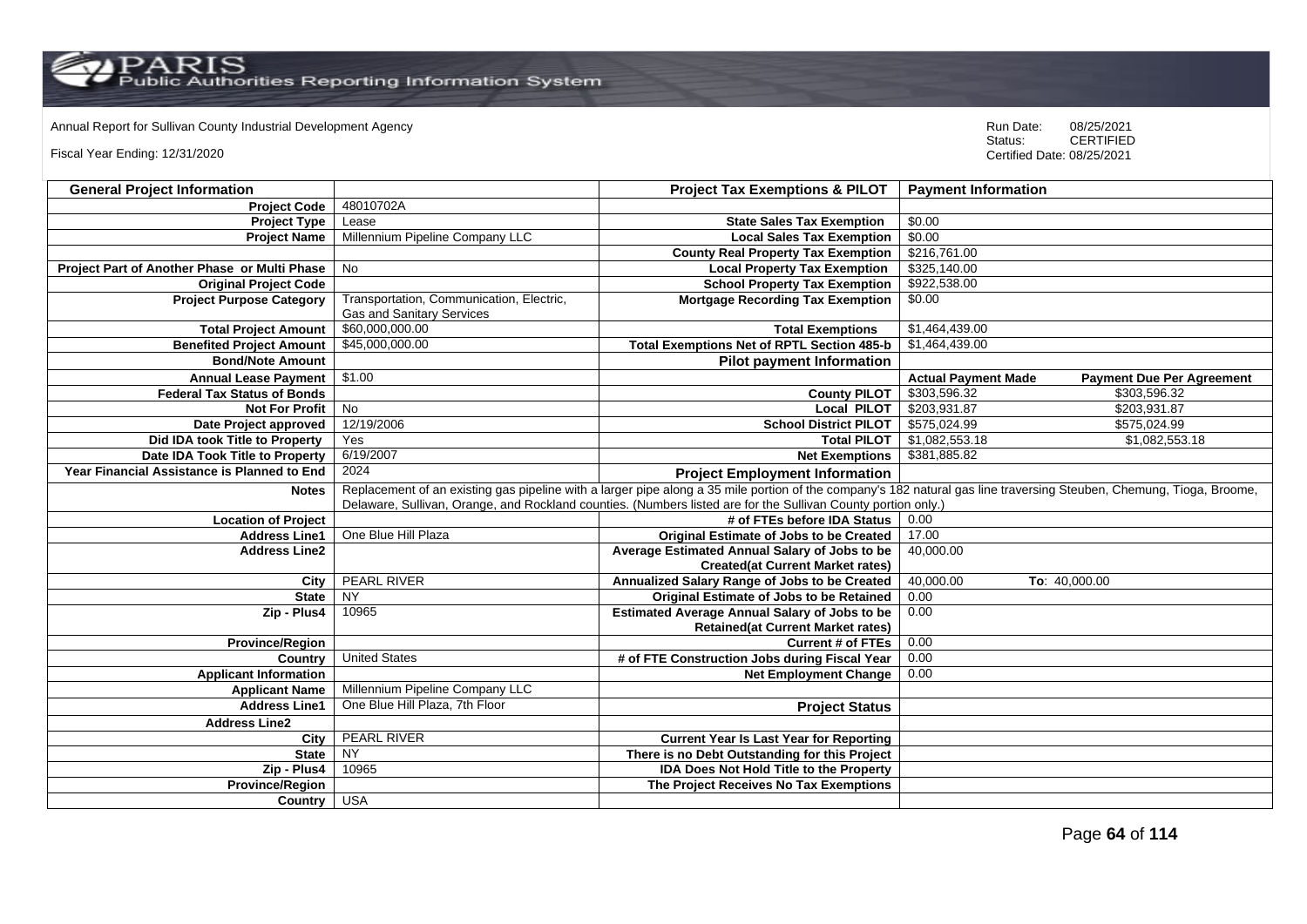Annual Report for Sullivan County Industrial Development Agency

Fiscal Year Ending: 12/31/2020

Run Date: 08/25/2021
Status: CERTIFIED
Certified Date: 08/25/2021

| General Project Information | | Project Tax Exemptions & PILOT | Payment Information | |
|---|---|---|---|---|
| Project Code | 48010702A | | | |
| Project Type | Lease | State Sales Tax Exemption | $0.00 | |
| Project Name | Millennium Pipeline Company LLC | Local Sales Tax Exemption | $0.00 | |
| | | County Real Property Tax Exemption | $216,761.00 | |
| Project Part of Another Phase or Multi Phase | No | Local Property Tax Exemption | $325,140.00 | |
| Original Project Code | | School Property Tax Exemption | $922,538.00 | |
| Project Purpose Category | Transportation, Communication, Electric, Gas and Sanitary Services | Mortgage Recording Tax Exemption | $0.00 | |
| Total Project Amount | $60,000,000.00 | Total Exemptions | $1,464,439.00 | |
| Benefited Project Amount | $45,000,000.00 | Total Exemptions Net of RPTL Section 485-b | $1,464,439.00 | |
| Bond/Note Amount | | Pilot payment Information | | |
| Annual Lease Payment | $1.00 | | Actual Payment Made | Payment Due Per Agreement |
| Federal Tax Status of Bonds | | County PILOT | $303,596.32 | $303,596.32 |
| Not For Profit | No | Local PILOT | $203,931.87 | $203,931.87 |
| Date Project approved | 12/19/2006 | School District PILOT | $575,024.99 | $575,024.99 |
| Did IDA took Title to Property | Yes | Total PILOT | $1,082,553.18 | $1,082,553.18 |
| Date IDA Took Title to Property | 6/19/2007 | Net Exemptions | $381,885.82 | |
| Year Financial Assistance is Planned to End | 2024 | Project Employment Information | | |
| Notes | Replacement of an existing gas pipeline with a larger pipe along a 35 mile portion of the company's 182 natural gas line traversing Steuben, Chemung, Tioga, Broome, Delaware, Sullivan, Orange, and Rockland counties. (Numbers listed are for the Sullivan County portion only.) | | | |
| Location of Project | | # of FTEs before IDA Status | 0.00 | |
| Address Line1 | One Blue Hill Plaza | Original Estimate of Jobs to be Created | 17.00 | |
| Address Line2 | | Average Estimated Annual Salary of Jobs to be Created(at Current Market rates) | 40,000.00 | |
| City | PEARL RIVER | Annualized Salary Range of Jobs to be Created | 40,000.00 | To: 40,000.00 |
| State | NY | Original Estimate of Jobs to be Retained | 0.00 | |
| Zip - Plus4 | 10965 | Estimated Average Annual Salary of Jobs to be Retained(at Current Market rates) | 0.00 | |
| Province/Region | | Current # of FTEs | 0.00 | |
| Country | United States | # of FTE Construction Jobs during Fiscal Year | 0.00 | |
| Applicant Information | | Net Employment Change | 0.00 | |
| Applicant Name | Millennium Pipeline Company LLC | | | |
| Address Line1 | One Blue Hill Plaza, 7th Floor | Project Status | | |
| Address Line2 | | | | |
| City | PEARL RIVER | Current Year Is Last Year for Reporting | | |
| State | NY | There is no Debt Outstanding for this Project | | |
| Zip - Plus4 | 10965 | IDA Does Not Hold Title to the Property | | |
| Province/Region | | The Project Receives No Tax Exemptions | | |
| Country | USA | | | |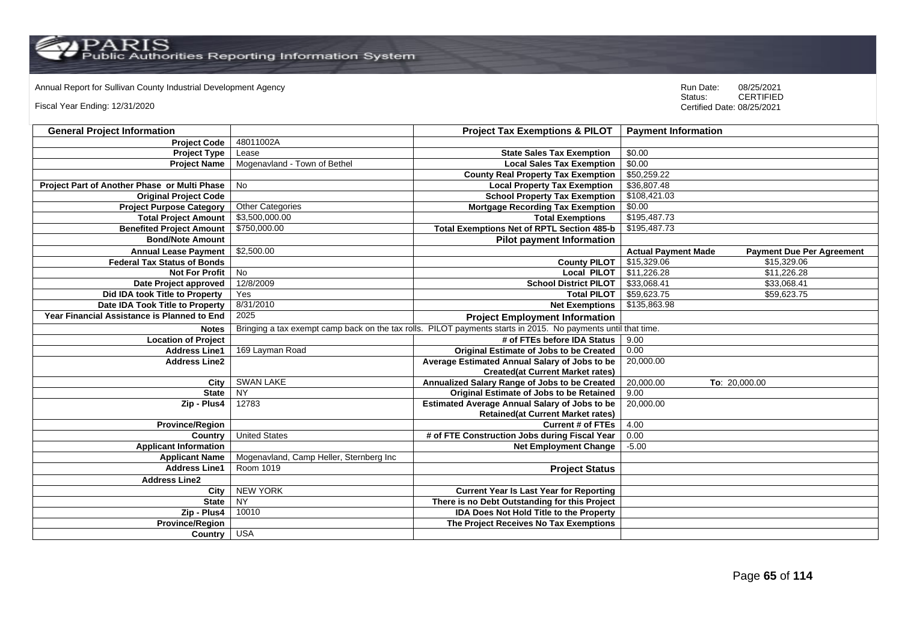Annual Report for Sullivan County Industrial Development Agency

Fiscal Year Ending: 12/31/2020

Run Date: 08/25/2021
Status: CERTIFIED
Certified Date: 08/25/2021

| General Project Information | | Project Tax Exemptions & PILOT | Payment Information | |
|---|---|---|---|---|
| Project Code | 48011002A | | | |
| Project Type | Lease | State Sales Tax Exemption | $0.00 | |
| Project Name | Mogenavland - Town of Bethel | Local Sales Tax Exemption | $0.00 | |
| | | County Real Property Tax Exemption | $50,259.22 | |
| Project Part of Another Phase or Multi Phase | No | Local Property Tax Exemption | $36,807.48 | |
| Original Project Code | | School Property Tax Exemption | $108,421.03 | |
| Project Purpose Category | Other Categories | Mortgage Recording Tax Exemption | $0.00 | |
| Total Project Amount | $3,500,000.00 | Total Exemptions | $195,487.73 | |
| Benefited Project Amount | $750,000.00 | Total Exemptions Net of RPTL Section 485-b | $195,487.73 | |
| Bond/Note Amount | | Pilot payment Information | | |
| Annual Lease Payment | $2,500.00 | | Actual Payment Made | Payment Due Per Agreement |
| Federal Tax Status of Bonds | | County PILOT | $15,329.06 | $15,329.06 |
| Not For Profit | No | Local PILOT | $11,226.28 | $11,226.28 |
| Date Project approved | 12/8/2009 | School District PILOT | $33,068.41 | $33,068.41 |
| Did IDA took Title to Property | Yes | Total PILOT | $59,623.75 | $59,623.75 |
| Date IDA Took Title to Property | 8/31/2010 | Net Exemptions | $135,863.98 | |
| Year Financial Assistance is Planned to End | 2025 | Project Employment Information | | |
| Notes | Bringing a tax exempt camp back on the tax rolls. PILOT payments starts in 2015. No payments until that time. | | | |
| Location of Project | | # of FTEs before IDA Status | 9.00 | |
| Address Line1 | 169 Layman Road | Original Estimate of Jobs to be Created | 0.00 | |
| Address Line2 | | Average Estimated Annual Salary of Jobs to be Created(at Current Market rates) | 20,000.00 | |
| City | SWAN LAKE | Annualized Salary Range of Jobs to be Created | 20,000.00 | To: 20,000.00 |
| State | NY | Original Estimate of Jobs to be Retained | 9.00 | |
| Zip - Plus4 | 12783 | Estimated Average Annual Salary of Jobs to be Retained(at Current Market rates) | 20,000.00 | |
| Province/Region | | Current # of FTEs | 4.00 | |
| Country | United States | # of FTE Construction Jobs during Fiscal Year | 0.00 | |
| Applicant Information | | Net Employment Change | -5.00 | |
| Applicant Name | Mogenavland, Camp Heller, Sternberg Inc | | | |
| Address Line1 | Room 1019 | Project Status | | |
| Address Line2 | | | | |
| City | NEW YORK | Current Year Is Last Year for Reporting | | |
| State | NY | There is no Debt Outstanding for this Project | | |
| Zip - Plus4 | 10010 | IDA Does Not Hold Title to the Property | | |
| Province/Region | | The Project Receives No Tax Exemptions | | |
| Country | USA | | | |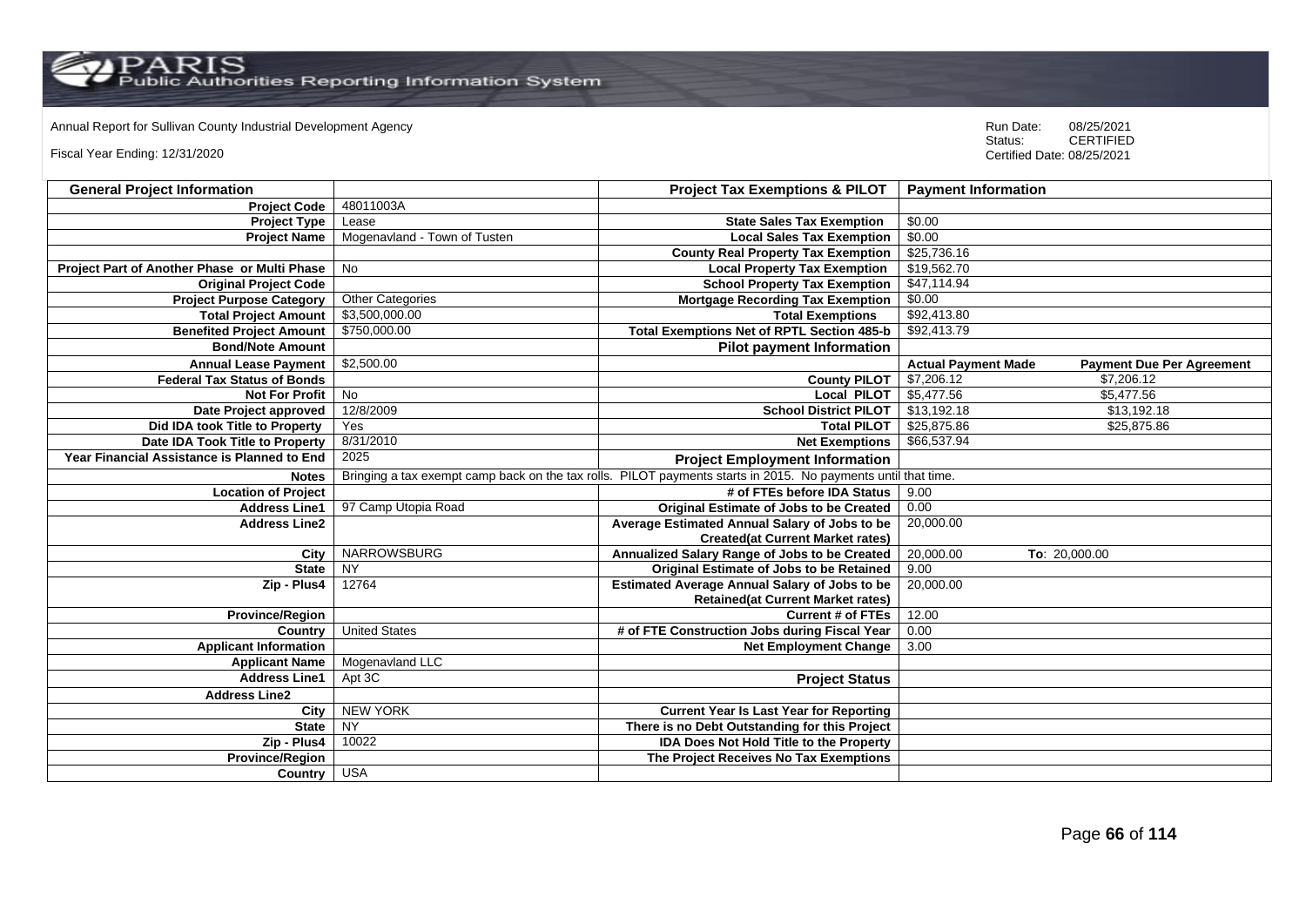Annual Report for Sullivan County Industrial Development Agency

Fiscal Year Ending: 12/31/2020

Run Date: 08/25/2021
Status: CERTIFIED
Certified Date: 08/25/2021

| General Project Information | | Project Tax Exemptions & PILOT | Payment Information | |
|---|---|---|---|---|
| Project Code | 48011003A | | | |
| Project Type | Lease | State Sales Tax Exemption | $0.00 | |
| Project Name | Mogenavland - Town of Tusten | Local Sales Tax Exemption | $0.00 | |
| | | County Real Property Tax Exemption | $25,736.16 | |
| Project Part of Another Phase or Multi Phase | No | Local Property Tax Exemption | $19,562.70 | |
| Original Project Code | | School Property Tax Exemption | $47,114.94 | |
| Project Purpose Category | Other Categories | Mortgage Recording Tax Exemption | $0.00 | |
| Total Project Amount | $3,500,000.00 | Total Exemptions | $92,413.80 | |
| Benefited Project Amount | $750,000.00 | Total Exemptions Net of RPTL Section 485-b | $92,413.79 | |
| Bond/Note Amount | | Pilot payment Information | | |
| Annual Lease Payment | $2,500.00 | | Actual Payment Made | Payment Due Per Agreement |
| Federal Tax Status of Bonds | | County PILOT | $7,206.12 | $7,206.12 |
| Not For Profit | No | Local PILOT | $5,477.56 | $5,477.56 |
| Date Project approved | 12/8/2009 | School District PILOT | $13,192.18 | $13,192.18 |
| Did IDA took Title to Property | Yes | Total PILOT | $25,875.86 | $25,875.86 |
| Date IDA Took Title to Property | 8/31/2010 | Net Exemptions | $66,537.94 | |
| Year Financial Assistance is Planned to End | 2025 | Project Employment Information | | |
| Notes | Bringing a tax exempt camp back on the tax rolls. PILOT payments starts in 2015. No payments until that time. | | | |
| Location of Project | | # of FTEs before IDA Status | 9.00 | |
| Address Line1 | 97 Camp Utopia Road | Original Estimate of Jobs to be Created | 0.00 | |
| Address Line2 | | Average Estimated Annual Salary of Jobs to be Created(at Current Market rates) | 20,000.00 | |
| City | NARROWSBURG | Annualized Salary Range of Jobs to be Created | 20,000.00 | To: 20,000.00 |
| State | NY | Original Estimate of Jobs to be Retained | 9.00 | |
| Zip - Plus4 | 12764 | Estimated Average Annual Salary of Jobs to be Retained(at Current Market rates) | 20,000.00 | |
| Province/Region | | Current # of FTEs | 12.00 | |
| Country | United States | # of FTE Construction Jobs during Fiscal Year | 0.00 | |
| Applicant Information | | Net Employment Change | 3.00 | |
| Applicant Name | Mogenavland LLC | | | |
| Address Line1 | Apt 3C | Project Status | | |
| Address Line2 | | | | |
| City | NEW YORK | Current Year Is Last Year for Reporting | | |
| State | NY | There is no Debt Outstanding for this Project | | |
| Zip - Plus4 | 10022 | IDA Does Not Hold Title to the Property | | |
| Province/Region | | The Project Receives No Tax Exemptions | | |
| Country | USA | | | |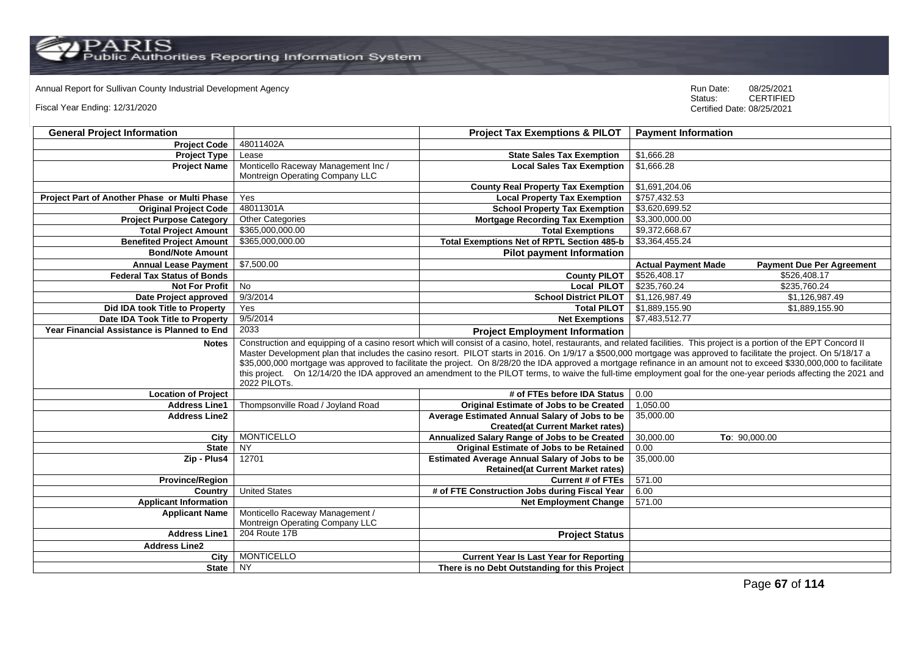Annual Report for Sullivan County Industrial Development Agency

Fiscal Year Ending: 12/31/2020

Run Date: 08/25/2021
Status: CERTIFIED
Certified Date: 08/25/2021

| General Project Information | | Project Tax Exemptions & PILOT | Payment Information | |
|---|---|---|---|---|
| Project Code | 48011402A | | | |
| Project Type | Lease | State Sales Tax Exemption | $1,666.28 | |
| Project Name | Monticello Raceway Management Inc / Montreign Operating Company LLC | Local Sales Tax Exemption | $1,666.28 | |
| | | County Real Property Tax Exemption | $1,691,204.06 | |
| Project Part of Another Phase or Multi Phase | Yes | Local Property Tax Exemption | $757,432.53 | |
| Original Project Code | 48011301A | School Property Tax Exemption | $3,620,699.52 | |
| Project Purpose Category | Other Categories | Mortgage Recording Tax Exemption | $3,300,000.00 | |
| Total Project Amount | $365,000,000.00 | Total Exemptions | $9,372,668.67 | |
| Benefited Project Amount | $365,000,000.00 | Total Exemptions Net of RPTL Section 485-b | $3,364,455.24 | |
| Bond/Note Amount | | Pilot payment Information | | |
| Annual Lease Payment | $7,500.00 | | Actual Payment Made | Payment Due Per Agreement |
| Federal Tax Status of Bonds | | County PILOT | $526,408.17 | $526,408.17 |
| Not For Profit | No | Local PILOT | $235,760.24 | $235,760.24 |
| Date Project approved | 9/3/2014 | School District PILOT | $1,126,987.49 | $1,126,987.49 |
| Did IDA took Title to Property | Yes | Total PILOT | $1,889,155.90 | $1,889,155.90 |
| Date IDA Took Title to Property | 9/5/2014 | Net Exemptions | $7,483,512.77 | |
| Year Financial Assistance is Planned to End | 2033 | Project Employment Information | | |
| Notes | Construction and equipping of a casino resort which will consist of a casino, hotel, restaurants, and related facilities. This project is a portion of the EPT Concord II Master Development plan that includes the casino resort. PILOT starts in 2016. On 1/9/17 a $500,000 mortgage was approved to facilitate the project. On 5/18/17 a $35,000,000 mortgage was approved to facilitate the project. On 8/28/20 the IDA approved a mortgage refinance in an amount not to exceed $330,000,000 to facilitate this project. On 12/14/20 the IDA approved an amendment to the PILOT terms, to waive the full-time employment goal for the one-year periods affecting the 2021 and 2022 PILOTs. | | | |
| Location of Project | | # of FTEs before IDA Status | 0.00 | |
| Address Line1 | Thompsonville Road / Joyland Road | Original Estimate of Jobs to be Created | 1,050.00 | |
| Address Line2 | | Average Estimated Annual Salary of Jobs to be Created(at Current Market rates) | 35,000.00 | |
| City | MONTICELLO | Annualized Salary Range of Jobs to be Created | 30,000.00 | To: 90,000.00 |
| State | NY | Original Estimate of Jobs to be Retained | 0.00 | |
| Zip - Plus4 | 12701 | Estimated Average Annual Salary of Jobs to be Retained(at Current Market rates) | 35,000.00 | |
| Province/Region | | Current # of FTEs | 571.00 | |
| Country | United States | # of FTE Construction Jobs during Fiscal Year | 6.00 | |
| Applicant Information | | Net Employment Change | 571.00 | |
| Applicant Name | Monticello Raceway Management / Montreign Operating Company LLC | | | |
| Address Line1 | 204 Route 17B | Project Status | | |
| Address Line2 | | | | |
| City | MONTICELLO | Current Year Is Last Year for Reporting | | |
| State | NY | There is no Debt Outstanding for this Project | | |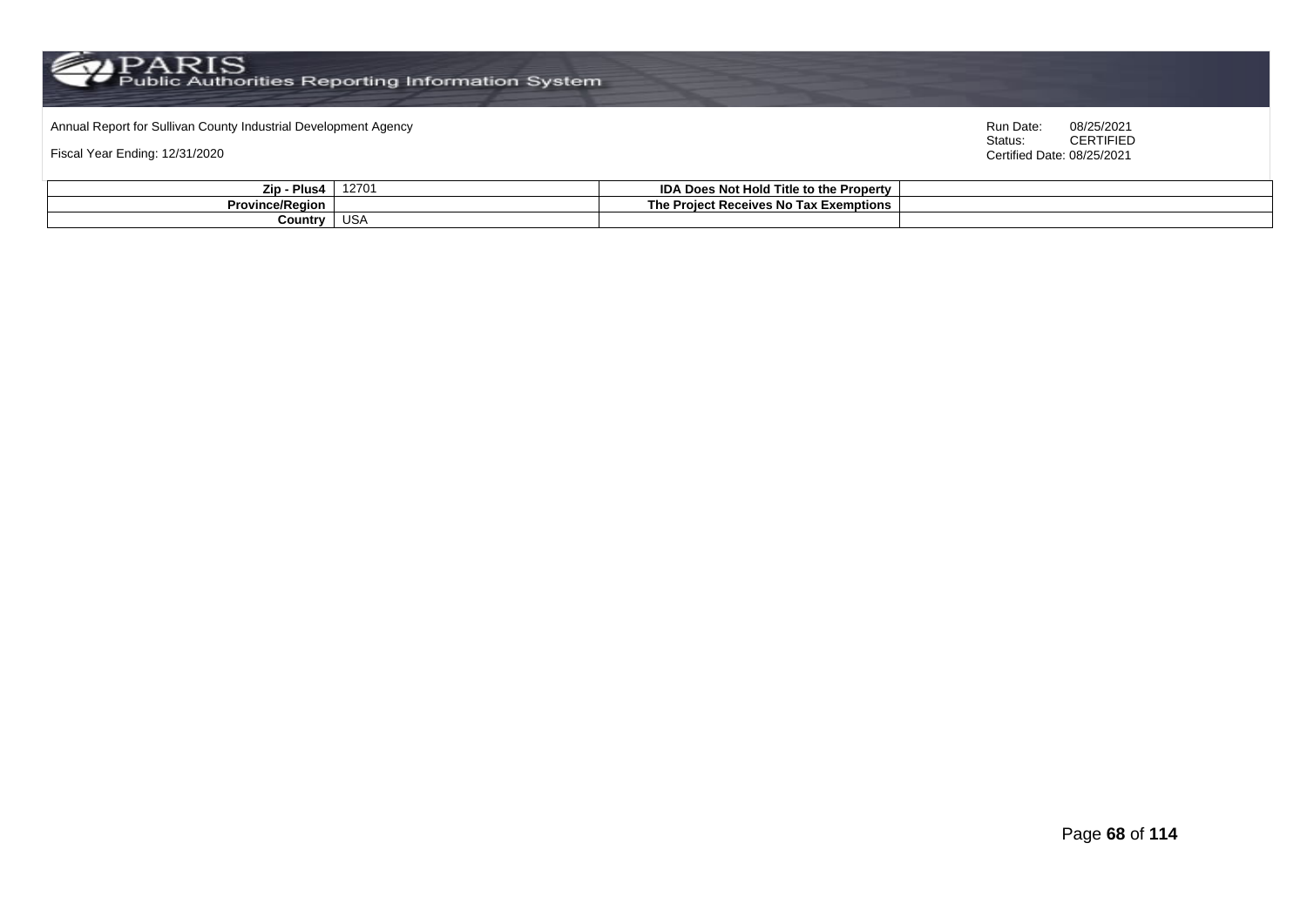Annual Report for Sullivan County Industrial Development Agency

Fiscal Year Ending: 12/31/2020

Run Date: 08/25/2021
Status: CERTIFIED
Certified Date: 08/25/2021

| | | | |
|---|---|---|---|
| **Zip - Plus4** | 12701 | **IDA Does Not Hold Title to the Property** | |
| **Province/Region** | | **The Project Receives No Tax Exemptions** | |
| **Country** | USA | | |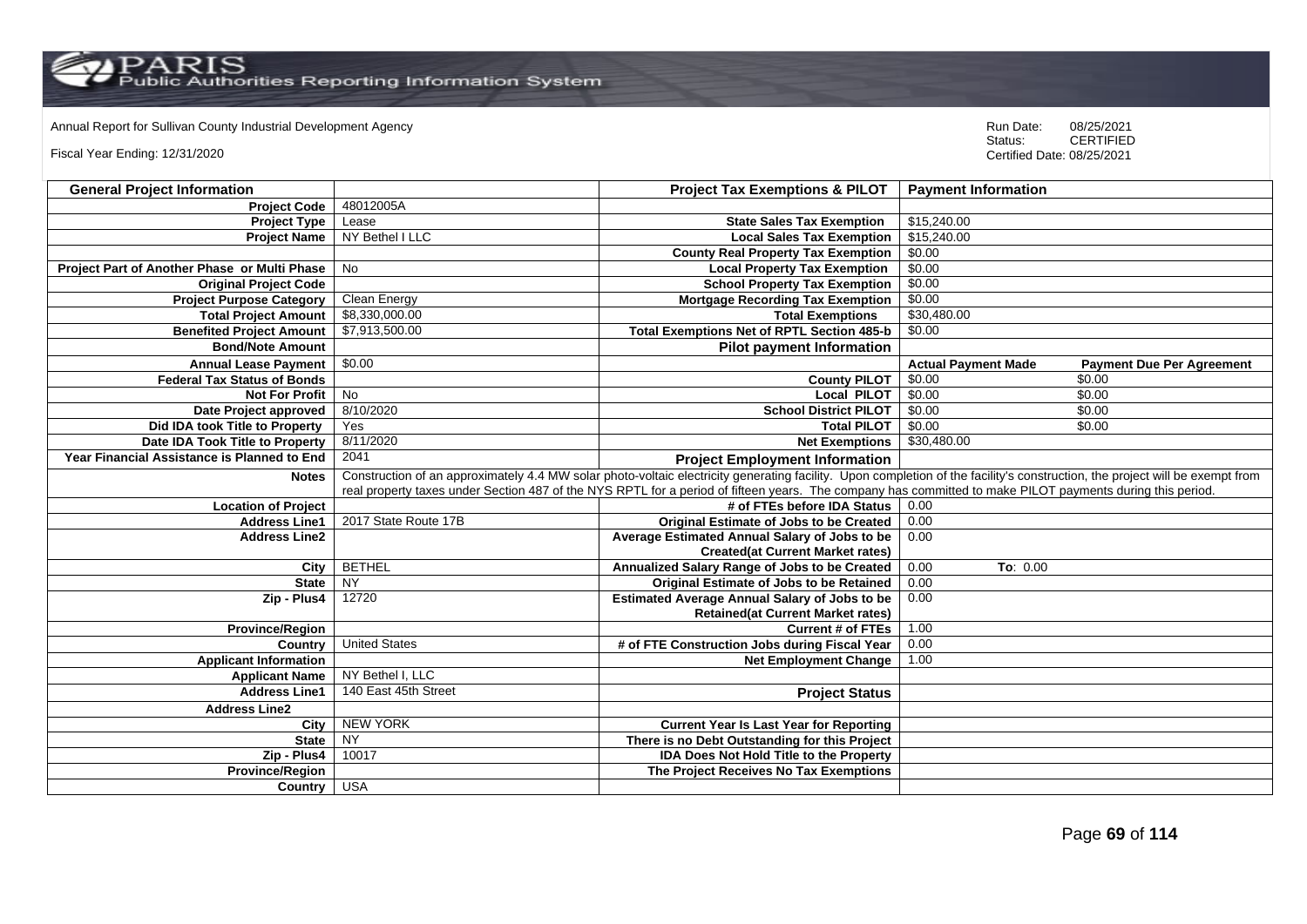Annual Report for Sullivan County Industrial Development Agency

Fiscal Year Ending: 12/31/2020

Run Date: 08/25/2021
Status: CERTIFIED
Certified Date: 08/25/2021

| General Project Information | | Project Tax Exemptions & PILOT | Payment Information | |
|---|---|---|---|---|
| Project Code | 48012005A | | | |
| Project Type | Lease | State Sales Tax Exemption | $15,240.00 | |
| Project Name | NY Bethel I LLC | Local Sales Tax Exemption | $15,240.00 | |
| | | County Real Property Tax Exemption | $0.00 | |
| Project Part of Another Phase or Multi Phase | No | Local Property Tax Exemption | $0.00 | |
| Original Project Code | | School Property Tax Exemption | $0.00 | |
| Project Purpose Category | Clean Energy | Mortgage Recording Tax Exemption | $0.00 | |
| Total Project Amount | $8,330,000.00 | Total Exemptions | $30,480.00 | |
| Benefited Project Amount | $7,913,500.00 | Total Exemptions Net of RPTL Section 485-b | $0.00 | |
| Bond/Note Amount | | Pilot payment Information | | |
| Annual Lease Payment | $0.00 | | Actual Payment Made | Payment Due Per Agreement |
| Federal Tax Status of Bonds | | County PILOT | $0.00 | $0.00 |
| Not For Profit | No | Local PILOT | $0.00 | $0.00 |
| Date Project approved | 8/10/2020 | School District PILOT | $0.00 | $0.00 |
| Did IDA took Title to Property | Yes | Total PILOT | $0.00 | $0.00 |
| Date IDA Took Title to Property | 8/11/2020 | Net Exemptions | $30,480.00 | |
| Year Financial Assistance is Planned to End | 2041 | Project Employment Information | | |
| Notes | Construction of an approximately 4.4 MW solar photo-voltaic electricity generating facility. Upon completion of the facility's construction, the project will be exempt from real property taxes under Section 487 of the NYS RPTL for a period of fifteen years. The company has committed to make PILOT payments during this period. | | | |
| Location of Project | | # of FTEs before IDA Status | 0.00 | |
| Address Line1 | 2017 State Route 17B | Original Estimate of Jobs to be Created | 0.00 | |
| Address Line2 | | Average Estimated Annual Salary of Jobs to be Created(at Current Market rates) | 0.00 | |
| City | BETHEL | Annualized Salary Range of Jobs to be Created | 0.00 | To: 0.00 |
| State | NY | Original Estimate of Jobs to be Retained | 0.00 | |
| Zip - Plus4 | 12720 | Estimated Average Annual Salary of Jobs to be Retained(at Current Market rates) | 0.00 | |
| Province/Region | | Current # of FTEs | 1.00 | |
| Country | United States | # of FTE Construction Jobs during Fiscal Year | 0.00 | |
| Applicant Information | | Net Employment Change | 1.00 | |
| Applicant Name | NY Bethel I, LLC | | | |
| Address Line1 | 140 East 45th Street | Project Status | | |
| Address Line2 | | | | |
| City | NEW YORK | Current Year Is Last Year for Reporting | | |
| State | NY | There is no Debt Outstanding for this Project | | |
| Zip - Plus4 | 10017 | IDA Does Not Hold Title to the Property | | |
| Province/Region | | The Project Receives No Tax Exemptions | | |
| Country | USA | | | |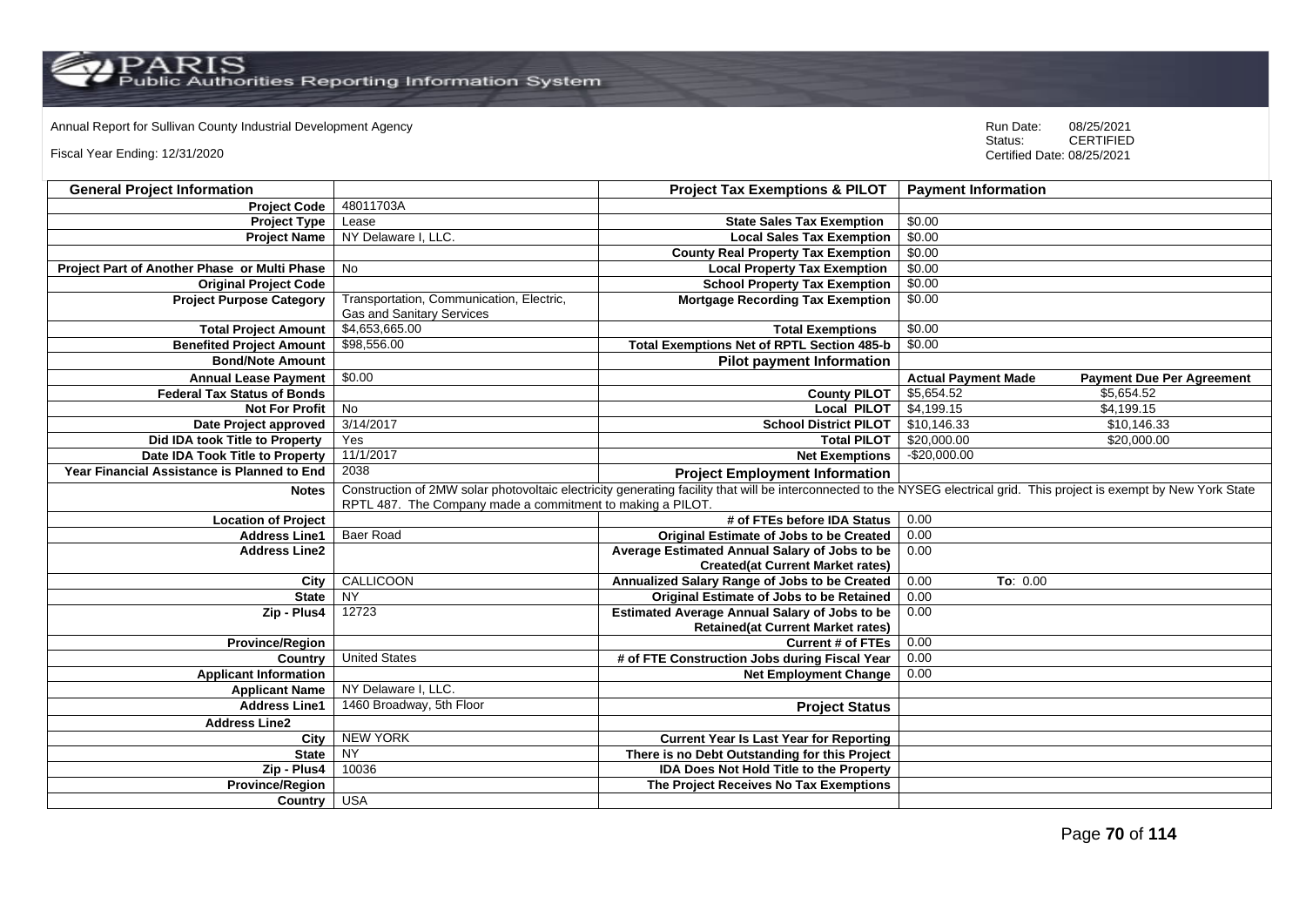Annual Report for Sullivan County Industrial Development Agency

Fiscal Year Ending: 12/31/2020

Run Date: 08/25/2021
Status: CERTIFIED
Certified Date: 08/25/2021

| General Project Information | | Project Tax Exemptions & PILOT | Payment Information | |
|---|---|---|---|---|
| Project Code | 48011703A | | | |
| Project Type | Lease | State Sales Tax Exemption | $0.00 | |
| Project Name | NY Delaware I, LLC. | Local Sales Tax Exemption | $0.00 | |
| | | County Real Property Tax Exemption | $0.00 | |
| Project Part of Another Phase or Multi Phase | No | Local Property Tax Exemption | $0.00 | |
| Original Project Code | | School Property Tax Exemption | $0.00 | |
| Project Purpose Category | Transportation, Communication, Electric, Gas and Sanitary Services | Mortgage Recording Tax Exemption | $0.00 | |
| Total Project Amount | $4,653,665.00 | Total Exemptions | $0.00 | |
| Benefited Project Amount | $98,556.00 | Total Exemptions Net of RPTL Section 485-b | $0.00 | |
| Bond/Note Amount | | Pilot payment Information | | |
| Annual Lease Payment | $0.00 | | Actual Payment Made | Payment Due Per Agreement |
| Federal Tax Status of Bonds | | County PILOT | $5,654.52 | $5,654.52 |
| Not For Profit | No | Local PILOT | $4,199.15 | $4,199.15 |
| Date Project approved | 3/14/2017 | School District PILOT | $10,146.33 | $10,146.33 |
| Did IDA took Title to Property | Yes | Total PILOT | $20,000.00 | $20,000.00 |
| Date IDA Took Title to Property | 11/1/2017 | Net Exemptions | -$20,000.00 | |
| Year Financial Assistance is Planned to End | 2038 | Project Employment Information | | |
| Notes | Construction of 2MW solar photovoltaic electricity generating facility that will be interconnected to the NYSEG electrical grid. This project is exempt by New York State RPTL 487. The Company made a commitment to making a PILOT. | | | |
| Location of Project | | # of FTEs before IDA Status | 0.00 | |
| Address Line1 | Baer Road | Original Estimate of Jobs to be Created | 0.00 | |
| Address Line2 | | Average Estimated Annual Salary of Jobs to be Created(at Current Market rates) | 0.00 | |
| City | CALLICOON | Annualized Salary Range of Jobs to be Created | 0.00 | To: 0.00 |
| State | NY | Original Estimate of Jobs to be Retained | 0.00 | |
| Zip - Plus4 | 12723 | Estimated Average Annual Salary of Jobs to be Retained(at Current Market rates) | 0.00 | |
| Province/Region | | Current # of FTEs | 0.00 | |
| Country | United States | # of FTE Construction Jobs during Fiscal Year | 0.00 | |
| Applicant Information | | Net Employment Change | 0.00 | |
| Applicant Name | NY Delaware I, LLC. | | | |
| Address Line1 | 1460 Broadway, 5th Floor | Project Status | | |
| Address Line2 | | | | |
| City | NEW YORK | Current Year Is Last Year for Reporting | | |
| State | NY | There is no Debt Outstanding for this Project | | |
| Zip - Plus4 | 10036 | IDA Does Not Hold Title to the Property | | |
| Province/Region | | The Project Receives No Tax Exemptions | | |
| Country | USA | | | |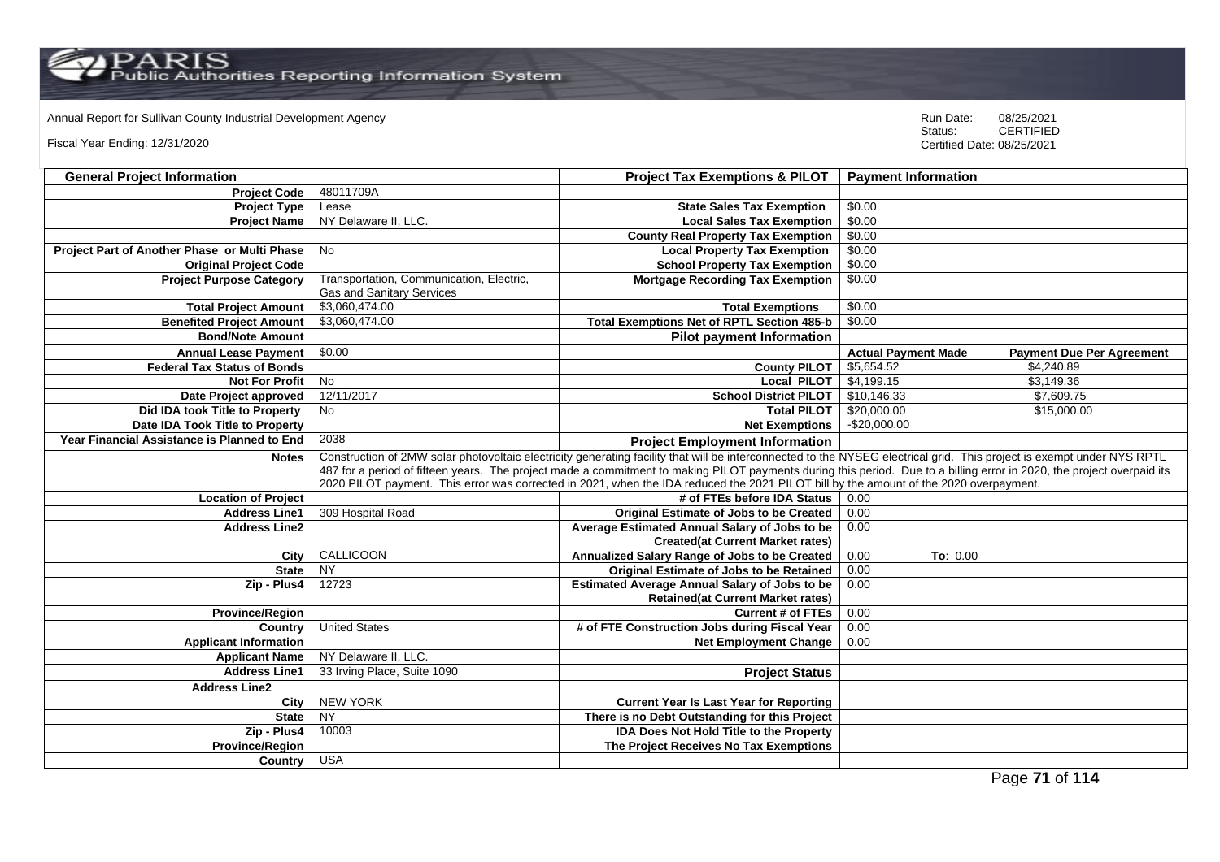Annual Report for Sullivan County Industrial Development Agency

Fiscal Year Ending: 12/31/2020

Run Date: 08/25/2021
Status: CERTIFIED
Certified Date: 08/25/2021

| General Project Information | | Project Tax Exemptions & PILOT | Payment Information | |
|---|---|---|---|---|
| Project Code | 48011709A | | | |
| Project Type | Lease | State Sales Tax Exemption | $0.00 | |
| Project Name | NY Delaware II, LLC. | Local Sales Tax Exemption | $0.00 | |
| | | County Real Property Tax Exemption | $0.00 | |
| Project Part of Another Phase or Multi Phase | No | Local Property Tax Exemption | $0.00 | |
| Original Project Code | | School Property Tax Exemption | $0.00 | |
| Project Purpose Category | Transportation, Communication, Electric, Gas and Sanitary Services | Mortgage Recording Tax Exemption | $0.00 | |
| Total Project Amount | $3,060,474.00 | Total Exemptions | $0.00 | |
| Benefited Project Amount | $3,060,474.00 | Total Exemptions Net of RPTL Section 485-b | $0.00 | |
| Bond/Note Amount | | Pilot payment Information | | |
| Annual Lease Payment | $0.00 | | Actual Payment Made | Payment Due Per Agreement |
| Federal Tax Status of Bonds | | County PILOT | $5,654.52 | $4,240.89 |
| Not For Profit | No | Local PILOT | $4,199.15 | $3,149.36 |
| Date Project approved | 12/11/2017 | School District PILOT | $10,146.33 | $7,609.75 |
| Did IDA took Title to Property | No | Total PILOT | $20,000.00 | $15,000.00 |
| Date IDA Took Title to Property | | Net Exemptions | -$20,000.00 | |
| Year Financial Assistance is Planned to End | 2038 | Project Employment Information | | |
| Notes | Construction of 2MW solar photovoltaic electricity generating facility that will be interconnected to the NYSEG electrical grid. This project is exempt under NYS RPTL 487 for a period of fifteen years. The project made a commitment to making PILOT payments during this period. Due to a billing error in 2020, the project overpaid its 2020 PILOT payment. This error was corrected in 2021, when the IDA reduced the 2021 PILOT bill by the amount of the 2020 overpayment. | | | |
| Location of Project | | # of FTEs before IDA Status | 0.00 | |
| Address Line1 | 309 Hospital Road | Original Estimate of Jobs to be Created | 0.00 | |
| Address Line2 | | Average Estimated Annual Salary of Jobs to be Created(at Current Market rates) | 0.00 | |
| City | CALLICOON | Annualized Salary Range of Jobs to be Created | 0.00 | To: 0.00 |
| State | NY | Original Estimate of Jobs to be Retained | 0.00 | |
| Zip - Plus4 | 12723 | Estimated Average Annual Salary of Jobs to be Retained(at Current Market rates) | 0.00 | |
| Province/Region | | Current # of FTEs | 0.00 | |
| Country | United States | # of FTE Construction Jobs during Fiscal Year | 0.00 | |
| Applicant Information | | Net Employment Change | 0.00 | |
| Applicant Name | NY Delaware II, LLC. | | | |
| Address Line1 | 33 Irving Place, Suite 1090 | Project Status | | |
| Address Line2 | | | | |
| City | NEW YORK | Current Year Is Last Year for Reporting | | |
| State | NY | There is no Debt Outstanding for this Project | | |
| Zip - Plus4 | 10003 | IDA Does Not Hold Title to the Property | | |
| Province/Region | | The Project Receives No Tax Exemptions | | |
| Country | USA | | | |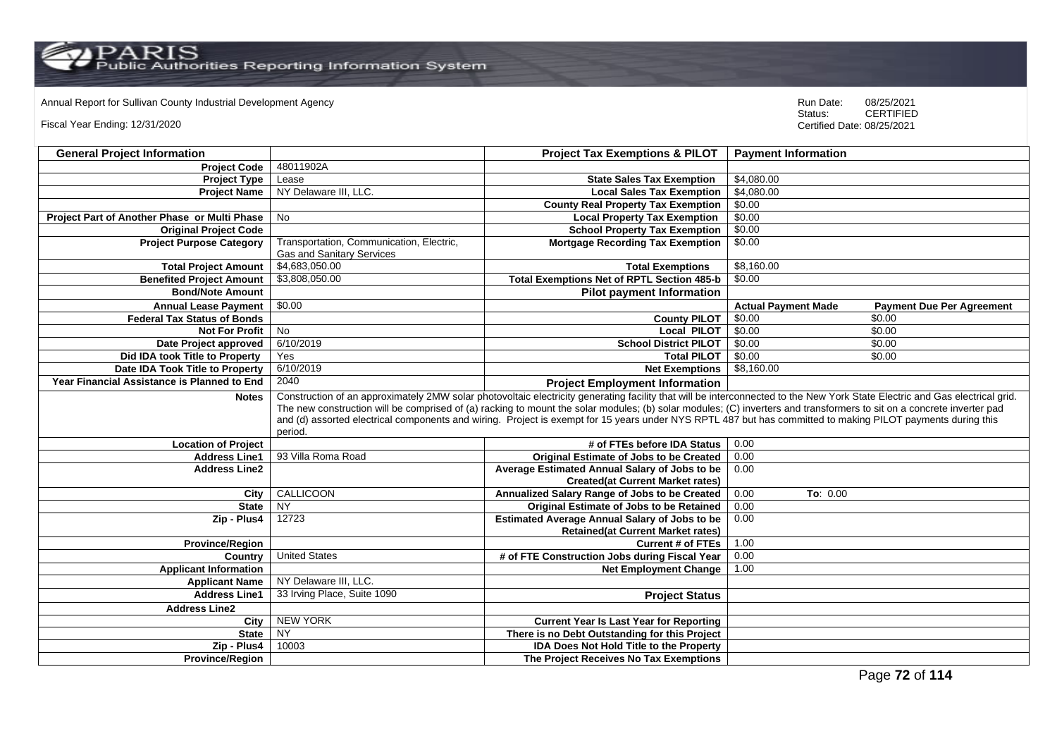Annual Report for Sullivan County Industrial Development Agency

Fiscal Year Ending: 12/31/2020

Run Date: 08/25/2021
Status: CERTIFIED
Certified Date: 08/25/2021

| General Project Information | | Project Tax Exemptions & PILOT | Payment Information | |
|---|---|---|---|---|
| Project Code | 48011902A | | | |
| Project Type | Lease | State Sales Tax Exemption | $4,080.00 | |
| Project Name | NY Delaware III, LLC. | Local Sales Tax Exemption | $4,080.00 | |
| | | County Real Property Tax Exemption | $0.00 | |
| Project Part of Another Phase or Multi Phase | No | Local Property Tax Exemption | $0.00 | |
| Original Project Code | | School Property Tax Exemption | $0.00 | |
| Project Purpose Category | Transportation, Communication, Electric, Gas and Sanitary Services | Mortgage Recording Tax Exemption | $0.00 | |
| Total Project Amount | $4,683,050.00 | Total Exemptions | $8,160.00 | |
| Benefited Project Amount | $3,808,050.00 | Total Exemptions Net of RPTL Section 485-b | $0.00 | |
| Bond/Note Amount | | Pilot payment Information | | |
| Annual Lease Payment | $0.00 | | Actual Payment Made | Payment Due Per Agreement |
| Federal Tax Status of Bonds | | County PILOT | $0.00 | $0.00 |
| Not For Profit | No | Local PILOT | $0.00 | $0.00 |
| Date Project approved | 6/10/2019 | School District PILOT | $0.00 | $0.00 |
| Did IDA took Title to Property | Yes | Total PILOT | $0.00 | $0.00 |
| Date IDA Took Title to Property | 6/10/2019 | Net Exemptions | $8,160.00 | |
| Year Financial Assistance is Planned to End | 2040 | Project Employment Information | | |
| Notes | Construction of an approximately 2MW solar photovoltaic electricity generating facility that will be interconnected to the New York State Electric and Gas electrical grid. The new construction will be comprised of (a) racking to mount the solar modules; (b) solar modules; (C) inverters and transformers to sit on a concrete inverter pad and (d) assorted electrical components and wiring. Project is exempt for 15 years under NYS RPTL 487 but has committed to making PILOT payments during this period. | | | |
| Location of Project | | # of FTEs before IDA Status | 0.00 | |
| Address Line1 | 93 Villa Roma Road | Original Estimate of Jobs to be Created | 0.00 | |
| Address Line2 | | Average Estimated Annual Salary of Jobs to be Created(at Current Market rates) | 0.00 | |
| City | CALLICOON | Annualized Salary Range of Jobs to be Created | 0.00 | To: 0.00 |
| State | NY | Original Estimate of Jobs to be Retained | 0.00 | |
| Zip - Plus4 | 12723 | Estimated Average Annual Salary of Jobs to be Retained(at Current Market rates) | 0.00 | |
| Province/Region | | Current # of FTEs | 1.00 | |
| Country | United States | # of FTE Construction Jobs during Fiscal Year | 0.00 | |
| Applicant Information | | Net Employment Change | 1.00 | |
| Applicant Name | NY Delaware III, LLC. | | | |
| Address Line1 | 33 Irving Place, Suite 1090 | Project Status | | |
| Address Line2 | | | | |
| City | NEW YORK | Current Year Is Last Year for Reporting | | |
| State | NY | There is no Debt Outstanding for this Project | | |
| Zip - Plus4 | 10003 | IDA Does Not Hold Title to the Property | | |
| Province/Region | | The Project Receives No Tax Exemptions | | |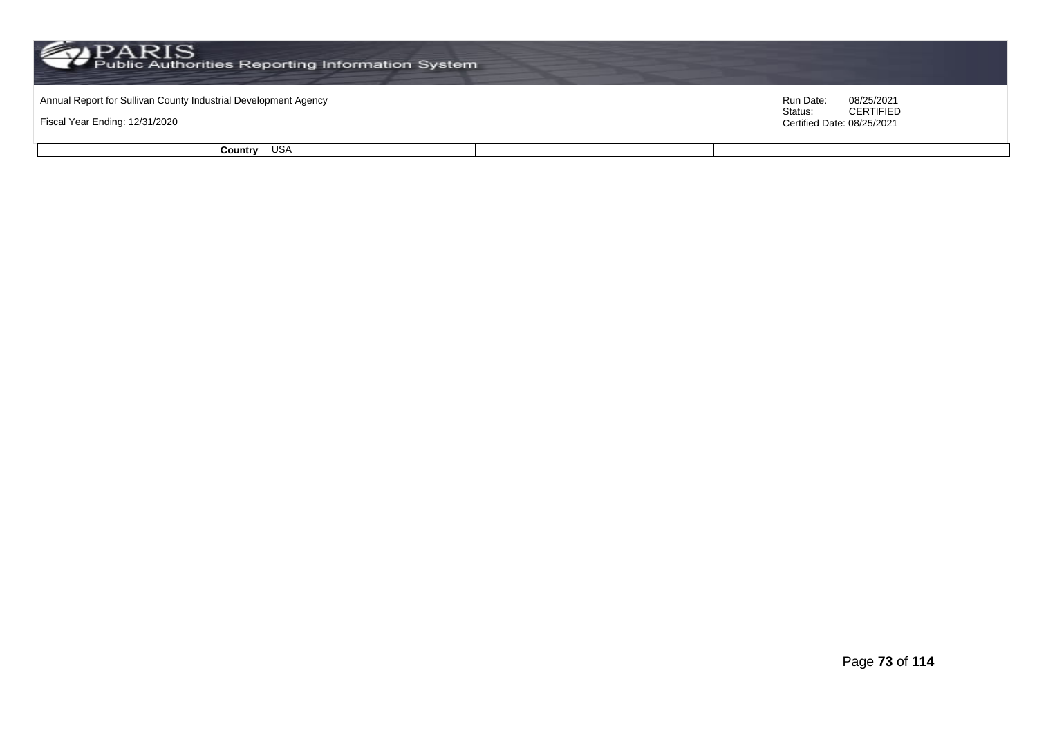| Country | USA | | |
|---|---|---|---|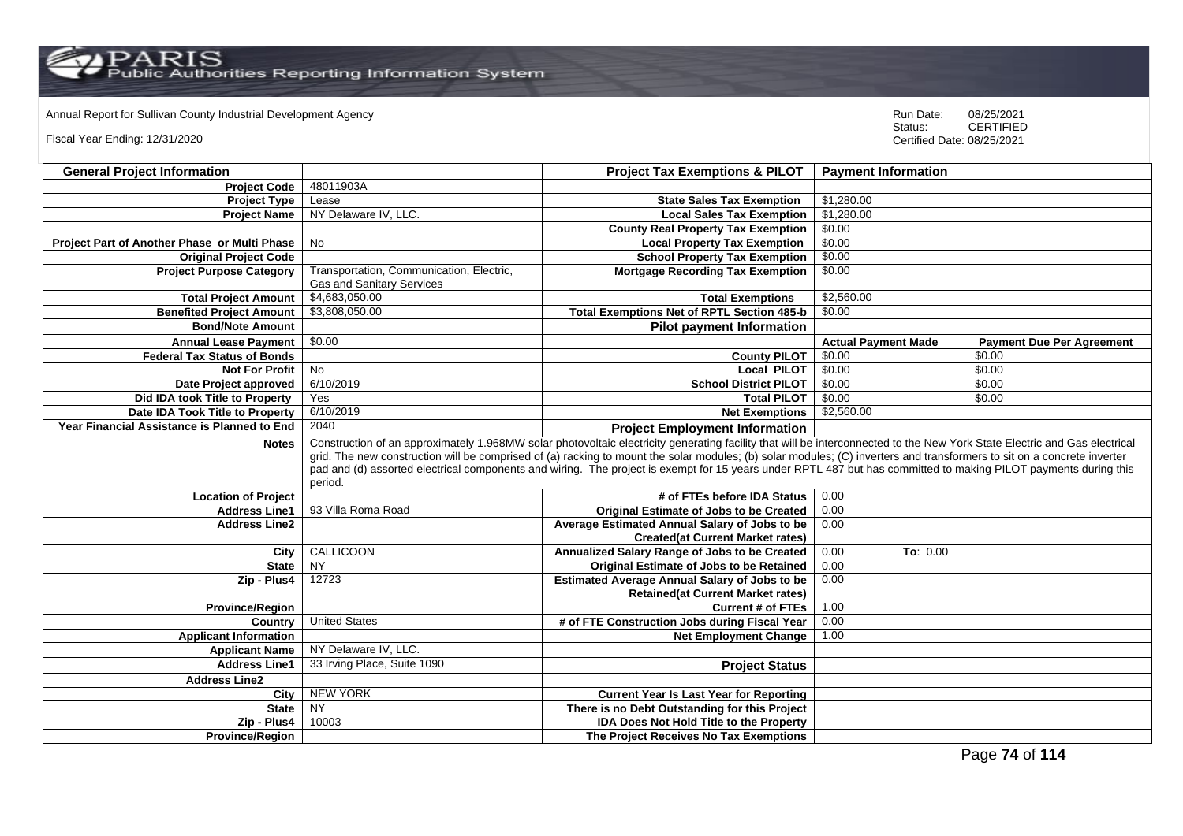Annual Report for Sullivan County Industrial Development Agency

Fiscal Year Ending: 12/31/2020

Run Date: 08/25/2021
Status: CERTIFIED
Certified Date: 08/25/2021

| General Project Information | | Project Tax Exemptions & PILOT | Payment Information | |
|---|---|---|---|---|
| Project Code | 48011903A | | | |
| Project Type | Lease | State Sales Tax Exemption | $1,280.00 | |
| Project Name | NY Delaware IV, LLC. | Local Sales Tax Exemption | $1,280.00 | |
| | | County Real Property Tax Exemption | $0.00 | |
| Project Part of Another Phase or Multi Phase | No | Local Property Tax Exemption | $0.00 | |
| Original Project Code | | School Property Tax Exemption | $0.00 | |
| Project Purpose Category | Transportation, Communication, Electric, Gas and Sanitary Services | Mortgage Recording Tax Exemption | $0.00 | |
| Total Project Amount | $4,683,050.00 | Total Exemptions | $2,560.00 | |
| Benefited Project Amount | $3,808,050.00 | Total Exemptions Net of RPTL Section 485-b | $0.00 | |
| Bond/Note Amount | | Pilot payment Information | | |
| Annual Lease Payment | $0.00 | | Actual Payment Made | Payment Due Per Agreement |
| Federal Tax Status of Bonds | | County PILOT | $0.00 | $0.00 |
| Not For Profit | No | Local PILOT | $0.00 | $0.00 |
| Date Project approved | 6/10/2019 | School District PILOT | $0.00 | $0.00 |
| Did IDA took Title to Property | Yes | Total PILOT | $0.00 | $0.00 |
| Date IDA Took Title to Property | 6/10/2019 | Net Exemptions | $2,560.00 | |
| Year Financial Assistance is Planned to End | 2040 | Project Employment Information | | |
| Notes | Construction of an approximately 1.968MW solar photovoltaic electricity generating facility that will be interconnected to the New York State Electric and Gas electrical grid. The new construction will be comprised of (a) racking to mount the solar modules; (b) solar modules; (C) inverters and transformers to sit on a concrete inverter pad and (d) assorted electrical components and wiring. The project is exempt for 15 years under RPTL 487 but has committed to making PILOT payments during this period. | | | |
| Location of Project | | # of FTEs before IDA Status | 0.00 | |
| Address Line1 | 93 Villa Roma Road | Original Estimate of Jobs to be Created | 0.00 | |
| Address Line2 | | Average Estimated Annual Salary of Jobs to be Created(at Current Market rates) | 0.00 | |
| City | CALLICOON | Annualized Salary Range of Jobs to be Created | 0.00 | To: 0.00 |
| State | NY | Original Estimate of Jobs to be Retained | 0.00 | |
| Zip - Plus4 | 12723 | Estimated Average Annual Salary of Jobs to be Retained(at Current Market rates) | 0.00 | |
| Province/Region | | Current # of FTEs | 1.00 | |
| Country | United States | # of FTE Construction Jobs during Fiscal Year | 0.00 | |
| Applicant Information | | Net Employment Change | 1.00 | |
| Applicant Name | NY Delaware IV, LLC. | | | |
| Address Line1 | 33 Irving Place, Suite 1090 | Project Status | | |
| Address Line2 | | | | |
| City | NEW YORK | Current Year Is Last Year for Reporting | | |
| State | NY | There is no Debt Outstanding for this Project | | |
| Zip - Plus4 | 10003 | IDA Does Not Hold Title to the Property | | |
| Province/Region | | The Project Receives No Tax Exemptions | | |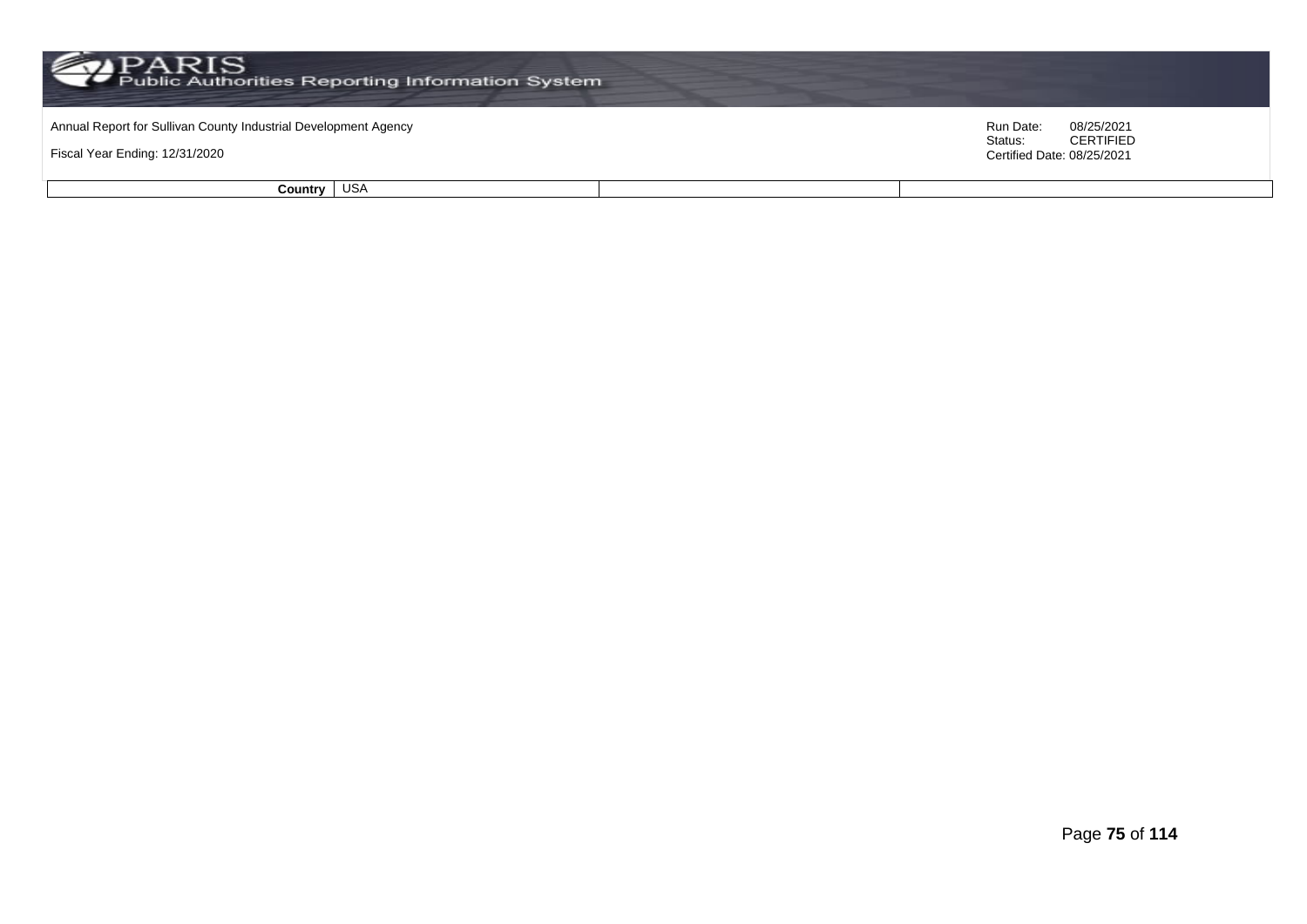| Country | USA | | |
|---|---|---|---|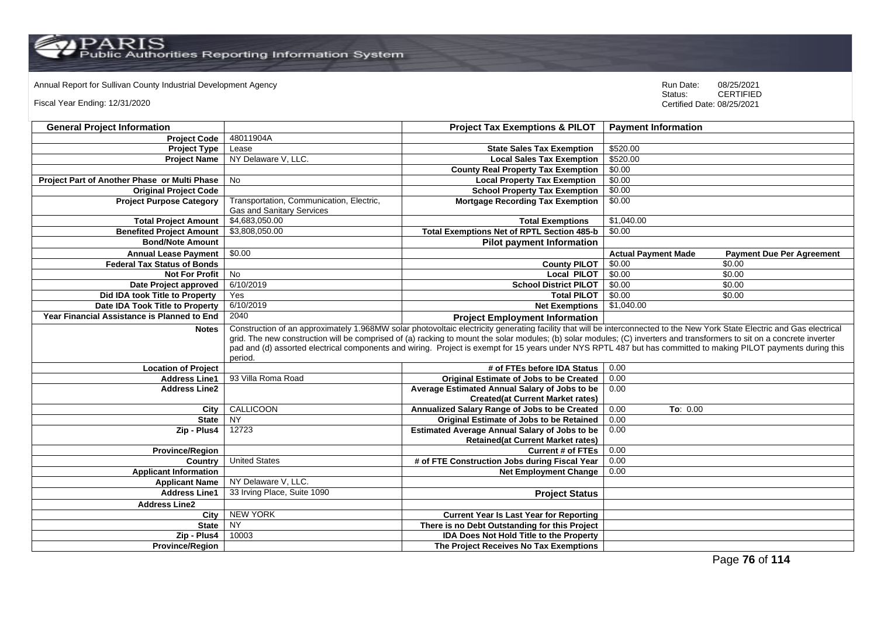Annual Report for Sullivan County Industrial Development Agency

Fiscal Year Ending: 12/31/2020

Run Date: 08/25/2021
Status: CERTIFIED
Certified Date: 08/25/2021

| General Project Information | | Project Tax Exemptions & PILOT | Payment Information | |
|---|---|---|---|---|
| Project Code | 48011904A | | | |
| Project Type | Lease | State Sales Tax Exemption | $520.00 | |
| Project Name | NY Delaware V, LLC. | Local Sales Tax Exemption | $520.00 | |
| | | County Real Property Tax Exemption | $0.00 | |
| Project Part of Another Phase or Multi Phase | No | Local Property Tax Exemption | $0.00 | |
| Original Project Code | | School Property Tax Exemption | $0.00 | |
| Project Purpose Category | Transportation, Communication, Electric, Gas and Sanitary Services | Mortgage Recording Tax Exemption | $0.00 | |
| Total Project Amount | $4,683,050.00 | Total Exemptions | $1,040.00 | |
| Benefited Project Amount | $3,808,050.00 | Total Exemptions Net of RPTL Section 485-b | $0.00 | |
| Bond/Note Amount | | **Pilot payment Information** | | |
| Annual Lease Payment | $0.00 | | Actual Payment Made | Payment Due Per Agreement |
| Federal Tax Status of Bonds | | County PILOT | $0.00 | $0.00 |
| Not For Profit | No | Local PILOT | $0.00 | $0.00 |
| Date Project approved | 6/10/2019 | School District PILOT | $0.00 | $0.00 |
| Did IDA took Title to Property | Yes | Total PILOT | $0.00 | $0.00 |
| Date IDA Took Title to Property | 6/10/2019 | Net Exemptions | $1,040.00 | |
| Year Financial Assistance is Planned to End | 2040 | **Project Employment Information** | | |
| Notes | Construction of an approximately 1.968MW solar photovoltaic electricity generating facility that will be interconnected to the New York State Electric and Gas electrical grid. The new construction will be comprised of (a) racking to mount the solar modules; (b) solar modules; (C) inverters and transformers to sit on a concrete inverter pad and (d) assorted electrical components and wiring. Project is exempt for 15 years under NYS RPTL 487 but has committed to making PILOT payments during this period. | | | |
| Location of Project | | # of FTEs before IDA Status | 0.00 | |
| Address Line1 | 93 Villa Roma Road | Original Estimate of Jobs to be Created | 0.00 | |
| Address Line2 | | Average Estimated Annual Salary of Jobs to be Created(at Current Market rates) | 0.00 | |
| City | CALLICOON | Annualized Salary Range of Jobs to be Created | 0.00 | To: 0.00 |
| State | NY | Original Estimate of Jobs to be Retained | 0.00 | |
| Zip - Plus4 | 12723 | Estimated Average Annual Salary of Jobs to be Retained(at Current Market rates) | 0.00 | |
| Province/Region | | Current # of FTEs | 0.00 | |
| Country | United States | # of FTE Construction Jobs during Fiscal Year | 0.00 | |
| Applicant Information | | Net Employment Change | 0.00 | |
| Applicant Name | NY Delaware V, LLC. | | | |
| Address Line1 | 33 Irving Place, Suite 1090 | **Project Status** | | |
| Address Line2 | | | | |
| City | NEW YORK | Current Year Is Last Year for Reporting | | |
| State | NY | There is no Debt Outstanding for this Project | | |
| Zip - Plus4 | 10003 | IDA Does Not Hold Title to the Property | | |
| Province/Region | | The Project Receives No Tax Exemptions | | |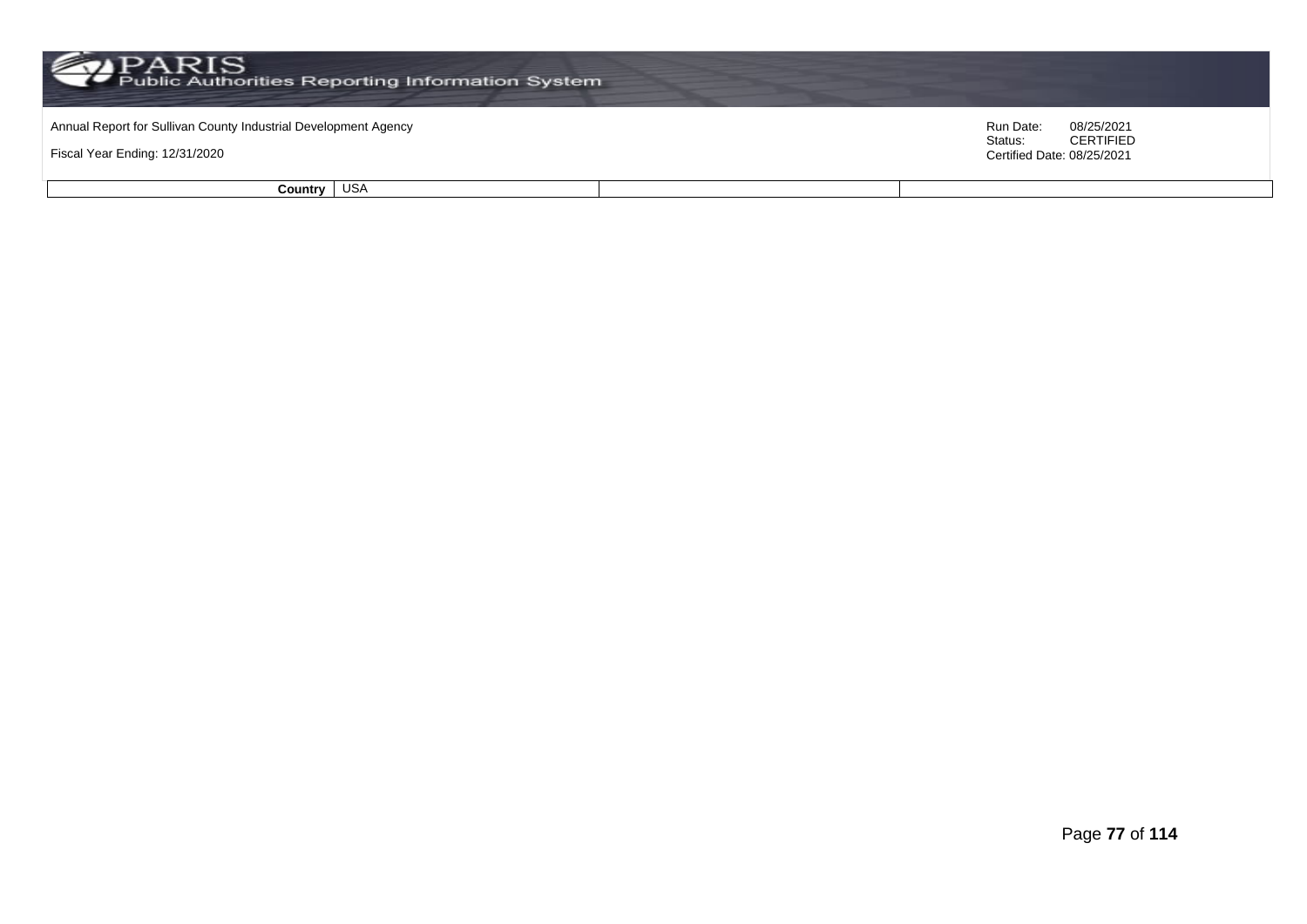| Country | USA | | |
|---|---|---|---|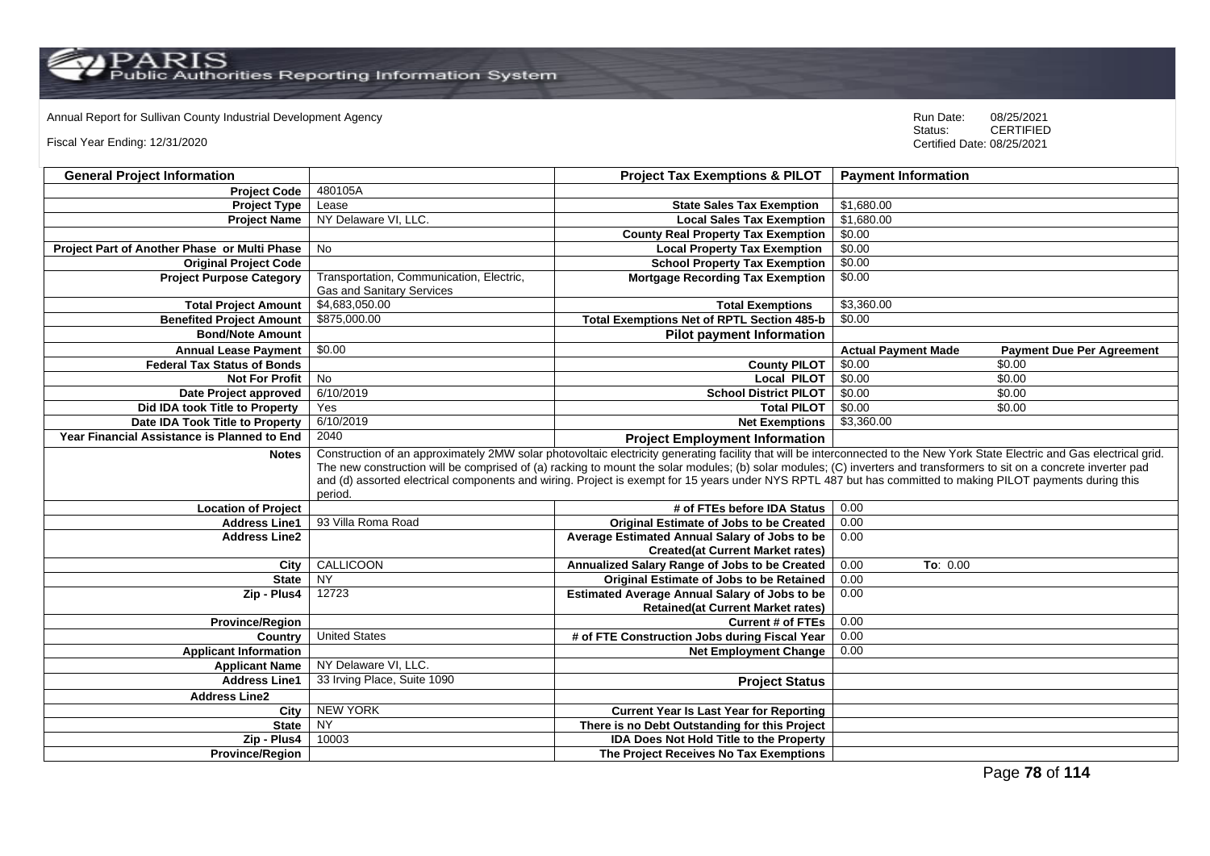Annual Report for Sullivan County Industrial Development Agency

Fiscal Year Ending: 12/31/2020

Run Date: 08/25/2021
Status: CERTIFIED
Certified Date: 08/25/2021

| General Project Information | | Project Tax Exemptions & PILOT | Payment Information | |
|---|---|---|---|---|
| Project Code | 480105A | | | |
| Project Type | Lease | State Sales Tax Exemption | $1,680.00 | |
| Project Name | NY Delaware VI, LLC. | Local Sales Tax Exemption | $1,680.00 | |
| | | County Real Property Tax Exemption | $0.00 | |
| Project Part of Another Phase or Multi Phase | No | Local Property Tax Exemption | $0.00 | |
| Original Project Code | | School Property Tax Exemption | $0.00 | |
| Project Purpose Category | Transportation, Communication, Electric, Gas and Sanitary Services | Mortgage Recording Tax Exemption | $0.00 | |
| Total Project Amount | $4,683,050.00 | Total Exemptions | $3,360.00 | |
| Benefited Project Amount | $875,000.00 | Total Exemptions Net of RPTL Section 485-b | $0.00 | |
| Bond/Note Amount | | Pilot payment Information | | |
| Annual Lease Payment | $0.00 | | Actual Payment Made | Payment Due Per Agreement |
| Federal Tax Status of Bonds | | County PILOT | $0.00 | $0.00 |
| Not For Profit | No | Local PILOT | $0.00 | $0.00 |
| Date Project approved | 6/10/2019 | School District PILOT | $0.00 | $0.00 |
| Did IDA took Title to Property | Yes | Total PILOT | $0.00 | $0.00 |
| Date IDA Took Title to Property | 6/10/2019 | Net Exemptions | $3,360.00 | |
| Year Financial Assistance is Planned to End | 2040 | Project Employment Information | | |
| Notes | Construction of an approximately 2MW solar photovoltaic electricity generating facility that will be interconnected to the New York State Electric and Gas electrical grid. The new construction will be comprised of (a) racking to mount the solar modules; (b) solar modules; (C) inverters and transformers to sit on a concrete inverter pad and (d) assorted electrical components and wiring. Project is exempt for 15 years under NYS RPTL 487 but has committed to making PILOT payments during this period. | | | |
| Location of Project | | # of FTEs before IDA Status | 0.00 | |
| Address Line1 | 93 Villa Roma Road | Original Estimate of Jobs to be Created | 0.00 | |
| Address Line2 | | Average Estimated Annual Salary of Jobs to be Created(at Current Market rates) | 0.00 | |
| City | CALLICOON | Annualized Salary Range of Jobs to be Created | 0.00 | To: 0.00 |
| State | NY | Original Estimate of Jobs to be Retained | 0.00 | |
| Zip - Plus4 | 12723 | Estimated Average Annual Salary of Jobs to be Retained(at Current Market rates) | 0.00 | |
| Province/Region | | Current # of FTEs | 0.00 | |
| Country | United States | # of FTE Construction Jobs during Fiscal Year | 0.00 | |
| Applicant Information | | Net Employment Change | 0.00 | |
| Applicant Name | NY Delaware VI, LLC. | | | |
| Address Line1 | 33 Irving Place, Suite 1090 | Project Status | | |
| Address Line2 | | | | |
| City | NEW YORK | Current Year Is Last Year for Reporting | | |
| State | NY | There is no Debt Outstanding for this Project | | |
| Zip - Plus4 | 10003 | IDA Does Not Hold Title to the Property | | |
| Province/Region | | The Project Receives No Tax Exemptions | | |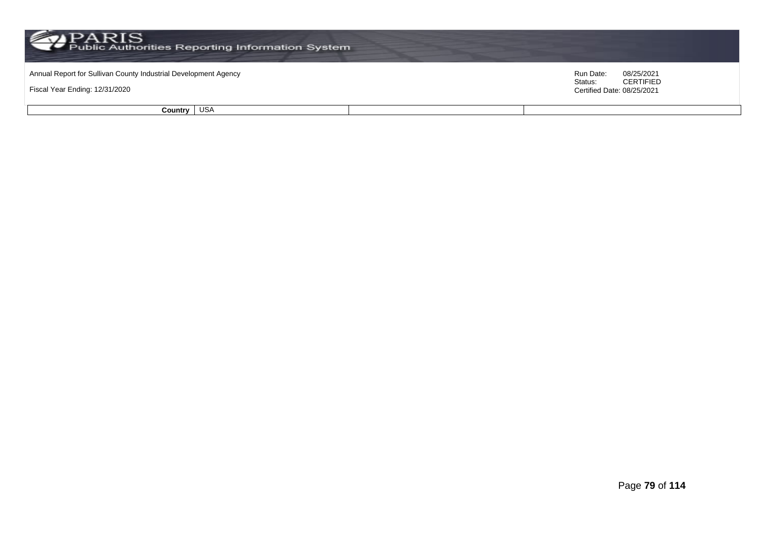| Country | USA | | |
|---|---|---|---|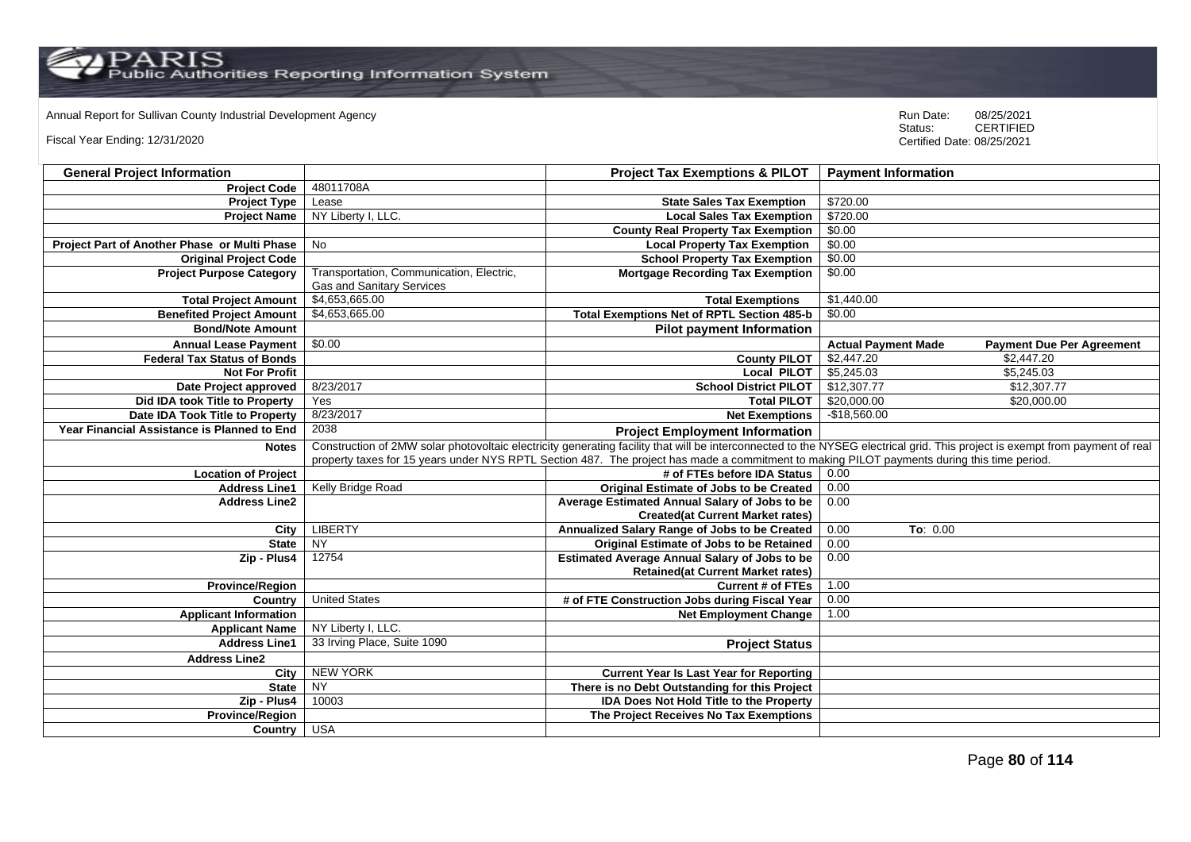Annual Report for Sullivan County Industrial Development Agency

Fiscal Year Ending: 12/31/2020

Run Date: 08/25/2021
Status: CERTIFIED
Certified Date: 08/25/2021

| General Project Information | | Project Tax Exemptions & PILOT | Payment Information | |
|---|---|---|---|---|
| Project Code | 48011708A | | | |
| Project Type | Lease | State Sales Tax Exemption | $720.00 | |
| Project Name | NY Liberty I, LLC. | Local Sales Tax Exemption | $720.00 | |
| | | County Real Property Tax Exemption | $0.00 | |
| Project Part of Another Phase or Multi Phase | No | Local Property Tax Exemption | $0.00 | |
| Original Project Code | | School Property Tax Exemption | $0.00 | |
| Project Purpose Category | Transportation, Communication, Electric, Gas and Sanitary Services | Mortgage Recording Tax Exemption | $0.00 | |
| Total Project Amount | $4,653,665.00 | Total Exemptions | $1,440.00 | |
| Benefited Project Amount | $4,653,665.00 | Total Exemptions Net of RPTL Section 485-b | $0.00 | |
| Bond/Note Amount | | Pilot payment Information | | |
| Annual Lease Payment | $0.00 | | Actual Payment Made | Payment Due Per Agreement |
| Federal Tax Status of Bonds | | County PILOT | $2,447.20 | $2,447.20 |
| Not For Profit | | Local PILOT | $5,245.03 | $5,245.03 |
| Date Project approved | 8/23/2017 | School District PILOT | $12,307.77 | $12,307.77 |
| Did IDA took Title to Property | Yes | Total PILOT | $20,000.00 | $20,000.00 |
| Date IDA Took Title to Property | 8/23/2017 | Net Exemptions | -$18,560.00 | |
| Year Financial Assistance is Planned to End | 2038 | Project Employment Information | | |
| Notes | Construction of 2MW solar photovoltaic electricity generating facility that will be interconnected to the NYSEG electrical grid. This project is exempt from payment of real property taxes for 15 years under NYS RPTL Section 487. The project has made a commitment to making PILOT payments during this time period. | | | |
| Location of Project | | # of FTEs before IDA Status | 0.00 | |
| Address Line1 | Kelly Bridge Road | Original Estimate of Jobs to be Created | 0.00 | |
| Address Line2 | | Average Estimated Annual Salary of Jobs to be Created(at Current Market rates) | 0.00 | |
| City | LIBERTY | Annualized Salary Range of Jobs to be Created | 0.00 | To: 0.00 |
| State | NY | Original Estimate of Jobs to be Retained | 0.00 | |
| Zip - Plus4 | 12754 | Estimated Average Annual Salary of Jobs to be Retained(at Current Market rates) | 0.00 | |
| Province/Region | | Current # of FTEs | 1.00 | |
| Country | United States | # of FTE Construction Jobs during Fiscal Year | 0.00 | |
| Applicant Information | | Net Employment Change | 1.00 | |
| Applicant Name | NY Liberty I, LLC. | | | |
| Address Line1 | 33 Irving Place, Suite 1090 | Project Status | | |
| Address Line2 | | | | |
| City | NEW YORK | Current Year Is Last Year for Reporting | | |
| State | NY | There is no Debt Outstanding for this Project | | |
| Zip - Plus4 | 10003 | IDA Does Not Hold Title to the Property | | |
| Province/Region | | The Project Receives No Tax Exemptions | | |
| Country | USA | | | |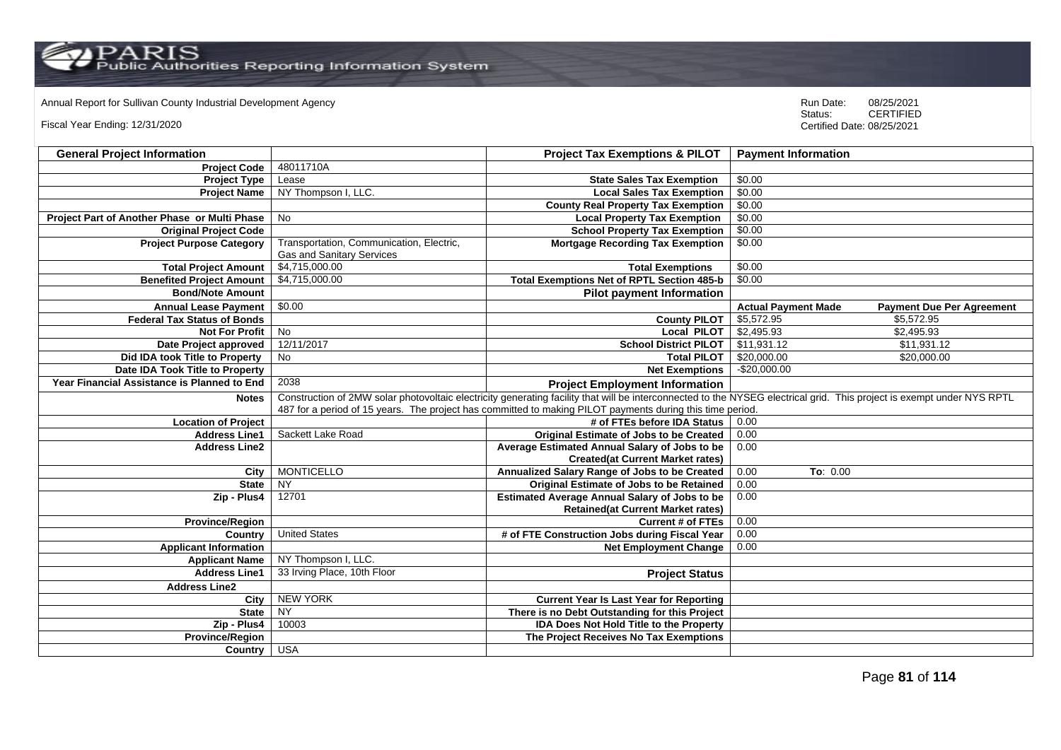Annual Report for Sullivan County Industrial Development Agency

Fiscal Year Ending: 12/31/2020

Run Date: 08/25/2021
Status: CERTIFIED
Certified Date: 08/25/2021

| General Project Information | | Project Tax Exemptions & PILOT | Payment Information | |
|---|---|---|---|---|
| Project Code | 48011710A | | | |
| Project Type | Lease | State Sales Tax Exemption | $0.00 | |
| Project Name | NY Thompson I, LLC. | Local Sales Tax Exemption | $0.00 | |
| | | County Real Property Tax Exemption | $0.00 | |
| Project Part of Another Phase or Multi Phase | No | Local Property Tax Exemption | $0.00 | |
| Original Project Code | | School Property Tax Exemption | $0.00 | |
| Project Purpose Category | Transportation, Communication, Electric, Gas and Sanitary Services | Mortgage Recording Tax Exemption | $0.00 | |
| Total Project Amount | $4,715,000.00 | Total Exemptions | $0.00 | |
| Benefited Project Amount | $4,715,000.00 | Total Exemptions Net of RPTL Section 485-b | $0.00 | |
| Bond/Note Amount | | Pilot payment Information | | |
| Annual Lease Payment | $0.00 | | Actual Payment Made | Payment Due Per Agreement |
| Federal Tax Status of Bonds | | County PILOT | $5,572.95 | $5,572.95 |
| Not For Profit | No | Local PILOT | $2,495.93 | $2,495.93 |
| Date Project approved | 12/11/2017 | School District PILOT | $11,931.12 | $11,931.12 |
| Did IDA took Title to Property | No | Total PILOT | $20,000.00 | $20,000.00 |
| Date IDA Took Title to Property | | Net Exemptions | -$20,000.00 | |
| Year Financial Assistance is Planned to End | 2038 | Project Employment Information | | |
| Notes | Construction of 2MW solar photovoltaic electricity generating facility that will be interconnected to the NYSEG electrical grid. This project is exempt under NYS RPTL 487 for a period of 15 years. The project has committed to making PILOT payments during this time period. | | | |
| Location of Project | | # of FTEs before IDA Status | 0.00 | |
| Address Line1 | Sackett Lake Road | Original Estimate of Jobs to be Created | 0.00 | |
| Address Line2 | | Average Estimated Annual Salary of Jobs to be Created(at Current Market rates) | 0.00 | |
| City | MONTICELLO | Annualized Salary Range of Jobs to be Created | 0.00 | To: 0.00 |
| State | NY | Original Estimate of Jobs to be Retained | 0.00 | |
| Zip - Plus4 | 12701 | Estimated Average Annual Salary of Jobs to be Retained(at Current Market rates) | 0.00 | |
| Province/Region | | Current # of FTEs | 0.00 | |
| Country | United States | # of FTE Construction Jobs during Fiscal Year | 0.00 | |
| Applicant Information | | Net Employment Change | 0.00 | |
| Applicant Name | NY Thompson I, LLC. | | | |
| Address Line1 | 33 Irving Place, 10th Floor | Project Status | | |
| Address Line2 | | | | |
| City | NEW YORK | Current Year Is Last Year for Reporting | | |
| State | NY | There is no Debt Outstanding for this Project | | |
| Zip - Plus4 | 10003 | IDA Does Not Hold Title to the Property | | |
| Province/Region | | The Project Receives No Tax Exemptions | | |
| Country | USA | | | |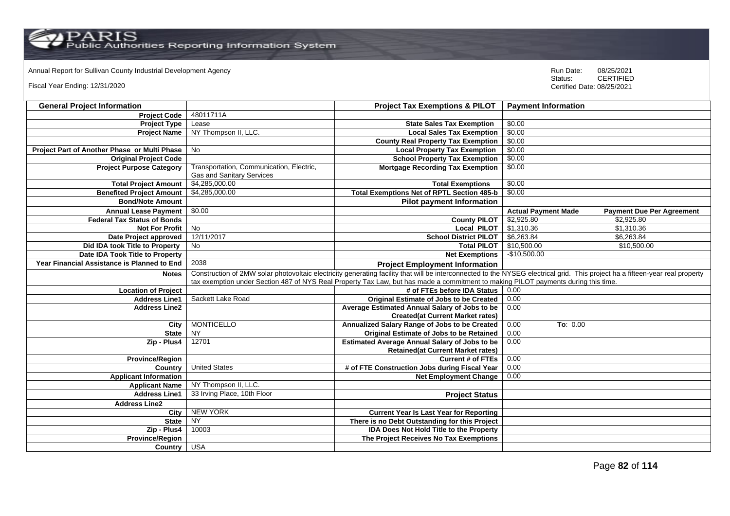Annual Report for Sullivan County Industrial Development Agency

Fiscal Year Ending: 12/31/2020

Run Date: 08/25/2021
Status: CERTIFIED
Certified Date: 08/25/2021

| General Project Information | | Project Tax Exemptions & PILOT | Payment Information | |
|---|---|---|---|---|
| Project Code | 48011711A | | | |
| Project Type | Lease | State Sales Tax Exemption | $0.00 | |
| Project Name | NY Thompson II, LLC. | Local Sales Tax Exemption | $0.00 | |
| | | County Real Property Tax Exemption | $0.00 | |
| Project Part of Another Phase or Multi Phase | No | Local Property Tax Exemption | $0.00 | |
| Original Project Code | | School Property Tax Exemption | $0.00 | |
| Project Purpose Category | Transportation, Communication, Electric, Gas and Sanitary Services | Mortgage Recording Tax Exemption | $0.00 | |
| Total Project Amount | $4,285,000.00 | Total Exemptions | $0.00 | |
| Benefited Project Amount | $4,285,000.00 | Total Exemptions Net of RPTL Section 485-b | $0.00 | |
| Bond/Note Amount | | Pilot payment Information | | |
| Annual Lease Payment | $0.00 | | Actual Payment Made | Payment Due Per Agreement |
| Federal Tax Status of Bonds | | County PILOT | $2,925.80 | $2,925.80 |
| Not For Profit | No | Local PILOT | $1,310.36 | $1,310.36 |
| Date Project approved | 12/11/2017 | School District PILOT | $6,263.84 | $6,263.84 |
| Did IDA took Title to Property | No | Total PILOT | $10,500.00 | $10,500.00 |
| Date IDA Took Title to Property | | Net Exemptions | -$10,500.00 | |
| Year Financial Assistance is Planned to End | 2038 | Project Employment Information | | |
| Notes | Construction of 2MW solar photovoltaic electricity generating facility that will be interconnected to the NYSEG electrical grid. This project ha a fifteen-year real property tax exemption under Section 487 of NYS Real Property Tax Law, but has made a commitment to making PILOT payments during this time. | | | |
| Location of Project | | # of FTEs before IDA Status | 0.00 | |
| Address Line1 | Sackett Lake Road | Original Estimate of Jobs to be Created | 0.00 | |
| Address Line2 | | Average Estimated Annual Salary of Jobs to be Created(at Current Market rates) | 0.00 | |
| City | MONTICELLO | Annualized Salary Range of Jobs to be Created | 0.00 To: 0.00 | |
| State | NY | Original Estimate of Jobs to be Retained | 0.00 | |
| Zip - Plus4 | 12701 | Estimated Average Annual Salary of Jobs to be Retained(at Current Market rates) | 0.00 | |
| Province/Region | | Current # of FTEs | 0.00 | |
| Country | United States | # of FTE Construction Jobs during Fiscal Year | 0.00 | |
| Applicant Information | | Net Employment Change | 0.00 | |
| Applicant Name | NY Thompson II, LLC. | | | |
| Address Line1 | 33 Irving Place, 10th Floor | Project Status | | |
| Address Line2 | | | | |
| City | NEW YORK | Current Year Is Last Year for Reporting | | |
| State | NY | There is no Debt Outstanding for this Project | | |
| Zip - Plus4 | 10003 | IDA Does Not Hold Title to the Property | | |
| Province/Region | | The Project Receives No Tax Exemptions | | |
| Country | USA | | | |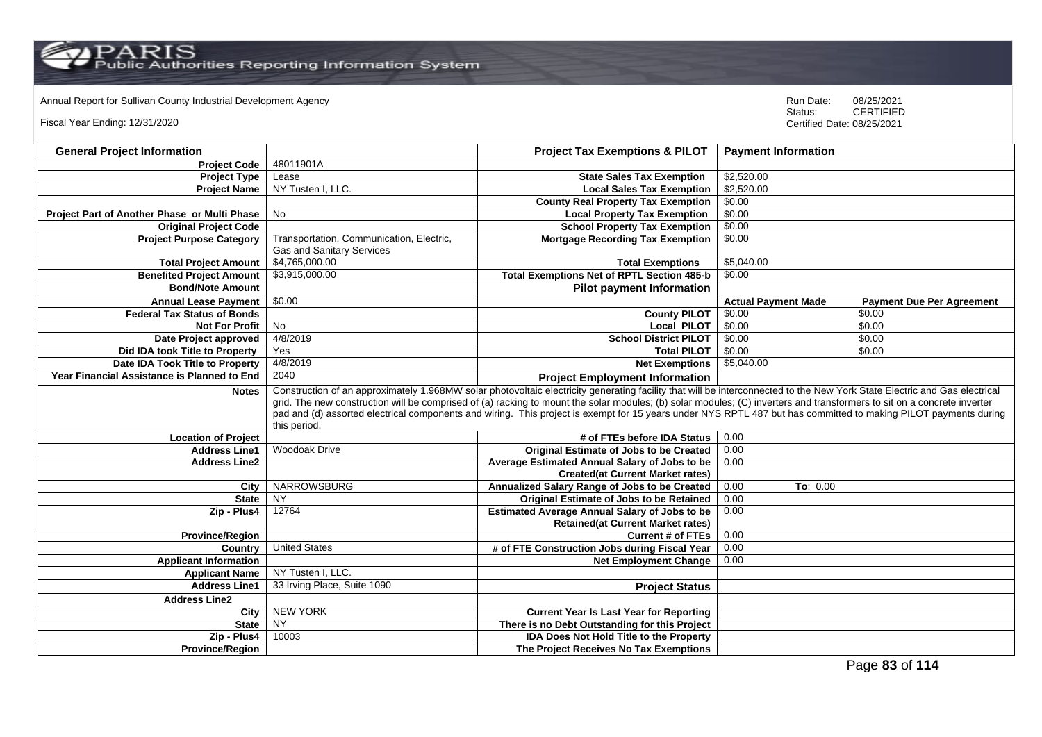Annual Report for Sullivan County Industrial Development Agency

Fiscal Year Ending: 12/31/2020

Run Date: 08/25/2021
Status: CERTIFIED
Certified Date: 08/25/2021

| General Project Information | | Project Tax Exemptions & PILOT | Payment Information | |
|---|---|---|---|---|
| Project Code | 48011901A | | | |
| Project Type | Lease | State Sales Tax Exemption | $2,520.00 | |
| Project Name | NY Tusten I, LLC. | Local Sales Tax Exemption | $2,520.00 | |
| | | County Real Property Tax Exemption | $0.00 | |
| Project Part of Another Phase or Multi Phase | No | Local Property Tax Exemption | $0.00 | |
| Original Project Code | | School Property Tax Exemption | $0.00 | |
| Project Purpose Category | Transportation, Communication, Electric, Gas and Sanitary Services | Mortgage Recording Tax Exemption | $0.00 | |
| Total Project Amount | $4,765,000.00 | Total Exemptions | $5,040.00 | |
| Benefited Project Amount | $3,915,000.00 | Total Exemptions Net of RPTL Section 485-b | $0.00 | |
| Bond/Note Amount | | **Pilot payment Information** | | |
| Annual Lease Payment | $0.00 | | **Actual Payment Made** | **Payment Due Per Agreement** |
| Federal Tax Status of Bonds | | County PILOT | $0.00 | $0.00 |
| Not For Profit | No | Local PILOT | $0.00 | $0.00 |
| Date Project approved | 4/8/2019 | School District PILOT | $0.00 | $0.00 |
| Did IDA took Title to Property | Yes | Total PILOT | $0.00 | $0.00 |
| Date IDA Took Title to Property | 4/8/2019 | Net Exemptions | $5,040.00 | |
| Year Financial Assistance is Planned to End | 2040 | **Project Employment Information** | | |
| Notes | Construction of an approximately 1.968MW solar photovoltaic electricity generating facility that will be interconnected to the New York State Electric and Gas electrical grid. The new construction will be comprised of (a) racking to mount the solar modules; (b) solar modules; (C) inverters and transformers to sit on a concrete inverter pad and (d) assorted electrical components and wiring. This project is exempt for 15 years under NYS RPTL 487 but has committed to making PILOT payments during this period. | | | |
| Location of Project | | # of FTEs before IDA Status | 0.00 | |
| Address Line1 | Woodoak Drive | Original Estimate of Jobs to be Created | 0.00 | |
| Address Line2 | | Average Estimated Annual Salary of Jobs to be Created(at Current Market rates) | 0.00 | |
| City | NARROWSBURG | Annualized Salary Range of Jobs to be Created | 0.00 | To: 0.00 |
| State | NY | Original Estimate of Jobs to be Retained | 0.00 | |
| Zip - Plus4 | 12764 | Estimated Average Annual Salary of Jobs to be Retained(at Current Market rates) | 0.00 | |
| Province/Region | | Current # of FTEs | 0.00 | |
| Country | United States | # of FTE Construction Jobs during Fiscal Year | 0.00 | |
| Applicant Information | | Net Employment Change | 0.00 | |
| Applicant Name | NY Tusten I, LLC. | | | |
| Address Line1 | 33 Irving Place, Suite 1090 | **Project Status** | | |
| Address Line2 | | | | |
| City | NEW YORK | Current Year Is Last Year for Reporting | | |
| State | NY | There is no Debt Outstanding for this Project | | |
| Zip - Plus4 | 10003 | IDA Does Not Hold Title to the Property | | |
| Province/Region | | The Project Receives No Tax Exemptions | | |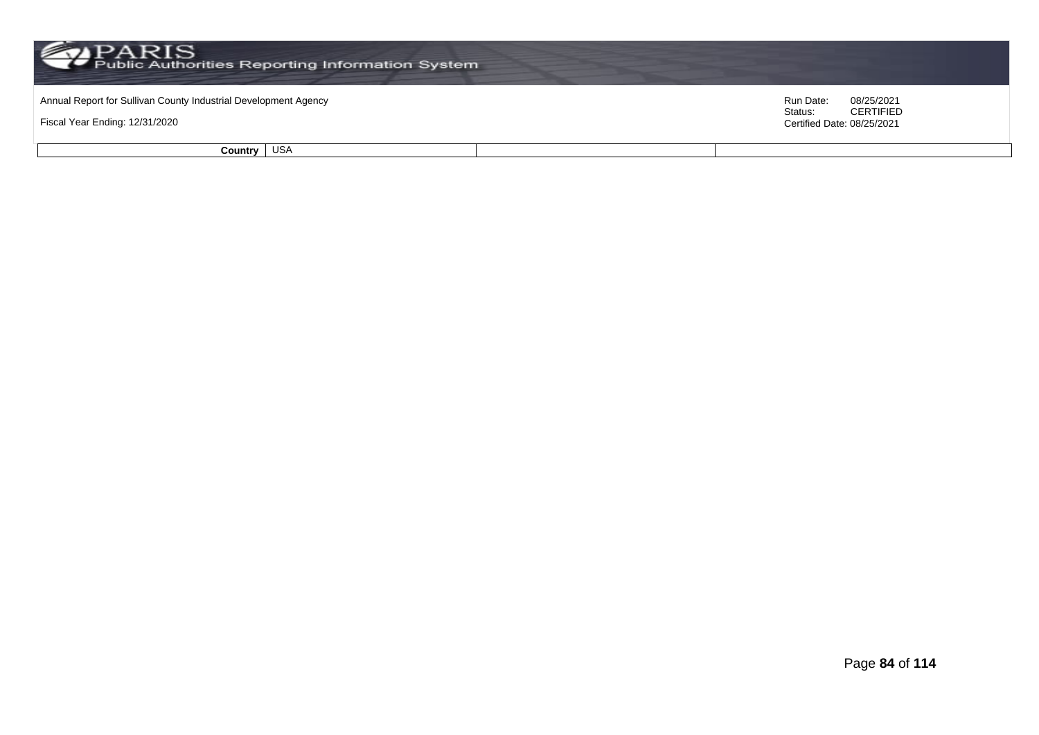| Country | USA | | |
| --- | --- | --- | --- |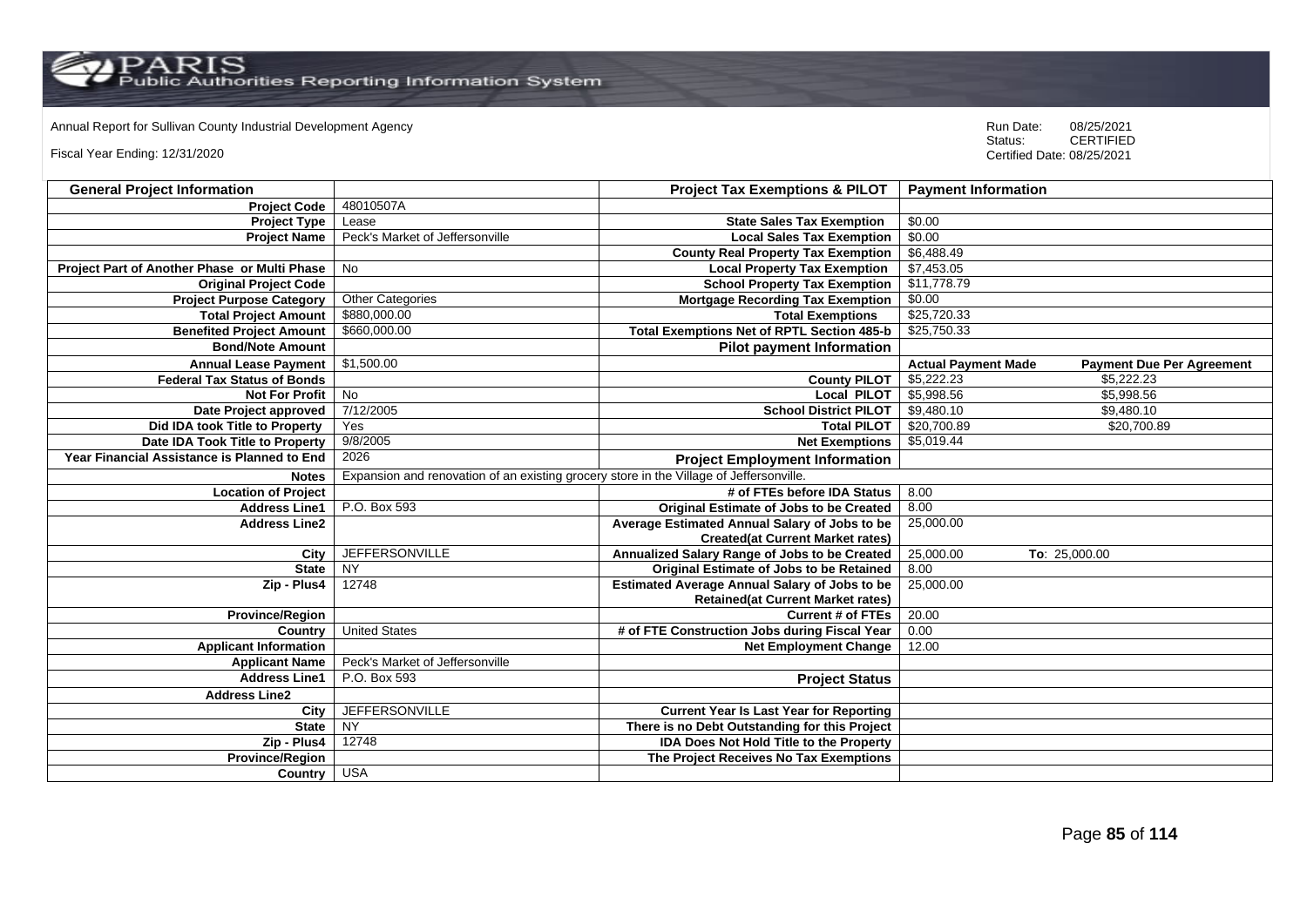Annual Report for Sullivan County Industrial Development Agency

Fiscal Year Ending: 12/31/2020

Run Date: 08/25/2021
Status: CERTIFIED
Certified Date: 08/25/2021

| General Project Information | | Project Tax Exemptions & PILOT | Payment Information | |
|---|---|---|---|---|
| Project Code | 48010507A | | | |
| Project Type | Lease | State Sales Tax Exemption | $0.00 | |
| Project Name | Peck's Market of Jeffersonville | Local Sales Tax Exemption | $0.00 | |
| | | County Real Property Tax Exemption | $6,488.49 | |
| Project Part of Another Phase or Multi Phase | No | Local Property Tax Exemption | $7,453.05 | |
| Original Project Code | | School Property Tax Exemption | $11,778.79 | |
| Project Purpose Category | Other Categories | Mortgage Recording Tax Exemption | $0.00 | |
| Total Project Amount | $880,000.00 | Total Exemptions | $25,720.33 | |
| Benefited Project Amount | $660,000.00 | Total Exemptions Net of RPTL Section 485-b | $25,750.33 | |
| Bond/Note Amount | | Pilot payment Information | | |
| Annual Lease Payment | $1,500.00 | | Actual Payment Made | Payment Due Per Agreement |
| Federal Tax Status of Bonds | | County PILOT | $5,222.23 | $5,222.23 |
| Not For Profit | No | Local PILOT | $5,998.56 | $5,998.56 |
| Date Project approved | 7/12/2005 | School District PILOT | $9,480.10 | $9,480.10 |
| Did IDA took Title to Property | Yes | Total PILOT | $20,700.89 | $20,700.89 |
| Date IDA Took Title to Property | 9/8/2005 | Net Exemptions | $5,019.44 | |
| Year Financial Assistance is Planned to End | 2026 | Project Employment Information | | |
| Notes | Expansion and renovation of an existing grocery store in the Village of Jeffersonville. | | | |
| Location of Project | | # of FTEs before IDA Status | 8.00 | |
| Address Line1 | P.O. Box 593 | Original Estimate of Jobs to be Created | 8.00 | |
| Address Line2 | | Average Estimated Annual Salary of Jobs to be Created(at Current Market rates) | 25,000.00 | |
| City | JEFFERSONVILLE | Annualized Salary Range of Jobs to be Created | 25,000.00 | To: 25,000.00 |
| State | NY | Original Estimate of Jobs to be Retained | 8.00 | |
| Zip - Plus4 | 12748 | Estimated Average Annual Salary of Jobs to be Retained(at Current Market rates) | 25,000.00 | |
| Province/Region | | Current # of FTEs | 20.00 | |
| Country | United States | # of FTE Construction Jobs during Fiscal Year | 0.00 | |
| Applicant Information | | Net Employment Change | 12.00 | |
| Applicant Name | Peck's Market of Jeffersonville | | | |
| Address Line1 | P.O. Box 593 | Project Status | | |
| Address Line2 | | | | |
| City | JEFFERSONVILLE | Current Year Is Last Year for Reporting | | |
| State | NY | There is no Debt Outstanding for this Project | | |
| Zip - Plus4 | 12748 | IDA Does Not Hold Title to the Property | | |
| Province/Region | | The Project Receives No Tax Exemptions | | |
| Country | USA | | | |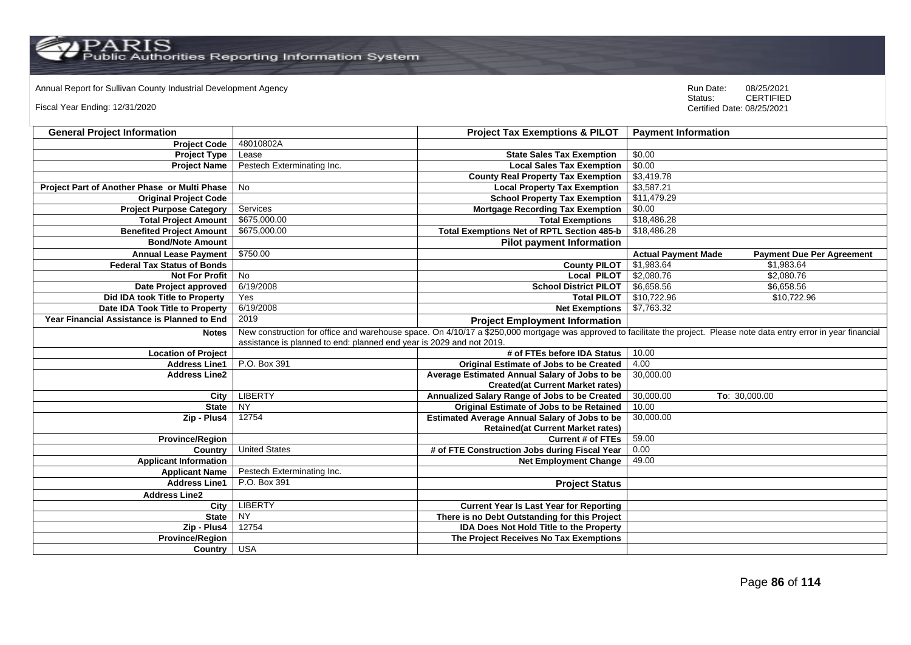Annual Report for Sullivan County Industrial Development Agency

Fiscal Year Ending: 12/31/2020

Run Date: 08/25/2021
Status: CERTIFIED
Certified Date: 08/25/2021

| General Project Information | | Project Tax Exemptions & PILOT | Payment Information | |
|---|---|---|---|---|
| Project Code | 48010802A | | | |
| Project Type | Lease | State Sales Tax Exemption | $0.00 | |
| Project Name | Pestech Exterminating Inc. | Local Sales Tax Exemption | $0.00 | |
| | | County Real Property Tax Exemption | $3,419.78 | |
| Project Part of Another Phase or Multi Phase | No | Local Property Tax Exemption | $3,587.21 | |
| Original Project Code | | School Property Tax Exemption | $11,479.29 | |
| Project Purpose Category | Services | Mortgage Recording Tax Exemption | $0.00 | |
| Total Project Amount | $675,000.00 | Total Exemptions | $18,486.28 | |
| Benefited Project Amount | $675,000.00 | Total Exemptions Net of RPTL Section 485-b | $18,486.28 | |
| Bond/Note Amount | | Pilot payment Information | | |
| Annual Lease Payment | $750.00 | | Actual Payment Made | Payment Due Per Agreement |
| Federal Tax Status of Bonds | | County PILOT | $1,983.64 | $1,983.64 |
| Not For Profit | No | Local PILOT | $2,080.76 | $2,080.76 |
| Date Project approved | 6/19/2008 | School District PILOT | $6,658.56 | $6,658.56 |
| Did IDA took Title to Property | Yes | Total PILOT | $10,722.96 | $10,722.96 |
| Date IDA Took Title to Property | 6/19/2008 | Net Exemptions | $7,763.32 | |
| Year Financial Assistance is Planned to End | 2019 | Project Employment Information | | |
| Notes | New construction for office and warehouse space. On 4/10/17 a $250,000 mortgage was approved to facilitate the project. Please note data entry error in year financial assistance is planned to end: planned end year is 2029 and not 2019. | | | |
| Location of Project | | # of FTEs before IDA Status | 10.00 | |
| Address Line1 | P.O. Box 391 | Original Estimate of Jobs to be Created | 4.00 | |
| Address Line2 | | Average Estimated Annual Salary of Jobs to be Created(at Current Market rates) | 30,000.00 | |
| City | LIBERTY | Annualized Salary Range of Jobs to be Created | 30,000.00 | To: 30,000.00 |
| State | NY | Original Estimate of Jobs to be Retained | 10.00 | |
| Zip - Plus4 | 12754 | Estimated Average Annual Salary of Jobs to be Retained(at Current Market rates) | 30,000.00 | |
| Province/Region | | Current # of FTEs | 59.00 | |
| Country | United States | # of FTE Construction Jobs during Fiscal Year | 0.00 | |
| Applicant Information | | Net Employment Change | 49.00 | |
| Applicant Name | Pestech Exterminating Inc. | | | |
| Address Line1 | P.O. Box 391 | Project Status | | |
| Address Line2 | | | | |
| City | LIBERTY | Current Year Is Last Year for Reporting | | |
| State | NY | There is no Debt Outstanding for this Project | | |
| Zip - Plus4 | 12754 | IDA Does Not Hold Title to the Property | | |
| Province/Region | | The Project Receives No Tax Exemptions | | |
| Country | USA | | | |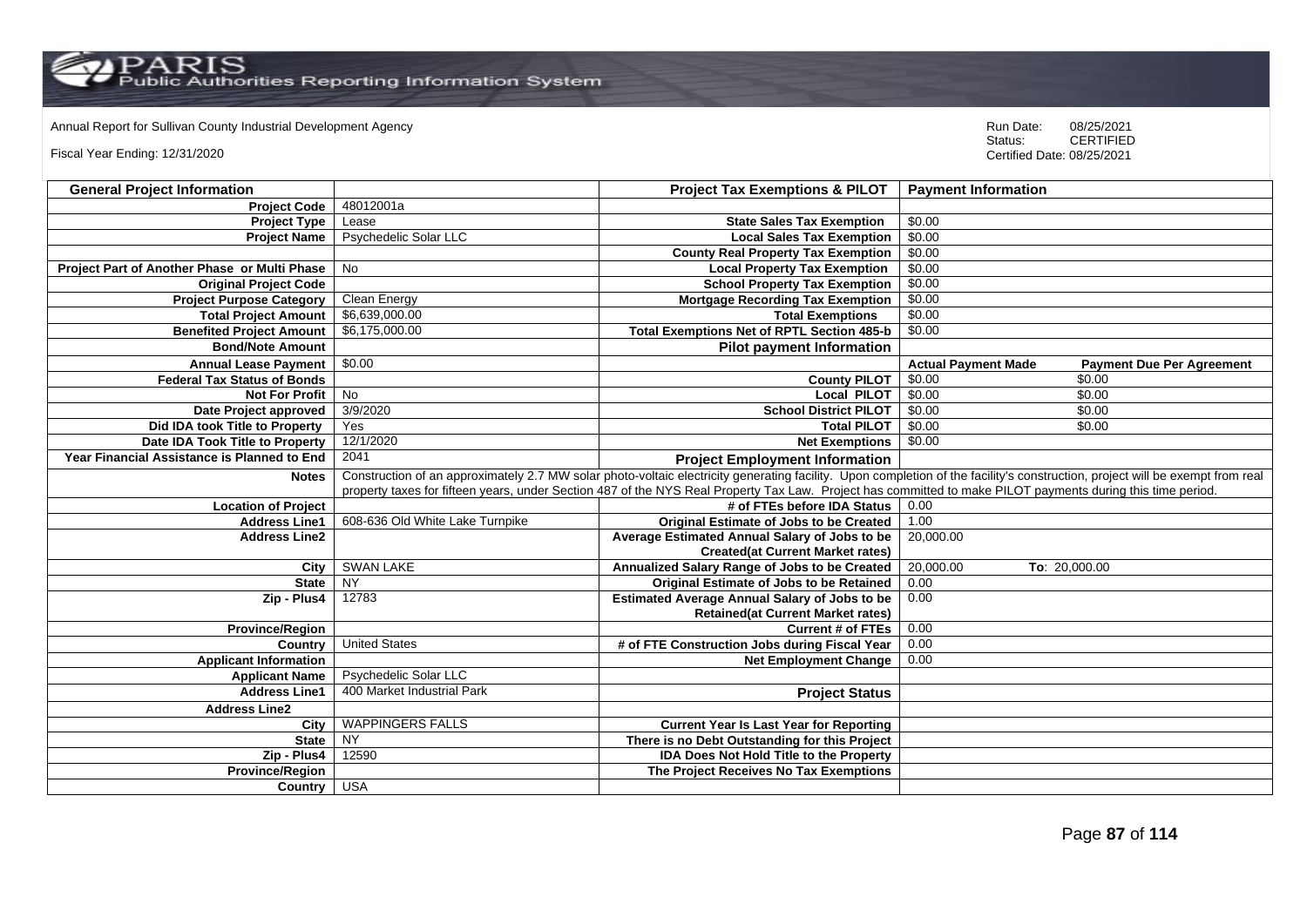Annual Report for Sullivan County Industrial Development Agency

Fiscal Year Ending: 12/31/2020

Run Date: 08/25/2021
Status: CERTIFIED
Certified Date: 08/25/2021

| General Project Information | | Project Tax Exemptions & PILOT | Payment Information | |
|---|---|---|---|---|
| Project Code | 48012001a | | | |
| Project Type | Lease | State Sales Tax Exemption | $0.00 | |
| Project Name | Psychedelic Solar LLC | Local Sales Tax Exemption | $0.00 | |
| | | County Real Property Tax Exemption | $0.00 | |
| Project Part of Another Phase or Multi Phase | No | Local Property Tax Exemption | $0.00 | |
| Original Project Code | | School Property Tax Exemption | $0.00 | |
| Project Purpose Category | Clean Energy | Mortgage Recording Tax Exemption | $0.00 | |
| Total Project Amount | $6,639,000.00 | Total Exemptions | $0.00 | |
| Benefited Project Amount | $6,175,000.00 | Total Exemptions Net of RPTL Section 485-b | $0.00 | |
| Bond/Note Amount | | Pilot payment Information | | |
| Annual Lease Payment | $0.00 | | Actual Payment Made | Payment Due Per Agreement |
| Federal Tax Status of Bonds | | County PILOT | $0.00 | $0.00 |
| Not For Profit | No | Local PILOT | $0.00 | $0.00 |
| Date Project approved | 3/9/2020 | School District PILOT | $0.00 | $0.00 |
| Did IDA took Title to Property | Yes | Total PILOT | $0.00 | $0.00 |
| Date IDA Took Title to Property | 12/1/2020 | Net Exemptions | $0.00 | |
| Year Financial Assistance is Planned to End | 2041 | Project Employment Information | | |
| Notes | Construction of an approximately 2.7 MW solar photo-voltaic electricity generating facility. Upon completion of the facility's construction, project will be exempt from real property taxes for fifteen years, under Section 487 of the NYS Real Property Tax Law. Project has committed to make PILOT payments during this time period. | | | |
| Location of Project | | # of FTEs before IDA Status | 0.00 | |
| Address Line1 | 608-636 Old White Lake Turnpike | Original Estimate of Jobs to be Created | 1.00 | |
| Address Line2 | | Average Estimated Annual Salary of Jobs to be Created(at Current Market rates) | 20,000.00 | |
| City | SWAN LAKE | Annualized Salary Range of Jobs to be Created | 20,000.00 | To: 20,000.00 |
| State | NY | Original Estimate of Jobs to be Retained | 0.00 | |
| Zip - Plus4 | 12783 | Estimated Average Annual Salary of Jobs to be Retained(at Current Market rates) | 0.00 | |
| Province/Region | | Current # of FTEs | 0.00 | |
| Country | United States | # of FTE Construction Jobs during Fiscal Year | 0.00 | |
| Applicant Information | | Net Employment Change | 0.00 | |
| Applicant Name | Psychedelic Solar LLC | | | |
| Address Line1 | 400 Market Industrial Park | Project Status | | |
| Address Line2 | | | | |
| City | WAPPINGERS FALLS | Current Year Is Last Year for Reporting | | |
| State | NY | There is no Debt Outstanding for this Project | | |
| Zip - Plus4 | 12590 | IDA Does Not Hold Title to the Property | | |
| Province/Region | | The Project Receives No Tax Exemptions | | |
| Country | USA | | | |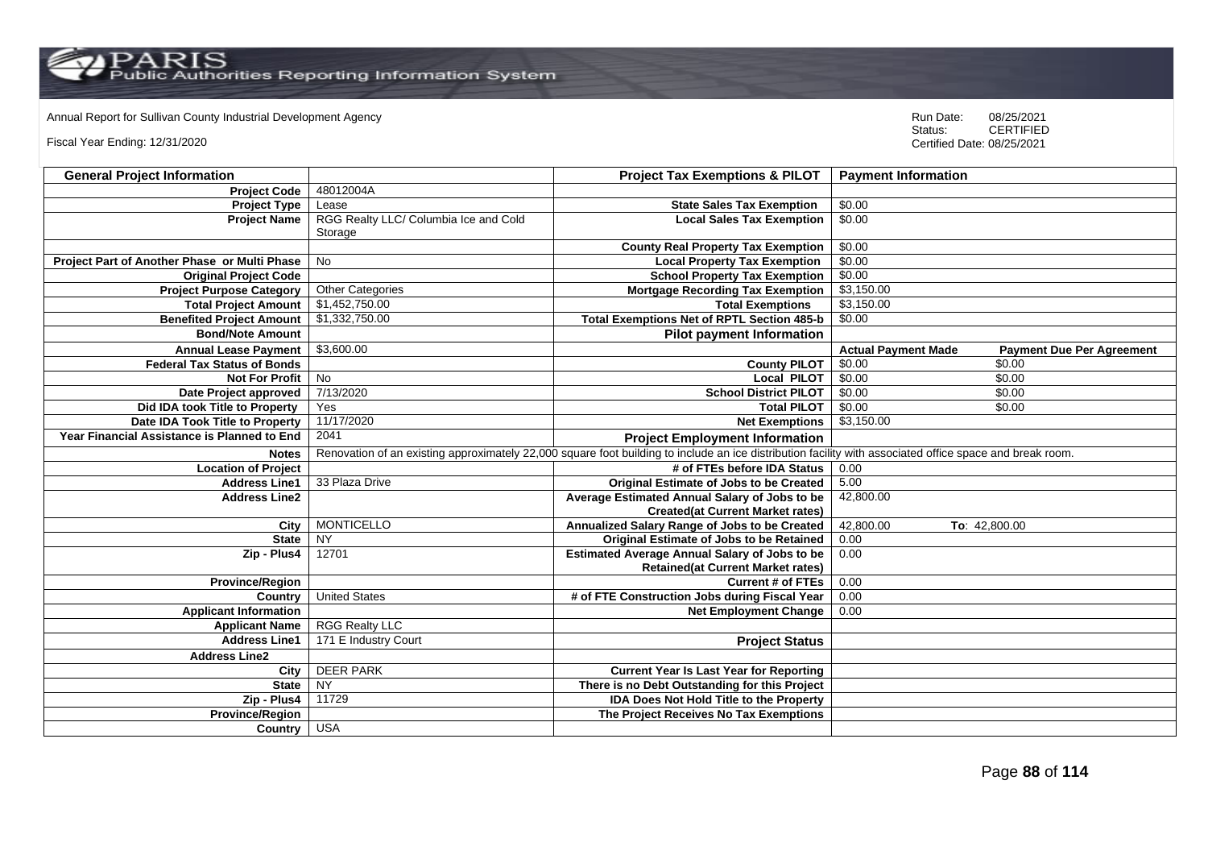Annual Report for Sullivan County Industrial Development Agency

Fiscal Year Ending: 12/31/2020

Run Date: 08/25/2021
Status: CERTIFIED
Certified Date: 08/25/2021

| General Project Information | | Project Tax Exemptions & PILOT | Payment Information | |
|---|---|---|---|---|
| Project Code | 48012004A | | | |
| Project Type | Lease | State Sales Tax Exemption | $0.00 | |
| Project Name | RGG Realty LLC/ Columbia Ice and Cold Storage | Local Sales Tax Exemption | $0.00 | |
| | | County Real Property Tax Exemption | $0.00 | |
| Project Part of Another Phase or Multi Phase | No | Local Property Tax Exemption | $0.00 | |
| Original Project Code | | School Property Tax Exemption | $0.00 | |
| Project Purpose Category | Other Categories | Mortgage Recording Tax Exemption | $3,150.00 | |
| Total Project Amount | $1,452,750.00 | Total Exemptions | $3,150.00 | |
| Benefited Project Amount | $1,332,750.00 | Total Exemptions Net of RPTL Section 485-b | $0.00 | |
| Bond/Note Amount | | Pilot payment Information | | |
| Annual Lease Payment | $3,600.00 | | Actual Payment Made | Payment Due Per Agreement |
| Federal Tax Status of Bonds | | County PILOT | $0.00 | $0.00 |
| Not For Profit | No | Local PILOT | $0.00 | $0.00 |
| Date Project approved | 7/13/2020 | School District PILOT | $0.00 | $0.00 |
| Did IDA took Title to Property | Yes | Total PILOT | $0.00 | $0.00 |
| Date IDA Took Title to Property | 11/17/2020 | Net Exemptions | $3,150.00 | |
| Year Financial Assistance is Planned to End | 2041 | Project Employment Information | | |
| Notes | Renovation of an existing approximately 22,000 square foot building to include an ice distribution facility with associated office space and break room. | | | |
| Location of Project | | # of FTEs before IDA Status | 0.00 | |
| Address Line1 | 33 Plaza Drive | Original Estimate of Jobs to be Created | 5.00 | |
| Address Line2 | | Average Estimated Annual Salary of Jobs to be Created(at Current Market rates) | 42,800.00 | |
| City | MONTICELLO | Annualized Salary Range of Jobs to be Created | 42,800.00 | To: 42,800.00 |
| State | NY | Original Estimate of Jobs to be Retained | 0.00 | |
| Zip - Plus4 | 12701 | Estimated Average Annual Salary of Jobs to be Retained(at Current Market rates) | 0.00 | |
| Province/Region | | Current # of FTEs | 0.00 | |
| Country | United States | # of FTE Construction Jobs during Fiscal Year | 0.00 | |
| Applicant Information | | Net Employment Change | 0.00 | |
| Applicant Name | RGG Realty LLC | | | |
| Address Line1 | 171 E Industry Court | Project Status | | |
| Address Line2 | | | | |
| City | DEER PARK | Current Year Is Last Year for Reporting | | |
| State | NY | There is no Debt Outstanding for this Project | | |
| Zip - Plus4 | 11729 | IDA Does Not Hold Title to the Property | | |
| Province/Region | | The Project Receives No Tax Exemptions | | |
| Country | USA | | | |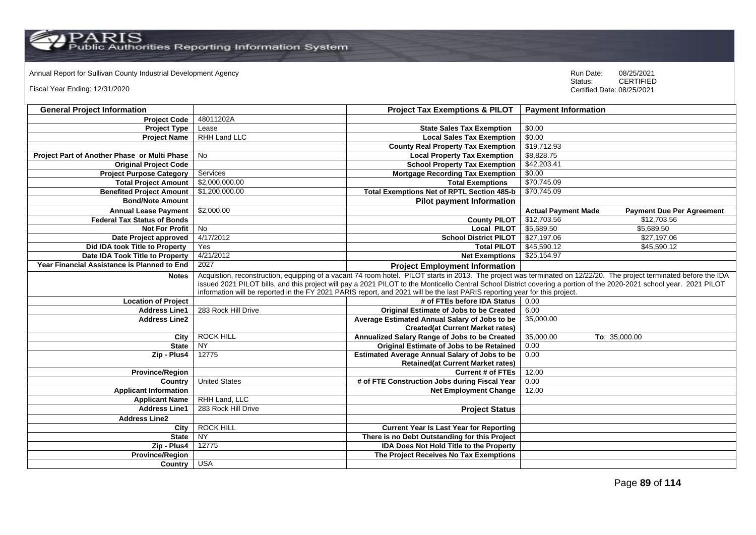Annual Report for Sullivan County Industrial Development Agency

Fiscal Year Ending: 12/31/2020

Run Date: 08/25/2021
Status: CERTIFIED
Certified Date: 08/25/2021

| General Project Information | | Project Tax Exemptions & PILOT | Payment Information | |
|---|---|---|---|---|
| Project Code | 48011202A | | | |
| Project Type | Lease | State Sales Tax Exemption | $0.00 | |
| Project Name | RHH Land LLC | Local Sales Tax Exemption | $0.00 | |
| | | County Real Property Tax Exemption | $19,712.93 | |
| Project Part of Another Phase or Multi Phase | No | Local Property Tax Exemption | $8,828.75 | |
| Original Project Code | | School Property Tax Exemption | $42,203.41 | |
| Project Purpose Category | Services | Mortgage Recording Tax Exemption | $0.00 | |
| Total Project Amount | $2,000,000.00 | Total Exemptions | $70,745.09 | |
| Benefited Project Amount | $1,200,000.00 | Total Exemptions Net of RPTL Section 485-b | $70,745.09 | |
| Bond/Note Amount | | Pilot payment Information | | |
| Annual Lease Payment | $2,000.00 | | Actual Payment Made | Payment Due Per Agreement |
| Federal Tax Status of Bonds | | County PILOT | $12,703.56 | $12,703.56 |
| Not For Profit | No | Local PILOT | $5,689.50 | $5,689.50 |
| Date Project approved | 4/17/2012 | School District PILOT | $27,197.06 | $27,197.06 |
| Did IDA took Title to Property | Yes | Total PILOT | $45,590.12 | $45,590.12 |
| Date IDA Took Title to Property | 4/21/2012 | Net Exemptions | $25,154.97 | |
| Year Financial Assistance is Planned to End | 2027 | Project Employment Information | | |
| Notes | Acquistion, reconstruction, equipping of a vacant 74 room hotel. PILOT starts in 2013. The project was terminated on 12/22/20. The project terminated before the IDA issued 2021 PILOT bills, and this project will pay a 2021 PILOT to the Monticello Central School District covering a portion of the 2020-2021 school year. 2021 PILOT information will be reported in the FY 2021 PARIS report, and 2021 will be the last PARIS reporting year for this project. | | | |
| Location of Project | | # of FTEs before IDA Status | 0.00 | |
| Address Line1 | 283 Rock Hill Drive | Original Estimate of Jobs to be Created | 6.00 | |
| Address Line2 | | Average Estimated Annual Salary of Jobs to be Created(at Current Market rates) | 35,000.00 | |
| City | ROCK HILL | Annualized Salary Range of Jobs to be Created | 35,000.00 | To: 35,000.00 |
| State | NY | Original Estimate of Jobs to be Retained | 0.00 | |
| Zip - Plus4 | 12775 | Estimated Average Annual Salary of Jobs to be Retained(at Current Market rates) | 0.00 | |
| Province/Region | | Current # of FTEs | 12.00 | |
| Country | United States | # of FTE Construction Jobs during Fiscal Year | 0.00 | |
| Applicant Information | | Net Employment Change | 12.00 | |
| Applicant Name | RHH Land, LLC | | | |
| Address Line1 | 283 Rock Hill Drive | Project Status | | |
| Address Line2 | | | | |
| City | ROCK HILL | Current Year Is Last Year for Reporting | | |
| State | NY | There is no Debt Outstanding for this Project | | |
| Zip - Plus4 | 12775 | IDA Does Not Hold Title to the Property | | |
| Province/Region | | The Project Receives No Tax Exemptions | | |
| Country | USA | | | |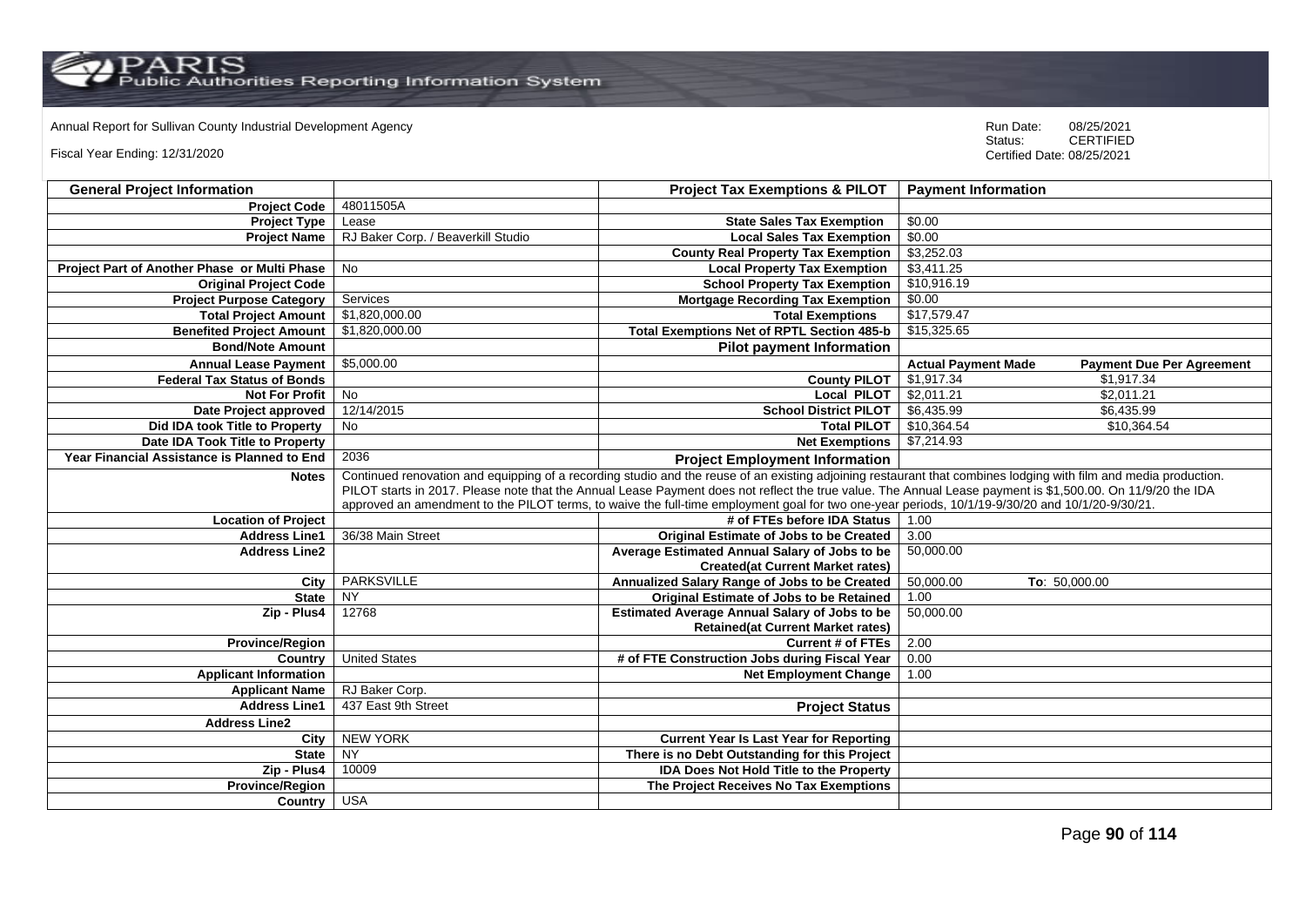Annual Report for Sullivan County Industrial Development Agency

Fiscal Year Ending: 12/31/2020

Run Date: 08/25/2021
Status: CERTIFIED
Certified Date: 08/25/2021

| General Project Information | | Project Tax Exemptions & PILOT | Payment Information | |
|---|---|---|---|---|
| Project Code | 48011505A | | | |
| Project Type | Lease | State Sales Tax Exemption | $0.00 | |
| Project Name | RJ Baker Corp. / Beaverkill Studio | Local Sales Tax Exemption | $0.00 | |
| | | County Real Property Tax Exemption | $3,252.03 | |
| Project Part of Another Phase or Multi Phase | No | Local Property Tax Exemption | $3,411.25 | |
| Original Project Code | | School Property Tax Exemption | $10,916.19 | |
| Project Purpose Category | Services | Mortgage Recording Tax Exemption | $0.00 | |
| Total Project Amount | $1,820,000.00 | Total Exemptions | $17,579.47 | |
| Benefited Project Amount | $1,820,000.00 | Total Exemptions Net of RPTL Section 485-b | $15,325.65 | |
| Bond/Note Amount | | Pilot payment Information | | |
| Annual Lease Payment | $5,000.00 | | Actual Payment Made | Payment Due Per Agreement |
| Federal Tax Status of Bonds | | County PILOT | $1,917.34 | $1,917.34 |
| Not For Profit | No | Local PILOT | $2,011.21 | $2,011.21 |
| Date Project approved | 12/14/2015 | School District PILOT | $6,435.99 | $6,435.99 |
| Did IDA took Title to Property | No | Total PILOT | $10,364.54 | $10,364.54 |
| Date IDA Took Title to Property | | Net Exemptions | $7,214.93 | |
| Year Financial Assistance is Planned to End | 2036 | Project Employment Information | | |
| Notes | Continued renovation and equipping of a recording studio and the reuse of an existing adjoining restaurant that combines lodging with film and media production. PILOT starts in 2017. Please note that the Annual Lease Payment does not reflect the true value. The Annual Lease payment is $1,500.00. On 11/9/20 the IDA approved an amendment to the PILOT terms, to waive the full-time employment goal for two one-year periods, 10/1/19-9/30/20 and 10/1/20-9/30/21. | | | |
| Location of Project | | # of FTEs before IDA Status | 1.00 | |
| Address Line1 | 36/38 Main Street | Original Estimate of Jobs to be Created | 3.00 | |
| Address Line2 | | Average Estimated Annual Salary of Jobs to be Created(at Current Market rates) | 50,000.00 | |
| City | PARKSVILLE | Annualized Salary Range of Jobs to be Created | 50,000.00 | To: 50,000.00 |
| State | NY | Original Estimate of Jobs to be Retained | 1.00 | |
| Zip - Plus4 | 12768 | Estimated Average Annual Salary of Jobs to be Retained(at Current Market rates) | 50,000.00 | |
| Province/Region | | Current # of FTEs | 2.00 | |
| Country | United States | # of FTE Construction Jobs during Fiscal Year | 0.00 | |
| Applicant Information | | Net Employment Change | 1.00 | |
| Applicant Name | RJ Baker Corp. | | | |
| Address Line1 | 437 East 9th Street | Project Status | | |
| Address Line2 | | | | |
| City | NEW YORK | Current Year Is Last Year for Reporting | | |
| State | NY | There is no Debt Outstanding for this Project | | |
| Zip - Plus4 | 10009 | IDA Does Not Hold Title to the Property | | |
| Province/Region | | The Project Receives No Tax Exemptions | | |
| Country | USA | | | |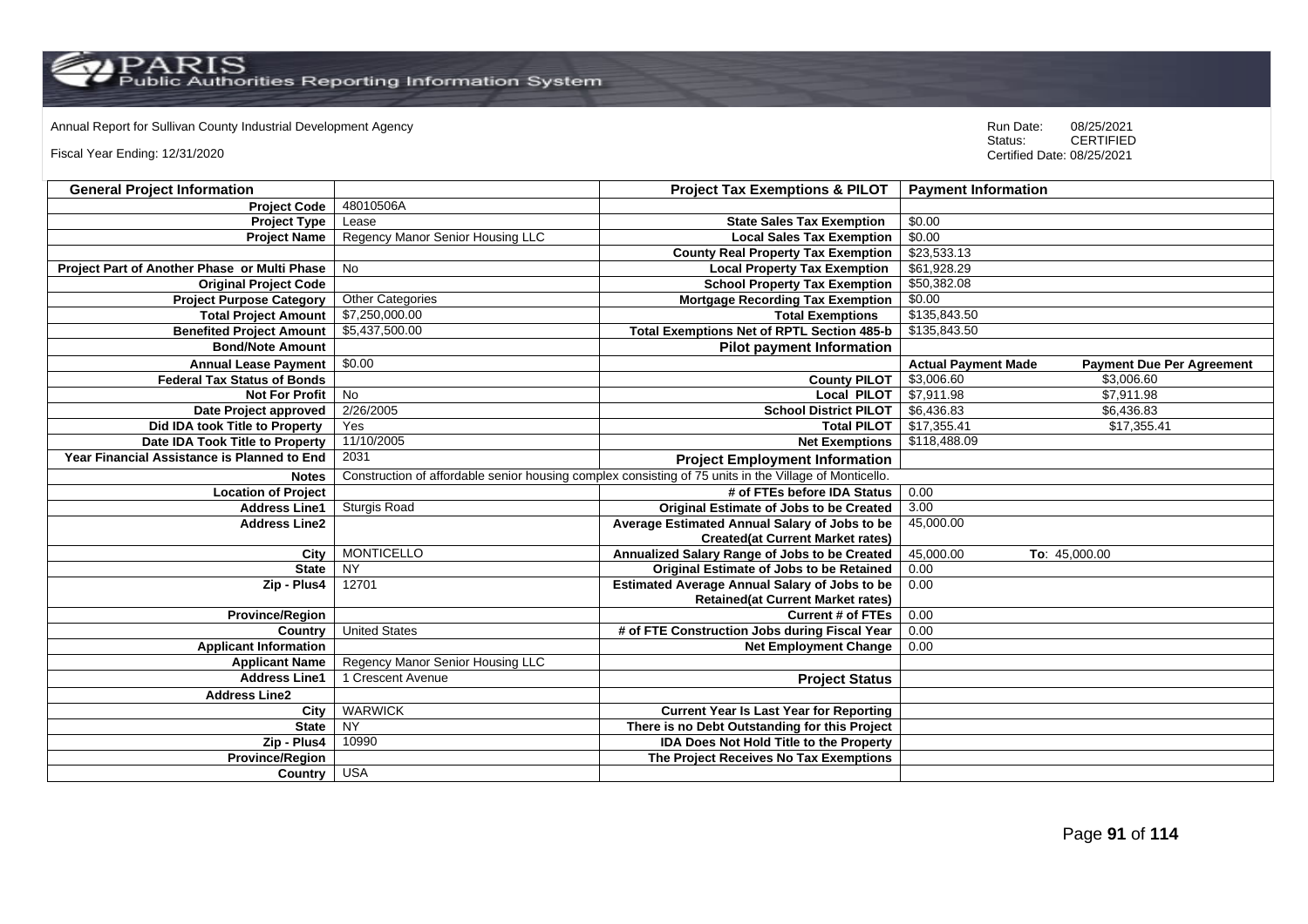Annual Report for Sullivan County Industrial Development Agency

Fiscal Year Ending: 12/31/2020

Run Date: 08/25/2021
Status: CERTIFIED
Certified Date: 08/25/2021

| General Project Information | | Project Tax Exemptions & PILOT | Payment Information | |
|---|---|---|---|---|
| Project Code | 48010506A | | | |
| Project Type | Lease | State Sales Tax Exemption | $0.00 | |
| Project Name | Regency Manor Senior Housing LLC | Local Sales Tax Exemption | $0.00 | |
| | | County Real Property Tax Exemption | $23,533.13 | |
| Project Part of Another Phase or Multi Phase | No | Local Property Tax Exemption | $61,928.29 | |
| Original Project Code | | School Property Tax Exemption | $50,382.08 | |
| Project Purpose Category | Other Categories | Mortgage Recording Tax Exemption | $0.00 | |
| Total Project Amount | $7,250,000.00 | Total Exemptions | $135,843.50 | |
| Benefited Project Amount | $5,437,500.00 | Total Exemptions Net of RPTL Section 485-b | $135,843.50 | |
| Bond/Note Amount | | Pilot payment Information | | |
| Annual Lease Payment | $0.00 | | Actual Payment Made | Payment Due Per Agreement |
| Federal Tax Status of Bonds | | County PILOT | $3,006.60 | $3,006.60 |
| Not For Profit | No | Local PILOT | $7,911.98 | $7,911.98 |
| Date Project approved | 2/26/2005 | School District PILOT | $6,436.83 | $6,436.83 |
| Did IDA took Title to Property | Yes | Total PILOT | $17,355.41 | $17,355.41 |
| Date IDA Took Title to Property | 11/10/2005 | Net Exemptions | $118,488.09 | |
| Year Financial Assistance is Planned to End | 2031 | Project Employment Information | | |
| Notes | Construction of affordable senior housing complex consisting of 75 units in the Village of Monticello. | | | |
| Location of Project | | # of FTEs before IDA Status | 0.00 | |
| Address Line1 | Sturgis Road | Original Estimate of Jobs to be Created | 3.00 | |
| Address Line2 | | Average Estimated Annual Salary of Jobs to be Created(at Current Market rates) | 45,000.00 | |
| City | MONTICELLO | Annualized Salary Range of Jobs to be Created | 45,000.00 | To: 45,000.00 |
| State | NY | Original Estimate of Jobs to be Retained | 0.00 | |
| Zip - Plus4 | 12701 | Estimated Average Annual Salary of Jobs to be Retained(at Current Market rates) | 0.00 | |
| Province/Region | | Current # of FTEs | 0.00 | |
| Country | United States | # of FTE Construction Jobs during Fiscal Year | 0.00 | |
| Applicant Information | | Net Employment Change | 0.00 | |
| Applicant Name | Regency Manor Senior Housing LLC | | | |
| Address Line1 | 1 Crescent Avenue | Project Status | | |
| Address Line2 | | | | |
| City | WARWICK | Current Year Is Last Year for Reporting | | |
| State | NY | There is no Debt Outstanding for this Project | | |
| Zip - Plus4 | 10990 | IDA Does Not Hold Title to the Property | | |
| Province/Region | | The Project Receives No Tax Exemptions | | |
| Country | USA | | | |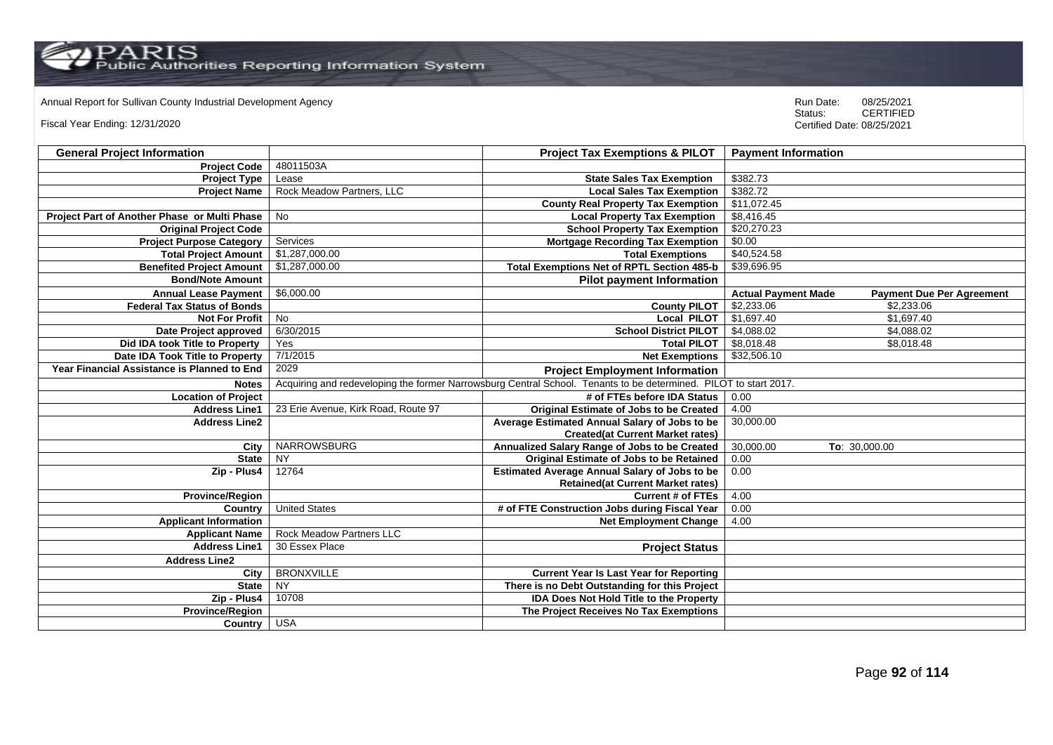Annual Report for Sullivan County Industrial Development Agency

Fiscal Year Ending: 12/31/2020

Run Date: 08/25/2021
Status: CERTIFIED
Certified Date: 08/25/2021

| General Project Information | | Project Tax Exemptions & PILOT | Payment Information | |
|---|---|---|---|---|
| Project Code | 48011503A | | | |
| Project Type | Lease | State Sales Tax Exemption | $382.73 | |
| Project Name | Rock Meadow Partners, LLC | Local Sales Tax Exemption | $382.72 | |
| | | County Real Property Tax Exemption | $11,072.45 | |
| Project Part of Another Phase or Multi Phase | No | Local Property Tax Exemption | $8,416.45 | |
| Original Project Code | | School Property Tax Exemption | $20,270.23 | |
| Project Purpose Category | Services | Mortgage Recording Tax Exemption | $0.00 | |
| Total Project Amount | $1,287,000.00 | Total Exemptions | $40,524.58 | |
| Benefited Project Amount | $1,287,000.00 | Total Exemptions Net of RPTL Section 485-b | $39,696.95 | |
| Bond/Note Amount | | Pilot payment Information | | |
| Annual Lease Payment | $6,000.00 | | Actual Payment Made | Payment Due Per Agreement |
| Federal Tax Status of Bonds | | County PILOT | $2,233.06 | $2,233.06 |
| Not For Profit | No | Local PILOT | $1,697.40 | $1,697.40 |
| Date Project approved | 6/30/2015 | School District PILOT | $4,088.02 | $4,088.02 |
| Did IDA took Title to Property | Yes | Total PILOT | $8,018.48 | $8,018.48 |
| Date IDA Took Title to Property | 7/1/2015 | Net Exemptions | $32,506.10 | |
| Year Financial Assistance is Planned to End | 2029 | Project Employment Information | | |
| Notes | Acquiring and redeveloping the former Narrowsburg Central School. Tenants to be determined. PILOT to start 2017. | | | |
| Location of Project | | # of FTEs before IDA Status | 0.00 | |
| Address Line1 | 23 Erie Avenue, Kirk Road, Route 97 | Original Estimate of Jobs to be Created | 4.00 | |
| Address Line2 | | Average Estimated Annual Salary of Jobs to be Created(at Current Market rates) | 30,000.00 | |
| City | NARROWSBURG | Annualized Salary Range of Jobs to be Created | 30,000.00 | To: 30,000.00 |
| State | NY | Original Estimate of Jobs to be Retained | 0.00 | |
| Zip - Plus4 | 12764 | Estimated Average Annual Salary of Jobs to be Retained(at Current Market rates) | 0.00 | |
| Province/Region | | Current # of FTEs | 4.00 | |
| Country | United States | # of FTE Construction Jobs during Fiscal Year | 0.00 | |
| Applicant Information | | Net Employment Change | 4.00 | |
| Applicant Name | Rock Meadow Partners LLC | | | |
| Address Line1 | 30 Essex Place | Project Status | | |
| Address Line2 | | | | |
| City | BRONXVILLE | Current Year Is Last Year for Reporting | | |
| State | NY | There is no Debt Outstanding for this Project | | |
| Zip - Plus4 | 10708 | IDA Does Not Hold Title to the Property | | |
| Province/Region | | The Project Receives No Tax Exemptions | | |
| Country | USA | | | |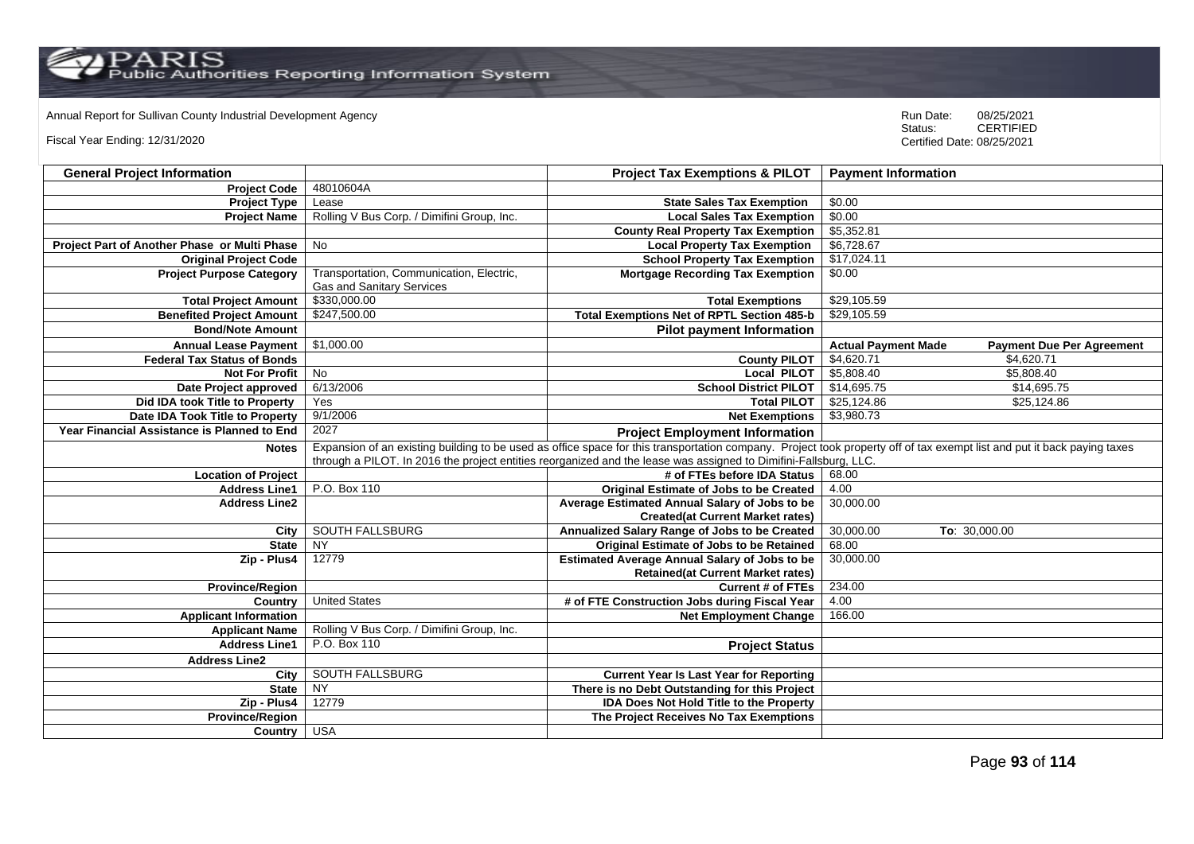Annual Report for Sullivan County Industrial Development Agency

Fiscal Year Ending: 12/31/2020

Run Date: 08/25/2021
Status: CERTIFIED
Certified Date: 08/25/2021

| General Project Information | | Project Tax Exemptions & PILOT | Payment Information | |
|---|---|---|---|---|
| Project Code | 48010604A | | | |
| Project Type | Lease | State Sales Tax Exemption | $0.00 | |
| Project Name | Rolling V Bus Corp. / Dimifini Group, Inc. | Local Sales Tax Exemption | $0.00 | |
| | | County Real Property Tax Exemption | $5,352.81 | |
| Project Part of Another Phase or Multi Phase | No | Local Property Tax Exemption | $6,728.67 | |
| Original Project Code | | School Property Tax Exemption | $17,024.11 | |
| Project Purpose Category | Transportation, Communication, Electric, Gas and Sanitary Services | Mortgage Recording Tax Exemption | $0.00 | |
| Total Project Amount | $330,000.00 | Total Exemptions | $29,105.59 | |
| Benefited Project Amount | $247,500.00 | Total Exemptions Net of RPTL Section 485-b | $29,105.59 | |
| Bond/Note Amount | | Pilot payment Information | | |
| Annual Lease Payment | $1,000.00 | | Actual Payment Made | Payment Due Per Agreement |
| Federal Tax Status of Bonds | | County PILOT | $4,620.71 | $4,620.71 |
| Not For Profit | No | Local PILOT | $5,808.40 | $5,808.40 |
| Date Project approved | 6/13/2006 | School District PILOT | $14,695.75 | $14,695.75 |
| Did IDA took Title to Property | Yes | Total PILOT | $25,124.86 | $25,124.86 |
| Date IDA Took Title to Property | 9/1/2006 | Net Exemptions | $3,980.73 | |
| Year Financial Assistance is Planned to End | 2027 | Project Employment Information | | |
| Notes | Expansion of an existing building to be used as office space for this transportation company. Project took property off of tax exempt list and put it back paying taxes through a PILOT. In 2016 the project entities reorganized and the lease was assigned to Dimifini-Fallsburg, LLC. | | | |
| Location of Project | | # of FTEs before IDA Status | 68.00 | |
| Address Line1 | P.O. Box 110 | Original Estimate of Jobs to be Created | 4.00 | |
| Address Line2 | | Average Estimated Annual Salary of Jobs to be Created(at Current Market rates) | 30,000.00 | |
| City | SOUTH FALLSBURG | Annualized Salary Range of Jobs to be Created | 30,000.00 | To: 30,000.00 |
| State | NY | Original Estimate of Jobs to be Retained | 68.00 | |
| Zip - Plus4 | 12779 | Estimated Average Annual Salary of Jobs to be Retained(at Current Market rates) | 30,000.00 | |
| Province/Region | | Current # of FTEs | 234.00 | |
| Country | United States | # of FTE Construction Jobs during Fiscal Year | 4.00 | |
| Applicant Information | | Net Employment Change | 166.00 | |
| Applicant Name | Rolling V Bus Corp. / Dimifini Group, Inc. | | | |
| Address Line1 | P.O. Box 110 | Project Status | | |
| Address Line2 | | | | |
| City | SOUTH FALLSBURG | Current Year Is Last Year for Reporting | | |
| State | NY | There is no Debt Outstanding for this Project | | |
| Zip - Plus4 | 12779 | IDA Does Not Hold Title to the Property | | |
| Province/Region | | The Project Receives No Tax Exemptions | | |
| Country | USA | | | |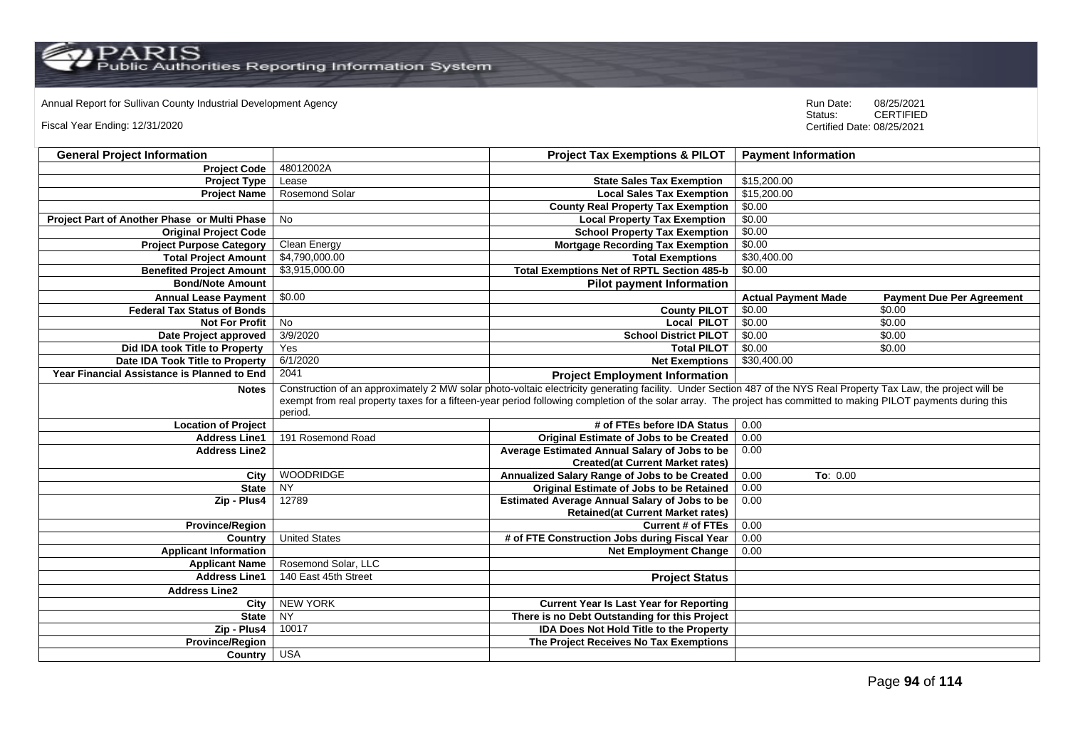Annual Report for Sullivan County Industrial Development Agency

Fiscal Year Ending: 12/31/2020

Run Date: 08/25/2021
Status: CERTIFIED
Certified Date: 08/25/2021

| General Project Information | | Project Tax Exemptions & PILOT | Payment Information | |
|---|---|---|---|---|
| Project Code | 48012002A | | | |
| Project Type | Lease | State Sales Tax Exemption | $15,200.00 | |
| Project Name | Rosemond Solar | Local Sales Tax Exemption | $15,200.00 | |
| | | County Real Property Tax Exemption | $0.00 | |
| Project Part of Another Phase or Multi Phase | No | Local Property Tax Exemption | $0.00 | |
| Original Project Code | | School Property Tax Exemption | $0.00 | |
| Project Purpose Category | Clean Energy | Mortgage Recording Tax Exemption | $0.00 | |
| Total Project Amount | $4,790,000.00 | Total Exemptions | $30,400.00 | |
| Benefited Project Amount | $3,915,000.00 | Total Exemptions Net of RPTL Section 485-b | $0.00 | |
| Bond/Note Amount | | Pilot payment Information | | |
| Annual Lease Payment | $0.00 | | Actual Payment Made | Payment Due Per Agreement |
| Federal Tax Status of Bonds | | County PILOT | $0.00 | $0.00 |
| Not For Profit | No | Local PILOT | $0.00 | $0.00 |
| Date Project approved | 3/9/2020 | School District PILOT | $0.00 | $0.00 |
| Did IDA took Title to Property | Yes | Total PILOT | $0.00 | $0.00 |
| Date IDA Took Title to Property | 6/1/2020 | Net Exemptions | $30,400.00 | |
| Year Financial Assistance is Planned to End | 2041 | Project Employment Information | | |
| Notes | Construction of an approximately 2 MW solar photo-voltaic electricity generating facility. Under Section 487 of the NYS Real Property Tax Law, the project will be exempt from real property taxes for a fifteen-year period following completion of the solar array. The project has committed to making PILOT payments during this period. | | | |
| Location of Project | | # of FTEs before IDA Status | 0.00 | |
| Address Line1 | 191 Rosemond Road | Original Estimate of Jobs to be Created | 0.00 | |
| Address Line2 | | Average Estimated Annual Salary of Jobs to be Created(at Current Market rates) | 0.00 | |
| City | WOODRIDGE | Annualized Salary Range of Jobs to be Created | 0.00 | To: 0.00 |
| State | NY | Original Estimate of Jobs to be Retained | 0.00 | |
| Zip - Plus4 | 12789 | Estimated Average Annual Salary of Jobs to be Retained(at Current Market rates) | 0.00 | |
| Province/Region | | Current # of FTEs | 0.00 | |
| Country | United States | # of FTE Construction Jobs during Fiscal Year | 0.00 | |
| Applicant Information | | Net Employment Change | 0.00 | |
| Applicant Name | Rosemond Solar, LLC | | | |
| Address Line1 | 140 East 45th Street | Project Status | | |
| Address Line2 | | | | |
| City | NEW YORK | Current Year Is Last Year for Reporting | | |
| State | NY | There is no Debt Outstanding for this Project | | |
| Zip - Plus4 | 10017 | IDA Does Not Hold Title to the Property | | |
| Province/Region | | The Project Receives No Tax Exemptions | | |
| Country | USA | | | |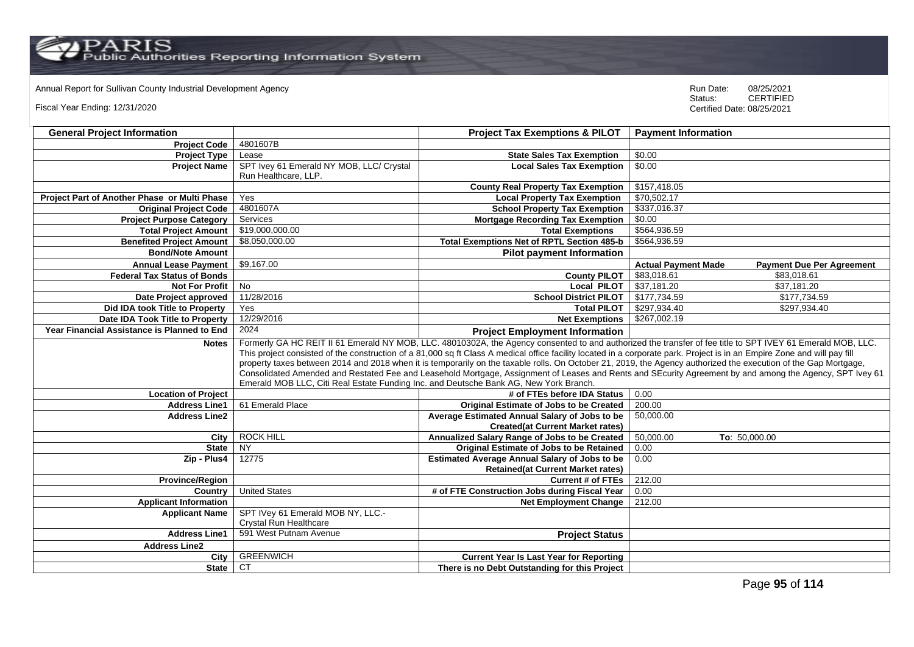Annual Report for Sullivan County Industrial Development Agency

Fiscal Year Ending: 12/31/2020

Run Date: 08/25/2021
Status: CERTIFIED
Certified Date: 08/25/2021

| General Project Information | | Project Tax Exemptions & PILOT | Payment Information | |
|---|---|---|---|---|
| Project Code | 4801607B | | | |
| Project Type | Lease | State Sales Tax Exemption | $0.00 | |
| Project Name | SPT Ivey 61 Emerald NY MOB, LLC/ Crystal Run Healthcare, LLP. | Local Sales Tax Exemption | $0.00 | |
| | | County Real Property Tax Exemption | $157,418.05 | |
| Project Part of Another Phase or Multi Phase | Yes | Local Property Tax Exemption | $70,502.17 | |
| Original Project Code | 4801607A | School Property Tax Exemption | $337,016.37 | |
| Project Purpose Category | Services | Mortgage Recording Tax Exemption | $0.00 | |
| Total Project Amount | $19,000,000.00 | Total Exemptions | $564,936.59 | |
| Benefited Project Amount | $8,050,000.00 | Total Exemptions Net of RPTL Section 485-b | $564,936.59 | |
| Bond/Note Amount | | Pilot payment Information | | |
| Annual Lease Payment | $9,167.00 | | Actual Payment Made | Payment Due Per Agreement |
| Federal Tax Status of Bonds | | County PILOT | $83,018.61 | $83,018.61 |
| Not For Profit | No | Local PILOT | $37,181.20 | $37,181.20 |
| Date Project approved | 11/28/2016 | School District PILOT | $177,734.59 | $177,734.59 |
| Did IDA took Title to Property | Yes | Total PILOT | $297,934.40 | $297,934.40 |
| Date IDA Took Title to Property | 12/29/2016 | Net Exemptions | $267,002.19 | |
| Year Financial Assistance is Planned to End | 2024 | Project Employment Information | | |
| Notes | Formerly GA HC REIT II 61 Emerald NY MOB, LLC. 48010302A, the Agency consented to and authorized the transfer of fee title to SPT IVEY 61 Emerald MOB, LLC. This project consisted of the construction of a 81,000 sq ft Class A medical office facility located in a corporate park. Project is in an Empire Zone and will pay fill property taxes between 2014 and 2018 when it is temporarily on the taxable rolls. On October 21, 2019, the Agency authorized the execution of the Gap Mortgage, Consolidated Amended and Restated Fee and Leasehold Mortgage, Assignment of Leases and Rents and SEcurity Agreement by and among the Agency, SPT Ivey 61 Emerald MOB LLC, Citi Real Estate Funding Inc. and Deutsche Bank AG, New York Branch. | | | |
| Location of Project | | # of FTEs before IDA Status | 0.00 | |
| Address Line1 | 61 Emerald Place | Original Estimate of Jobs to be Created | 200.00 | |
| Address Line2 | | Average Estimated Annual Salary of Jobs to be Created(at Current Market rates) | 50,000.00 | |
| City | ROCK HILL | Annualized Salary Range of Jobs to be Created | 50,000.00 | To: 50,000.00 |
| State | NY | Original Estimate of Jobs to be Retained | 0.00 | |
| Zip - Plus4 | 12775 | Estimated Average Annual Salary of Jobs to be Retained(at Current Market rates) | 0.00 | |
| Province/Region | | Current # of FTEs | 212.00 | |
| Country | United States | # of FTE Construction Jobs during Fiscal Year | 0.00 | |
| Applicant Information | | Net Employment Change | 212.00 | |
| Applicant Name | SPT IVey 61 Emerald MOB NY, LLC.- Crystal Run Healthcare | | | |
| Address Line1 | 591 West Putnam Avenue | Project Status | | |
| Address Line2 | | | | |
| City | GREENWICH | Current Year Is Last Year for Reporting | | |
| State | CT | There is no Debt Outstanding for this Project | | |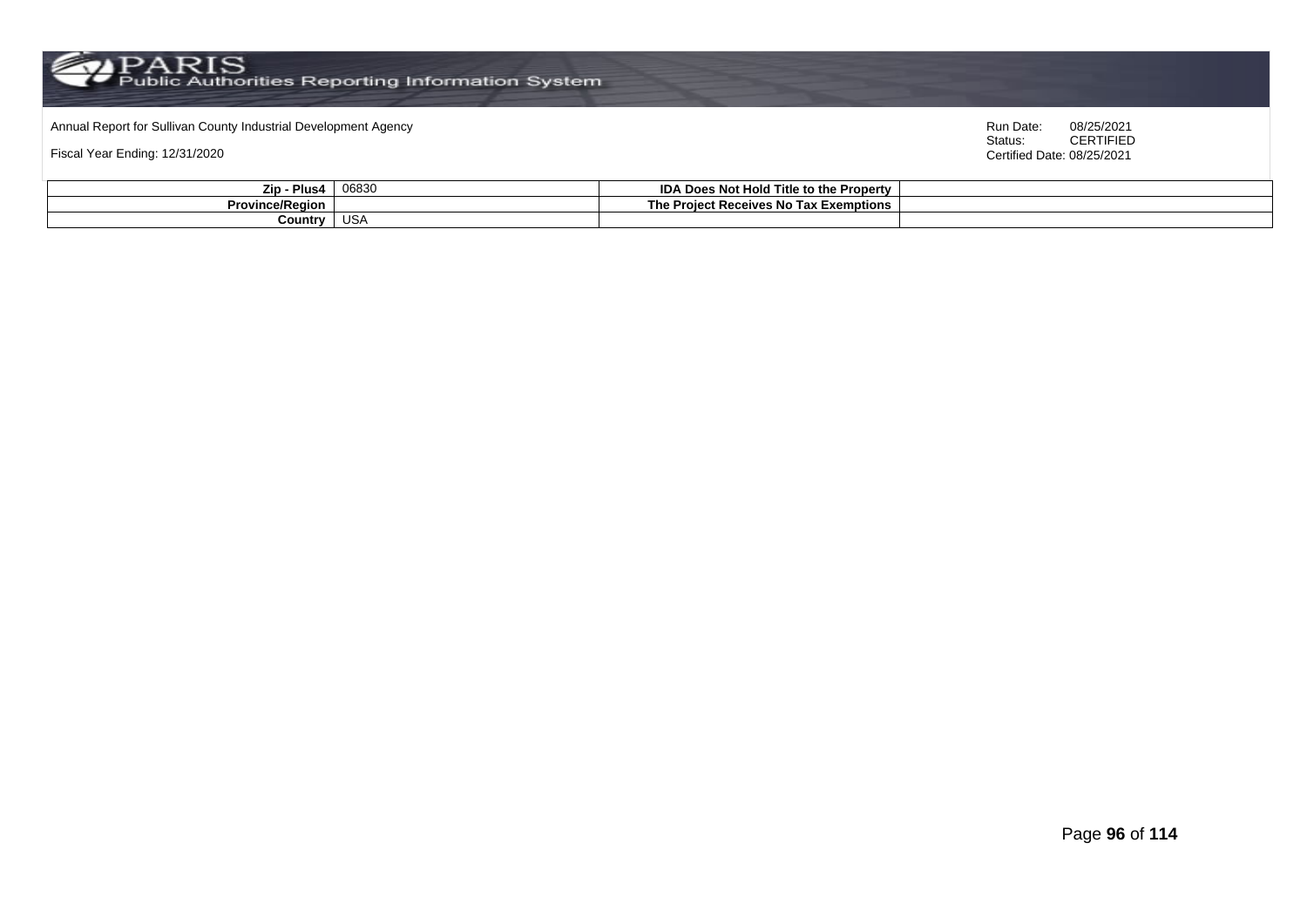| Zip - Plus4 | 06830 | IDA Does Not Hold Title to the Property | |
|---|---|---|---|
| Province/Region | | The Project Receives No Tax Exemptions | |
| Country | USA | | |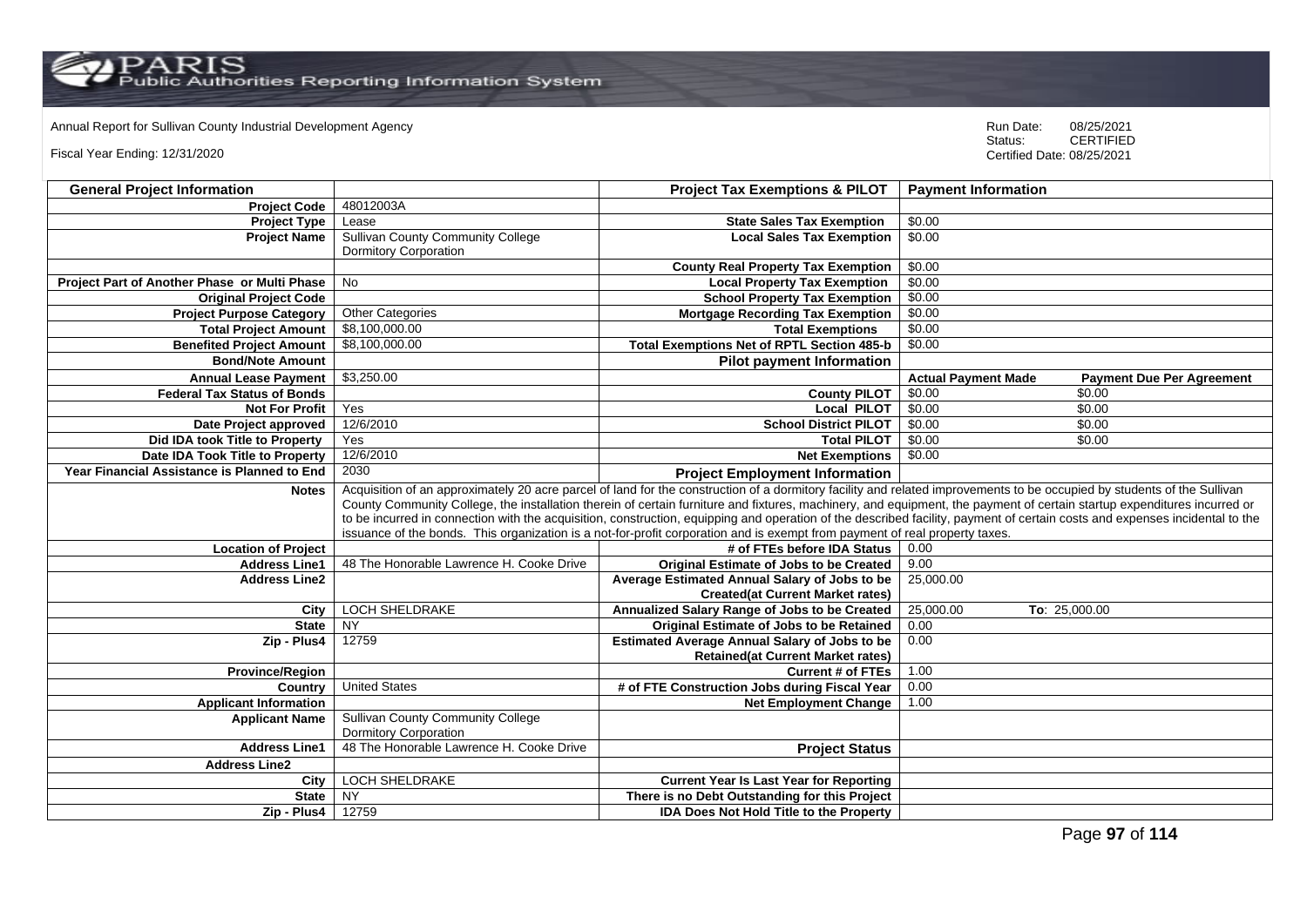Annual Report for Sullivan County Industrial Development Agency

Fiscal Year Ending: 12/31/2020

Run Date: 08/25/2021
Status: CERTIFIED
Certified Date: 08/25/2021

| General Project Information | | Project Tax Exemptions & PILOT | Payment Information | |
|---|---|---|---|---|
| Project Code | 48012003A | | | |
| Project Type | Lease | State Sales Tax Exemption | $0.00 | |
| Project Name | Sullivan County Community College Dormitory Corporation | Local Sales Tax Exemption | $0.00 | |
| | | County Real Property Tax Exemption | $0.00 | |
| Project Part of Another Phase or Multi Phase | No | Local Property Tax Exemption | $0.00 | |
| Original Project Code | | School Property Tax Exemption | $0.00 | |
| Project Purpose Category | Other Categories | Mortgage Recording Tax Exemption | $0.00 | |
| Total Project Amount | $8,100,000.00 | Total Exemptions | $0.00 | |
| Benefited Project Amount | $8,100,000.00 | Total Exemptions Net of RPTL Section 485-b | $0.00 | |
| Bond/Note Amount | | Pilot payment Information | | |
| Annual Lease Payment | $3,250.00 | | Actual Payment Made | Payment Due Per Agreement |
| Federal Tax Status of Bonds | | County PILOT | $0.00 | $0.00 |
| Not For Profit | Yes | Local PILOT | $0.00 | $0.00 |
| Date Project approved | 12/6/2010 | School District PILOT | $0.00 | $0.00 |
| Did IDA took Title to Property | Yes | Total PILOT | $0.00 | $0.00 |
| Date IDA Took Title to Property | 12/6/2010 | Net Exemptions | $0.00 | |
| Year Financial Assistance is Planned to End | 2030 | Project Employment Information | | |
| Notes | Acquisition of an approximately 20 acre parcel of land for the construction of a dormitory facility and related improvements to be occupied by students of the Sullivan County Community College, the installation therein of certain furniture and fixtures, machinery, and equipment, the payment of certain startup expenditures incurred or to be incurred in connection with the acquisition, construction, equipping and operation of the described facility, payment of certain costs and expenses incidental to the issuance of the bonds. This organization is a not-for-profit corporation and is exempt from payment of real property taxes. | | | |
| Location of Project | | # of FTEs before IDA Status | 0.00 | |
| Address Line1 | 48 The Honorable Lawrence H. Cooke Drive | Original Estimate of Jobs to be Created | 9.00 | |
| Address Line2 | | Average Estimated Annual Salary of Jobs to be Created(at Current Market rates) | 25,000.00 | |
| City | LOCH SHELDRAKE | Annualized Salary Range of Jobs to be Created | 25,000.00 | To: 25,000.00 |
| State | NY | Original Estimate of Jobs to be Retained | 0.00 | |
| Zip - Plus4 | 12759 | Estimated Average Annual Salary of Jobs to be Retained(at Current Market rates) | 0.00 | |
| Province/Region | | Current # of FTEs | 1.00 | |
| Country | United States | # of FTE Construction Jobs during Fiscal Year | 0.00 | |
| Applicant Information | | Net Employment Change | 1.00 | |
| Applicant Name | Sullivan County Community College Dormitory Corporation | | | |
| Address Line1 | 48 The Honorable Lawrence H. Cooke Drive | Project Status | | |
| Address Line2 | | | | |
| City | LOCH SHELDRAKE | Current Year Is Last Year for Reporting | | |
| State | NY | There is no Debt Outstanding for this Project | | |
| Zip - Plus4 | 12759 | IDA Does Not Hold Title to the Property | | |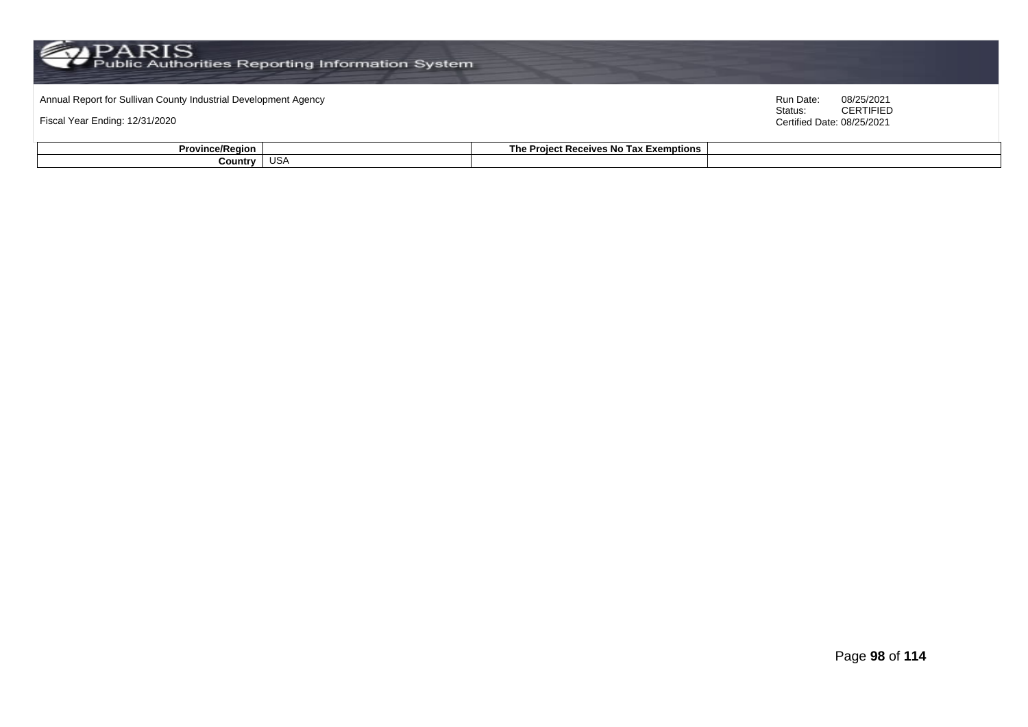| Province/Region | | The Project Receives No Tax Exemptions | |
|---|---|---|---|
| Country | USA | | |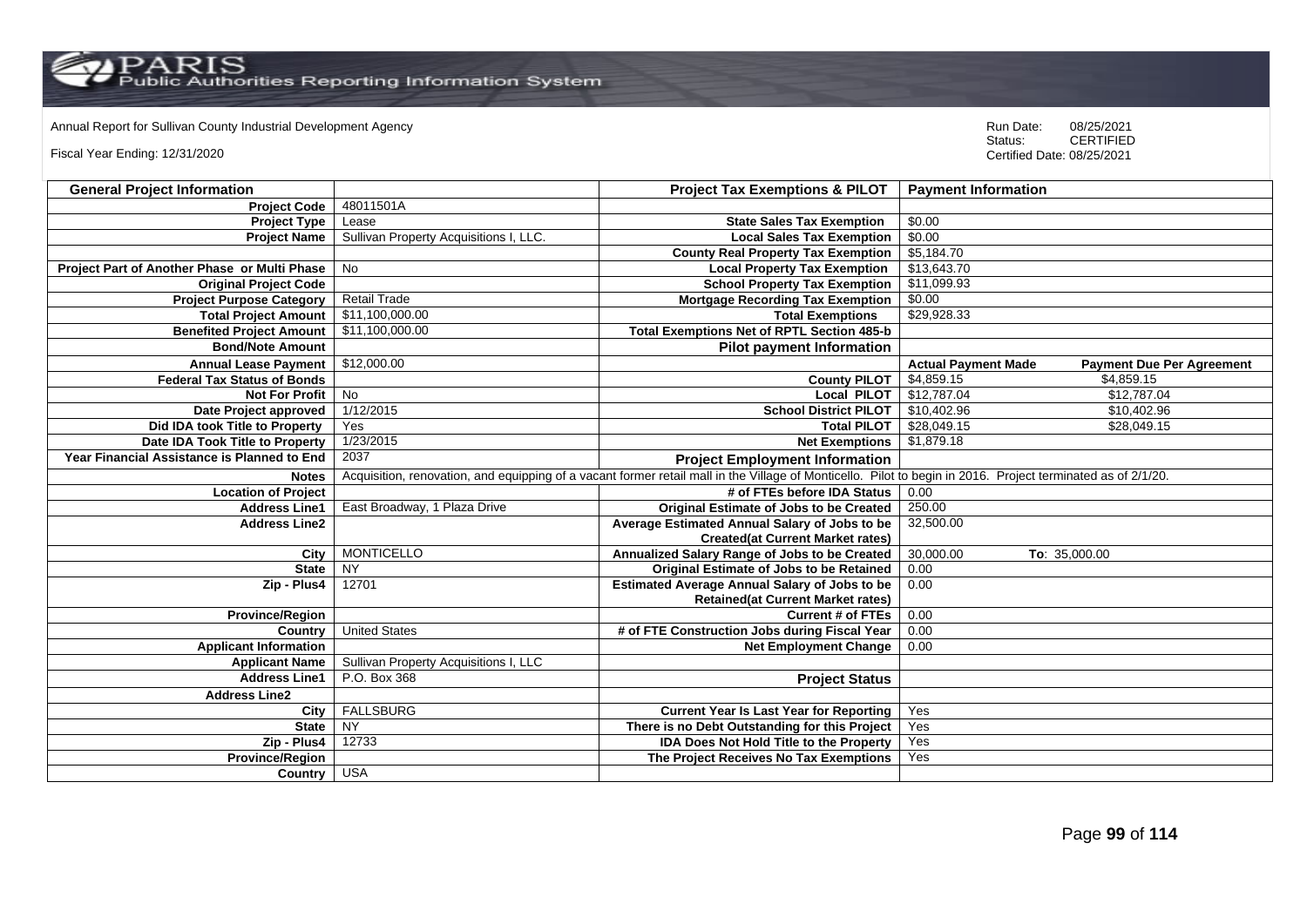Annual Report for Sullivan County Industrial Development Agency

Fiscal Year Ending: 12/31/2020

Run Date: 08/25/2021
Status: CERTIFIED
Certified Date: 08/25/2021

| General Project Information | | Project Tax Exemptions & PILOT | Payment Information | |
|---|---|---|---|---|
| Project Code | 48011501A | | | |
| Project Type | Lease | State Sales Tax Exemption | $0.00 | |
| Project Name | Sullivan Property Acquisitions I, LLC. | Local Sales Tax Exemption | $0.00 | |
| | | County Real Property Tax Exemption | $5,184.70 | |
| Project Part of Another Phase or Multi Phase | No | Local Property Tax Exemption | $13,643.70 | |
| Original Project Code | | School Property Tax Exemption | $11,099.93 | |
| Project Purpose Category | Retail Trade | Mortgage Recording Tax Exemption | $0.00 | |
| Total Project Amount | $11,100,000.00 | Total Exemptions | $29,928.33 | |
| Benefited Project Amount | $11,100,000.00 | Total Exemptions Net of RPTL Section 485-b | | |
| Bond/Note Amount | | Pilot payment Information | | |
| Annual Lease Payment | $12,000.00 | | Actual Payment Made | Payment Due Per Agreement |
| Federal Tax Status of Bonds | | County PILOT | $4,859.15 | $4,859.15 |
| Not For Profit | No | Local PILOT | $12,787.04 | $12,787.04 |
| Date Project approved | 1/12/2015 | School District PILOT | $10,402.96 | $10,402.96 |
| Did IDA took Title to Property | Yes | Total PILOT | $28,049.15 | $28,049.15 |
| Date IDA Took Title to Property | 1/23/2015 | Net Exemptions | $1,879.18 | |
| Year Financial Assistance is Planned to End | 2037 | Project Employment Information | | |
| Notes | Acquisition, renovation, and equipping of a vacant former retail mall in the Village of Monticello. Pilot to begin in 2016. Project terminated as of 2/1/20. | | | |
| Location of Project | | # of FTEs before IDA Status | 0.00 | |
| Address Line1 | East Broadway, 1 Plaza Drive | Original Estimate of Jobs to be Created | 250.00 | |
| Address Line2 | | Average Estimated Annual Salary of Jobs to be Created(at Current Market rates) | 32,500.00 | |
| City | MONTICELLO | Annualized Salary Range of Jobs to be Created | 30,000.00 | To: 35,000.00 |
| State | NY | Original Estimate of Jobs to be Retained | 0.00 | |
| Zip - Plus4 | 12701 | Estimated Average Annual Salary of Jobs to be Retained(at Current Market rates) | 0.00 | |
| Province/Region | | Current # of FTEs | 0.00 | |
| Country | United States | # of FTE Construction Jobs during Fiscal Year | 0.00 | |
| Applicant Information | | Net Employment Change | 0.00 | |
| Applicant Name | Sullivan Property Acquisitions I, LLC | | | |
| Address Line1 | P.O. Box 368 | Project Status | | |
| Address Line2 | | | | |
| City | FALLSBURG | Current Year Is Last Year for Reporting | Yes | |
| State | NY | There is no Debt Outstanding for this Project | Yes | |
| Zip - Plus4 | 12733 | IDA Does Not Hold Title to the Property | Yes | |
| Province/Region | | The Project Receives No Tax Exemptions | Yes | |
| Country | USA | | | |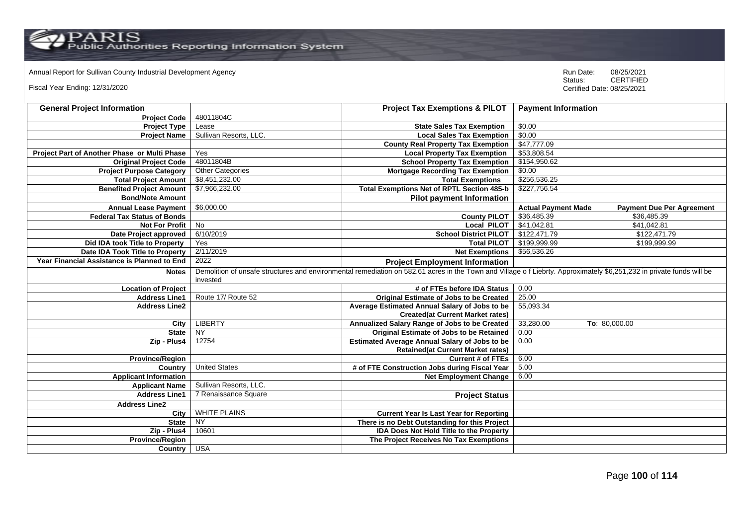Annual Report for Sullivan County Industrial Development Agency

Fiscal Year Ending: 12/31/2020

Run Date: 08/25/2021
Status: CERTIFIED
Certified Date: 08/25/2021

| General Project Information | | Project Tax Exemptions & PILOT | Payment Information | |
|---|---|---|---|---|
| Project Code | 48011804C | | | |
| Project Type | Lease | State Sales Tax Exemption | $0.00 | |
| Project Name | Sullivan Resorts, LLC. | Local Sales Tax Exemption | $0.00 | |
| | | County Real Property Tax Exemption | $47,777.09 | |
| Project Part of Another Phase or Multi Phase | Yes | Local Property Tax Exemption | $53,808.54 | |
| Original Project Code | 48011804B | School Property Tax Exemption | $154,950.62 | |
| Project Purpose Category | Other Categories | Mortgage Recording Tax Exemption | $0.00 | |
| Total Project Amount | $8,451,232.00 | Total Exemptions | $256,536.25 | |
| Benefited Project Amount | $7,966,232.00 | Total Exemptions Net of RPTL Section 485-b | $227,756.54 | |
| Bond/Note Amount | | Pilot payment Information | | |
| Annual Lease Payment | $6,000.00 | | Actual Payment Made | Payment Due Per Agreement |
| Federal Tax Status of Bonds | | County PILOT | $36,485.39 | $36,485.39 |
| Not For Profit | No | Local PILOT | $41,042.81 | $41,042.81 |
| Date Project approved | 6/10/2019 | School District PILOT | $122,471.79 | $122,471.79 |
| Did IDA took Title to Property | Yes | Total PILOT | $199,999.99 | $199,999.99 |
| Date IDA Took Title to Property | 2/11/2019 | Net Exemptions | $56,536.26 | |
| Year Financial Assistance is Planned to End | 2022 | Project Employment Information | | |
| Notes | Demolition of unsafe structures and environmental remediation on 582.61 acres in the Town and Village o f Liebrty. Approximately $6,251,232 in private funds will be invested | | | |
| Location of Project | | # of FTEs before IDA Status | 0.00 | |
| Address Line1 | Route 17/ Route 52 | Original Estimate of Jobs to be Created | 25.00 | |
| Address Line2 | | Average Estimated Annual Salary of Jobs to be Created(at Current Market rates) | 55,093.34 | |
| City | LIBERTY | Annualized Salary Range of Jobs to be Created | 33,280.00 | To: 80,000.00 |
| State | NY | Original Estimate of Jobs to be Retained | 0.00 | |
| Zip - Plus4 | 12754 | Estimated Average Annual Salary of Jobs to be Retained(at Current Market rates) | 0.00 | |
| Province/Region | | Current # of FTEs | 6.00 | |
| Country | United States | # of FTE Construction Jobs during Fiscal Year | 5.00 | |
| Applicant Information | | Net Employment Change | 6.00 | |
| Applicant Name | Sullivan Resorts, LLC. | | | |
| Address Line1 | 7 Renaissance Square | Project Status | | |
| Address Line2 | | | | |
| City | WHITE PLAINS | Current Year Is Last Year for Reporting | | |
| State | NY | There is no Debt Outstanding for this Project | | |
| Zip - Plus4 | 10601 | IDA Does Not Hold Title to the Property | | |
| Province/Region | | The Project Receives No Tax Exemptions | | |
| Country | USA | | | |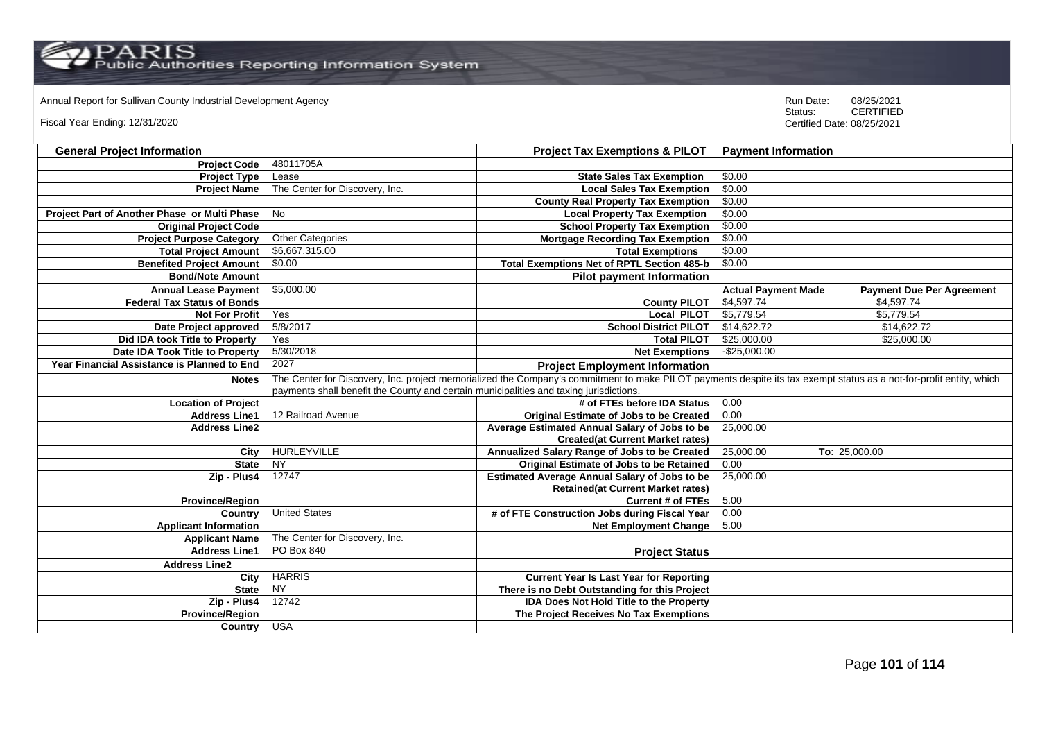Annual Report for Sullivan County Industrial Development Agency

Fiscal Year Ending: 12/31/2020

Run Date: 08/25/2021
Status: CERTIFIED
Certified Date: 08/25/2021

| General Project Information | | Project Tax Exemptions & PILOT | Payment Information | |
|---|---|---|---|---|
| Project Code | 48011705A | | | |
| Project Type | Lease | State Sales Tax Exemption | $0.00 | |
| Project Name | The Center for Discovery, Inc. | Local Sales Tax Exemption | $0.00 | |
| | | County Real Property Tax Exemption | $0.00 | |
| Project Part of Another Phase or Multi Phase | No | Local Property Tax Exemption | $0.00 | |
| Original Project Code | | School Property Tax Exemption | $0.00 | |
| Project Purpose Category | Other Categories | Mortgage Recording Tax Exemption | $0.00 | |
| Total Project Amount | $6,667,315.00 | Total Exemptions | $0.00 | |
| Benefited Project Amount | $0.00 | Total Exemptions Net of RPTL Section 485-b | $0.00 | |
| Bond/Note Amount | | Pilot payment Information | | |
| Annual Lease Payment | $5,000.00 | | Actual Payment Made | Payment Due Per Agreement |
| Federal Tax Status of Bonds | | County PILOT | $4,597.74 | $4,597.74 |
| Not For Profit | Yes | Local PILOT | $5,779.54 | $5,779.54 |
| Date Project approved | 5/8/2017 | School District PILOT | $14,622.72 | $14,622.72 |
| Did IDA took Title to Property | Yes | Total PILOT | $25,000.00 | $25,000.00 |
| Date IDA Took Title to Property | 5/30/2018 | Net Exemptions | -$25,000.00 | |
| Year Financial Assistance is Planned to End | 2027 | Project Employment Information | | |
| Notes | The Center for Discovery, Inc. project memorialized the Company's commitment to make PILOT payments despite its tax exempt status as a not-for-profit entity, which payments shall benefit the County and certain municipalities and taxing jurisdictions. | | | |
| Location of Project | | # of FTEs before IDA Status | 0.00 | |
| Address Line1 | 12 Railroad Avenue | Original Estimate of Jobs to be Created | 0.00 | |
| Address Line2 | | Average Estimated Annual Salary of Jobs to be Created(at Current Market rates) | 25,000.00 | |
| City | HURLEYVILLE | Annualized Salary Range of Jobs to be Created | 25,000.00 | To: 25,000.00 |
| State | NY | Original Estimate of Jobs to be Retained | 0.00 | |
| Zip - Plus4 | 12747 | Estimated Average Annual Salary of Jobs to be Retained(at Current Market rates) | 25,000.00 | |
| Province/Region | | Current # of FTEs | 5.00 | |
| Country | United States | # of FTE Construction Jobs during Fiscal Year | 0.00 | |
| Applicant Information | | Net Employment Change | 5.00 | |
| Applicant Name | The Center for Discovery, Inc. | | | |
| Address Line1 | PO Box 840 | Project Status | | |
| Address Line2 | | | | |
| City | HARRIS | Current Year Is Last Year for Reporting | | |
| State | NY | There is no Debt Outstanding for this Project | | |
| Zip - Plus4 | 12742 | IDA Does Not Hold Title to the Property | | |
| Province/Region | | The Project Receives No Tax Exemptions | | |
| Country | USA | | | |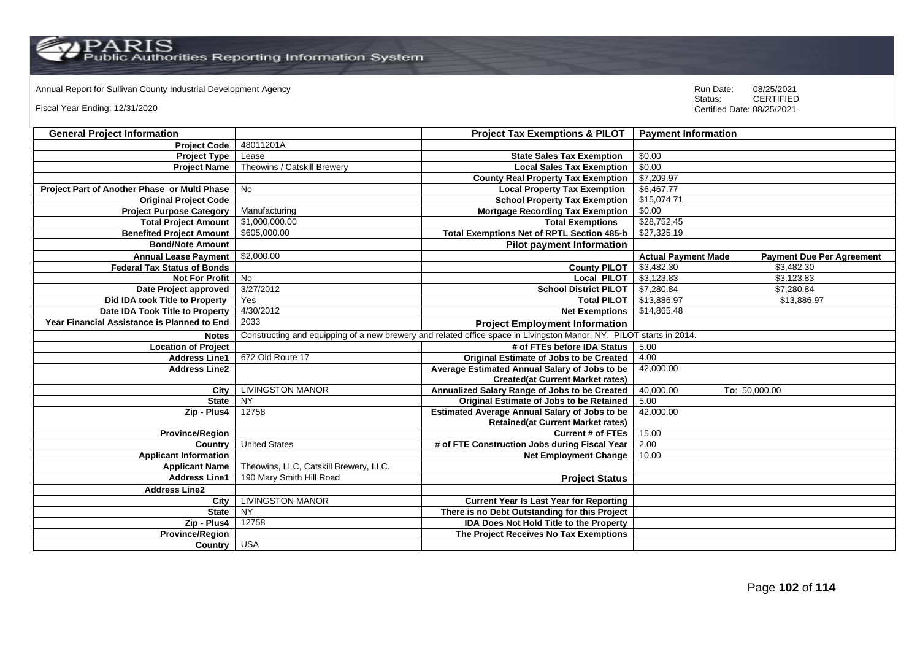Annual Report for Sullivan County Industrial Development Agency

Fiscal Year Ending: 12/31/2020

Run Date: 08/25/2021
Status: CERTIFIED
Certified Date: 08/25/2021

| General Project Information | | Project Tax Exemptions & PILOT | Payment Information | |
|---|---|---|---|---|
| Project Code | 48011201A | | | |
| Project Type | Lease | State Sales Tax Exemption | $0.00 | |
| Project Name | Theowins / Catskill Brewery | Local Sales Tax Exemption | $0.00 | |
| | | County Real Property Tax Exemption | $7,209.97 | |
| Project Part of Another Phase or Multi Phase | No | Local Property Tax Exemption | $6,467.77 | |
| Original Project Code | | School Property Tax Exemption | $15,074.71 | |
| Project Purpose Category | Manufacturing | Mortgage Recording Tax Exemption | $0.00 | |
| Total Project Amount | $1,000,000.00 | Total Exemptions | $28,752.45 | |
| Benefited Project Amount | $605,000.00 | Total Exemptions Net of RPTL Section 485-b | $27,325.19 | |
| Bond/Note Amount | | Pilot payment Information | | |
| Annual Lease Payment | $2,000.00 | | Actual Payment Made | Payment Due Per Agreement |
| Federal Tax Status of Bonds | | County PILOT | $3,482.30 | $3,482.30 |
| Not For Profit | No | Local PILOT | $3,123.83 | $3,123.83 |
| Date Project approved | 3/27/2012 | School District PILOT | $7,280.84 | $7,280.84 |
| Did IDA took Title to Property | Yes | Total PILOT | $13,886.97 | $13,886.97 |
| Date IDA Took Title to Property | 4/30/2012 | Net Exemptions | $14,865.48 | |
| Year Financial Assistance is Planned to End | 2033 | Project Employment Information | | |
| Notes | Constructing and equipping of a new brewery and related office space in Livingston Manor, NY. PILOT starts in 2014. | | | |
| Location of Project | | # of FTEs before IDA Status | 5.00 | |
| Address Line1 | 672 Old Route 17 | Original Estimate of Jobs to be Created | 4.00 | |
| Address Line2 | | Average Estimated Annual Salary of Jobs to be Created(at Current Market rates) | 42,000.00 | |
| City | LIVINGSTON MANOR | Annualized Salary Range of Jobs to be Created | 40,000.00 | To: 50,000.00 |
| State | NY | Original Estimate of Jobs to be Retained | 5.00 | |
| Zip - Plus4 | 12758 | Estimated Average Annual Salary of Jobs to be Retained(at Current Market rates) | 42,000.00 | |
| Province/Region | | Current # of FTEs | 15.00 | |
| Country | United States | # of FTE Construction Jobs during Fiscal Year | 2.00 | |
| Applicant Information | | Net Employment Change | 10.00 | |
| Applicant Name | Theowins, LLC, Catskill Brewery, LLC. | | | |
| Address Line1 | 190 Mary Smith Hill Road | Project Status | | |
| Address Line2 | | | | |
| City | LIVINGSTON MANOR | Current Year Is Last Year for Reporting | | |
| State | NY | There is no Debt Outstanding for this Project | | |
| Zip - Plus4 | 12758 | IDA Does Not Hold Title to the Property | | |
| Province/Region | | The Project Receives No Tax Exemptions | | |
| Country | USA | | | |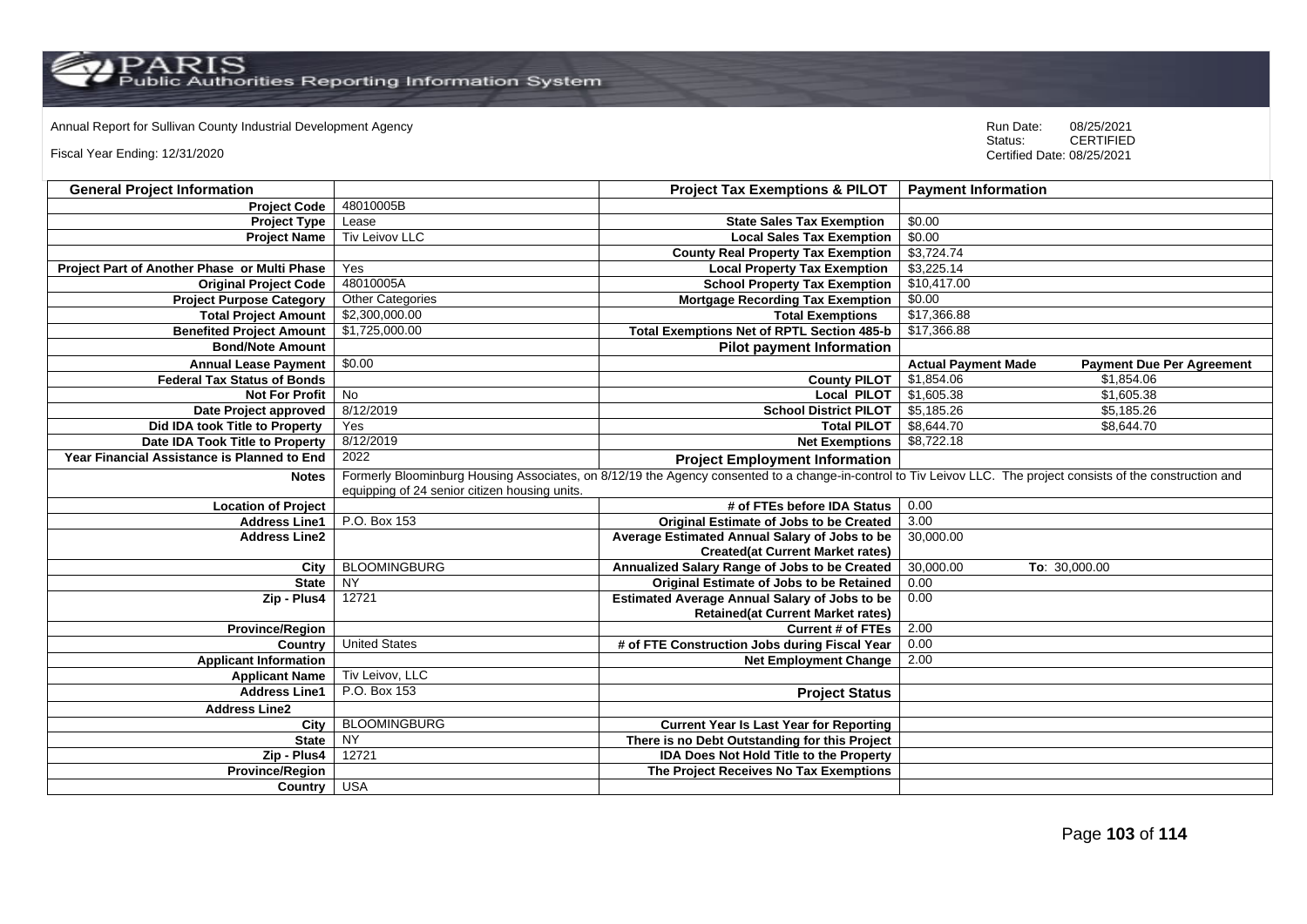Annual Report for Sullivan County Industrial Development Agency

Fiscal Year Ending: 12/31/2020

Run Date: 08/25/2021
Status: CERTIFIED
Certified Date: 08/25/2021

| General Project Information | | Project Tax Exemptions & PILOT | Payment Information | |
|---|---|---|---|---|
| Project Code | 48010005B | | | |
| Project Type | Lease | State Sales Tax Exemption | $0.00 | |
| Project Name | Tiv Leivov LLC | Local Sales Tax Exemption | $0.00 | |
| | | County Real Property Tax Exemption | $3,724.74 | |
| Project Part of Another Phase or Multi Phase | Yes | Local Property Tax Exemption | $3,225.14 | |
| Original Project Code | 48010005A | School Property Tax Exemption | $10,417.00 | |
| Project Purpose Category | Other Categories | Mortgage Recording Tax Exemption | $0.00 | |
| Total Project Amount | $2,300,000.00 | Total Exemptions | $17,366.88 | |
| Benefited Project Amount | $1,725,000.00 | Total Exemptions Net of RPTL Section 485-b | $17,366.88 | |
| Bond/Note Amount | | Pilot payment Information | | |
| Annual Lease Payment | $0.00 | | Actual Payment Made | Payment Due Per Agreement |
| Federal Tax Status of Bonds | | County PILOT | $1,854.06 | $1,854.06 |
| Not For Profit | No | Local PILOT | $1,605.38 | $1,605.38 |
| Date Project approved | 8/12/2019 | School District PILOT | $5,185.26 | $5,185.26 |
| Did IDA took Title to Property | Yes | Total PILOT | $8,644.70 | $8,644.70 |
| Date IDA Took Title to Property | 8/12/2019 | Net Exemptions | $8,722.18 | |
| Year Financial Assistance is Planned to End | 2022 | Project Employment Information | | |
| Notes | Formerly Bloominburg Housing Associates, on 8/12/19 the Agency consented to a change-in-control to Tiv Leivov LLC. The project consists of the construction and equipping of 24 senior citizen housing units. | | | |
| Location of Project | | # of FTEs before IDA Status | 0.00 | |
| Address Line1 | P.O. Box 153 | Original Estimate of Jobs to be Created | 3.00 | |
| Address Line2 | | Average Estimated Annual Salary of Jobs to be Created(at Current Market rates) | 30,000.00 | |
| City | BLOOMINGBURG | Annualized Salary Range of Jobs to be Created | 30,000.00 | To: 30,000.00 |
| State | NY | Original Estimate of Jobs to be Retained | 0.00 | |
| Zip - Plus4 | 12721 | Estimated Average Annual Salary of Jobs to be Retained(at Current Market rates) | 0.00 | |
| Province/Region | | Current # of FTEs | 2.00 | |
| Country | United States | # of FTE Construction Jobs during Fiscal Year | 0.00 | |
| Applicant Information | | Net Employment Change | 2.00 | |
| Applicant Name | Tiv Leivov, LLC | | | |
| Address Line1 | P.O. Box 153 | Project Status | | |
| Address Line2 | | | | |
| City | BLOOMINGBURG | Current Year Is Last Year for Reporting | | |
| State | NY | There is no Debt Outstanding for this Project | | |
| Zip - Plus4 | 12721 | IDA Does Not Hold Title to the Property | | |
| Province/Region | | The Project Receives No Tax Exemptions | | |
| Country | USA | | | |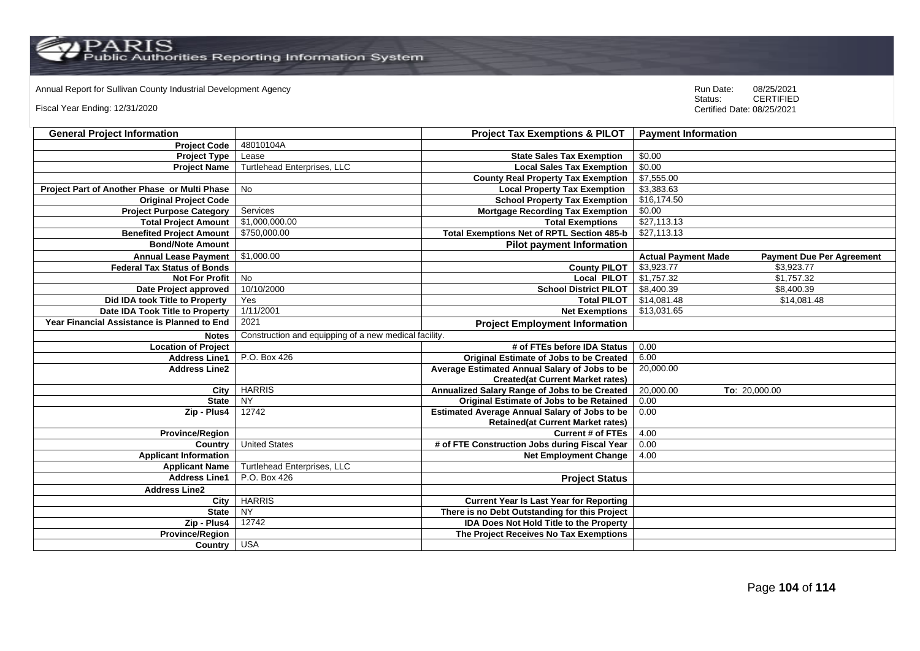Annual Report for Sullivan County Industrial Development Agency

Fiscal Year Ending: 12/31/2020

Run Date: 08/25/2021
Status: CERTIFIED
Certified Date: 08/25/2021

| General Project Information | | Project Tax Exemptions & PILOT | Payment Information | |
|---|---|---|---|---|
| Project Code | 48010104A | | | |
| Project Type | Lease | State Sales Tax Exemption | $0.00 | |
| Project Name | Turtlehead Enterprises, LLC | Local Sales Tax Exemption | $0.00 | |
| | | County Real Property Tax Exemption | $7,555.00 | |
| Project Part of Another Phase or Multi Phase | No | Local Property Tax Exemption | $3,383.63 | |
| Original Project Code | | School Property Tax Exemption | $16,174.50 | |
| Project Purpose Category | Services | Mortgage Recording Tax Exemption | $0.00 | |
| Total Project Amount | $1,000,000.00 | Total Exemptions | $27,113.13 | |
| Benefited Project Amount | $750,000.00 | Total Exemptions Net of RPTL Section 485-b | $27,113.13 | |
| Bond/Note Amount | | **Pilot payment Information** | | |
| Annual Lease Payment | $1,000.00 | | **Actual Payment Made** | **Payment Due Per Agreement** |
| Federal Tax Status of Bonds | | County PILOT | $3,923.77 | $3,923.77 |
| Not For Profit | No | Local PILOT | $1,757.32 | $1,757.32 |
| Date Project approved | 10/10/2000 | School District PILOT | $8,400.39 | $8,400.39 |
| Did IDA took Title to Property | Yes | Total PILOT | $14,081.48 | $14,081.48 |
| Date IDA Took Title to Property | 1/11/2001 | Net Exemptions | $13,031.65 | |
| Year Financial Assistance is Planned to End | 2021 | **Project Employment Information** | | |
| Notes | Construction and equipping of a new medical facility. | | | |
| Location of Project | | # of FTEs before IDA Status | 0.00 | |
| Address Line1 | P.O. Box 426 | Original Estimate of Jobs to be Created | 6.00 | |
| Address Line2 | | Average Estimated Annual Salary of Jobs to be Created(at Current Market rates) | 20,000.00 | |
| City | HARRIS | Annualized Salary Range of Jobs to be Created | 20,000.00 | To: 20,000.00 |
| State | NY | Original Estimate of Jobs to be Retained | 0.00 | |
| Zip - Plus4 | 12742 | Estimated Average Annual Salary of Jobs to be Retained(at Current Market rates) | 0.00 | |
| Province/Region | | Current # of FTEs | 4.00 | |
| Country | United States | # of FTE Construction Jobs during Fiscal Year | 0.00 | |
| Applicant Information | | Net Employment Change | 4.00 | |
| Applicant Name | Turtlehead Enterprises, LLC | | | |
| Address Line1 | P.O. Box 426 | **Project Status** | | |
| Address Line2 | | | | |
| City | HARRIS | Current Year Is Last Year for Reporting | | |
| State | NY | There is no Debt Outstanding for this Project | | |
| Zip - Plus4 | 12742 | IDA Does Not Hold Title to the Property | | |
| Province/Region | | The Project Receives No Tax Exemptions | | |
| Country | USA | | | |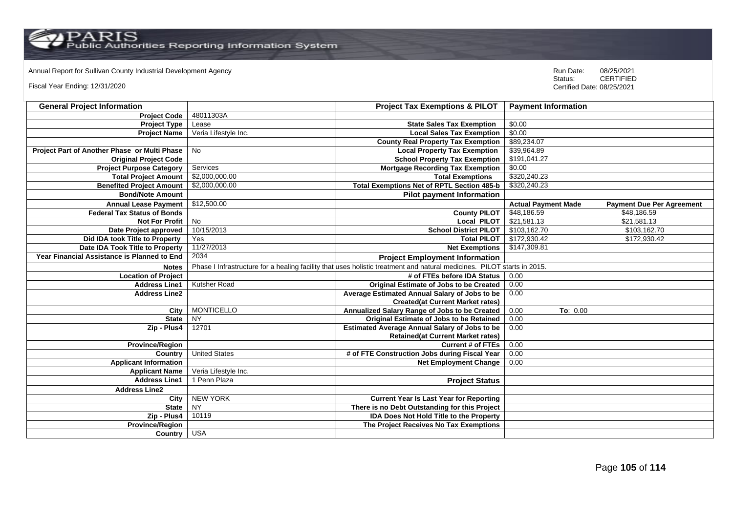Annual Report for Sullivan County Industrial Development Agency

Fiscal Year Ending: 12/31/2020

Run Date: 08/25/2021
Status: CERTIFIED
Certified Date: 08/25/2021

| General Project Information | | Project Tax Exemptions & PILOT | Payment Information | |
|---|---|---|---|---|
| Project Code | 48011303A | | | |
| Project Type | Lease | State Sales Tax Exemption | $0.00 | |
| Project Name | Veria Lifestyle Inc. | Local Sales Tax Exemption | $0.00 | |
| | | County Real Property Tax Exemption | $89,234.07 | |
| Project Part of Another Phase or Multi Phase | No | Local Property Tax Exemption | $39,964.89 | |
| Original Project Code | | School Property Tax Exemption | $191,041.27 | |
| Project Purpose Category | Services | Mortgage Recording Tax Exemption | $0.00 | |
| Total Project Amount | $2,000,000.00 | Total Exemptions | $320,240.23 | |
| Benefited Project Amount | $2,000,000.00 | Total Exemptions Net of RPTL Section 485-b | $320,240.23 | |
| Bond/Note Amount | | Pilot payment Information | | |
| Annual Lease Payment | $12,500.00 | | Actual Payment Made | Payment Due Per Agreement |
| Federal Tax Status of Bonds | | County PILOT | $48,186.59 | $48,186.59 |
| Not For Profit | No | Local PILOT | $21,581.13 | $21,581.13 |
| Date Project approved | 10/15/2013 | School District PILOT | $103,162.70 | $103,162.70 |
| Did IDA took Title to Property | Yes | Total PILOT | $172,930.42 | $172,930.42 |
| Date IDA Took Title to Property | 11/27/2013 | Net Exemptions | $147,309.81 | |
| Year Financial Assistance is Planned to End | 2034 | Project Employment Information | | |
| Notes | Phase I Infrastructure for a healing facility that uses holistic treatment and natural medicines. PILOT starts in 2015. | | | |
| Location of Project | | # of FTEs before IDA Status | 0.00 | |
| Address Line1 | Kutsher Road | Original Estimate of Jobs to be Created | 0.00 | |
| Address Line2 | | Average Estimated Annual Salary of Jobs to be Created(at Current Market rates) | 0.00 | |
| City | MONTICELLO | Annualized Salary Range of Jobs to be Created | 0.00 | To: 0.00 |
| State | NY | Original Estimate of Jobs to be Retained | 0.00 | |
| Zip - Plus4 | 12701 | Estimated Average Annual Salary of Jobs to be Retained(at Current Market rates) | 0.00 | |
| Province/Region | | Current # of FTEs | 0.00 | |
| Country | United States | # of FTE Construction Jobs during Fiscal Year | 0.00 | |
| Applicant Information | | Net Employment Change | 0.00 | |
| Applicant Name | Veria Lifestyle Inc. | | | |
| Address Line1 | 1 Penn Plaza | Project Status | | |
| Address Line2 | | | | |
| City | NEW YORK | Current Year Is Last Year for Reporting | | |
| State | NY | There is no Debt Outstanding for this Project | | |
| Zip - Plus4 | 10119 | IDA Does Not Hold Title to the Property | | |
| Province/Region | | The Project Receives No Tax Exemptions | | |
| Country | USA | | | |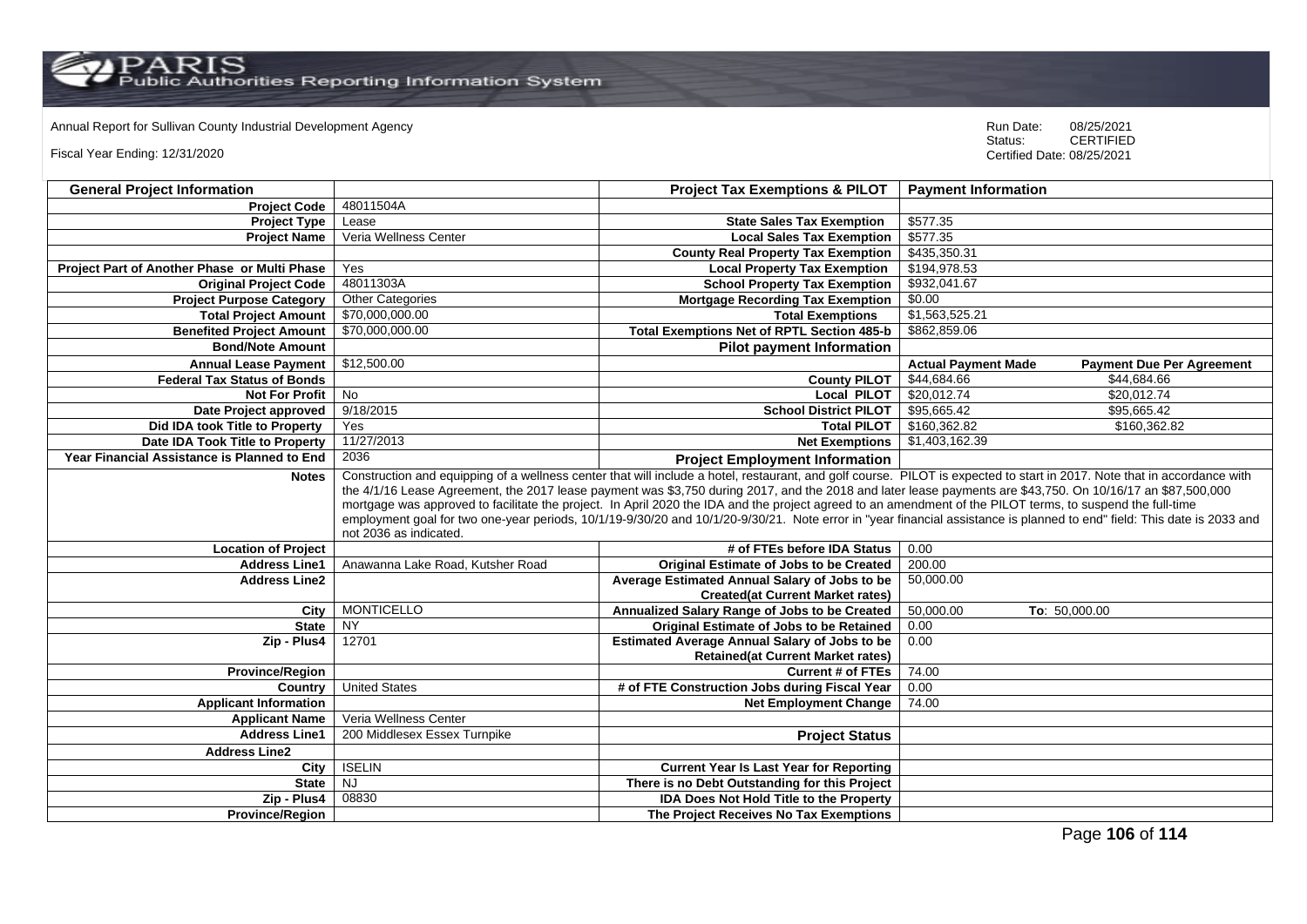Annual Report for Sullivan County Industrial Development Agency

Fiscal Year Ending: 12/31/2020

Run Date: 08/25/2021
Status: CERTIFIED
Certified Date: 08/25/2021

| General Project Information | | Project Tax Exemptions & PILOT | Payment Information | |
|---|---|---|---|---|
| Project Code | 48011504A | | | |
| Project Type | Lease | State Sales Tax Exemption | $577.35 | |
| Project Name | Veria Wellness Center | Local Sales Tax Exemption | $577.35 | |
| | | County Real Property Tax Exemption | $435,350.31 | |
| Project Part of Another Phase or Multi Phase | Yes | Local Property Tax Exemption | $194,978.53 | |
| Original Project Code | 48011303A | School Property Tax Exemption | $932,041.67 | |
| Project Purpose Category | Other Categories | Mortgage Recording Tax Exemption | $0.00 | |
| Total Project Amount | $70,000,000.00 | Total Exemptions | $1,563,525.21 | |
| Benefited Project Amount | $70,000,000.00 | Total Exemptions Net of RPTL Section 485-b | $862,859.06 | |
| Bond/Note Amount | | Pilot payment Information | | |
| Annual Lease Payment | $12,500.00 | | Actual Payment Made | Payment Due Per Agreement |
| Federal Tax Status of Bonds | | County PILOT | $44,684.66 | $44,684.66 |
| Not For Profit | No | Local PILOT | $20,012.74 | $20,012.74 |
| Date Project approved | 9/18/2015 | School District PILOT | $95,665.42 | $95,665.42 |
| Did IDA took Title to Property | Yes | Total PILOT | $160,362.82 | $160,362.82 |
| Date IDA Took Title to Property | 11/27/2013 | Net Exemptions | $1,403,162.39 | |
| Year Financial Assistance is Planned to End | 2036 | Project Employment Information | | |
| Notes | Construction and equipping of a wellness center that will include a hotel, restaurant, and golf course. PILOT is expected to start in 2017. Note that in accordance with the 4/1/16 Lease Agreement, the 2017 lease payment was $3,750 during 2017, and the 2018 and later lease payments are $43,750. On 10/16/17 an $87,500,000 mortgage was approved to facilitate the project. In April 2020 the IDA and the project agreed to an amendment of the PILOT terms, to suspend the full-time employment goal for two one-year periods, 10/1/19-9/30/20 and 10/1/20-9/30/21. Note error in "year financial assistance is planned to end" field: This date is 2033 and not 2036 as indicated. | | | |
| Location of Project | | # of FTEs before IDA Status | 0.00 | |
| Address Line1 | Anawanna Lake Road, Kutsher Road | Original Estimate of Jobs to be Created | 200.00 | |
| Address Line2 | | Average Estimated Annual Salary of Jobs to be Created(at Current Market rates) | 50,000.00 | |
| City | MONTICELLO | Annualized Salary Range of Jobs to be Created | 50,000.00 | To: 50,000.00 |
| State | NY | Original Estimate of Jobs to be Retained | 0.00 | |
| Zip - Plus4 | 12701 | Estimated Average Annual Salary of Jobs to be Retained(at Current Market rates) | 0.00 | |
| Province/Region | | Current # of FTEs | 74.00 | |
| Country | United States | # of FTE Construction Jobs during Fiscal Year | 0.00 | |
| Applicant Information | | Net Employment Change | 74.00 | |
| Applicant Name | Veria Wellness Center | | | |
| Address Line1 | 200 Middlesex Essex Turnpike | Project Status | | |
| Address Line2 | | | | |
| City | ISELIN | Current Year Is Last Year for Reporting | | |
| State | NJ | There is no Debt Outstanding for this Project | | |
| Zip - Plus4 | 08830 | IDA Does Not Hold Title to the Property | | |
| Province/Region | | The Project Receives No Tax Exemptions | | |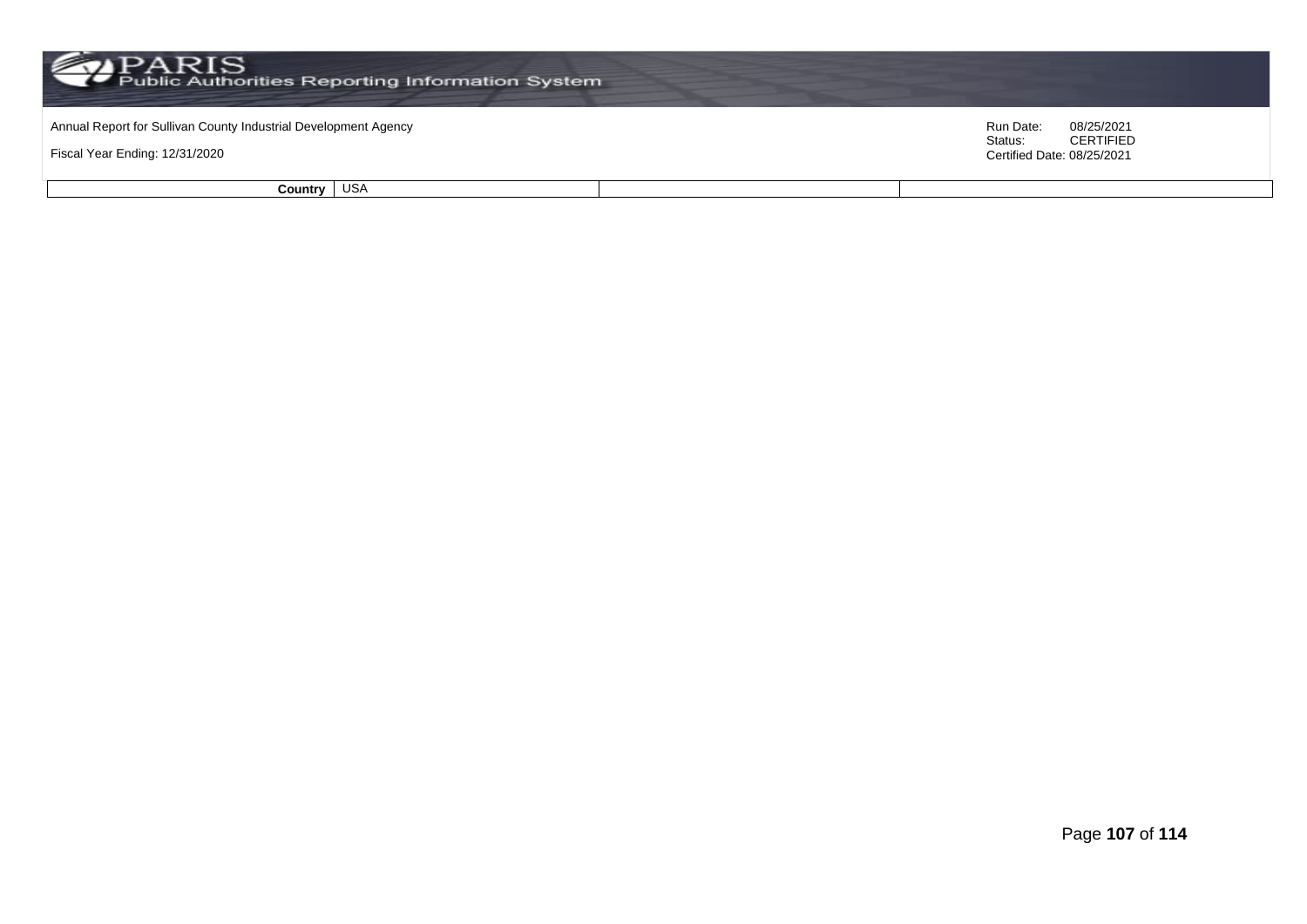| Country | USA | | |
|---|---|---|---|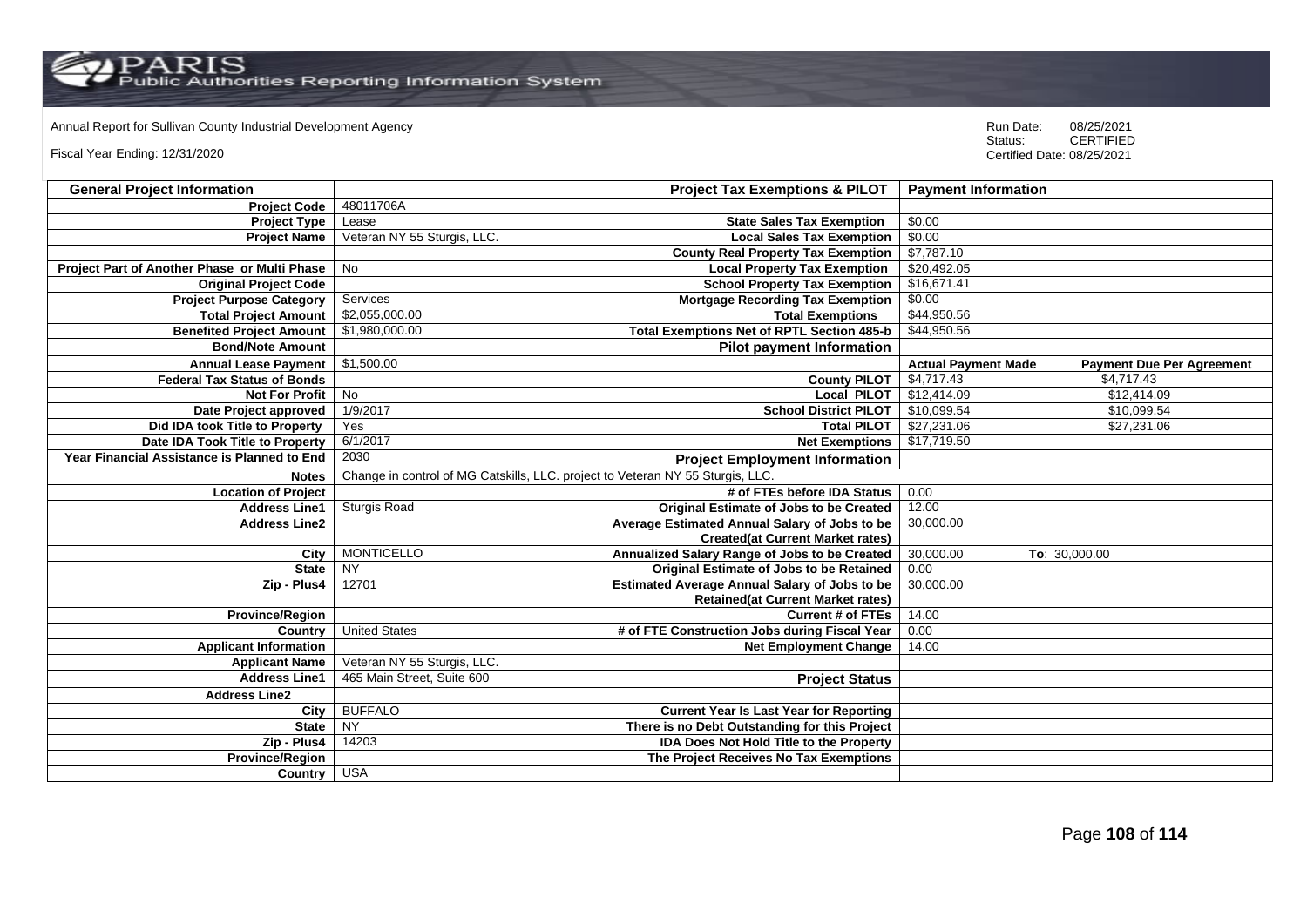Annual Report for Sullivan County Industrial Development Agency

Fiscal Year Ending: 12/31/2020

Run Date: 08/25/2021
Status: CERTIFIED
Certified Date: 08/25/2021

| General Project Information | | Project Tax Exemptions & PILOT | Payment Information | |
|---|---|---|---|---|
| Project Code | 48011706A | | | |
| Project Type | Lease | State Sales Tax Exemption | $0.00 | |
| Project Name | Veteran NY 55 Sturgis, LLC. | Local Sales Tax Exemption | $0.00 | |
| | | County Real Property Tax Exemption | $7,787.10 | |
| Project Part of Another Phase or Multi Phase | No | Local Property Tax Exemption | $20,492.05 | |
| Original Project Code | | School Property Tax Exemption | $16,671.41 | |
| Project Purpose Category | Services | Mortgage Recording Tax Exemption | $0.00 | |
| Total Project Amount | $2,055,000.00 | Total Exemptions | $44,950.56 | |
| Benefited Project Amount | $1,980,000.00 | Total Exemptions Net of RPTL Section 485-b | $44,950.56 | |
| Bond/Note Amount | | Pilot payment Information | | |
| Annual Lease Payment | $1,500.00 | | Actual Payment Made | Payment Due Per Agreement |
| Federal Tax Status of Bonds | | County PILOT | $4,717.43 | $4,717.43 |
| Not For Profit | No | Local PILOT | $12,414.09 | $12,414.09 |
| Date Project approved | 1/9/2017 | School District PILOT | $10,099.54 | $10,099.54 |
| Did IDA took Title to Property | Yes | Total PILOT | $27,231.06 | $27,231.06 |
| Date IDA Took Title to Property | 6/1/2017 | Net Exemptions | $17,719.50 | |
| Year Financial Assistance is Planned to End | 2030 | Project Employment Information | | |
| Notes | Change in control of MG Catskills, LLC. project to Veteran NY 55 Sturgis, LLC. | | | |
| Location of Project | | # of FTEs before IDA Status | 0.00 | |
| Address Line1 | Sturgis Road | Original Estimate of Jobs to be Created | 12.00 | |
| Address Line2 | | Average Estimated Annual Salary of Jobs to be Created(at Current Market rates) | 30,000.00 | |
| City | MONTICELLO | Annualized Salary Range of Jobs to be Created | 30,000.00 | To: 30,000.00 |
| State | NY | Original Estimate of Jobs to be Retained | 0.00 | |
| Zip - Plus4 | 12701 | Estimated Average Annual Salary of Jobs to be Retained(at Current Market rates) | 30,000.00 | |
| Province/Region | | Current # of FTEs | 14.00 | |
| Country | United States | # of FTE Construction Jobs during Fiscal Year | 0.00 | |
| Applicant Information | | Net Employment Change | 14.00 | |
| Applicant Name | Veteran NY 55 Sturgis, LLC. | | | |
| Address Line1 | 465 Main Street, Suite 600 | Project Status | | |
| Address Line2 | | | | |
| City | BUFFALO | Current Year Is Last Year for Reporting | | |
| State | NY | There is no Debt Outstanding for this Project | | |
| Zip - Plus4 | 14203 | IDA Does Not Hold Title to the Property | | |
| Province/Region | | The Project Receives No Tax Exemptions | | |
| Country | USA | | | |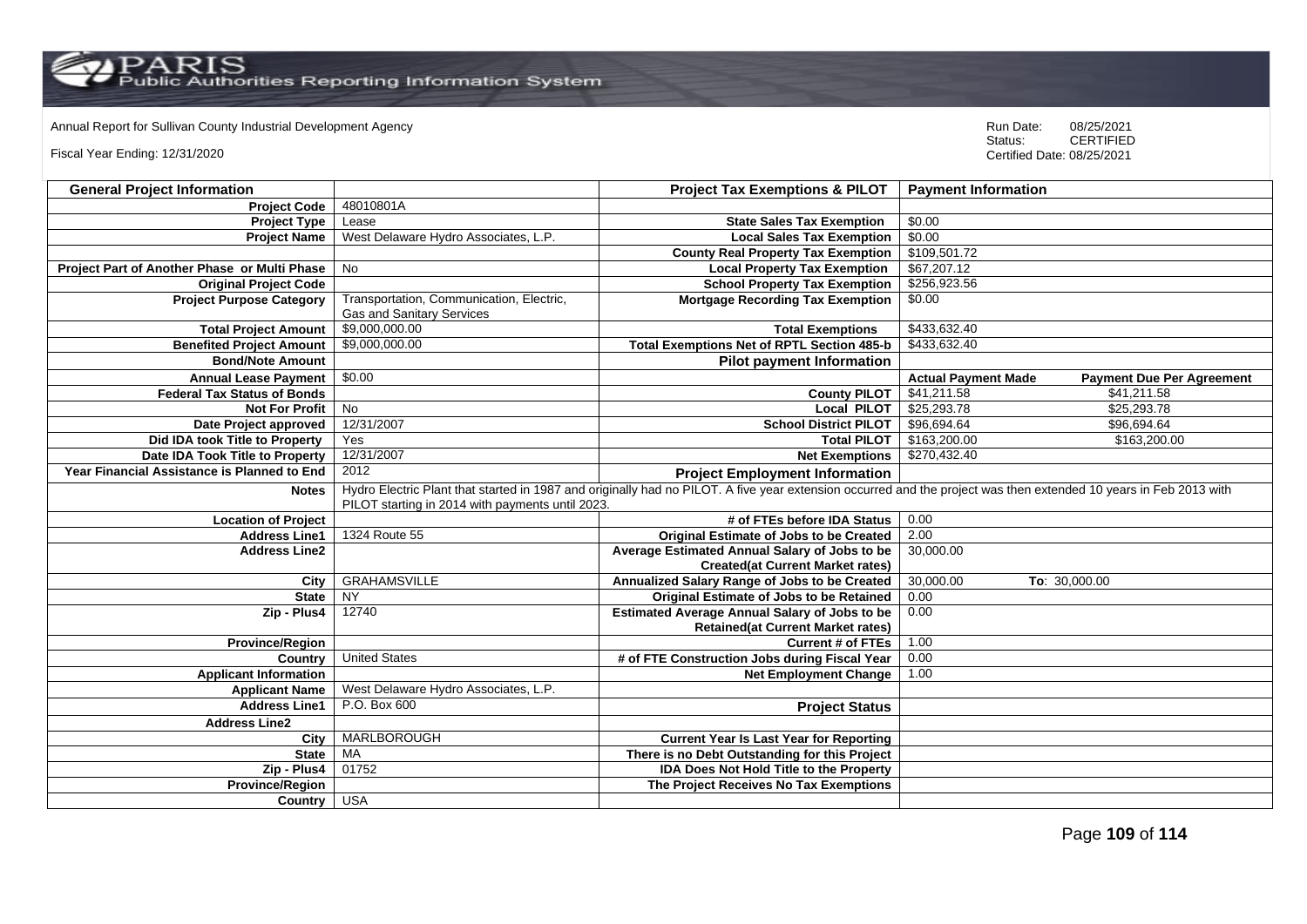Annual Report for Sullivan County Industrial Development Agency

Fiscal Year Ending: 12/31/2020

Run Date: 08/25/2021
Status: CERTIFIED
Certified Date: 08/25/2021

| General Project Information | | Project Tax Exemptions & PILOT | Payment Information | |
|---|---|---|---|---|
| Project Code | 48010801A | | | |
| Project Type | Lease | State Sales Tax Exemption | $0.00 | |
| Project Name | West Delaware Hydro Associates, L.P. | Local Sales Tax Exemption | $0.00 | |
| | | County Real Property Tax Exemption | $109,501.72 | |
| Project Part of Another Phase or Multi Phase | No | Local Property Tax Exemption | $67,207.12 | |
| Original Project Code | | School Property Tax Exemption | $256,923.56 | |
| Project Purpose Category | Transportation, Communication, Electric, Gas and Sanitary Services | Mortgage Recording Tax Exemption | $0.00 | |
| Total Project Amount | $9,000,000.00 | Total Exemptions | $433,632.40 | |
| Benefited Project Amount | $9,000,000.00 | Total Exemptions Net of RPTL Section 485-b | $433,632.40 | |
| Bond/Note Amount | | Pilot payment Information | | |
| Annual Lease Payment | $0.00 | | Actual Payment Made | Payment Due Per Agreement |
| Federal Tax Status of Bonds | | County PILOT | $41,211.58 | $41,211.58 |
| Not For Profit | No | Local PILOT | $25,293.78 | $25,293.78 |
| Date Project approved | 12/31/2007 | School District PILOT | $96,694.64 | $96,694.64 |
| Did IDA took Title to Property | Yes | Total PILOT | $163,200.00 | $163,200.00 |
| Date IDA Took Title to Property | 12/31/2007 | Net Exemptions | $270,432.40 | |
| Year Financial Assistance is Planned to End | 2012 | Project Employment Information | | |
| Notes | Hydro Electric Plant that started in 1987 and originally had no PILOT. A five year extension occurred and the project was then extended 10 years in Feb 2013 with PILOT starting in 2014 with payments until 2023. | | | |
| Location of Project | | # of FTEs before IDA Status | 0.00 | |
| Address Line1 | 1324 Route 55 | Original Estimate of Jobs to be Created | 2.00 | |
| Address Line2 | | Average Estimated Annual Salary of Jobs to be Created(at Current Market rates) | 30,000.00 | |
| City | GRAHAMSVILLE | Annualized Salary Range of Jobs to be Created | 30,000.00 | To: 30,000.00 |
| State | NY | Original Estimate of Jobs to be Retained | 0.00 | |
| Zip - Plus4 | 12740 | Estimated Average Annual Salary of Jobs to be Retained(at Current Market rates) | 0.00 | |
| Province/Region | | Current # of FTEs | 1.00 | |
| Country | United States | # of FTE Construction Jobs during Fiscal Year | 0.00 | |
| Applicant Information | | Net Employment Change | 1.00 | |
| Applicant Name | West Delaware Hydro Associates, L.P. | | | |
| Address Line1 | P.O. Box 600 | Project Status | | |
| Address Line2 | | | | |
| City | MARLBOROUGH | Current Year Is Last Year for Reporting | | |
| State | MA | There is no Debt Outstanding for this Project | | |
| Zip - Plus4 | 01752 | IDA Does Not Hold Title to the Property | | |
| Province/Region | | The Project Receives No Tax Exemptions | | |
| Country | USA | | | |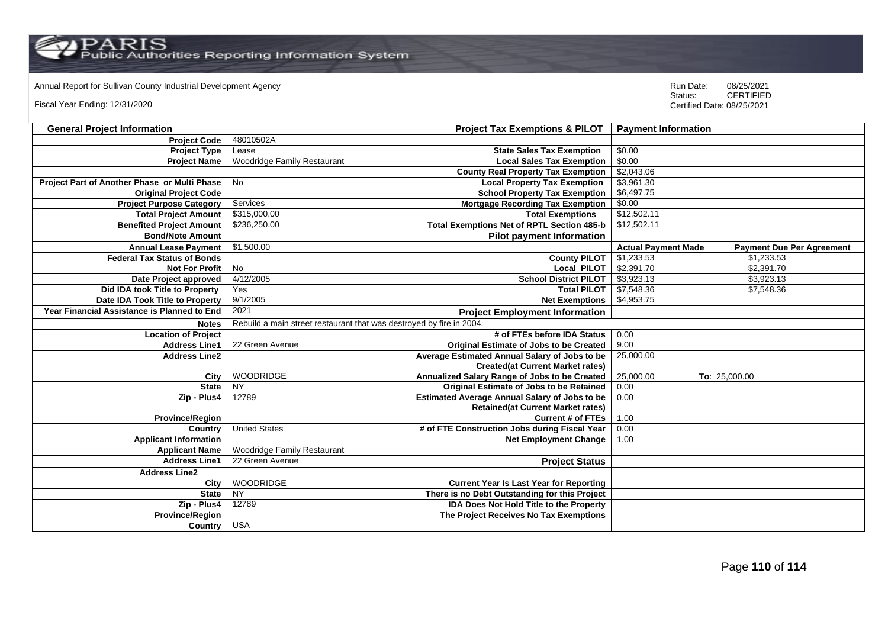Annual Report for Sullivan County Industrial Development Agency

Fiscal Year Ending: 12/31/2020

Run Date: 08/25/2021
Status: CERTIFIED
Certified Date: 08/25/2021

| General Project Information | | Project Tax Exemptions & PILOT | Payment Information | |
|---|---|---|---|---|
| Project Code | 48010502A | | | |
| Project Type | Lease | State Sales Tax Exemption | $0.00 | |
| Project Name | Woodridge Family Restaurant | Local Sales Tax Exemption | $0.00 | |
| | | County Real Property Tax Exemption | $2,043.06 | |
| Project Part of Another Phase or Multi Phase | No | Local Property Tax Exemption | $3,961.30 | |
| Original Project Code | | School Property Tax Exemption | $6,497.75 | |
| Project Purpose Category | Services | Mortgage Recording Tax Exemption | $0.00 | |
| Total Project Amount | $315,000.00 | Total Exemptions | $12,502.11 | |
| Benefited Project Amount | $236,250.00 | Total Exemptions Net of RPTL Section 485-b | $12,502.11 | |
| Bond/Note Amount | | **Pilot payment Information** | | |
| Annual Lease Payment | $1,500.00 | | **Actual Payment Made** | **Payment Due Per Agreement** |
| Federal Tax Status of Bonds | | County PILOT | $1,233.53 | $1,233.53 |
| Not For Profit | No | Local PILOT | $2,391.70 | $2,391.70 |
| Date Project approved | 4/12/2005 | School District PILOT | $3,923.13 | $3,923.13 |
| Did IDA took Title to Property | Yes | Total PILOT | $7,548.36 | $7,548.36 |
| Date IDA Took Title to Property | 9/1/2005 | Net Exemptions | $4,953.75 | |
| Year Financial Assistance is Planned to End | 2021 | **Project Employment Information** | | |
| Notes | Rebuild a main street restaurant that was destroyed by fire in 2004. | | | |
| Location of Project | | # of FTEs before IDA Status | 0.00 | |
| Address Line1 | 22 Green Avenue | Original Estimate of Jobs to be Created | 9.00 | |
| Address Line2 | | Average Estimated Annual Salary of Jobs to be Created(at Current Market rates) | 25,000.00 | |
| City | WOODRIDGE | Annualized Salary Range of Jobs to be Created | 25,000.00 | To: 25,000.00 |
| State | NY | Original Estimate of Jobs to be Retained | 0.00 | |
| Zip - Plus4 | 12789 | Estimated Average Annual Salary of Jobs to be Retained(at Current Market rates) | 0.00 | |
| Province/Region | | Current # of FTEs | 1.00 | |
| Country | United States | # of FTE Construction Jobs during Fiscal Year | 0.00 | |
| Applicant Information | | Net Employment Change | 1.00 | |
| Applicant Name | Woodridge Family Restaurant | | | |
| Address Line1 | 22 Green Avenue | **Project Status** | | |
| Address Line2 | | | | |
| City | WOODRIDGE | Current Year Is Last Year for Reporting | | |
| State | NY | There is no Debt Outstanding for this Project | | |
| Zip - Plus4 | 12789 | IDA Does Not Hold Title to the Property | | |
| Province/Region | | The Project Receives No Tax Exemptions | | |
| Country | USA | | | |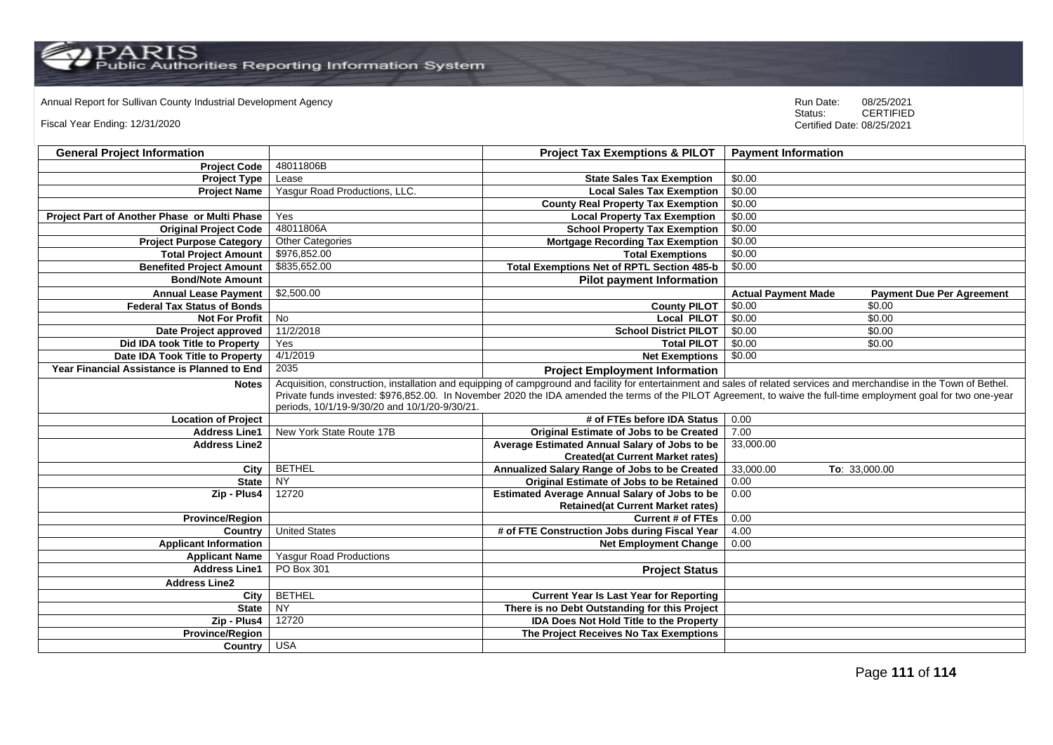Annual Report for Sullivan County Industrial Development Agency

Fiscal Year Ending: 12/31/2020

Run Date: 08/25/2021
Status: CERTIFIED
Certified Date: 08/25/2021

| General Project Information | | Project Tax Exemptions & PILOT | Payment Information | |
|---|---|---|---|---|
| Project Code | 48011806B | | | |
| Project Type | Lease | State Sales Tax Exemption | $0.00 | |
| Project Name | Yasgur Road Productions, LLC. | Local Sales Tax Exemption | $0.00 | |
| | | County Real Property Tax Exemption | $0.00 | |
| Project Part of Another Phase or Multi Phase | Yes | Local Property Tax Exemption | $0.00 | |
| Original Project Code | 48011806A | School Property Tax Exemption | $0.00 | |
| Project Purpose Category | Other Categories | Mortgage Recording Tax Exemption | $0.00 | |
| Total Project Amount | $976,852.00 | Total Exemptions | $0.00 | |
| Benefited Project Amount | $835,652.00 | Total Exemptions Net of RPTL Section 485-b | $0.00 | |
| Bond/Note Amount | | Pilot payment Information | | |
| Annual Lease Payment | $2,500.00 | | Actual Payment Made | Payment Due Per Agreement |
| Federal Tax Status of Bonds | | County PILOT | $0.00 | $0.00 |
| Not For Profit | No | Local PILOT | $0.00 | $0.00 |
| Date Project approved | 11/2/2018 | School District PILOT | $0.00 | $0.00 |
| Did IDA took Title to Property | Yes | Total PILOT | $0.00 | $0.00 |
| Date IDA Took Title to Property | 4/1/2019 | Net Exemptions | $0.00 | |
| Year Financial Assistance is Planned to End | 2035 | Project Employment Information | | |
| Notes | Acquisition, construction, installation and equipping of campground and facility for entertainment and sales of related services and merchandise in the Town of Bethel. Private funds invested: $976,852.00. In November 2020 the IDA amended the terms of the PILOT Agreement, to waive the full-time employment goal for two one-year periods, 10/1/19-9/30/20 and 10/1/20-9/30/21. | | | |
| Location of Project | | # of FTEs before IDA Status | 0.00 | |
| Address Line1 | New York State Route 17B | Original Estimate of Jobs to be Created | 7.00 | |
| Address Line2 | | Average Estimated Annual Salary of Jobs to be Created(at Current Market rates) | 33,000.00 | |
| City | BETHEL | Annualized Salary Range of Jobs to be Created | 33,000.00 | To: 33,000.00 |
| State | NY | Original Estimate of Jobs to be Retained | 0.00 | |
| Zip - Plus4 | 12720 | Estimated Average Annual Salary of Jobs to be Retained(at Current Market rates) | 0.00 | |
| Province/Region | | Current # of FTEs | 0.00 | |
| Country | United States | # of FTE Construction Jobs during Fiscal Year | 4.00 | |
| Applicant Information | | Net Employment Change | 0.00 | |
| Applicant Name | Yasgur Road Productions | | | |
| Address Line1 | PO Box 301 | Project Status | | |
| Address Line2 | | | | |
| City | BETHEL | Current Year Is Last Year for Reporting | | |
| State | NY | There is no Debt Outstanding for this Project | | |
| Zip - Plus4 | 12720 | IDA Does Not Hold Title to the Property | | |
| Province/Region | | The Project Receives No Tax Exemptions | | |
| Country | USA | | | |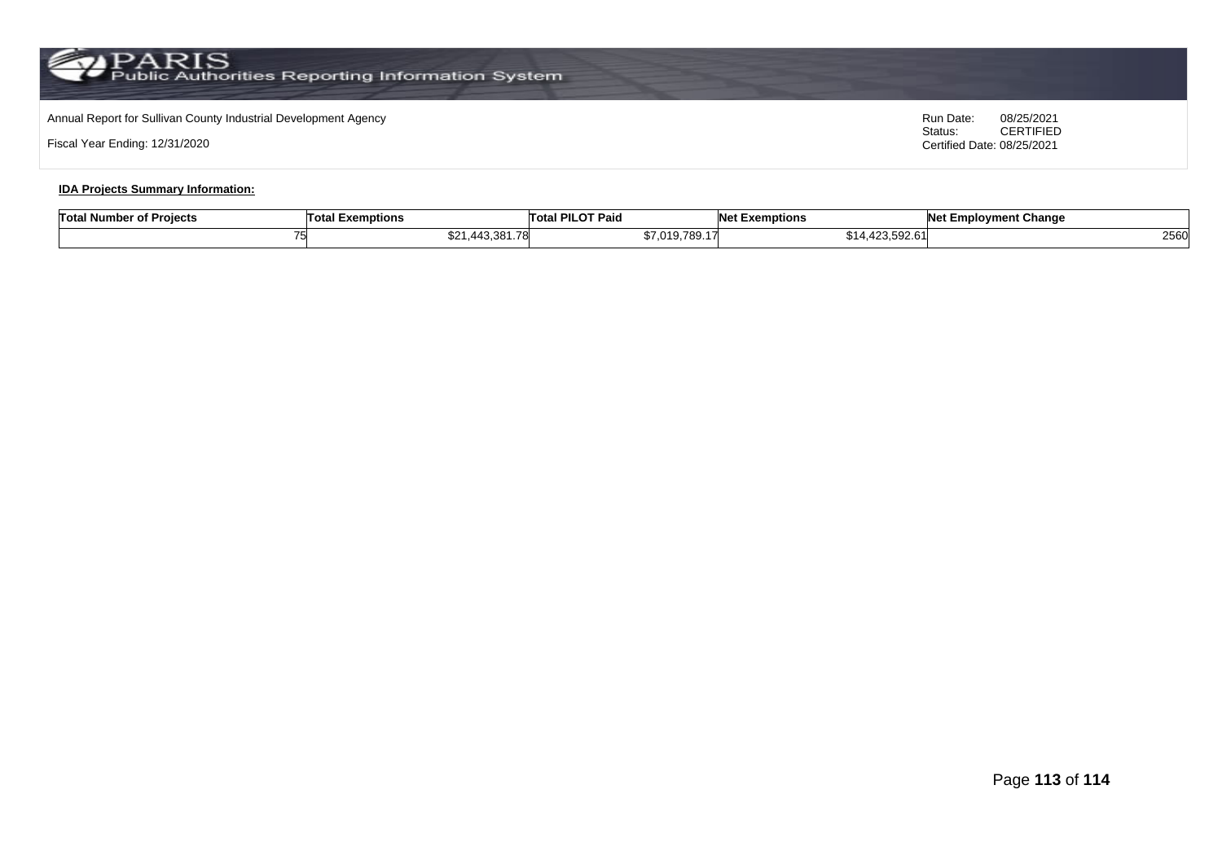Annual Report for Sullivan County Industrial Development Agency

Fiscal Year Ending: 12/31/2020

Run Date: 08/25/2021
Status: CERTIFIED
Certified Date: 08/25/2021

**IDA Projects Summary Information:**

| Total Number of Projects | Total Exemptions | Total PILOT Paid | Net Exemptions | Net Employment Change |
|---|---|---|---|---|
| 75 | $21,443,381.78 | $7,019,789.17 | $14,423,592.61 | 2560 |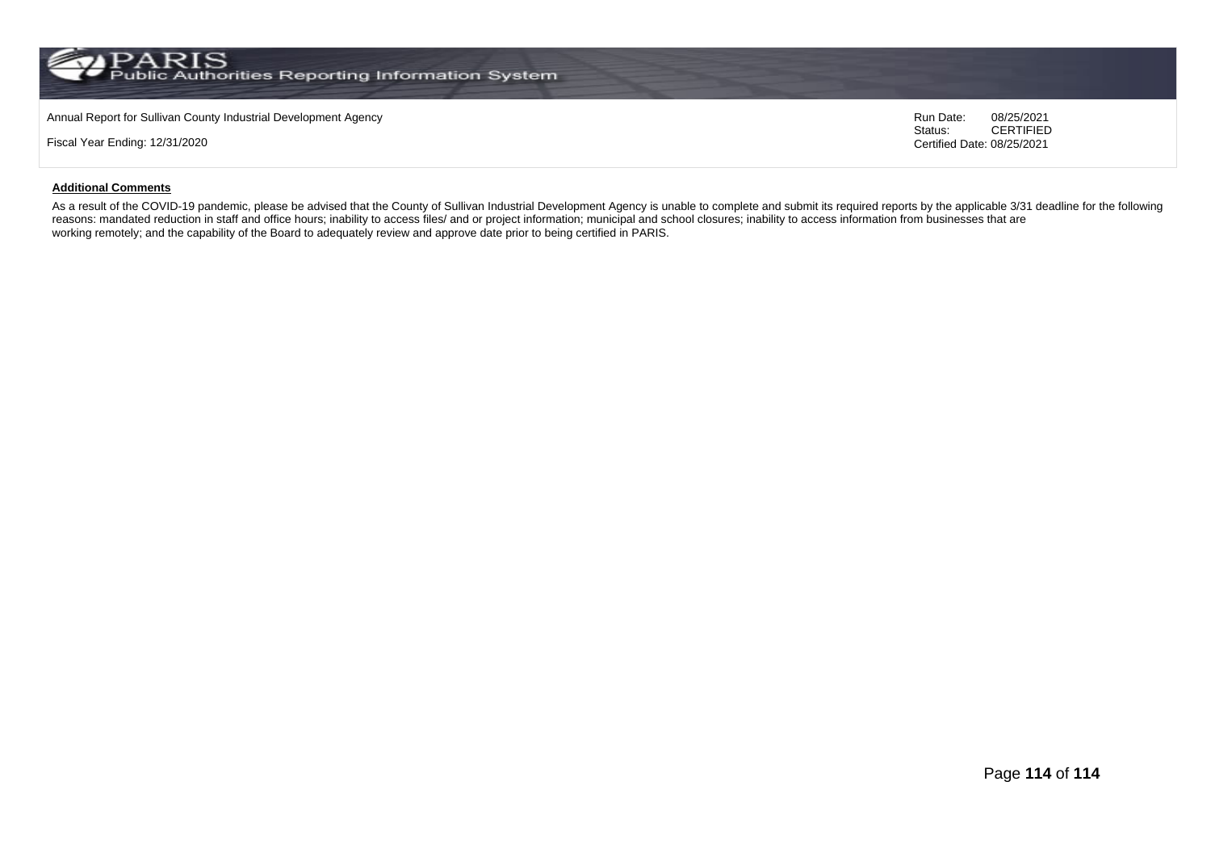## Additional Comments

As a result of the COVID-19 pandemic, please be advised that the County of Sullivan Industrial Development Agency is unable to complete and submit its required reports by the applicable 3/31 deadline for the following reasons: mandated reduction in staff and office hours; inability to access files/ and or project information; municipal and school closures; inability to access information from businesses that are working remotely; and the capability of the Board to adequately review and approve date prior to being certified in PARIS.